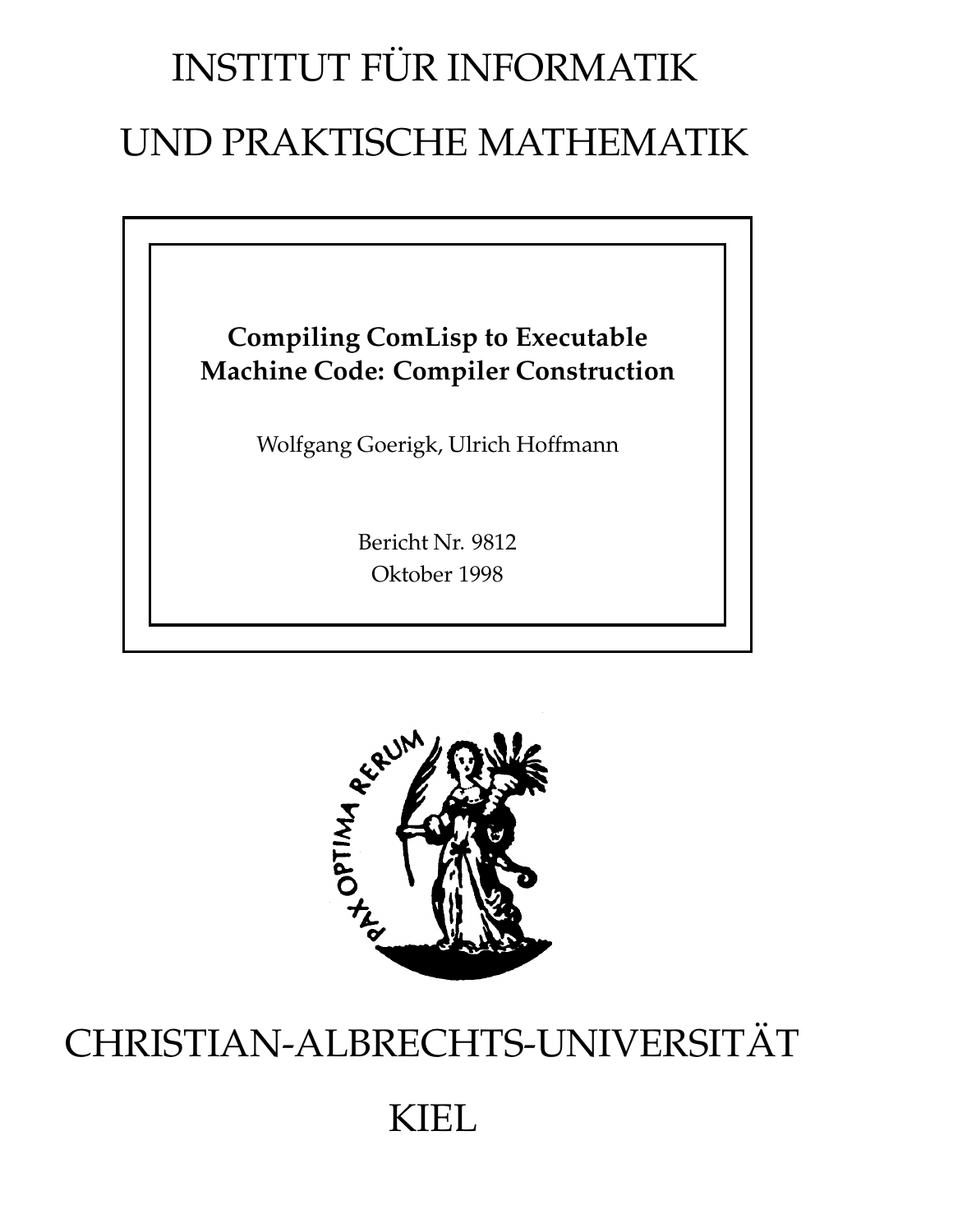# INSTITUT FÜR INFORMATIK UND PRAKTISCHE MATHEMATIK

**Compiling ComLisp to Executable Machine Code: Compiler Construction**

Wolfgang Goerigk, Ulrich Hoffmann

Bericht Nr. 9812
Oktober 1998

PAX OPTIMA RERUM

# CHRISTIAN-ALBRECHTS-UNIVERSITÄT KIEL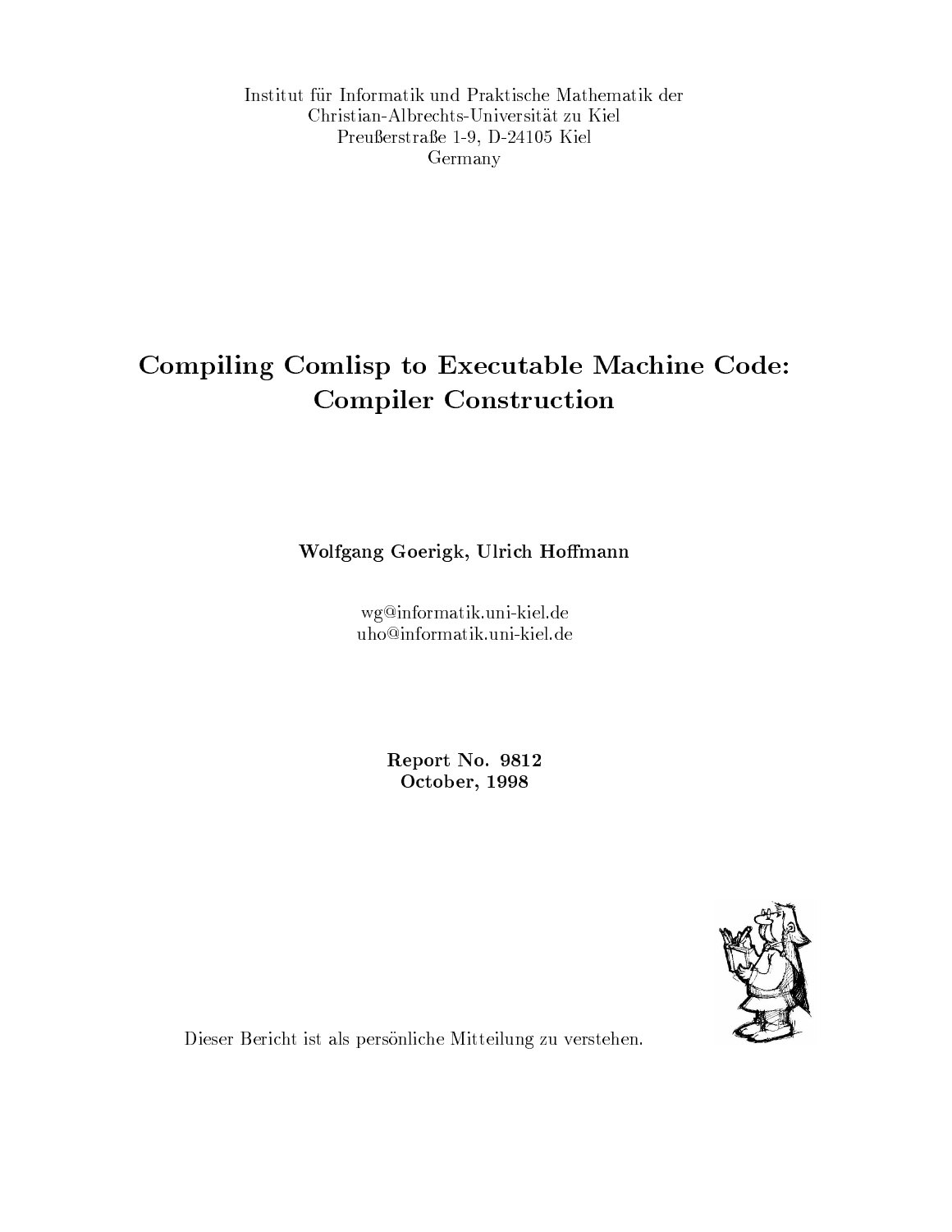Institut für Informatik und Praktische Mathematik der
Christian-Albrechts-Universität zu Kiel
Preußerstraße 1-9, D-24105 Kiel
Germany

# Compiling Comlisp to Executable Machine Code: Compiler Construction

**Wolfgang Goerigk, Ulrich Hoffmann**

wg@informatik.uni-kiel.de
uho@informatik.uni-kiel.de

**Report No. 9812**
**October, 1998**

Dieser Bericht ist als persönliche Mitteilung zu verstehen.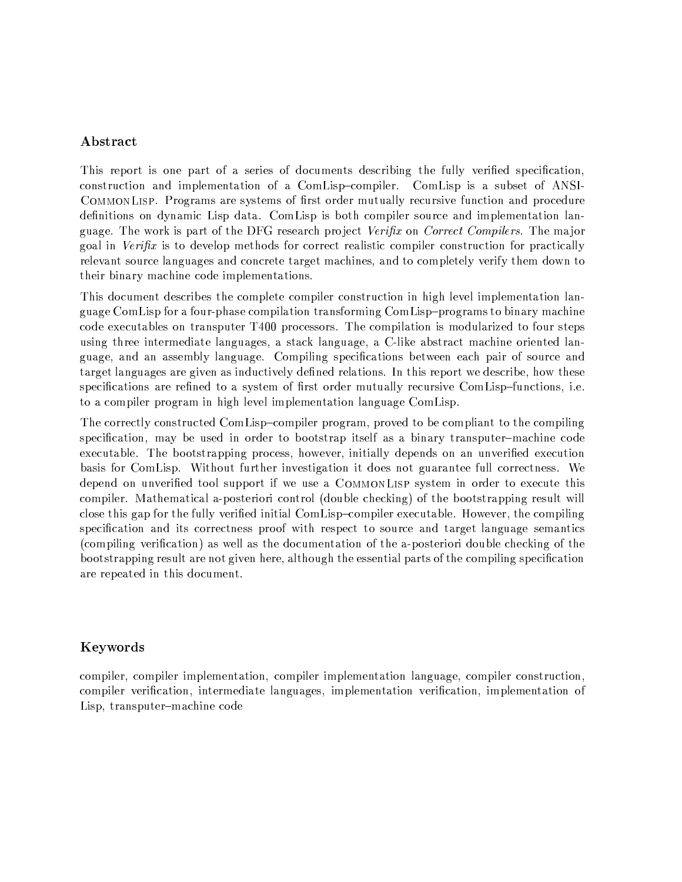## Abstract

This report is one part of a series of documents describing the fully verified specification, construction and implementation of a ComLisp–compiler. ComLisp is a subset of ANSI-CommonLisp. Programs are systems of first order mutually recursive function and procedure definitions on dynamic Lisp data. ComLisp is both compiler source and implementation language. The work is part of the DFG research project *Verifix* on *Correct Compilers*. The major goal in *Verifix* is to develop methods for correct realistic compiler construction for practically relevant source languages and concrete target machines, and to completely verify them down to their binary machine code implementations.

This document describes the complete compiler construction in high level implementation language ComLisp for a four-phase compilation transforming ComLisp–programs to binary machine code executables on transputer T400 processors. The compilation is modularized to four steps using three intermediate languages, a stack language, a C-like abstract machine oriented language, and an assembly language. Compiling specifications between each pair of source and target languages are given as inductively defined relations. In this report we describe, how these specifications are refined to a system of first order mutually recursive ComLisp–functions, i.e. to a compiler program in high level implementation language ComLisp.

The correctly constructed ComLisp–compiler program, proved to be compliant to the compiling specification, may be used in order to bootstrap itself as a binary transputer–machine code executable. The bootstrapping process, however, initially depends on an unverified execution basis for ComLisp. Without further investigation it does not guarantee full correctness. We depend on unverified tool support if we use a CommonLisp system in order to execute this compiler. Mathematical a-posteriori control (double checking) of the bootstrapping result will close this gap for the fully verified initial ComLisp–compiler executable. However, the compiling specification and its correctness proof with respect to source and target language semantics (compiling verification) as well as the documentation of the a-posteriori double checking of the bootstrapping result are not given here, although the essential parts of the compiling specification are repeated in this document.

## Keywords

compiler, compiler implementation, compiler implementation language, compiler construction, compiler verification, intermediate languages, implementation verification, implementation of Lisp, transputer–machine code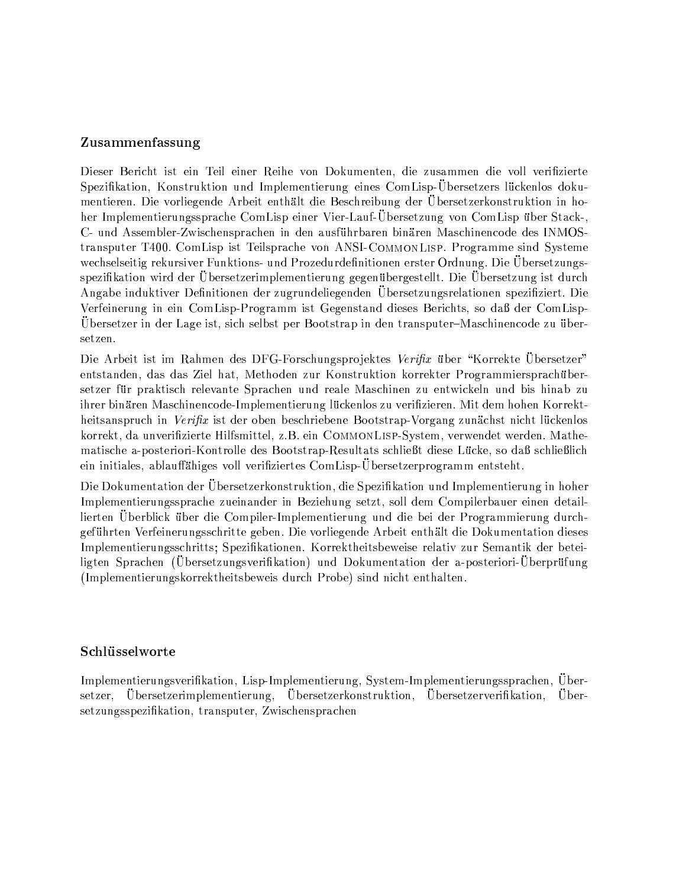## Zusammenfassung

Dieser Bericht ist ein Teil einer Reihe von Dokumenten, die zusammen die voll verifizierte Spezifikation, Konstruktion und Implementierung eines ComLisp-Übersetzers lückenlos dokumentieren. Die vorliegende Arbeit enthält die Beschreibung der Übersetzerkonstruktion in hoher Implementierungssprache ComLisp einer Vier-Lauf-Übersetzung von ComLisp über Stack-, C- und Assembler-Zwischensprachen in den ausführbaren binären Maschinencode des INMOS-transputer T400. ComLisp ist Teilsprache von ANSI-CommonLisp. Programme sind Systeme wechselseitig rekursiver Funktions- und Prozedurdefinitionen erster Ordnung. Die Übersetzungsspezifikation wird der Übersetzerimplementierung gegenübergestellt. Die Übersetzung ist durch Angabe induktiver Definitionen der zugrundeliegenden Übersetzungsrelationen spezifiziert. Die Verfeinerung in ein ComLisp-Programm ist Gegenstand dieses Berichts, so daß der ComLisp-Übersetzer in der Lage ist, sich selbst per Bootstrap in den transputer–Maschinencode zu übersetzen.

Die Arbeit ist im Rahmen des DFG-Forschungsprojektes *Verifix* über "Korrekte Übersetzer" entstanden, das das Ziel hat, Methoden zur Konstruktion korrekter Programmiersprachübersetzer für praktisch relevante Sprachen und reale Maschinen zu entwickeln und bis hinab zu ihrer binären Maschinencode-Implementierung lückenlos zu verifizieren. Mit dem hohen Korrektheitsanspruch in *Verifix* ist der oben beschriebene Bootstrap-Vorgang zunächst nicht lückenlos korrekt, da unverifizierte Hilfsmittel, z.B. ein CommonLisp-System, verwendet werden. Mathematische a-posteriori-Kontrolle des Bootstrap-Resultats schließt diese Lücke, so daß schließlich ein initiales, ablauffähiges voll verifiziertes ComLisp-Übersetzerprogramm entsteht.

Die Dokumentation der Übersetzerkonstruktion, die Spezifikation und Implementierung in hoher Implementierungssprache zueinander in Beziehung setzt, soll dem Compilerbauer einen detaillierten Überblick über die Compiler-Implementierung und die bei der Programmierung durchgeführten Verfeinerungsschritte geben. Die vorliegende Arbeit enthält die Dokumentation dieses Implementierungsschritts; Spezifikationen. Korrektheitsbeweise relativ zur Semantik der beteiligten Sprachen (Übersetzungsverifikation) und Dokumentation der a-posteriori-Überprüfung (Implementierungskorrektheitsbeweis durch Probe) sind nicht enthalten.

## Schlüsselworte

Implementierungsverifikation, Lisp-Implementierung, System-Implementierungssprachen, Übersetzer, Übersetzerimplementierung, Übersetzerkonstruktion, Übersetzerverifikation, Übersetzungsspezifikation, transputer, Zwischensprachen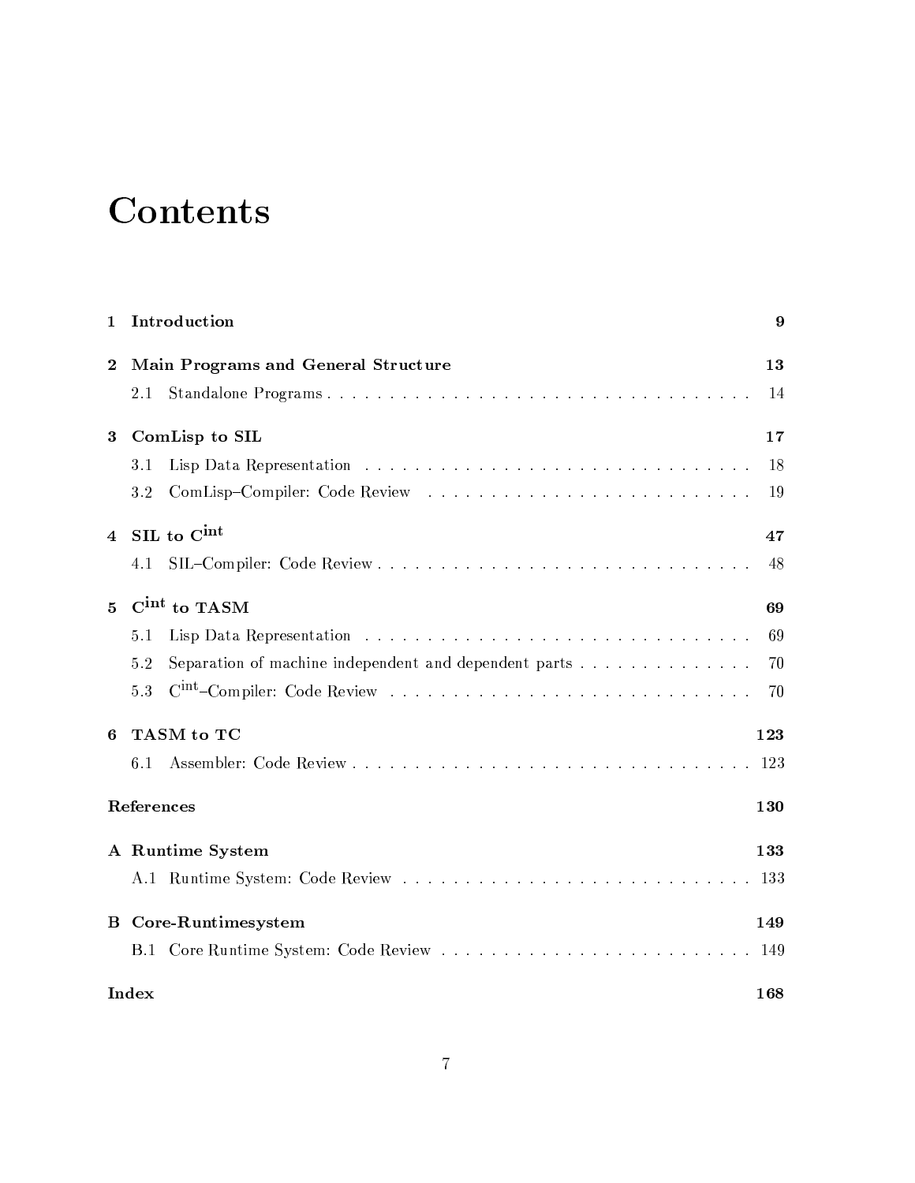# Contents

**1 Introduction** **9**

**2 Main Programs and General Structure** **13**

2.1 Standalone Programs . . . . . . . . . . . . . . . . . . . . . . . . . . . . . . . . . . 14

**3 ComLisp to SIL** **17**

3.1 Lisp Data Representation . . . . . . . . . . . . . . . . . . . . . . . . . . . . . . . 18

3.2 ComLisp–Compiler: Code Review . . . . . . . . . . . . . . . . . . . . . . . . . . 19

**4 SIL to $C^{int}$** **47**

4.1 SIL–Compiler: Code Review . . . . . . . . . . . . . . . . . . . . . . . . . . . . . 48

**5 $C^{int}$ to TASM** **69**

5.1 Lisp Data Representation . . . . . . . . . . . . . . . . . . . . . . . . . . . . . . . 69

5.2 Separation of machine independent and dependent parts . . . . . . . . . . . . . . 70

5.3 $C^{int}$–Compiler: Code Review . . . . . . . . . . . . . . . . . . . . . . . . . . . . 70

**6 TASM to TC** **123**

6.1 Assembler: Code Review . . . . . . . . . . . . . . . . . . . . . . . . . . . . . . . 123

**References** **130**

**A Runtime System** **133**

A.1 Runtime System: Code Review . . . . . . . . . . . . . . . . . . . . . . . . . . . . 133

**B Core-Runtimesystem** **149**

B.1 Core Runtime System: Code Review . . . . . . . . . . . . . . . . . . . . . . . . . 149

**Index** **168**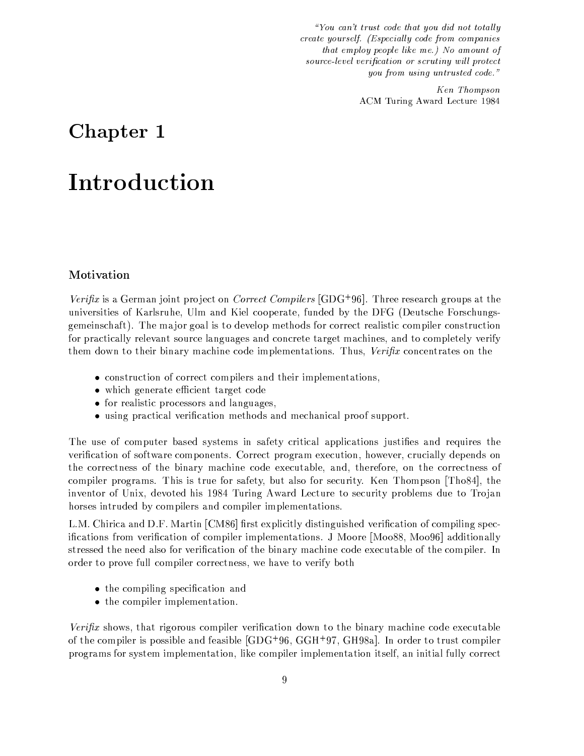*"You can't trust code that you did not totally create yourself. (Especially code from companies that employ people like me.) No amount of source-level verification or scrutiny will protect you from using untrusted code."*

*Ken Thompson*
ACM Turing Award Lecture 1984

# Chapter 1

# Introduction

### Motivation

*Verifix* is a German joint project on *Correct Compilers* [GDG+96]. Three research groups at the universities of Karlsruhe, Ulm and Kiel cooperate, funded by the DFG (Deutsche Forschungsgemeinschaft). The major goal is to develop methods for correct realistic compiler construction for practically relevant source languages and concrete target machines, and to completely verify them down to their binary machine code implementations. Thus, *Verifix* concentrates on the

- construction of correct compilers and their implementations,
- which generate efficient target code
- for realistic processors and languages,
- using practical verification methods and mechanical proof support.

The use of computer based systems in safety critical applications justifies and requires the verification of software components. Correct program execution, however, crucially depends on the correctness of the binary machine code executable, and, therefore, on the correctness of compiler programs. This is true for safety, but also for security. Ken Thompson [Tho84], the inventor of Unix, devoted his 1984 Turing Award Lecture to security problems due to Trojan horses intruded by compilers and compiler implementations.

L.M. Chirica and D.F. Martin [CM86] first explicitly distinguished verification of compiling specifications from verification of compiler implementations. J Moore [Moo88, Moo96] additionally stressed the need also for verification of the binary machine code executable of the compiler. In order to prove full compiler correctness, we have to verify both

- the compiling specification and
- the compiler implementation.

*Verifix* shows, that rigorous compiler verification down to the binary machine code executable of the compiler is possible and feasible [GDG+96, GGH+97, GH98a]. In order to trust compiler programs for system implementation, like compiler implementation itself, an initial fully correct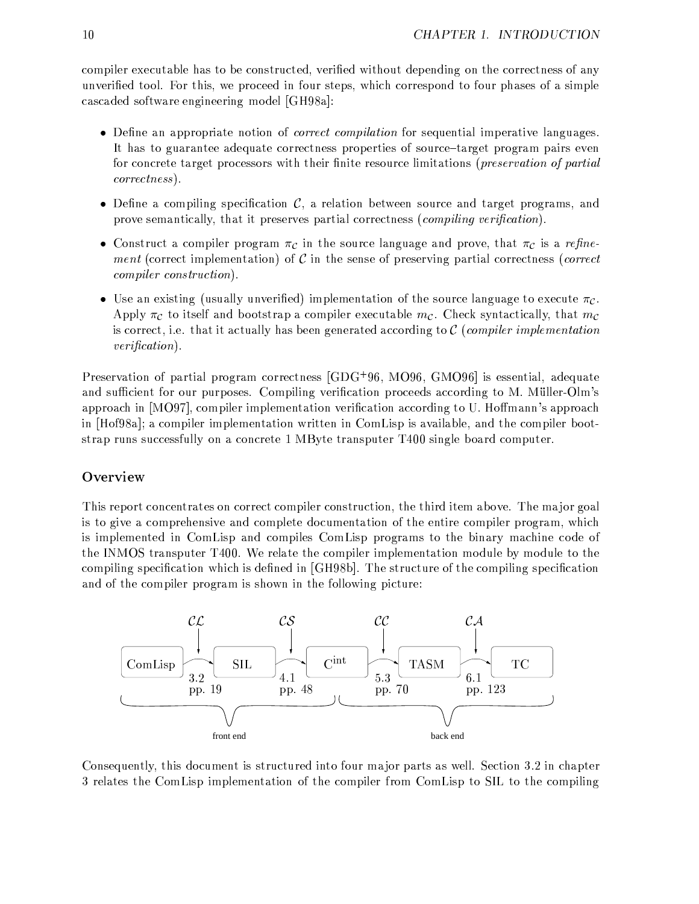compiler executable has to be constructed, verified without depending on the correctness of any unverified tool. For this, we proceed in four steps, which correspond to four phases of a simple cascaded software engineering model [GH98a]:

- Define an appropriate notion of *correct compilation* for sequential imperative languages. It has to guarantee adequate correctness properties of source–target program pairs even for concrete target processors with their finite resource limitations (*preservation of partial correctness*).
- Define a compiling specification $\mathcal{C}$, a relation between source and target programs, and prove semantically, that it preserves partial correctness (*compiling verification*).
- Construct a compiler program $\pi_{\mathcal{C}}$ in the source language and prove, that $\pi_{\mathcal{C}}$ is a *refinement* (correct implementation) of $\mathcal{C}$ in the sense of preserving partial correctness (*correct compiler construction*).
- Use an existing (usually unverified) implementation of the source language to execute $\pi_{\mathcal{C}}$. Apply $\pi_{\mathcal{C}}$ to itself and bootstrap a compiler executable $m_{\mathcal{C}}$. Check syntactically, that $m_{\mathcal{C}}$ is correct, i.e. that it actually has been generated according to $\mathcal{C}$ (*compiler implementation verification*).

Preservation of partial program correctness [GDG+96, MO96, GMO96] is essential, adequate and sufficient for our purposes. Compiling verification proceeds according to M. Müller-Olm's approach in [MO97], compiler implementation verification according to U. Hoffmann's approach in [Hof98a]; a compiler implementation written in ComLisp is available, and the compiler bootstrap runs successfully on a concrete 1 MByte transputer T400 single board computer.

## Overview

This report concentrates on correct compiler construction, the third item above. The major goal is to give a comprehensive and complete documentation of the entire compiler program, which is implemented in ComLisp and compiles ComLisp programs to the binary machine code of the INMOS transputer T400. We relate the compiler implementation module by module to the compiling specification which is defined in [GH98b]. The structure of the compiling specification and of the compiler program is shown in the following picture:

| | $\mathcal{CL}$ | | $\mathcal{CS}$ | | $\mathcal{CC}$ | | $\mathcal{CA}$ | |
|---|---|---|---|---|---|---|---|---|
| ComLisp | → 3.2 pp. 19 | SIL | → 4.1 pp. 48 | $\mathrm{C^{int}}$ | → 5.3 pp. 70 | TASM | → 6.1 pp. 123 | TC |
| front end | | | | | back end | | | |

Consequently, this document is structured into four major parts as well. Section 3.2 in chapter 3 relates the ComLisp implementation of the compiler from ComLisp to SIL to the compiling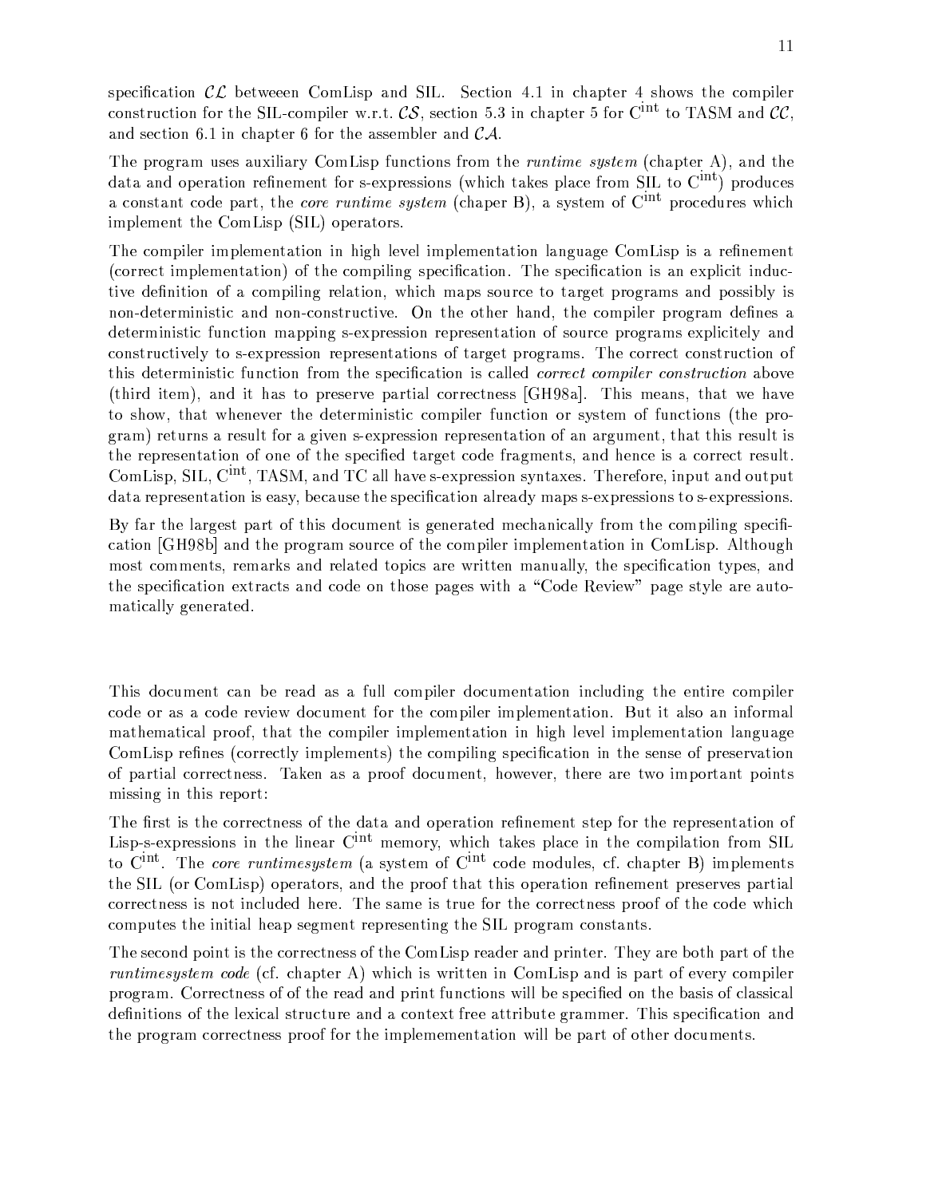specification $\mathcal{CL}$ betweeen ComLisp and SIL. Section 4.1 in chapter 4 shows the compiler construction for the SIL-compiler w.r.t. $\mathcal{CS}$, section 5.3 in chapter 5 for $\mathrm{C^{int}}$ to TASM and $\mathcal{CC}$, and section 6.1 in chapter 6 for the assembler and $\mathcal{CA}$.

The program uses auxiliary ComLisp functions from the *runtime system* (chapter A), and the data and operation refinement for s-expressions (which takes place from SIL to $\mathrm{C^{int}}$) produces a constant code part, the *core runtime system* (chaper B), a system of $\mathrm{C^{int}}$ procedures which implement the ComLisp (SIL) operators.

The compiler implementation in high level implementation language ComLisp is a refinement (correct implementation) of the compiling specification. The specification is an explicit inductive definition of a compiling relation, which maps source to target programs and possibly is non-deterministic and non-constructive. On the other hand, the compiler program defines a deterministic function mapping s-expression representation of source programs explicitely and constructively to s-expression representations of target programs. The correct construction of this deterministic function from the specification is called *correct compiler construction* above (third item), and it has to preserve partial correctness [GH98a]. This means, that we have to show, that whenever the deterministic compiler function or system of functions (the program) returns a result for a given s-expression representation of an argument, that this result is the representation of one of the specified target code fragments, and hence is a correct result. ComLisp, SIL, $\mathrm{C^{int}}$, TASM, and TC all have s-expression syntaxes. Therefore, input and output data representation is easy, because the specification already maps s-expressions to s-expressions.

By far the largest part of this document is generated mechanically from the compiling specification [GH98b] and the program source of the compiler implementation in ComLisp. Although most comments, remarks and related topics are written manually, the specification types, and the specification extracts and code on those pages with a "Code Review" page style are automatically generated.

This document can be read as a full compiler documentation including the entire compiler code or as a code review document for the compiler implementation. But it also an informal mathematical proof, that the compiler implementation in high level implementation language ComLisp refines (correctly implements) the compiling specification in the sense of preservation of partial correctness. Taken as a proof document, however, there are two important points missing in this report:

The first is the correctness of the data and operation refinement step for the representation of Lisp-s-expressions in the linear $\mathrm{C^{int}}$ memory, which takes place in the compilation from SIL to $\mathrm{C^{int}}$. The *core runtimesystem* (a system of $\mathrm{C^{int}}$ code modules, cf. chapter B) implements the SIL (or ComLisp) operators, and the proof that this operation refinement preserves partial correctness is not included here. The same is true for the correctness proof of the code which computes the initial heap segment representing the SIL program constants.

The second point is the correctness of the ComLisp reader and printer. They are both part of the *runtimesystem code* (cf. chapter A) which is written in ComLisp and is part of every compiler program. Correctness of of the read and print functions will be specified on the basis of classical definitions of the lexical structure and a context free attribute grammer. This specification and the program correctness proof for the implemementation will be part of other documents.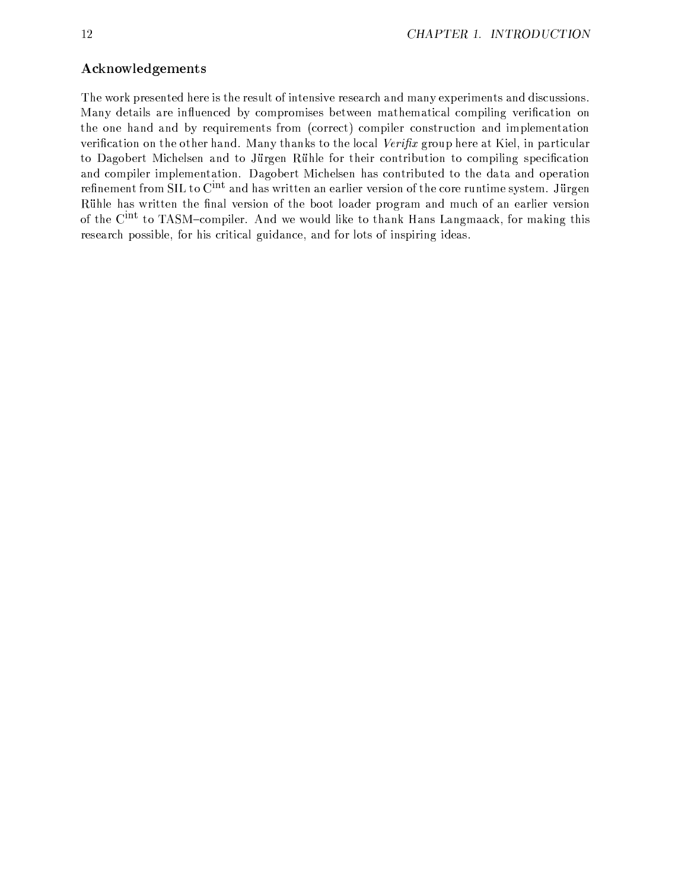## Acknowledgements

The work presented here is the result of intensive research and many experiments and discussions. Many details are influenced by compromises between mathematical compiling verification on the one hand and by requirements from (correct) compiler construction and implementation verification on the other hand. Many thanks to the local *Verifix* group here at Kiel, in particular to Dagobert Michelsen and to Jürgen Rühle for their contribution to compiling specification and compiler implementation. Dagobert Michelsen has contributed to the data and operation refinement from SIL to $C^{int}$ and has written an earlier version of the core runtime system. Jürgen Rühle has written the final version of the boot loader program and much of an earlier version of the $C^{int}$ to TASM–compiler. And we would like to thank Hans Langmaack, for making this research possible, for his critical guidance, and for lots of inspiring ideas.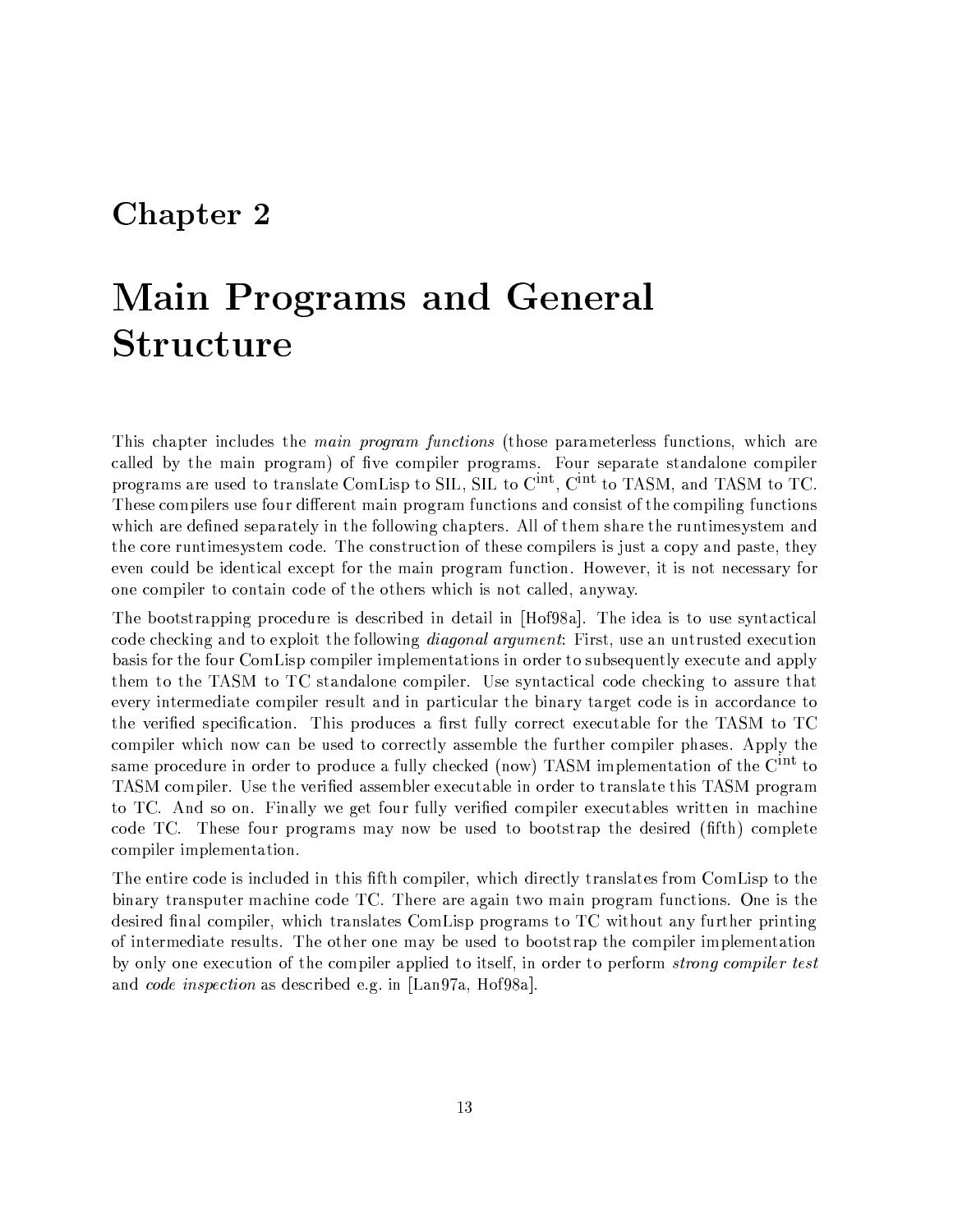# Chapter 2

# Main Programs and General Structure

This chapter includes the *main program functions* (those parameterless functions, which are called by the main program) of five compiler programs. Four separate standalone compiler programs are used to translate ComLisp to SIL, SIL to $C^{int}$, $C^{int}$ to TASM, and TASM to TC. These compilers use four different main program functions and consist of the compiling functions which are defined separately in the following chapters. All of them share the runtimesystem and the core runtimesystem code. The construction of these compilers is just a copy and paste, they even could be identical except for the main program function. However, it is not necessary for one compiler to contain code of the others which is not called, anyway.

The bootstrapping procedure is described in detail in [Hof98a]. The idea is to use syntactical code checking and to exploit the following *diagonal argument*: First, use an untrusted execution basis for the four ComLisp compiler implementations in order to subsequently execute and apply them to the TASM to TC standalone compiler. Use syntactical code checking to assure that every intermediate compiler result and in particular the binary target code is in accordance to the verified specification. This produces a first fully correct executable for the TASM to TC compiler which now can be used to correctly assemble the further compiler phases. Apply the same procedure in order to produce a fully checked (now) TASM implementation of the $C^{int}$ to TASM compiler. Use the verified assembler executable in order to translate this TASM program to TC. And so on. Finally we get four fully verified compiler executables written in machine code TC. These four programs may now be used to bootstrap the desired (fifth) complete compiler implementation.

The entire code is included in this fifth compiler, which directly translates from ComLisp to the binary transputer machine code TC. There are again two main program functions. One is the desired final compiler, which translates ComLisp programs to TC without any further printing of intermediate results. The other one may be used to bootstrap the compiler implementation by only one execution of the compiler applied to itself, in order to perform *strong compiler test* and *code inspection* as described e.g. in [Lan97a, Hof98a].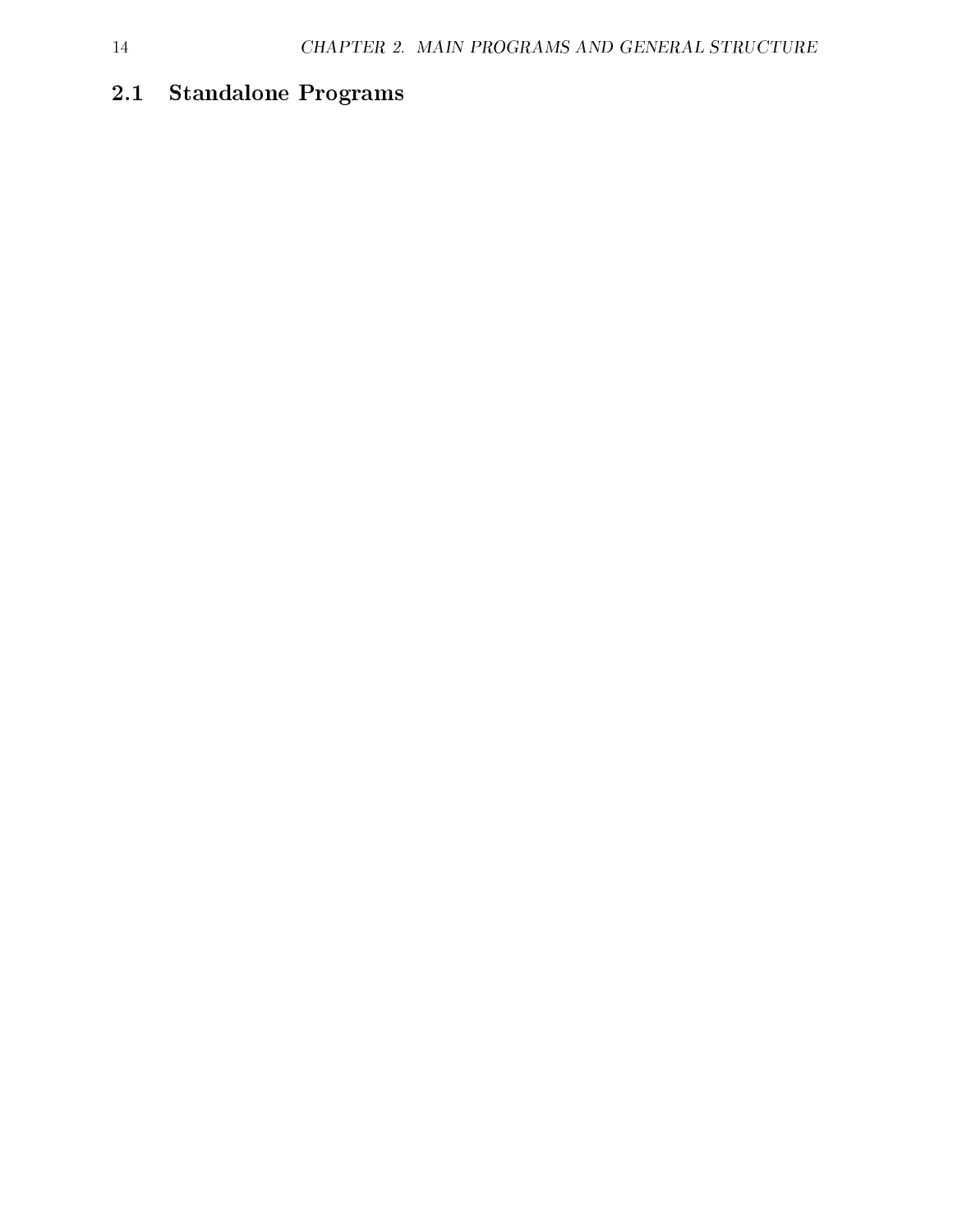## 2.1 Standalone Programs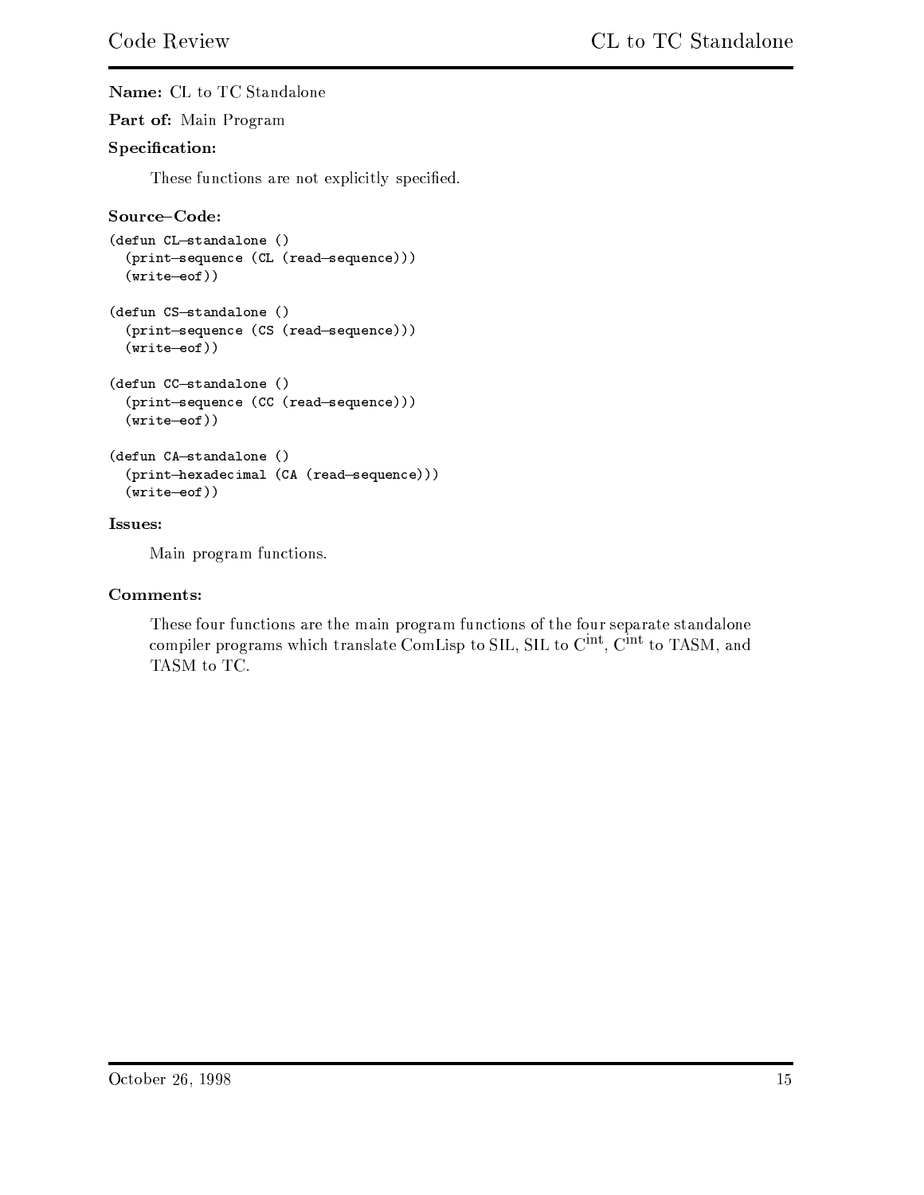**Name:** CL to TC Standalone

**Part of:** Main Program

**Specification:**

These functions are not explicitly specified.

**Source–Code:**

```
(defun CL-standalone ()
  (print-sequence (CL (read-sequence)))
  (write-eof))

(defun CS-standalone ()
  (print-sequence (CS (read-sequence)))
  (write-eof))

(defun CC-standalone ()
  (print-sequence (CC (read-sequence)))
  (write-eof))

(defun CA-standalone ()
  (print-hexadecimal (CA (read-sequence)))
  (write-eof))
```

**Issues:**

Main program functions.

**Comments:**

These four functions are the main program functions of the four separate standalone compiler programs which translate ComLisp to SIL, SIL to $C^{int}$, $C^{int}$ to TASM, and TASM to TC.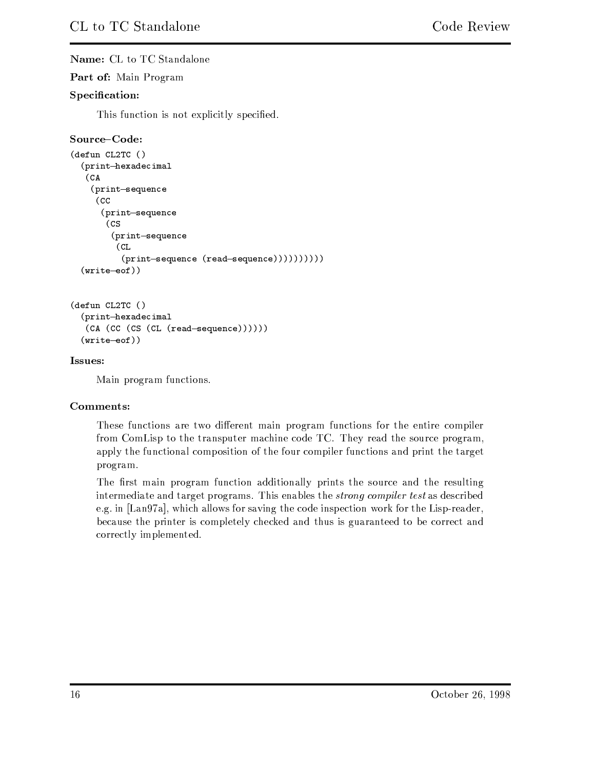**Name:** CL to TC Standalone

**Part of:** Main Program

**Specification:**

This function is not explicitly specified.

**Source–Code:**

```
(defun CL2TC ()
  (print-hexadecimal
   (CA
    (print-sequence
     (CC
      (print-sequence
       (CS
        (print-sequence
         (CL
          (print-sequence (read-sequence))))))))))
  (write-eof))


(defun CL2TC ()
  (print-hexadecimal
   (CA (CC (CS (CL (read-sequence))))))
  (write-eof))
```

**Issues:**

Main program functions.

**Comments:**

These functions are two different main program functions for the entire compiler from ComLisp to the transputer machine code TC. They read the source program, apply the functional composition of the four compiler functions and print the target program.

The first main program function additionally prints the source and the resulting intermediate and target programs. This enables the *strong compiler test* as described e.g. in [Lan97a], which allows for saving the code inspection work for the Lisp-reader, because the printer is completely checked and thus is guaranteed to be correct and correctly implemented.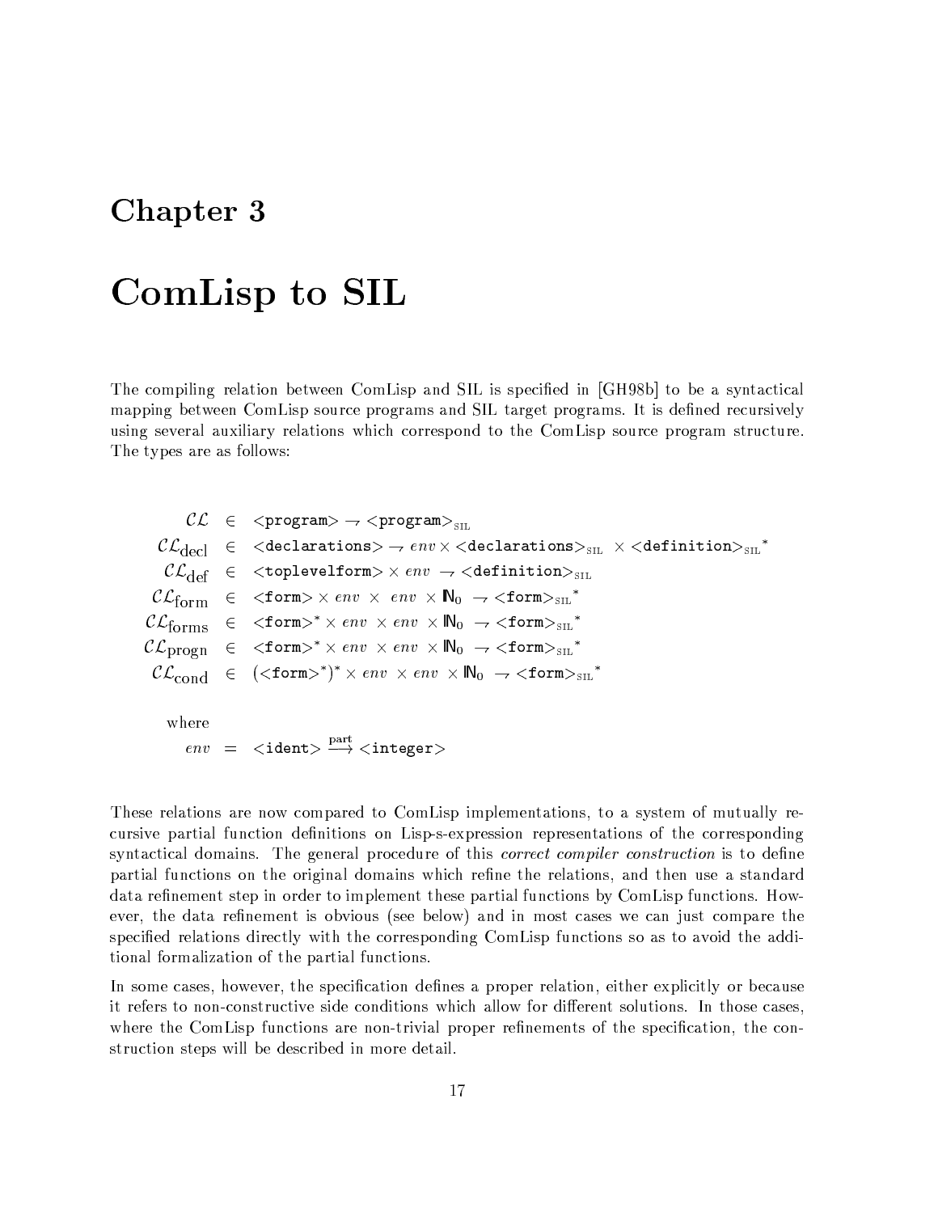# Chapter 3

# ComLisp to SIL

The compiling relation between ComLisp and SIL is specified in [GH98b] to be a syntactical mapping between ComLisp source programs and SIL target programs. It is defined recursively using several auxiliary relations which correspond to the ComLisp source program structure. The types are as follows:

$$
\begin{array}{rcl}
\mathcal{CL} & \in & \texttt{<program>} \rightharpoondown \texttt{<program>}_{\text{SIL}} \\
\mathcal{CL}_{\text{decl}} & \in & \texttt{<declarations>} \rightharpoondown \mathit{env} \times \texttt{<declarations>}_{\text{SIL}} \times \texttt{<definition>}_{\text{SIL}}{}^{*} \\
\mathcal{CL}_{\text{def}} & \in & \texttt{<toplevelform>} \times \mathit{env} \rightharpoondown \texttt{<definition>}_{\text{SIL}} \\
\mathcal{CL}_{\text{form}} & \in & \texttt{<form>} \times \mathit{env} \times \mathit{env} \times \mathbb{N}_0 \rightharpoondown \texttt{<form>}_{\text{SIL}}{}^{*} \\
\mathcal{CL}_{\text{forms}} & \in & \texttt{<form>}^{*} \times \mathit{env} \times \mathit{env} \times \mathbb{N}_0 \rightharpoondown \texttt{<form>}_{\text{SIL}}{}^{*} \\
\mathcal{CL}_{\text{progn}} & \in & \texttt{<form>}^{*} \times \mathit{env} \times \mathit{env} \times \mathbb{N}_0 \rightharpoondown \texttt{<form>}_{\text{SIL}}{}^{*} \\
\mathcal{CL}_{\text{cond}} & \in & (\texttt{<form>}^{*})^{*} \times \mathit{env} \times \mathit{env} \times \mathbb{N}_0 \rightharpoondown \texttt{<form>}_{\text{SIL}}{}^{*}
\end{array}
$$

where

$$
\mathit{env} \;=\; \texttt{<ident>} \overset{\text{part}}{\longrightarrow} \texttt{<integer>}
$$

These relations are now compared to ComLisp implementations, to a system of mutually recursive partial function definitions on Lisp-s-expression representations of the corresponding syntactical domains. The general procedure of this *correct compiler construction* is to define partial functions on the original domains which refine the relations, and then use a standard data refinement step in order to implement these partial functions by ComLisp functions. However, the data refinement is obvious (see below) and in most cases we can just compare the specified relations directly with the corresponding ComLisp functions so as to avoid the additional formalization of the partial functions.

In some cases, however, the specification defines a proper relation, either explicitly or because it refers to non-constructive side conditions which allow for different solutions. In those cases, where the ComLisp functions are non-trivial proper refinements of the specification, the construction steps will be described in more detail.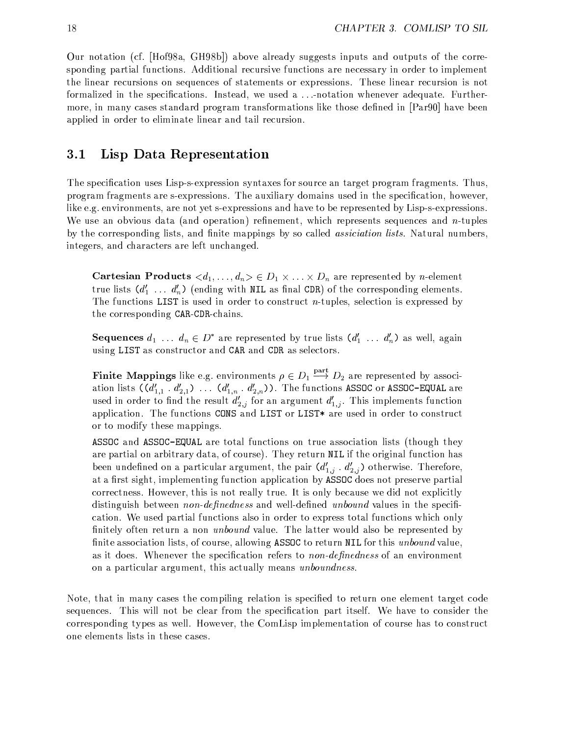Our notation (cf. [Hof98a, GH98b]) above already suggests inputs and outputs of the corresponding partial functions. Additional recursive functions are necessary in order to implement the linear recursions on sequences of statements or expressions. These linear recursion is not formalized in the specifications. Instead, we used a ...-notation whenever adequate. Furthermore, in many cases standard program transformations like those defined in [Par90] have been applied in order to eliminate linear and tail recursion.

## 3.1 Lisp Data Representation

The specification uses Lisp-s-expression syntaxes for source an target program fragments. Thus, program fragments are s-expressions. The auxiliary domains used in the specification, however, like e.g. environments, are not yet s-expressions and have to be represented by Lisp-s-expressions. We use an obvious data (and operation) refinement, which represents sequences and $n$-tuples by the corresponding lists, and finite mappings by so called *assiciation lists*. Natural numbers, integers, and characters are left unchanged.

> **Cartesian Products** $<d_1, \ldots, d_n> \in D_1 \times \ldots \times D_n$ are represented by $n$-element true lists `(`$d'_1 \ \ldots \ d'_n$`)` (ending with `NIL` as final `CDR`) of the corresponding elements. The functions `LIST` is used in order to construct $n$-tuples, selection is expressed by the corresponding `CAR`-`CDR`-chains.
>
> **Sequences** $d_1 \ \ldots \ d_n \in D^*$ are represented by true lists `(`$d'_1 \ \ldots \ d'_n$`)` as well, again using `LIST` as constructor and `CAR` and `CDR` as selectors.
>
> **Finite Mappings** like e.g. environments $\rho \in D_1 \stackrel{\text{part}}{\longrightarrow} D_2$ are represented by association lists `((`$d'_{1,1}$ `.` $d'_{2,1}$`)` $\ldots$ `(`$d'_{1,n}$ `.` $d'_{2,n}$`))`. The functions `ASSOC` or `ASSOC-EQUAL` are used in order to find the result $d'_{2,j}$ for an argument $d'_{1,j}$. This implements function application. The functions `CONS` and `LIST` or `LIST*` are used in order to construct or to modify these mappings.
>
> `ASSOC` and `ASSOC-EQUAL` are total functions on true association lists (though they are partial on arbitrary data, of course). They return `NIL` if the original function has been undefined on a particular argument, the pair `(`$d'_{1,j}$ `.` $d'_{2,j}$`)` otherwise. Therefore, at a first sight, implementing function application by `ASSOC` does not preserve partial correctness. However, this is not really true. It is only because we did not explicitly distinguish between *non-definedness* and well-defined *unbound* values in the specification. We used partial functions also in order to express total functions which only finitely often return a non *unbound* value. The latter would also be represented by finite association lists, of course, allowing `ASSOC` to return `NIL` for this *unbound* value, as it does. Whenever the specification refers to *non-definedness* of an environment on a particular argument, this actually means *unboundness*.

Note, that in many cases the compiling relation is specified to return one element target code sequences. This will not be clear from the specification part itself. We have to consider the corresponding types as well. However, the ComLisp implementation of course has to construct one elements lists in these cases.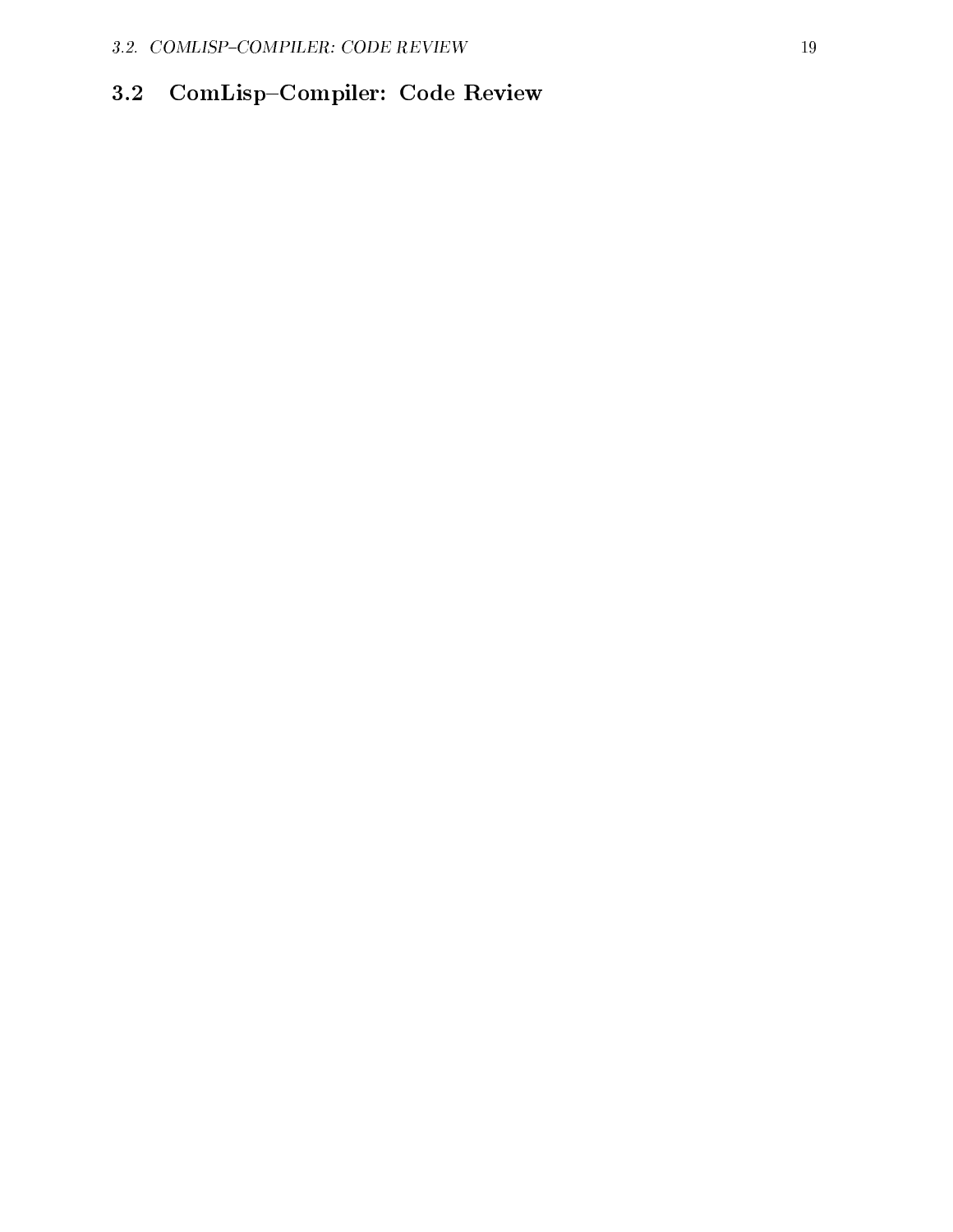## 3.2 ComLisp–Compiler: Code Review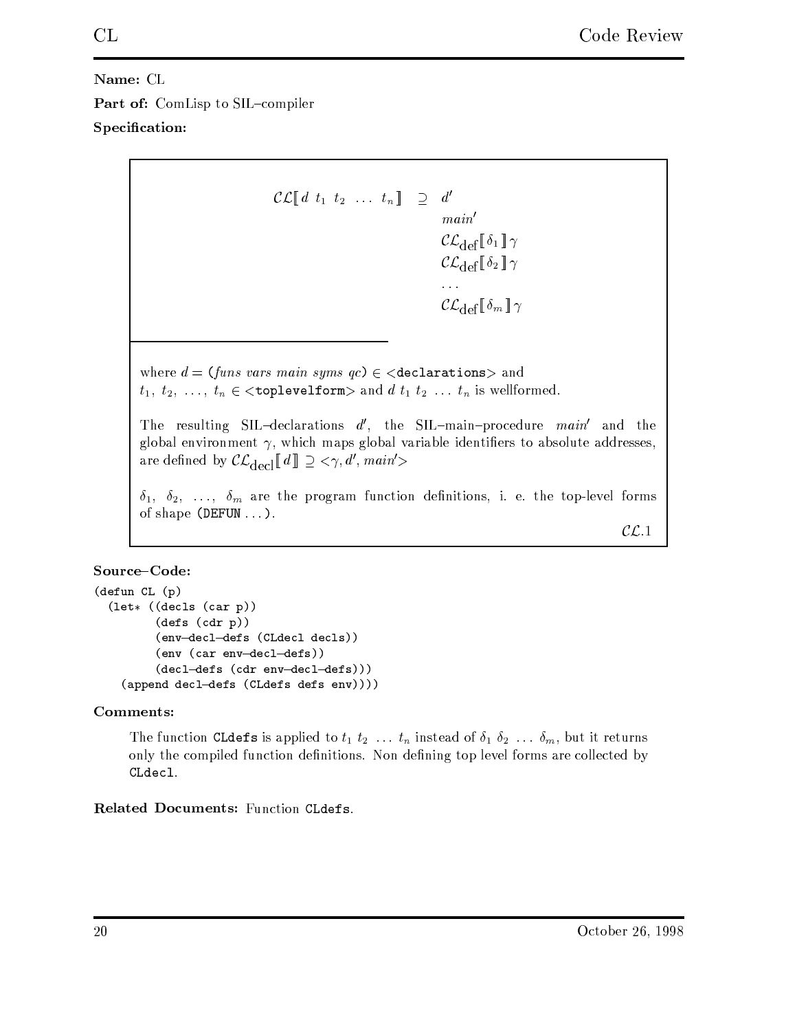**Name:** CL

**Part of:** ComLisp to SIL–compiler

**Specification:**

$$\mathcal{CL}[\![\, d\ t_1\ t_2\ \ldots\ t_n \,]\!] \ \supseteq\ \begin{array}{l} d' \\ main' \\ \mathcal{CL}_{\text{def}}[\![\, \delta_1 \,]\!]\, \gamma \\ \mathcal{CL}_{\text{def}}[\![\, \delta_2 \,]\!]\, \gamma \\ \ldots \\ \mathcal{CL}_{\text{def}}[\![\, \delta_m \,]\!]\, \gamma \end{array}$$

where $d =$ (*funs vars main syms qc*) $\in$ `<declarations>` and $t_1,\ t_2,\ \ldots,\ t_n \in$ `<toplevelform>` and $d\ t_1\ t_2\ \ldots\ t_n$ is wellformed.

The resulting SIL–declarations $d'$, the SIL–main–procedure $main'$ and the global environment $\gamma$, which maps global variable identifiers to absolute addresses, are defined by $\mathcal{CL}_{\text{decl}}[\![\, d \,]\!] \supseteq <\gamma, d', main'>$

$\delta_1,\ \delta_2,\ \ldots,\ \delta_m$ are the program function definitions, i. e. the top-level forms of shape (DEFUN ...).

$\mathcal{CL}.1$

**Source–Code:**

```
(defun CL (p)
  (let* ((decls (car p))
         (defs (cdr p))
         (env-decl-defs (CLdecl decls))
         (env (car env-decl-defs))
         (decl-defs (cdr env-decl-defs)))
    (append decl-defs (CLdefs defs env))))
```

**Comments:**

The function `CLdefs` is applied to $t_1\ t_2\ \ldots\ t_n$ instead of $\delta_1\ \delta_2\ \ldots\ \delta_m$, but it returns only the compiled function definitions. Non defining top level forms are collected by `CLdecl`.

**Related Documents:** Function `CLdefs`.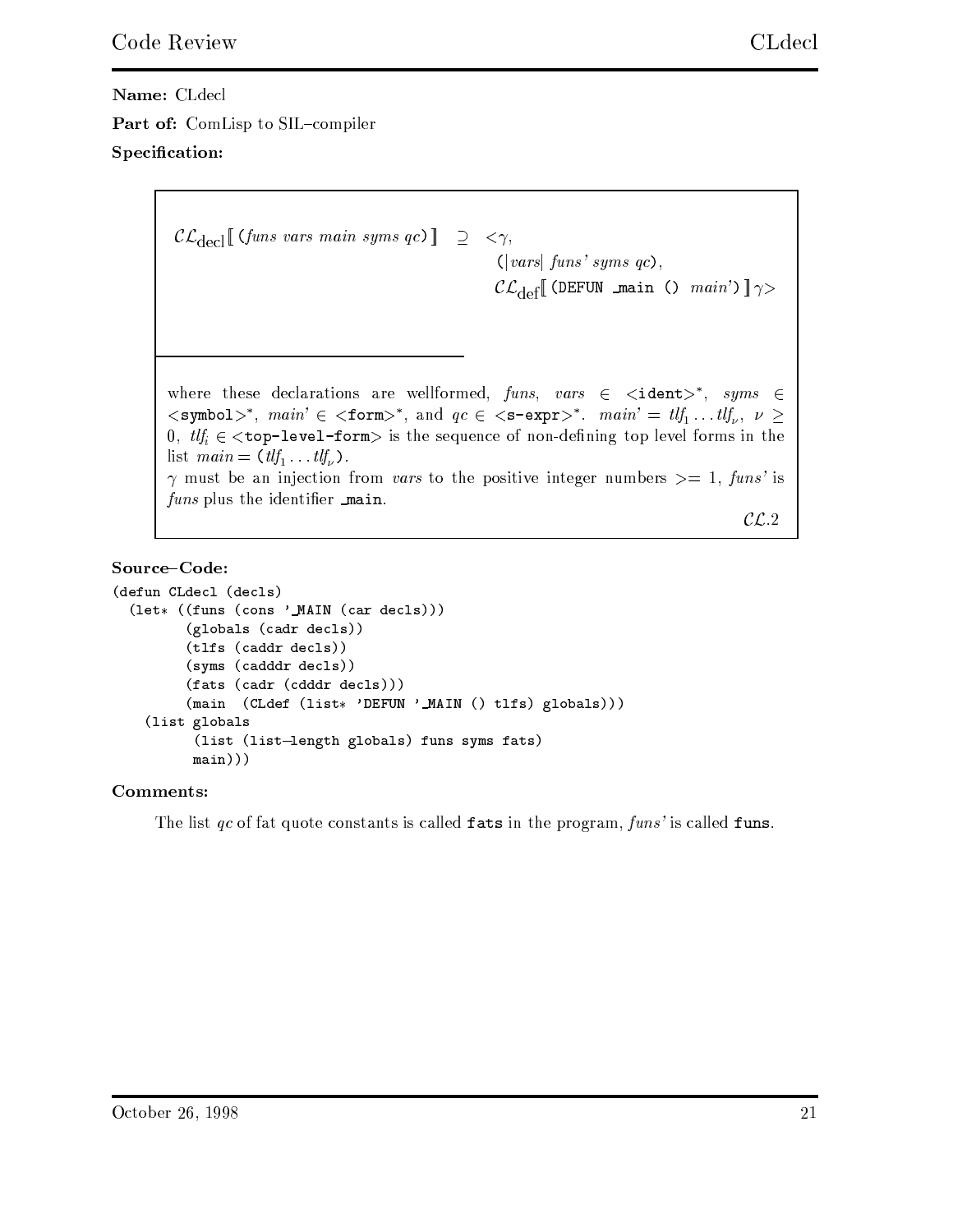**Name:** CLdecl

**Part of:** ComLisp to SIL–compiler

**Specification:**

$$\mathcal{CL}_{\text{decl}}[\![\, \texttt{(}funs\ vars\ main\ syms\ qc\texttt{)} \,]\!] \supseteq <\gamma, \texttt{(}|vars|\ funs'\ syms\ qc\texttt{)}, \mathcal{CL}_{\text{def}}[\![\, \texttt{(DEFUN \_main () } main'\texttt{)} \,]\!]\gamma>$$

where these declarations are wellformed, $funs$, $vars \in$ <`ident`>$^*$, $syms \in$ <`symbol`>$^*$, $main' \in$ <`form`>$^*$, and $qc \in$ <`s-expr`>$^*$. $main' = tlf_1 \ldots tlf_\nu$, $\nu \geq 0$, $tlf_i \in$ <`top-level-form`> is the sequence of non-defining top level forms in the list $main =$ `(`$tlf_1 \ldots tlf_\nu$`)`.
$\gamma$ must be an injection from $vars$ to the positive integer numbers $>= 1$, $funs'$ is $funs$ plus the identifier `_main`.

$\mathcal{CL}.2$

**Source–Code:**

```
(defun CLdecl (decls)
  (let* ((funs (cons '_MAIN (car decls)))
         (globals (cadr decls))
         (tlfs (caddr decls))
         (syms (cadddr decls))
         (fats (cadr (cdddr decls)))
         (main  (CLdef (list* 'DEFUN '_MAIN () tlfs) globals)))
    (list globals
          (list (list-length globals) funs syms fats)
          main)))
```

**Comments:**

The list $qc$ of fat quote constants is called `fats` in the program, $funs'$ is called `funs`.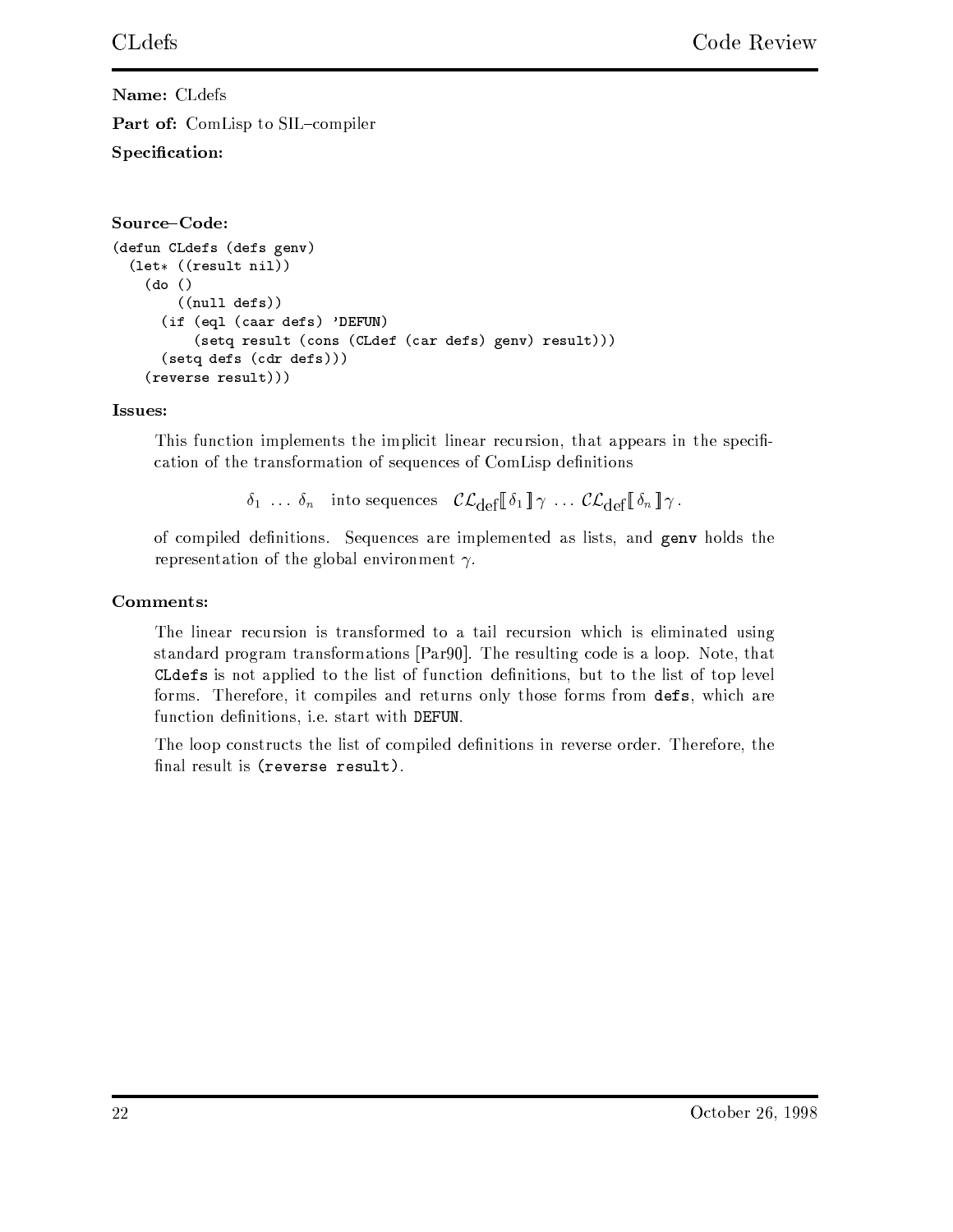**Name:** CLdefs

**Part of:** ComLisp to SIL–compiler

**Specification:**

**Source–Code:**

```
(defun CLdefs (defs genv)
  (let* ((result nil))
    (do ()
        ((null defs))
      (if (eql (caar defs) 'DEFUN)
          (setq result (cons (CLdef (car defs) genv) result)))
      (setq defs (cdr defs)))
    (reverse result)))
```

**Issues:**

This function implements the implicit linear recursion, that appears in the specification of the transformation of sequences of ComLisp definitions

$$\delta_1 \;\ldots\; \delta_n \quad \text{into sequences} \quad \mathcal{CL}_{\text{def}}[\![\, \delta_1 \,]\!]\,\gamma \;\ldots\; \mathcal{CL}_{\text{def}}[\![\, \delta_n \,]\!]\,\gamma\,.$$

of compiled definitions. Sequences are implemented as lists, and `genv` holds the representation of the global environment $\gamma$.

**Comments:**

The linear recursion is transformed to a tail recursion which is eliminated using standard program transformations [Par90]. The resulting code is a loop. Note, that `CLdefs` is not applied to the list of function definitions, but to the list of top level forms. Therefore, it compiles and returns only those forms from `defs`, which are function definitions, i.e. start with `DEFUN`.

The loop constructs the list of compiled definitions in reverse order. Therefore, the final result is `(reverse result)`.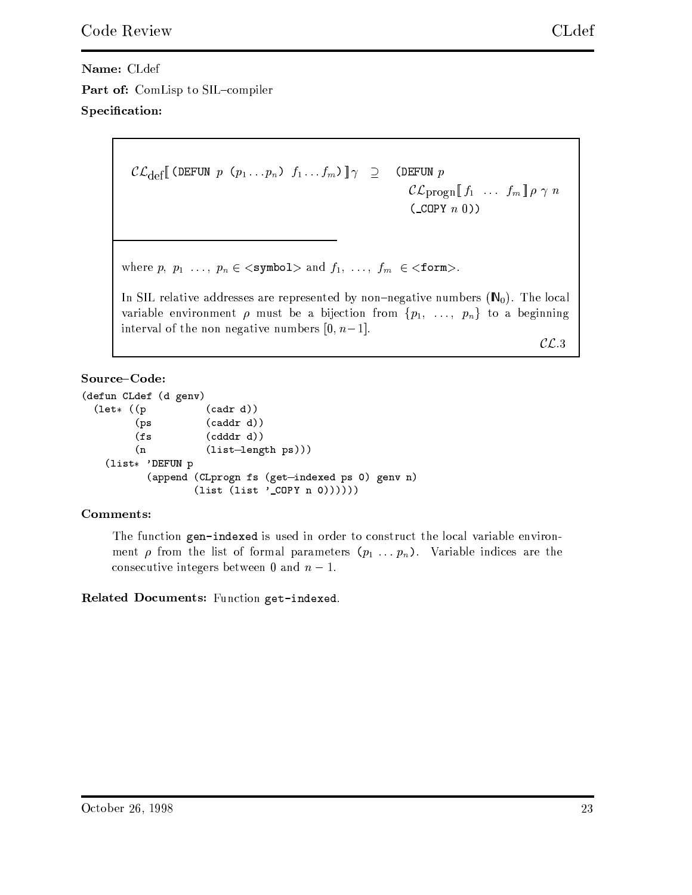**Name:** CLdef

**Part of:** ComLisp to SIL–compiler

**Specification:**

$$\mathcal{CL}_{\text{def}}[\![\texttt{(DEFUN } p \ (p_1 \ldots p_n) \ f_1 \ldots f_m\texttt{)}]\!]\gamma \quad \supseteq \quad \begin{array}{l}\texttt{(DEFUN } p \\ \quad \mathcal{CL}_{\text{progn}}[\![ f_1 \ \ldots \ f_m ]\!]\, \rho \ \gamma \ n \\ \quad \texttt{(\_COPY } n \ 0\texttt{))}\end{array}$$

where $p, \ p_1 \ \ldots, \ p_n \in$ `<symbol>` and $f_1, \ \ldots, \ f_m \ \in$ `<form>`.

In SIL relative addresses are represented by non–negative numbers ($\mathbb{N}_0$). The local variable environment $\rho$ must be a bijection from $\{p_1, \ \ldots, \ p_n\}$ to a beginning interval of the non negative numbers $[0, n-1]$.

$\mathcal{CL}.3$

**Source–Code:**

```
(defun CLdef (d genv)
  (let* ((p          (cadr d))
         (ps         (caddr d))
         (fs         (cdddr d))
         (n          (list-length ps)))
    (list* 'DEFUN p
           (append (CLprogn fs (get-indexed ps 0) genv n)
                   (list (list '_COPY n 0))))))
```

**Comments:**

The function `gen-indexed` is used in order to construct the local variable environment $\rho$ from the list of formal parameters ($p_1 \ldots p_n$). Variable indices are the consecutive integers between 0 and $n-1$.

**Related Documents:** Function `get-indexed`.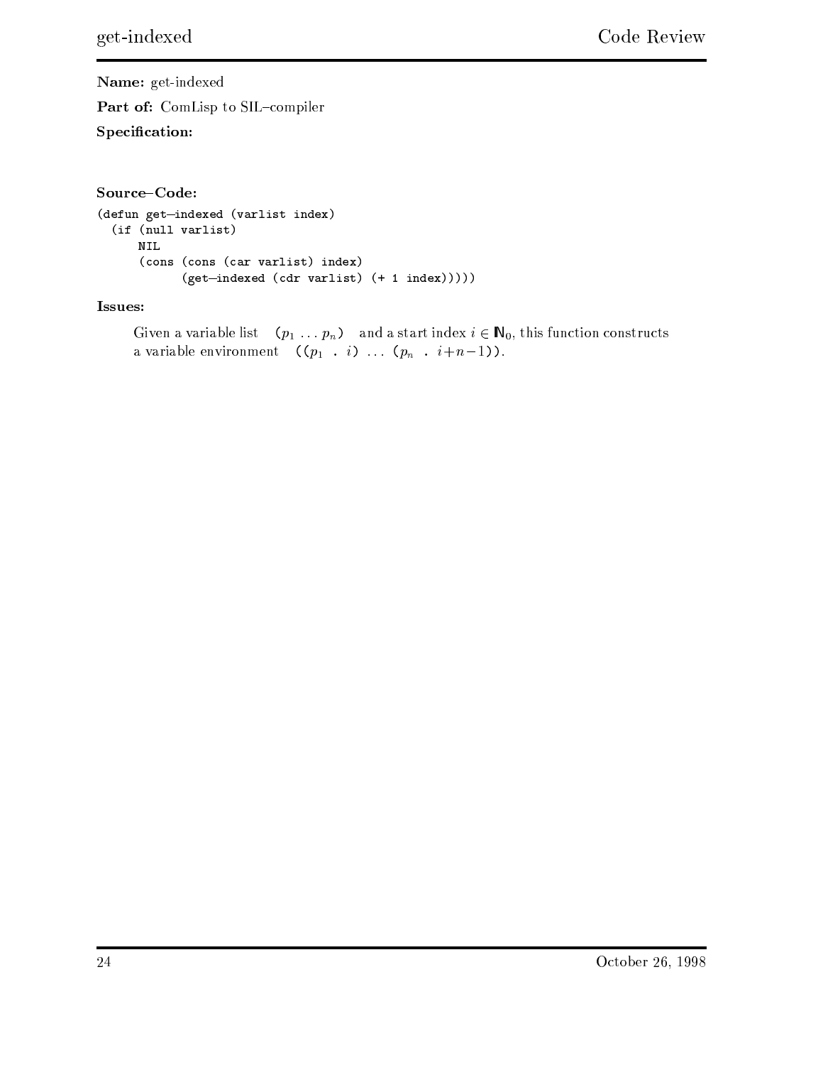**Name:** get-indexed

**Part of:** ComLisp to SIL–compiler

**Specification:**

**Source–Code:**

```
(defun get-indexed (varlist index)
  (if (null varlist)
      NIL
      (cons (cons (car varlist) index)
            (get-indexed (cdr varlist) (+ 1 index)))))
```

**Issues:**

Given a variable list $(p_1 \ldots p_n)$ and a start index $i \in \mathbb{N}_0$, this function constructs a variable environment $((p_1 \ . \ i) \ \ldots \ (p_n \ . \ i+n-1))$.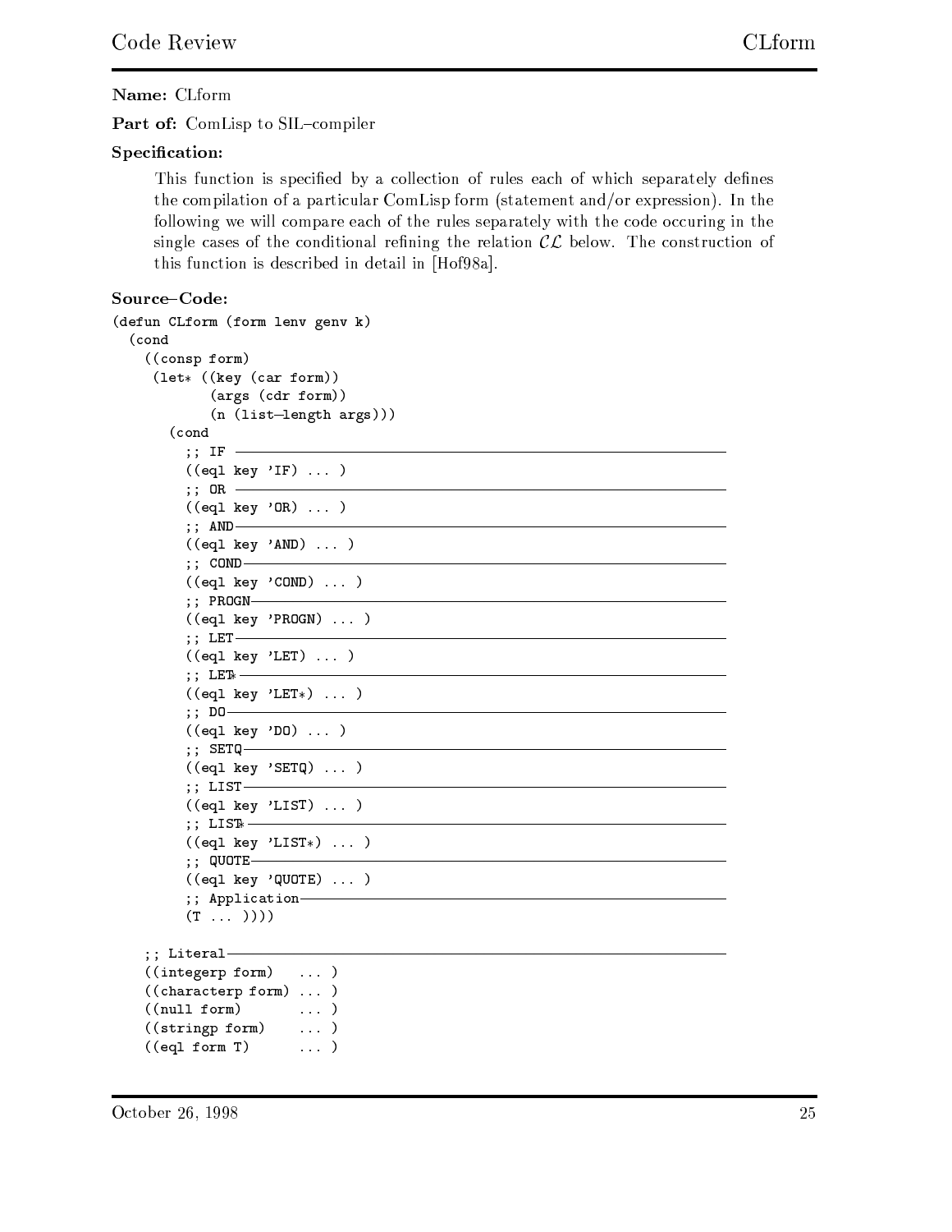**Name:** CLform

**Part of:** ComLisp to SIL–compiler

**Specification:**

This function is specified by a collection of rules each of which separately defines the compilation of a particular ComLisp form (statement and/or expression). In the following we will compare each of the rules separately with the code occuring in the single cases of the conditional refining the relation $\mathcal{CL}$ below. The construction of this function is described in detail in [Hof98a].

**Source–Code:**

```
(defun CLform (form lenv genv k)
  (cond
    ((consp form)
     (let* ((key (car form))
            (args (cdr form))
            (n (list-length args)))
       (cond
         ;; IF ------------------------------------------------------------
         ((eql key 'IF) ... )
         ;; OR ------------------------------------------------------------
         ((eql key 'OR) ... )
         ;; AND -----------------------------------------------------------
         ((eql key 'AND) ... )
         ;; COND ----------------------------------------------------------
         ((eql key 'COND) ... )
         ;; PROGN ---------------------------------------------------------
         ((eql key 'PROGN) ... )
         ;; LET -----------------------------------------------------------
         ((eql key 'LET) ... )
         ;; LET* ----------------------------------------------------------
         ((eql key 'LET*) ... )
         ;; DO ------------------------------------------------------------
         ((eql key 'DO) ... )
         ;; SETQ ----------------------------------------------------------
         ((eql key 'SETQ) ... )
         ;; LIST ----------------------------------------------------------
         ((eql key 'LIST) ... )
         ;; LIST* ---------------------------------------------------------
         ((eql key 'LIST*) ... )
         ;; QUOTE ---------------------------------------------------------
         ((eql key 'QUOTE) ... )
         ;; Application ---------------------------------------------------
         (T ... ))))

    ;; Literal ------------------------------------------------------------
    ((integerp form)   ... )
    ((characterp form) ... )
    ((null form)       ... )
    ((stringp form)    ... )
    ((eql form T)      ... )
```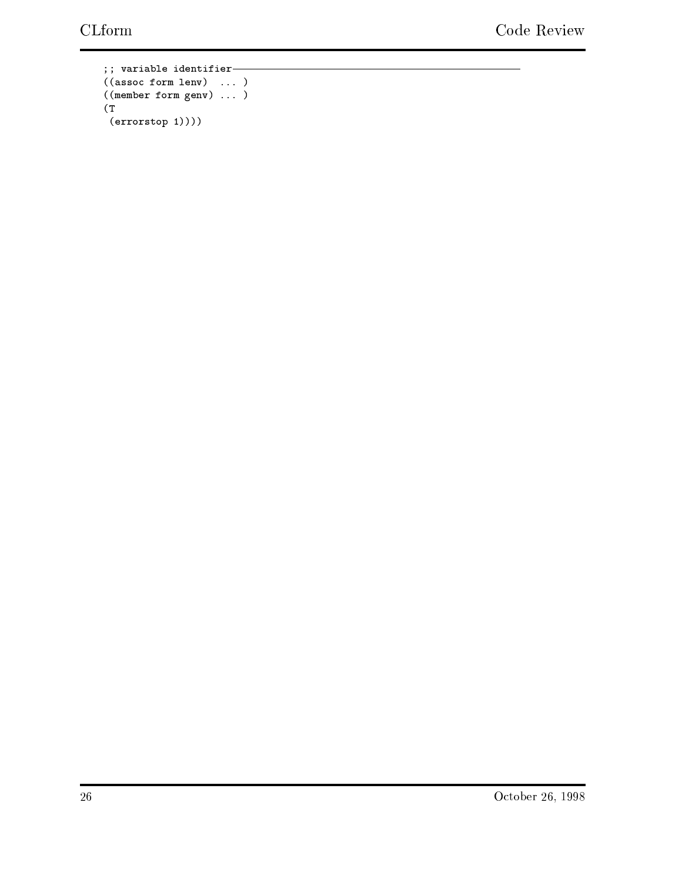```
;; variable identifier---------------------------------------------------
((assoc form lenv)  ... )
((member form genv) ... )
(T
 (errorstop 1))))
```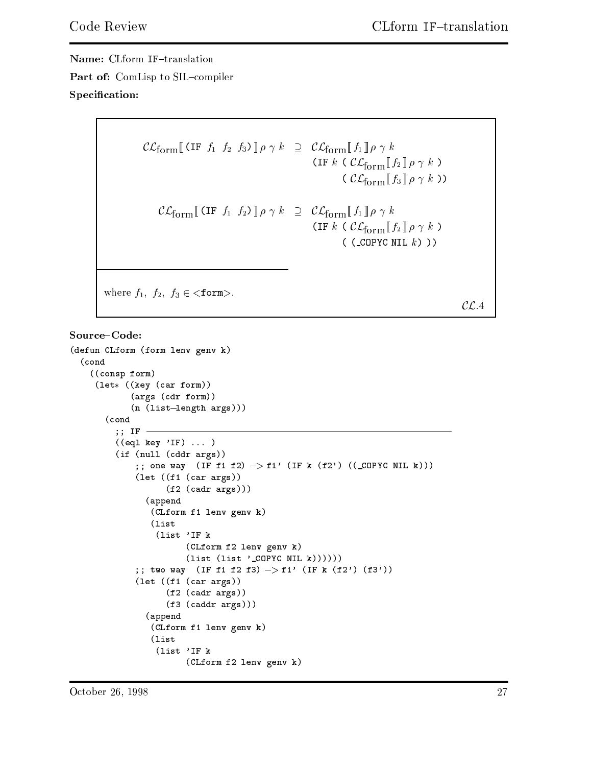**Name:** CLform IF–translation

**Part of:** ComLisp to SIL–compiler

**Specification:**

$$\mathcal{CL}_{\text{form}}[\![\texttt{(IF } f_1 \;\; f_2 \;\; f_3\texttt{)}]\!]\,\rho\;\gamma\;k \;\;\supseteq\;\; \mathcal{CL}_{\text{form}}[\![ f_1 ]\!]\,\rho\;\gamma\;k \;\; \texttt{(IF } k \texttt{ (} \mathcal{CL}_{\text{form}}[\![ f_2 ]\!]\,\rho\;\gamma\;k \texttt{ )} \;\; \texttt{(} \mathcal{CL}_{\text{form}}[\![ f_3 ]\!]\,\rho\;\gamma\;k \texttt{ ))}$$

$$\mathcal{CL}_{\text{form}}[\![\texttt{(IF } f_1 \;\; f_2\texttt{)}]\!]\,\rho\;\gamma\;k \;\;\supseteq\;\; \mathcal{CL}_{\text{form}}[\![ f_1 ]\!]\,\rho\;\gamma\;k \;\; \texttt{(IF } k \texttt{ (} \mathcal{CL}_{\text{form}}[\![ f_2 ]\!]\,\rho\;\gamma\;k \texttt{ )} \;\; \texttt{( (\_COPYC NIL } k\texttt{) ))}$$

where $f_1,\; f_2,\; f_3 \in$ <form>.

$\mathcal{CL}.4$

**Source–Code:**

```
(defun CLform (form lenv genv k)
  (cond
    ((consp form)
     (let* ((key (car form))
            (args (cdr form))
            (n (list-length args)))
       (cond
        ;; IF ----------------------------------------------------------------
        ((eql key 'IF) ... )
        (if (null (cddr args))
            ;; one way  (IF f1 f2) -> f1' (IF k (f2') ((_COPYC NIL k)))
            (let ((f1 (car args))
                  (f2 (cadr args)))
              (append
               (CLform f1 lenv genv k)
               (list
                (list 'IF k
                      (CLform f2 lenv genv k)
                      (list (list '_COPYC NIL k))))))
            ;; two way  (IF f1 f2 f3) -> f1' (IF k (f2') (f3'))
            (let ((f1 (car args))
                  (f2 (cadr args))
                  (f3 (caddr args)))
              (append
               (CLform f1 lenv genv k)
               (list
                (list 'IF k
                      (CLform f2 lenv genv k)
```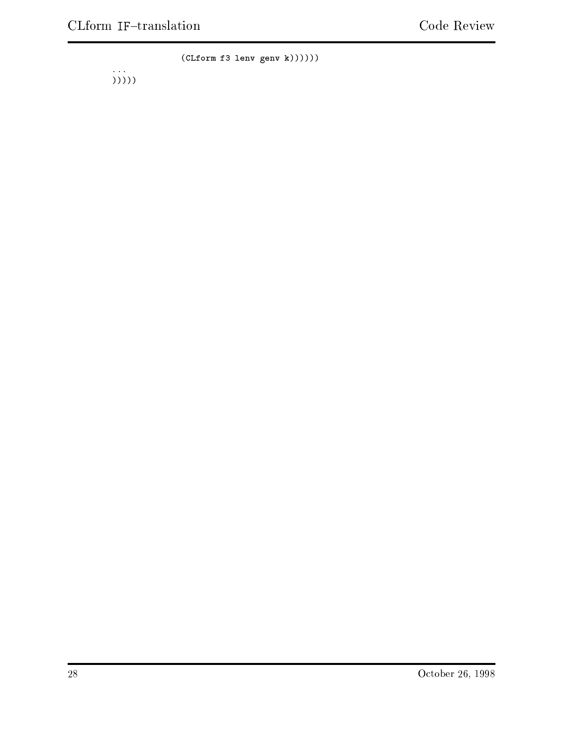```
                (CLform f3 lenv genv k))))))
    ...
    )))))
```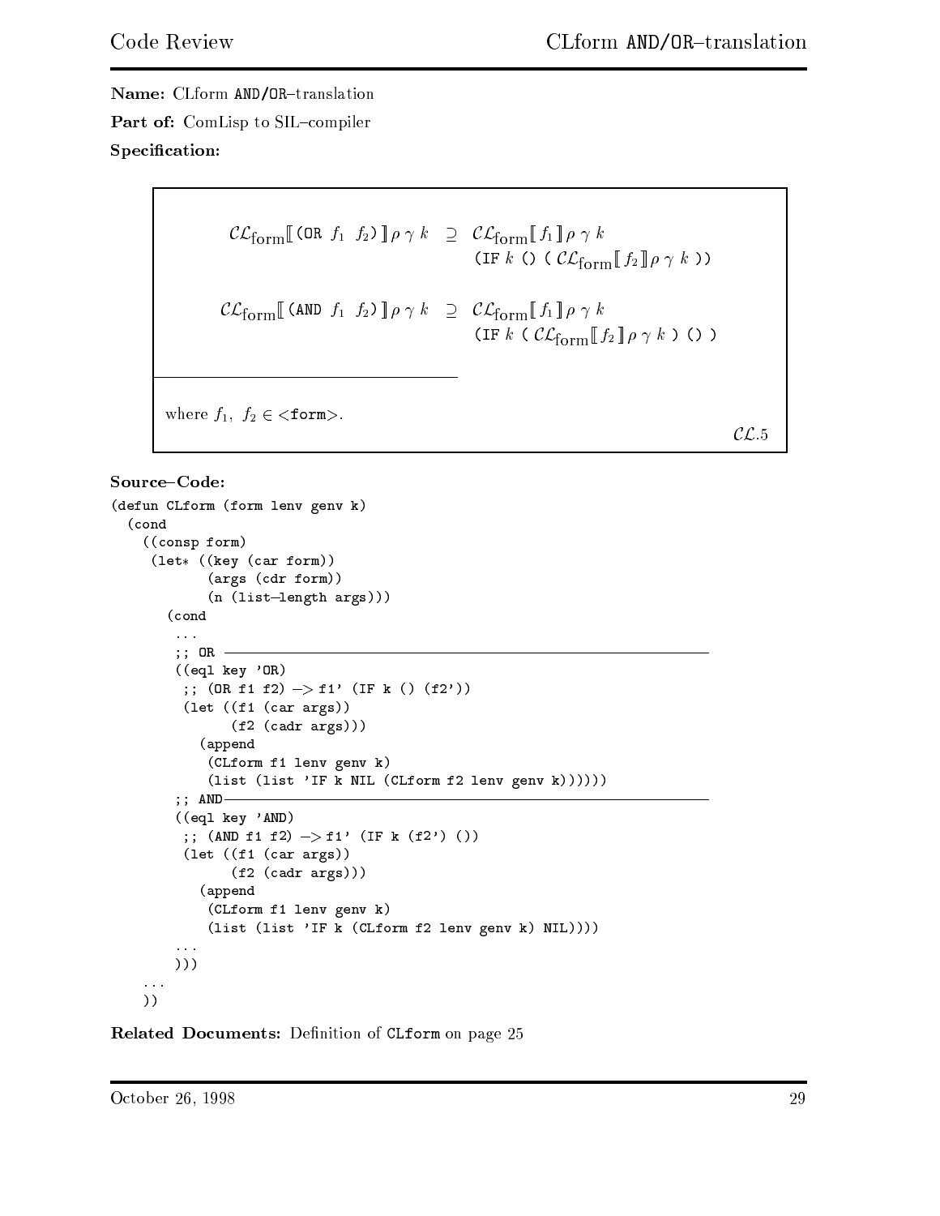**Name:** CLform AND/OR–translation

**Part of:** ComLisp to SIL–compiler

**Specification:**

$$\mathcal{CL}_{\text{form}}[\![\texttt{(OR } f_1 \; f_2\texttt{)}]\!]\,\rho\,\gamma\,k \;\supseteq\; \mathcal{CL}_{\text{form}}[\![ f_1 ]\!]\,\rho\,\gamma\,k \quad \texttt{(IF } k \texttt{ () (} \mathcal{CL}_{\text{form}}[\![ f_2 ]\!]\,\rho\,\gamma\,k \texttt{ ))}$$

$$\mathcal{CL}_{\text{form}}[\![\texttt{(AND } f_1 \; f_2\texttt{)}]\!]\,\rho\,\gamma\,k \;\supseteq\; \mathcal{CL}_{\text{form}}[\![ f_1 ]\!]\,\rho\,\gamma\,k \quad \texttt{(IF } k \texttt{ (} \mathcal{CL}_{\text{form}}[\![ f_2 ]\!]\,\rho\,\gamma\,k \texttt{ ) () )}$$

where $f_1,\ f_2 \in$ <form>.

$\mathcal{CL}.5$

**Source–Code:**

```
(defun CLform (form lenv genv k)
  (cond
    ((consp form)
     (let* ((key (car form))
            (args (cdr form))
            (n (list-length args)))
       (cond
        ...
        ;; OR ----------------------------------------------------------
        ((eql key 'OR)
         ;; (OR f1 f2) -> f1' (IF k () (f2'))
         (let ((f1 (car args))
               (f2 (cadr args)))
           (append
            (CLform f1 lenv genv k)
            (list (list 'IF k NIL (CLform f2 lenv genv k))))))
        ;; AND----------------------------------------------------------
        ((eql key 'AND)
         ;; (AND f1 f2) -> f1' (IF k (f2') ())
         (let ((f1 (car args))
               (f2 (cadr args)))
           (append
            (CLform f1 lenv genv k)
            (list (list 'IF k (CLform f2 lenv genv k) NIL))))
        ...
        )))
    ...
    ))
```

**Related Documents:** Definition of `CLform` on page 25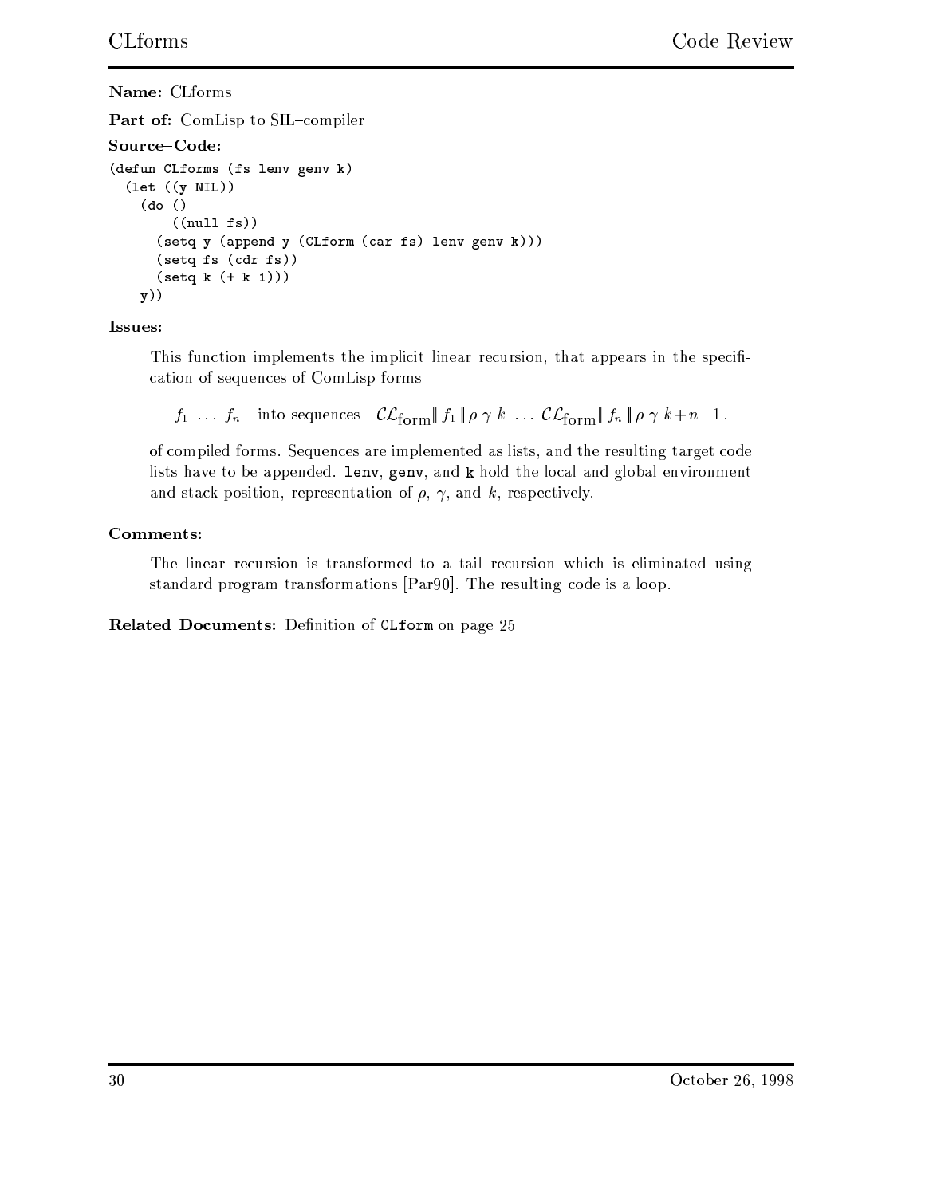**Name:** CLforms

**Part of:** ComLisp to SIL–compiler

**Source–Code:**

```
(defun CLforms (fs lenv genv k)
  (let ((y NIL))
    (do ()
        ((null fs))
      (setq y (append y (CLform (car fs) lenv genv k)))
      (setq fs (cdr fs))
      (setq k (+ k 1)))
    y))
```

**Issues:**

This function implements the implicit linear recursion, that appears in the specification of sequences of ComLisp forms

$$f_1 \ \ldots \ f_n \quad \text{into sequences} \quad \mathcal{CL}_{\text{form}}[\![ f_1 ]\!] \, \rho \, \gamma \, k \ \ldots \ \mathcal{CL}_{\text{form}}[\![ f_n ]\!] \, \rho \, \gamma \, k{+}n{-}1 \, .$$

of compiled forms. Sequences are implemented as lists, and the resulting target code lists have to be appended. `lenv`, `genv`, and `k` hold the local and global environment and stack position, representation of $\rho$, $\gamma$, and $k$, respectively.

**Comments:**

The linear recursion is transformed to a tail recursion which is eliminated using standard program transformations [Par90]. The resulting code is a loop.

**Related Documents:** Definition of `CLform` on page 25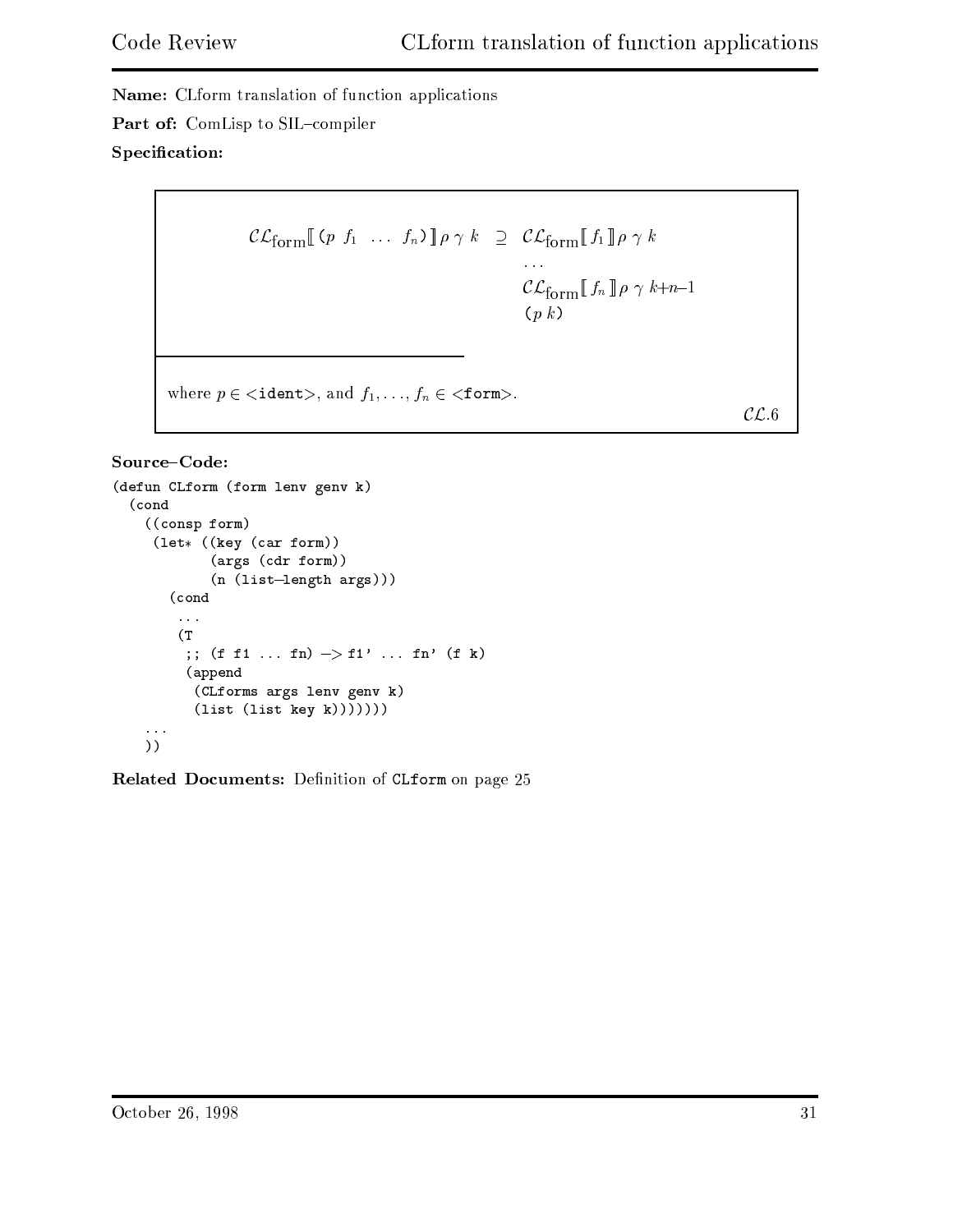**Name:** CLform translation of function applications

**Part of:** ComLisp to SIL–compiler

**Specification:**

$$
\begin{array}{lcl}
\mathcal{CL}_{\text{form}}[\![\,(p\ \ f_1\ \ \ldots\ \ f_n)\,]\!]\,\rho\ \gamma\ k & \supseteq & \mathcal{CL}_{\text{form}}[\![\,f_1\,]\!]\,\rho\ \gamma\ k \\
 & & \ldots \\
 & & \mathcal{CL}_{\text{form}}[\![\,f_n\,]\!]\,\rho\ \gamma\ k{+}n{-}1 \\
 & & (p\ k)
\end{array}
$$

where $p \in$ <ident>, and $f_1, \ldots, f_n \in$ <form>.

$\mathcal{CL}.6$

**Source–Code:**

```
(defun CLform (form lenv genv k)
  (cond
    ((consp form)
     (let* ((key (car form))
            (args (cdr form))
            (n (list-length args)))
       (cond
        ...
        (T
         ;; (f f1 ... fn) -> f1' ... fn' (f k)
         (append
          (CLforms args lenv genv k)
          (list (list key k)))))))
    ...
    ))
```

**Related Documents:** Definition of `CLform` on page 25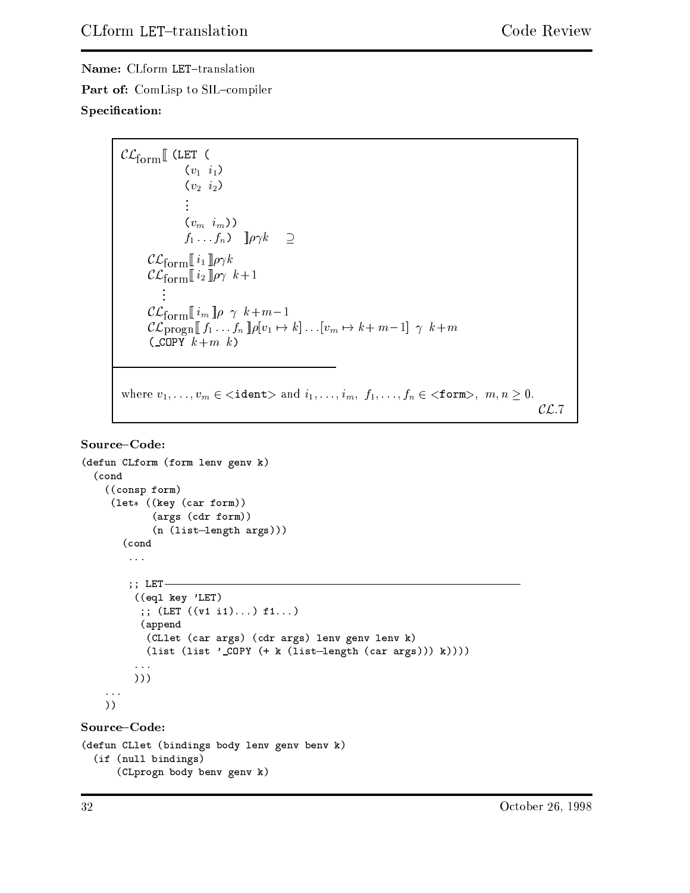**Name:** CLform LET–translation

**Part of:** ComLisp to SIL–compiler

**Specification:**

$$
\begin{array}{l}
\mathcal{CL}_{\text{form}}[\![\; \texttt{(LET (} \\
\qquad\qquad \texttt{(}v_1\ \ i_1\texttt{)} \\
\qquad\qquad \texttt{(}v_2\ \ i_2\texttt{)} \\
\qquad\qquad \vdots \\
\qquad\qquad \texttt{(}v_m\ \ i_m\texttt{))} \\
\qquad\qquad f_1 \ldots f_n\texttt{)} \;\;]\!]\rho\gamma k \quad \supseteq \\
\quad \mathcal{CL}_{\text{form}}[\![\, i_1 \,]\!]\rho\gamma k \\
\quad \mathcal{CL}_{\text{form}}[\![\, i_2 \,]\!]\rho\gamma\ \ k{+}1 \\
\qquad \vdots \\
\quad \mathcal{CL}_{\text{form}}[\![\, i_m \,]\!]\rho\ \ \gamma\ \ k{+}m{-}1 \\
\quad \mathcal{CL}_{\text{progn}}[\![\, f_1 \ldots f_n \,]\!]\rho[v_1 \mapsto k] \ldots [v_m \mapsto k{+}\ m{-}1]\ \ \gamma\ \ k{+}m \\
\quad \texttt{(\_COPY}\ \ k{+}m\ \ k\texttt{)}
\end{array}
$$

where $v_1, \ldots, v_m \in$ <ident> and $i_1, \ldots, i_m,\ f_1, \ldots, f_n \in$ <form>, $m, n \geq 0$.

$\mathcal{CL}.7$

**Source–Code:**

```
(defun CLform (form lenv genv k)
  (cond
    ((consp form)
     (let* ((key (car form))
            (args (cdr form))
            (n (list-length args)))
       (cond
        ...

        ;; LET————————————————————————————————————————————
         ((eql key 'LET)
          ;; (LET ((v1 i1)...) f1...)
          (append
           (CLlet (car args) (cdr args) lenv genv lenv k)
           (list (list '_COPY (+ k (list-length (car args))) k))))
         ...
         )))
    ...
    ))
```

**Source–Code:**

```
(defun CLlet (bindings body lenv genv benv k)
  (if (null bindings)
      (CLprogn body benv genv k)
```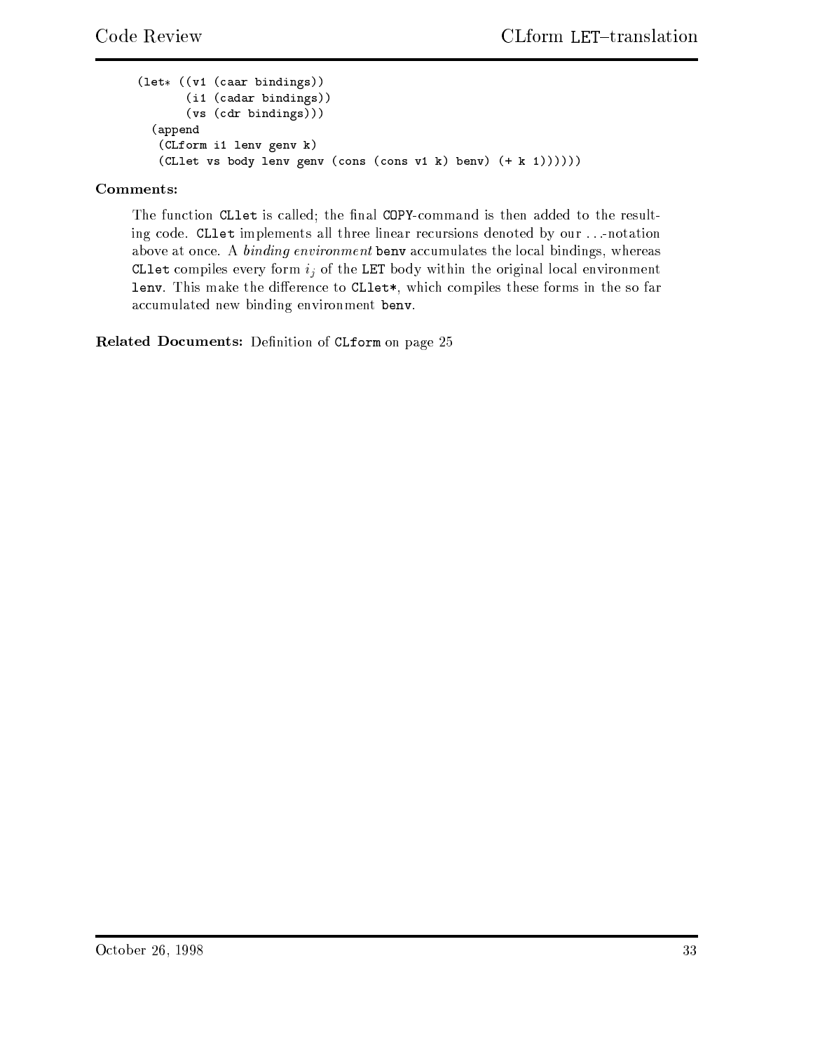```
(let* ((v1 (caar bindings))
       (i1 (cadar bindings))
       (vs (cdr bindings)))
  (append
   (CLform i1 lenv genv k)
   (CLlet vs body lenv genv (cons (cons v1 k) benv) (+ k 1))))))
```

**Comments:**

The function `CLlet` is called; the final `COPY`-command is then added to the resulting code. `CLlet` implements all three linear recursions denoted by our ...-notation above at once. A *binding environment* `benv` accumulates the local bindings, whereas `CLlet` compiles every form $i_j$ of the `LET` body within the original local environment `lenv`. This make the difference to `CLlet*`, which compiles these forms in the so far accumulated new binding environment `benv`.

**Related Documents:** Definition of `CLform` on page 25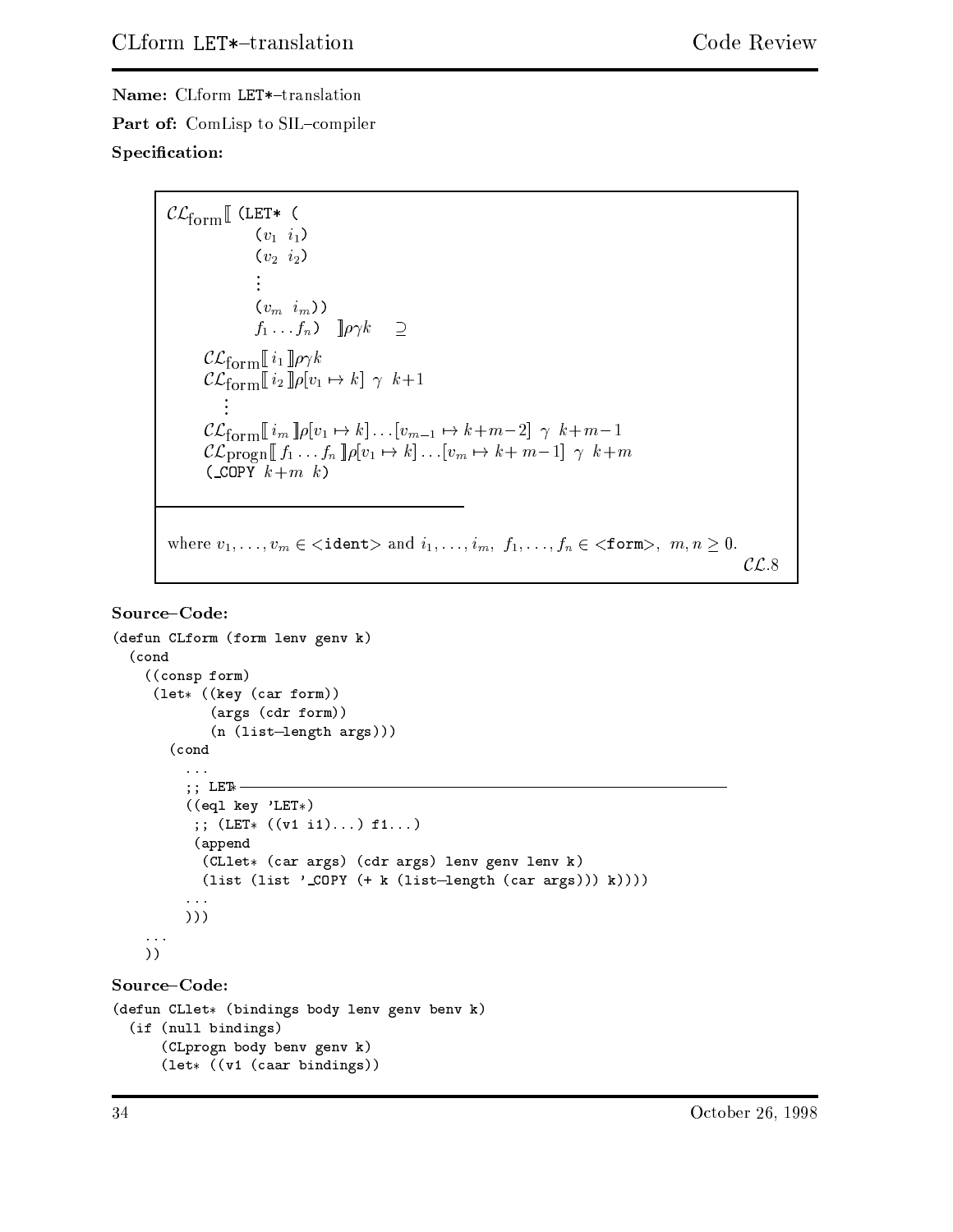**Name:** CLform `LET*`–translation

**Part of:** ComLisp to SIL–compiler

**Specification:**

$$
\begin{array}{l}
\mathcal{CL}_{\text{form}}[\![ \texttt{(LET* (} \\
\qquad\qquad \texttt{(}v_1 \;\; i_1\texttt{)} \\
\qquad\qquad \texttt{(}v_2 \;\; i_2\texttt{)} \\
\qquad\qquad \vdots \\
\qquad\qquad \texttt{(}v_m \;\; i_m\texttt{))} \\
\qquad\qquad f_1 \ldots f_n\texttt{)} \quad ]\!]\rho\gamma k \quad \supseteq \\
\qquad \mathcal{CL}_{\text{form}}[\![ i_1 ]\!]\rho\gamma k \\
\qquad \mathcal{CL}_{\text{form}}[\![ i_2 ]\!]\rho[v_1 \mapsto k] \;\gamma\;\; k{+}1 \\
\qquad\quad \vdots \\
\qquad \mathcal{CL}_{\text{form}}[\![ i_m ]\!]\rho[v_1 \mapsto k]\ldots[v_{m-1} \mapsto k{+}m{-}2] \;\gamma\;\; k{+}m{-}1 \\
\qquad \mathcal{CL}_{\text{progn}}[\![ f_1 \ldots f_n ]\!]\rho[v_1 \mapsto k]\ldots[v_m \mapsto k{+}\,m{-}1] \;\gamma\;\; k{+}m \\
\qquad \texttt{(\_COPY } k{+}m \;\; k\texttt{)}
\end{array}
$$

---

where $v_1, \ldots, v_m \in$ `<ident>` and $i_1, \ldots, i_m,\; f_1, \ldots, f_n \in$ `<form>`, $m, n \geq 0$.

$\mathcal{CL}.8$

**Source–Code:**

```
(defun CLform (form lenv genv k)
  (cond
    ((consp form)
     (let* ((key (car form))
            (args (cdr form))
            (n (list-length args)))
       (cond
         ...
         ;; LET* ─────────────────────────────────────────
         ((eql key 'LET*)
          ;; (LET* ((v1 i1)...) f1...)
          (append
           (CLlet* (car args) (cdr args) lenv genv lenv k)
           (list (list '_COPY (+ k (list-length (car args))) k))))
         ...
         )))
    ...
    ))
```

**Source–Code:**

```
(defun CLlet* (bindings body lenv genv benv k)
  (if (null bindings)
      (CLprogn body benv genv k)
      (let* ((v1 (caar bindings))
```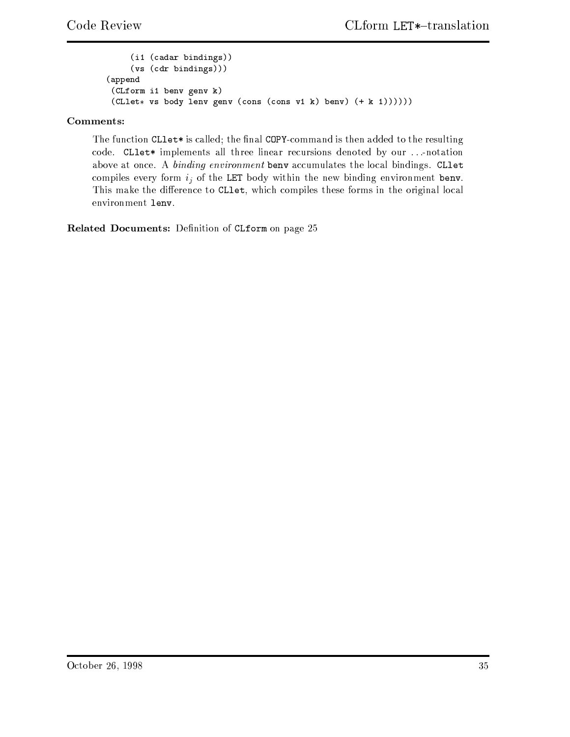```
        (i1 (cadar bindings))
        (vs (cdr bindings)))
    (append
     (CLform i1 benv genv k)
     (CLlet* vs body lenv genv (cons (cons v1 k) benv) (+ k 1))))))
```

**Comments:**

The function CLlet* is called; the final COPY-command is then added to the resulting code. CLlet* implements all three linear recursions denoted by our ...-notation above at once. A *binding environment* benv accumulates the local bindings. CLlet compiles every form $i_j$ of the LET body within the new binding environment benv. This make the difference to CLlet, which compiles these forms in the original local environment lenv.

**Related Documents:** Definition of CLform on page 25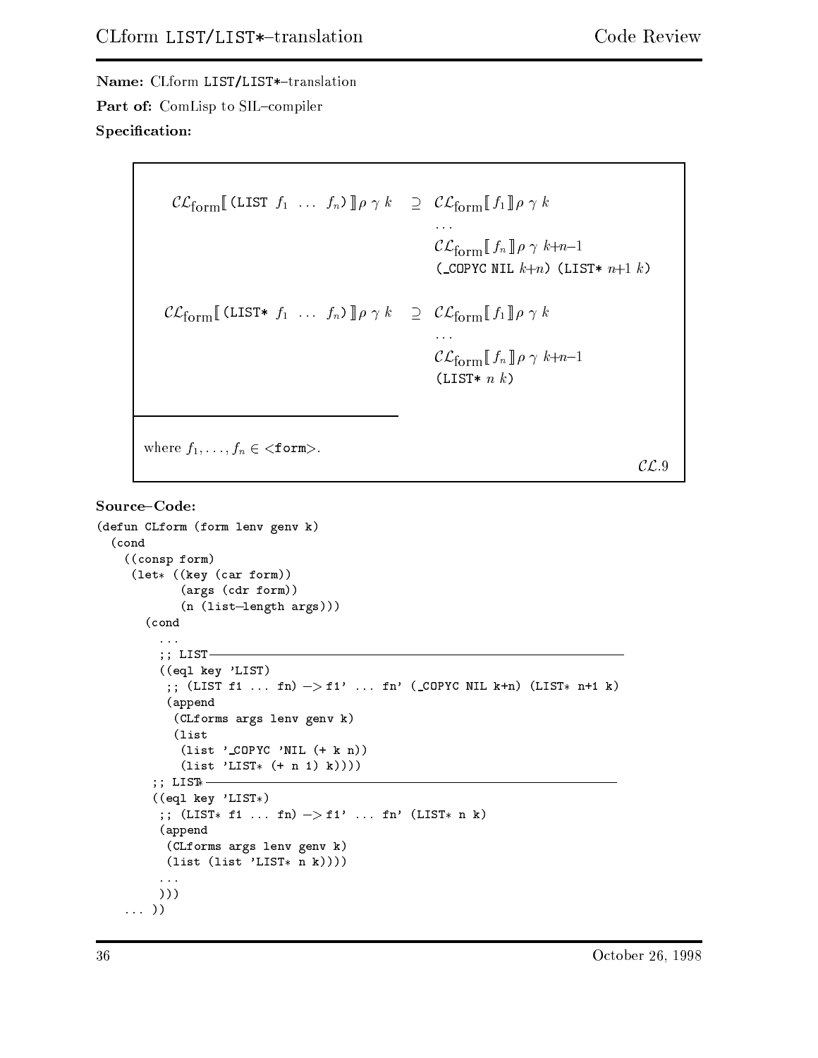**Name:** CLform LIST/LIST*–translation

**Part of:** ComLisp to SIL–compiler

**Specification:**

$$\mathcal{CL}_{\text{form}}[\![ \texttt{(LIST } f_1 \ \ldots \ f_n\texttt{)} ]\!] \rho \ \gamma \ k \quad \supseteq \quad \begin{array}{l} \mathcal{CL}_{\text{form}}[\![ f_1 ]\!] \rho \ \gamma \ k \\ \ldots \\ \mathcal{CL}_{\text{form}}[\![ f_n ]\!] \rho \ \gamma \ k{+}n{-}1 \\ \texttt{(\_COPYC NIL } k{+}n\texttt{) (LIST* } n{+}1 \ k\texttt{)} \end{array}$$

$$\mathcal{CL}_{\text{form}}[\![ \texttt{(LIST* } f_1 \ \ldots \ f_n\texttt{)} ]\!] \rho \ \gamma \ k \quad \supseteq \quad \begin{array}{l} \mathcal{CL}_{\text{form}}[\![ f_1 ]\!] \rho \ \gamma \ k \\ \ldots \\ \mathcal{CL}_{\text{form}}[\![ f_n ]\!] \rho \ \gamma \ k{+}n{-}1 \\ \texttt{(LIST* } n \ k\texttt{)} \end{array}$$

where $f_1, \ldots, f_n \in$ `<form>`.

$\mathcal{CL}.9$

**Source–Code:**

```
(defun CLform (form lenv genv k)
  (cond
    ((consp form)
     (let* ((key (car form))
            (args (cdr form))
            (n (list-length args)))
       (cond
         ...
         ;; LIST ----------------------------------------------------------
         ((eql key 'LIST)
          ;; (LIST f1 ... fn) -> f1' ... fn' (_COPYC NIL k+n) (LIST* n+1 k)
          (append
           (CLforms args lenv genv k)
           (list
            (list '_COPYC 'NIL (+ k n))
            (list 'LIST* (+ n 1) k))))
        ;; LIST* ---------------------------------------------------------
        ((eql key 'LIST*)
         ;; (LIST* f1 ... fn) -> f1' ... fn' (LIST* n k)
         (append
          (CLforms args lenv genv k)
          (list (list 'LIST* n k))))
         ...
         )))
    ... ))
```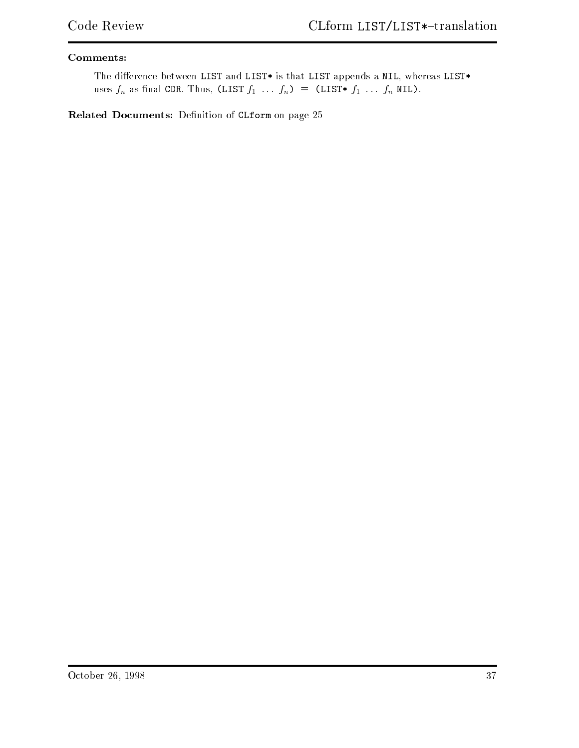**Comments:**

The difference between `LIST` and `LIST*` is that `LIST` appends a `NIL`, whereas `LIST*` uses $f_n$ as final `CDR`. Thus, `(LIST` $f_1$ ... $f_n$`)` $\equiv$ `(LIST*` $f_1$ ... $f_n$ `NIL)`.

**Related Documents:** Definition of `CLform` on page 25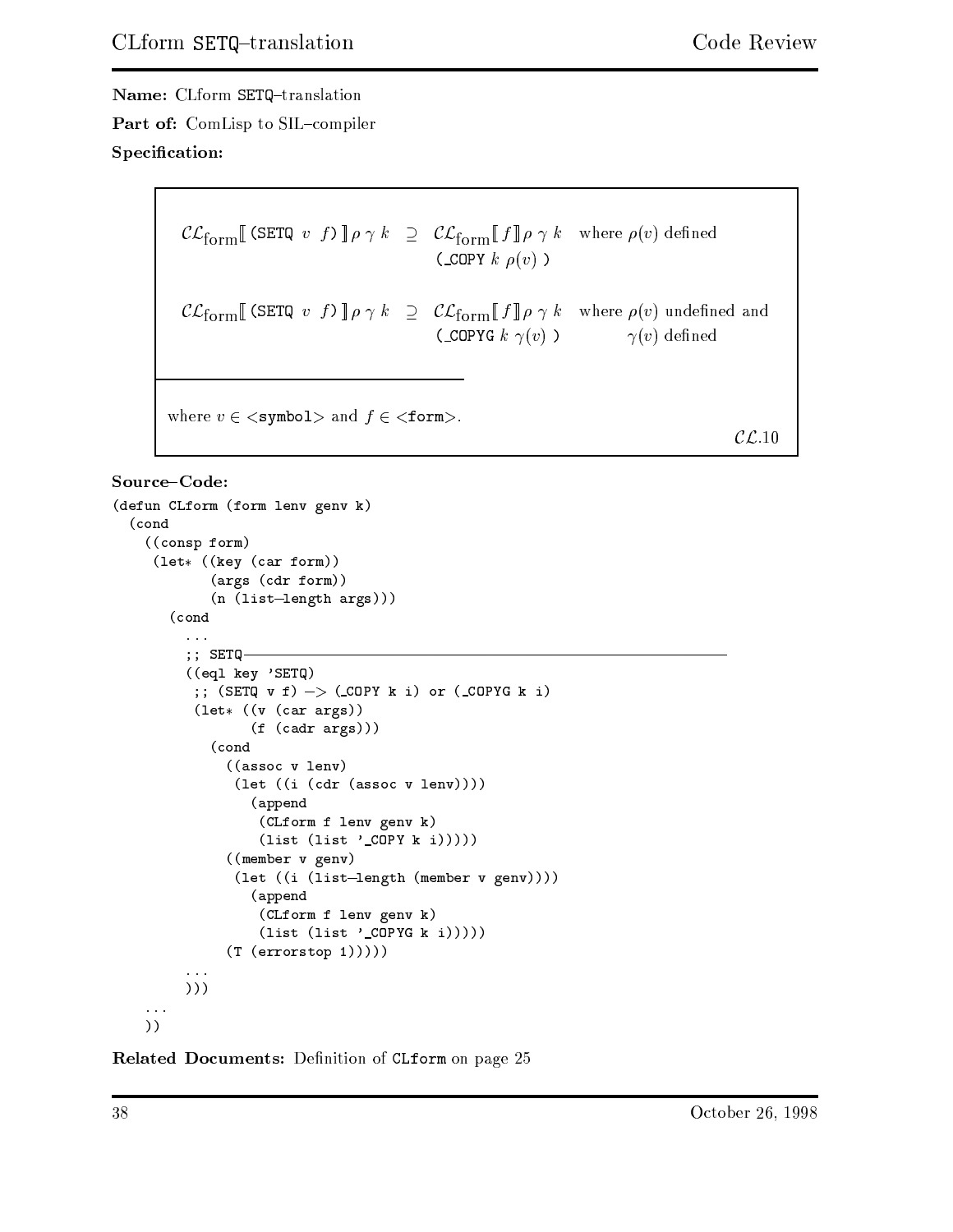**Name:** CLform SETQ–translation

**Part of:** ComLisp to SIL–compiler

**Specification:**

$$\mathcal{CL}_{\text{form}}[\![\,\texttt{(SETQ}\ v\ f\texttt{)}\,]\!]\,\rho\,\gamma\,k \;\supseteq\; \begin{array}{l}\mathcal{CL}_{\text{form}}[\![\,f\,]\!]\,\rho\,\gamma\,k\\ \texttt{(\_COPY}\ k\ \rho(v)\ \texttt{)}\end{array} \quad \text{where } \rho(v) \text{ defined}$$

$$\mathcal{CL}_{\text{form}}[\![\,\texttt{(SETQ}\ v\ f\texttt{)}\,]\!]\,\rho\,\gamma\,k \;\supseteq\; \begin{array}{l}\mathcal{CL}_{\text{form}}[\![\,f\,]\!]\,\rho\,\gamma\,k\\ \texttt{(\_COPYG}\ k\ \gamma(v)\ \texttt{)}\end{array} \quad \begin{array}{l}\text{where } \rho(v) \text{ undefined and}\\ \gamma(v) \text{ defined}\end{array}$$

---

where $v \in$ <symbol> and $f \in$ <form>.

$\mathcal{CL}.10$

**Source–Code:**

```
(defun CLform (form lenv genv k)
  (cond
    ((consp form)
     (let* ((key (car form))
            (args (cdr form))
            (n (list-length args)))
       (cond
         ...
         ;; SETQ----------------------------------------------------------------
         ((eql key 'SETQ)
          ;; (SETQ v f) -> (_COPY k i) or (_COPYG k i)
          (let* ((v (car args))
                 (f (cadr args)))
            (cond
              ((assoc v lenv)
               (let ((i (cdr (assoc v lenv))))
                 (append
                  (CLform f lenv genv k)
                  (list (list '_COPY k i)))))
              ((member v genv)
               (let ((i (list-length (member v genv))))
                 (append
                  (CLform f lenv genv k)
                  (list (list '_COPYG k i)))))
              (T (errorstop 1)))))
         ...
         )))
    ...
    ))
```

**Related Documents:** Definition of CLform on page 25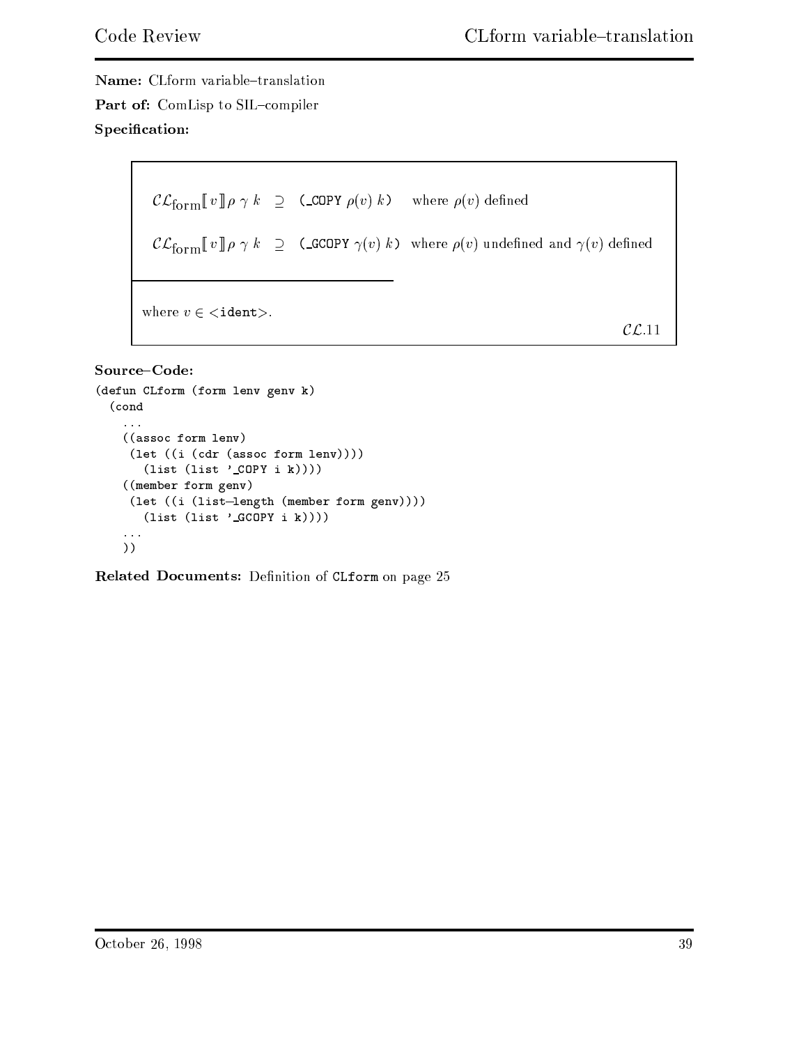**Name:** CLform variable–translation

**Part of:** ComLisp to SIL–compiler

**Specification:**

$$\mathcal{CL}_{\text{form}}[\![ v ]\!] \rho\ \gamma\ k \quad \supseteq \quad \texttt{(\_COPY } \rho(v)\ k\texttt{)} \quad \text{where } \rho(v) \text{ defined}$$

$$\mathcal{CL}_{\text{form}}[\![ v ]\!] \rho\ \gamma\ k \quad \supseteq \quad \texttt{(\_GCOPY } \gamma(v)\ k\texttt{)} \quad \text{where } \rho(v) \text{ undefined and } \gamma(v) \text{ defined}$$

where $v \in$ <ident>.

$\mathcal{CL}$.11

**Source–Code:**

```
(defun CLform (form lenv genv k)
  (cond
    ...
    ((assoc form lenv)
     (let ((i (cdr (assoc form lenv))))
       (list (list '_COPY i k))))
    ((member form genv)
     (let ((i (list-length (member form genv))))
       (list (list '_GCOPY i k))))
    ...
    ))
```

**Related Documents:** Definition of CLform on page 25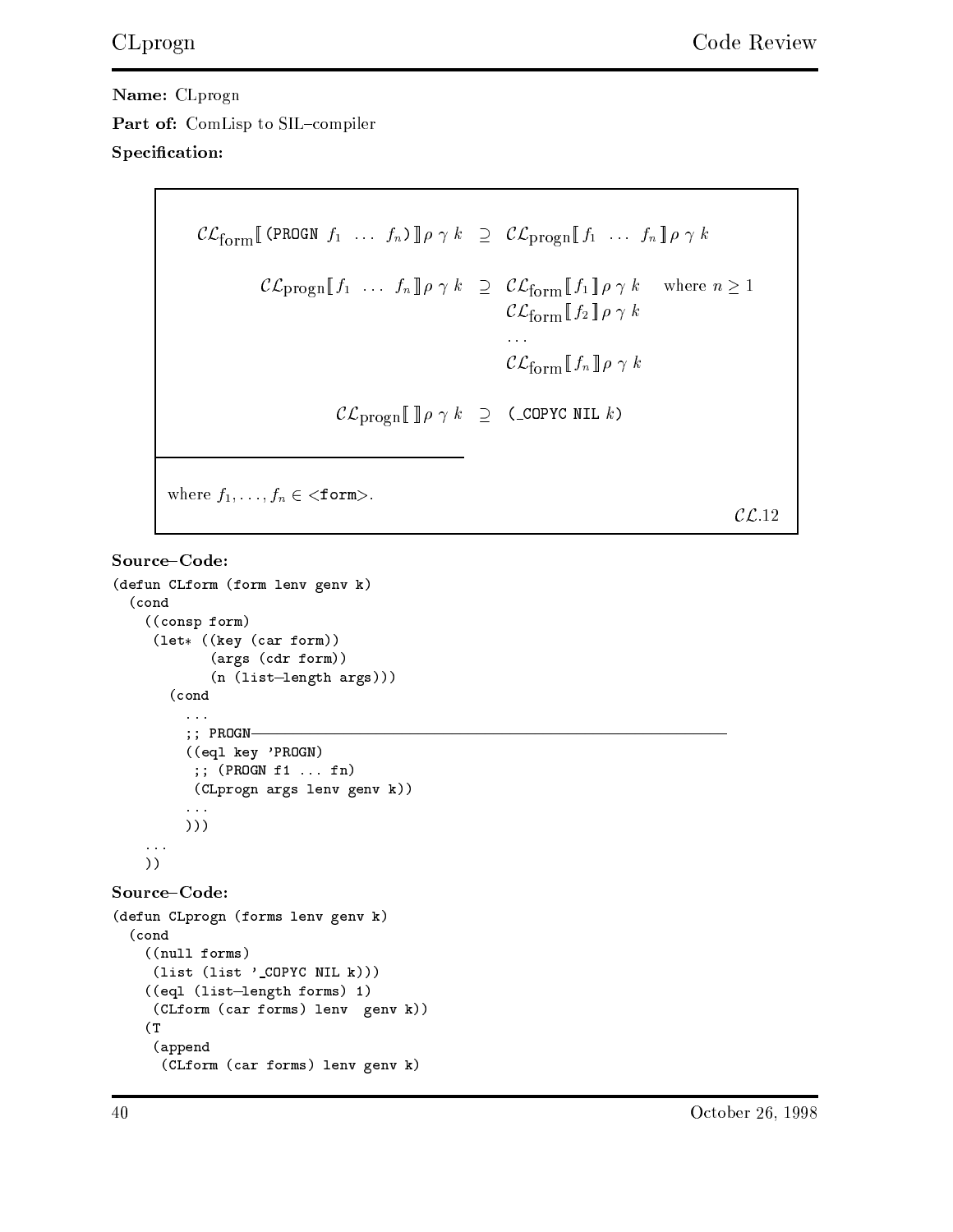**Name:** CLprogn

**Part of:** ComLisp to SIL–compiler

**Specification:**

$$\mathcal{CL}_{\text{form}}[\![\texttt{(PROGN}\ f_1\ \ldots\ f_n\texttt{)}]\!]\,\rho\ \gamma\ k \ \supseteq\ \mathcal{CL}_{\text{progn}}[\![f_1\ \ldots\ f_n]\!]\,\rho\ \gamma\ k$$

$$\mathcal{CL}_{\text{progn}}[\![f_1\ \ldots\ f_n]\!]\,\rho\ \gamma\ k \ \supseteq\ \begin{array}{l}\mathcal{CL}_{\text{form}}[\![f_1]\!]\,\rho\ \gamma\ k \quad \text{where } n \geq 1\\ \mathcal{CL}_{\text{form}}[\![f_2]\!]\,\rho\ \gamma\ k\\ \ldots\\ \mathcal{CL}_{\text{form}}[\![f_n]\!]\,\rho\ \gamma\ k\end{array}$$

$$\mathcal{CL}_{\text{progn}}[\![\ ]\!]\,\rho\ \gamma\ k \ \supseteq\ \texttt{(\_COPYC NIL}\ k\texttt{)}$$

where $f_1, \ldots, f_n \in$ `<form>`.

$\mathcal{CL}.12$

**Source–Code:**

```
(defun CLform (form lenv genv k)
  (cond
    ((consp form)
     (let* ((key (car form))
            (args (cdr form))
            (n (list-length args)))
       (cond
         ...
         ;; PROGN--------------------------------------------------------
         ((eql key 'PROGN)
          ;; (PROGN f1 ... fn)
          (CLprogn args lenv genv k))
         ...
         )))
    ...
    ))
```

**Source–Code:**

```
(defun CLprogn (forms lenv genv k)
  (cond
    ((null forms)
     (list (list '_COPYC NIL k)))
    ((eql (list-length forms) 1)
     (CLform (car forms) lenv  genv k))
    (T
     (append
      (CLform (car forms) lenv genv k)
```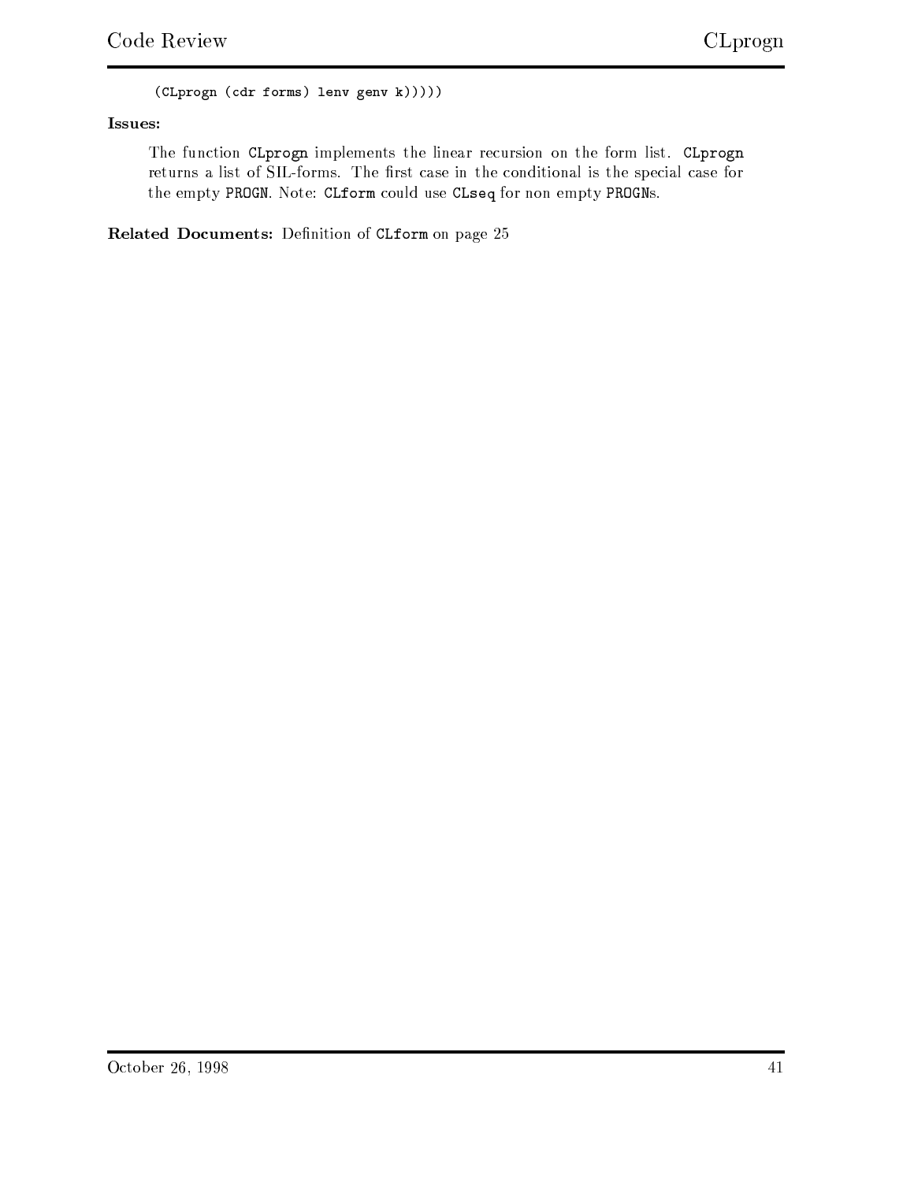```
    (CLprogn (cdr forms) lenv genv k)))))
```

**Issues:**

The function `CLprogn` implements the linear recursion on the form list. `CLprogn` returns a list of SIL-forms. The first case in the conditional is the special case for the empty `PROGN`. Note: `CLform` could use `CLseq` for non empty `PROGN`s.

**Related Documents:** Definition of `CLform` on page 25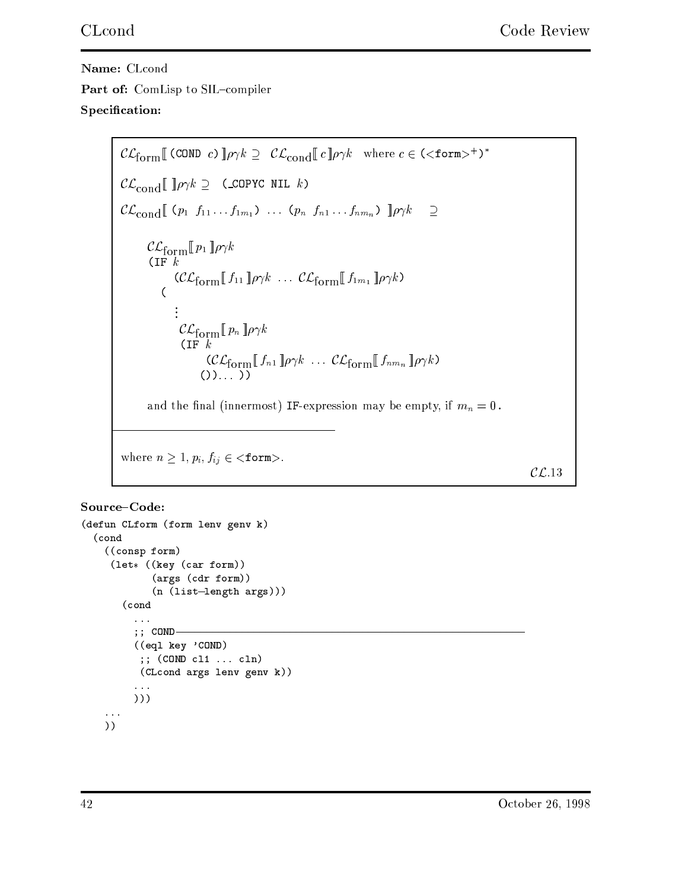**Name:** CLcond

**Part of:** ComLisp to SIL–compiler

**Specification:**

$$\mathcal{CL}_{\text{form}}[\![\, \texttt{(COND } c\texttt{)} \,]\!]\rho\gamma k \supseteq \mathcal{CL}_{\text{cond}}[\![\, c \,]\!]\rho\gamma k \quad \text{where } c \in \texttt{(<form>}^{+}\texttt{)}^{*}$$

$$\mathcal{CL}_{\text{cond}}[\![\ ]\!]\rho\gamma k \supseteq \texttt{(\_COPYC NIL } k\texttt{)}$$

$$\mathcal{CL}_{\text{cond}}[\![\, \texttt{(}p_1\ f_{11}\ldots f_{1m_1}\texttt{)} \ \ldots\ \texttt{(}p_n\ f_{n1}\ldots f_{nm_n}\texttt{)} \,]\!]\rho\gamma k \quad \supseteq$$

$$
\begin{array}{l}
\mathcal{CL}_{\text{form}}[\![\, p_1 \,]\!]\rho\gamma k \\
\texttt{(IF } k \\
\qquad \texttt{(}\mathcal{CL}_{\text{form}}[\![\, f_{11} \,]\!]\rho\gamma k \ \ldots\ \mathcal{CL}_{\text{form}}[\![\, f_{1m_1} \,]\!]\rho\gamma k\texttt{)} \\
\quad \texttt{(} \\
\qquad \vdots \\
\qquad \mathcal{CL}_{\text{form}}[\![\, p_n \,]\!]\rho\gamma k \\
\qquad \texttt{(IF } k \\
\qquad\qquad \texttt{(}\mathcal{CL}_{\text{form}}[\![\, f_{n1} \,]\!]\rho\gamma k \ \ldots\ \mathcal{CL}_{\text{form}}[\![\, f_{nm_n} \,]\!]\rho\gamma k\texttt{)} \\
\qquad\quad \texttt{())}\ldots\texttt{))}
\end{array}
$$

and the final (innermost) IF-expression may be empty, if $m_n = 0$.

---

where $n \geq 1$, $p_i, f_{ij} \in$ `<form>`.

$\mathcal{CL}.13$

**Source–Code:**

```
(defun CLform (form lenv genv k)
  (cond
    ((consp form)
     (let* ((key (car form))
            (args (cdr form))
            (n (list-length args)))
       (cond
         ...
         ;; COND————————————————————————————————————————————————
         ((eql key 'COND)
          ;; (COND cl1 ... cln)
          (CLcond args lenv genv k))
         ...
         )))
    ...
    ))
```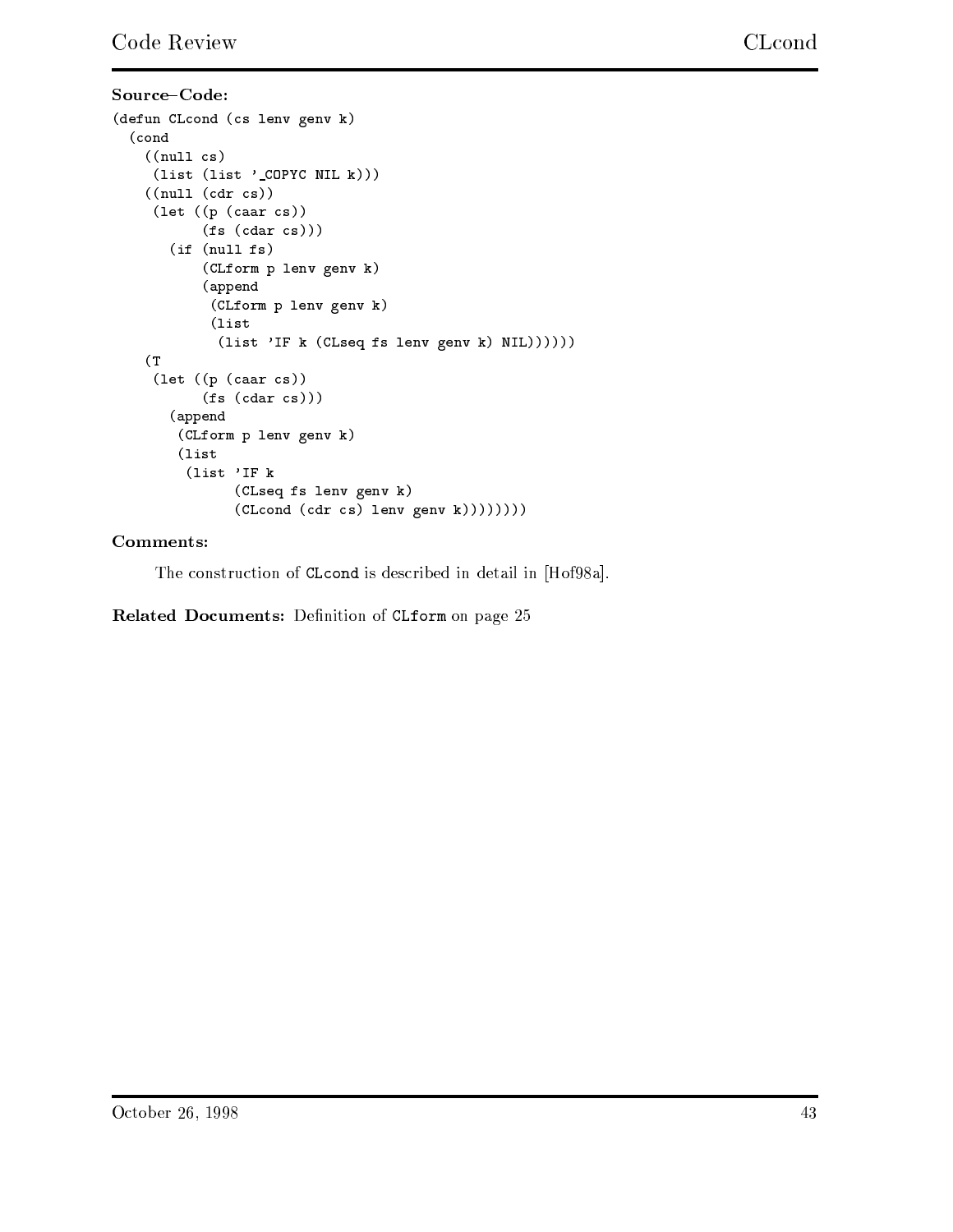**Source–Code:**

```
(defun CLcond (cs lenv genv k)
  (cond
    ((null cs)
     (list (list '_COPYC NIL k)))
    ((null (cdr cs))
     (let ((p (caar cs))
           (fs (cdar cs)))
       (if (null fs)
           (CLform p lenv genv k)
           (append
            (CLform p lenv genv k)
            (list
             (list 'IF k (CLseq fs lenv genv k) NIL))))))
    (T
     (let ((p (caar cs))
           (fs (cdar cs)))
       (append
        (CLform p lenv genv k)
        (list
         (list 'IF k
               (CLseq fs lenv genv k)
               (CLcond (cdr cs) lenv genv k))))))))
```

**Comments:**

The construction of `CLcond` is described in detail in [Hof98a].

**Related Documents:** Definition of `CLform` on page 25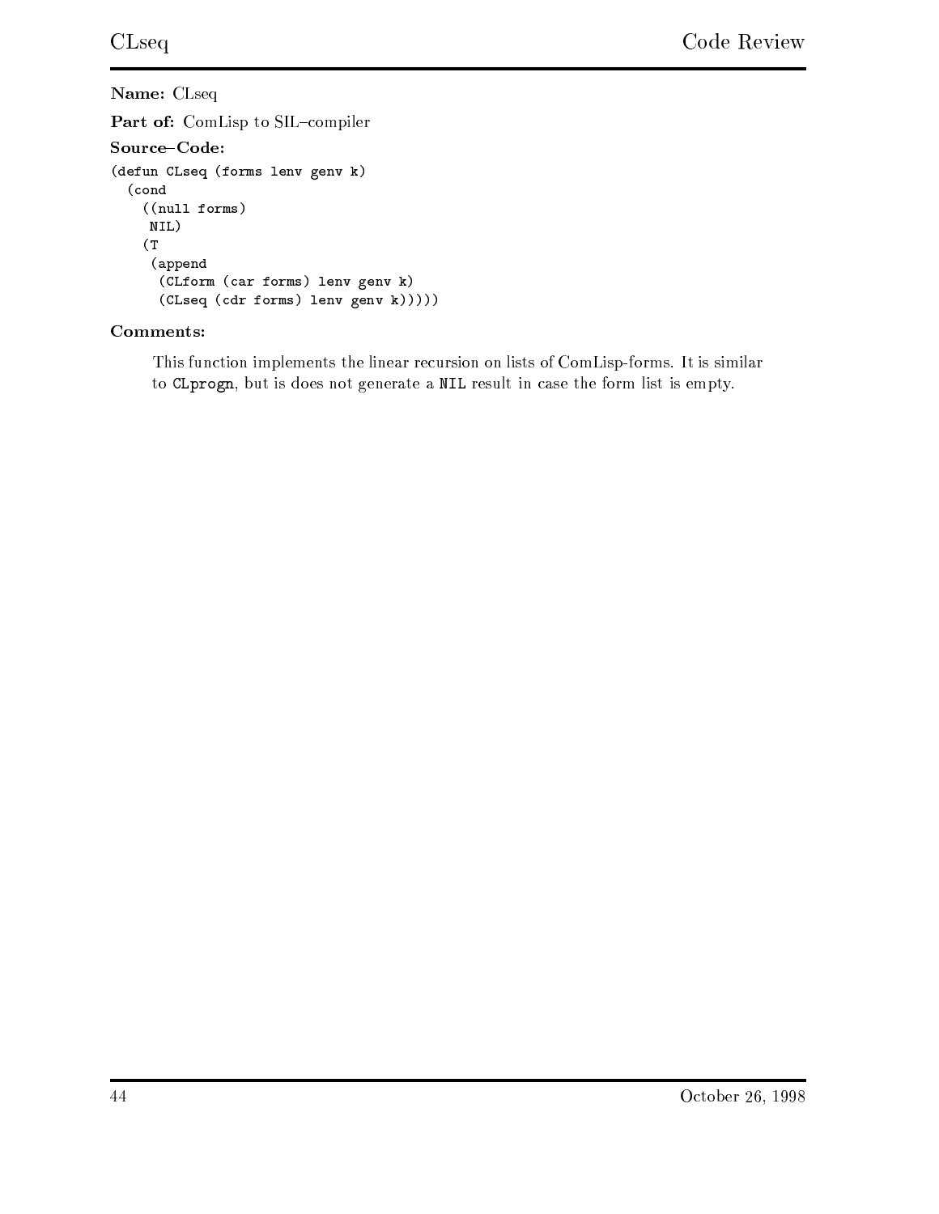**Name:** CLseq

**Part of:** ComLisp to SIL–compiler

**Source–Code:**

```
(defun CLseq (forms lenv genv k)
  (cond
    ((null forms)
     NIL)
    (T
     (append
      (CLform (car forms) lenv genv k)
      (CLseq (cdr forms) lenv genv k)))))
```

**Comments:**

This function implements the linear recursion on lists of ComLisp-forms. It is similar to `CLprogn`, but is does not generate a `NIL` result in case the form list is empty.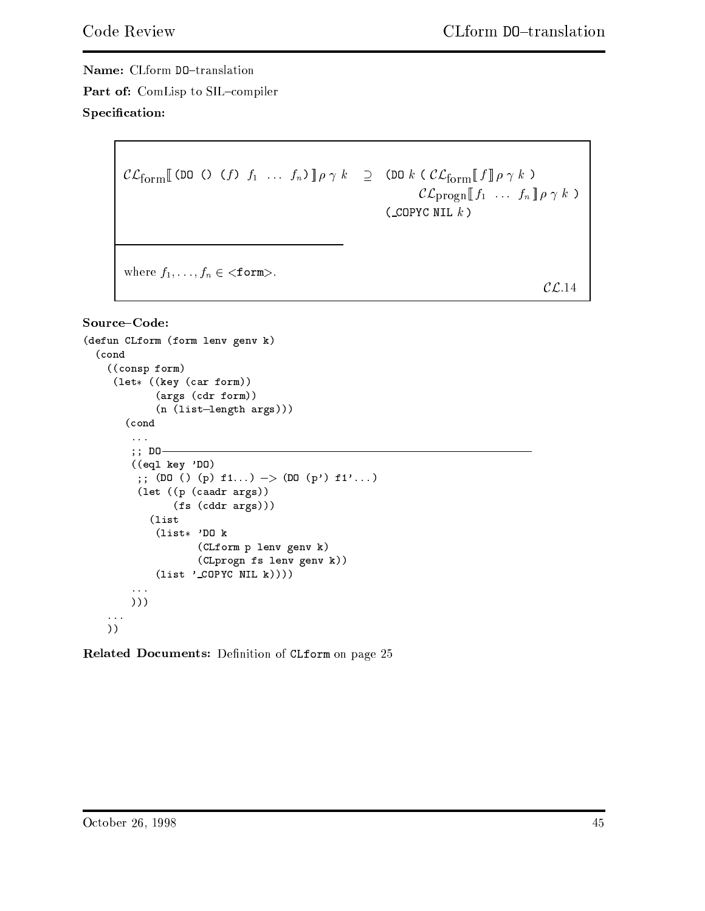**Name:** CLform DO–translation

**Part of:** ComLisp to SIL–compiler

**Specification:**

$$\mathcal{CL}_{\text{form}}[\![\texttt{(DO () (}f\texttt{)}\ f_1\ \ldots\ f_n\texttt{)}]\!]\,\rho\,\gamma\,k \quad \supseteq \quad \texttt{(DO}\ k\ \texttt{(}\ \mathcal{CL}_{\text{form}}[\![f]\!]\,\rho\,\gamma\,k\ \texttt{)}\ \mathcal{CL}_{\text{progn}}[\![f_1\ \ldots\ f_n]\!]\,\rho\,\gamma\,k\ \texttt{)}\ \texttt{(\_COPYC NIL}\ k\texttt{)}$$

where $f_1, \ldots, f_n \in$ `<form>`.

$\mathcal{CL}.14$

**Source–Code:**

```
(defun CLform (form lenv genv k)
  (cond
    ((consp form)
     (let* ((key (car form))
            (args (cdr form))
            (n (list-length args)))
       (cond
        ...
        ;; DO
        ((eql key 'DO)
         ;; (DO () (p) f1...) -> (DO (p') f1'...)
         (let ((p (caadr args))
               (fs (cddr args)))
           (list
            (list* 'DO k
                   (CLform p lenv genv k)
                   (CLprogn fs lenv genv k))
            (list '_COPYC NIL k))))
        ...
        )))
    ...
    ))
```

**Related Documents:** Definition of `CLform` on page 25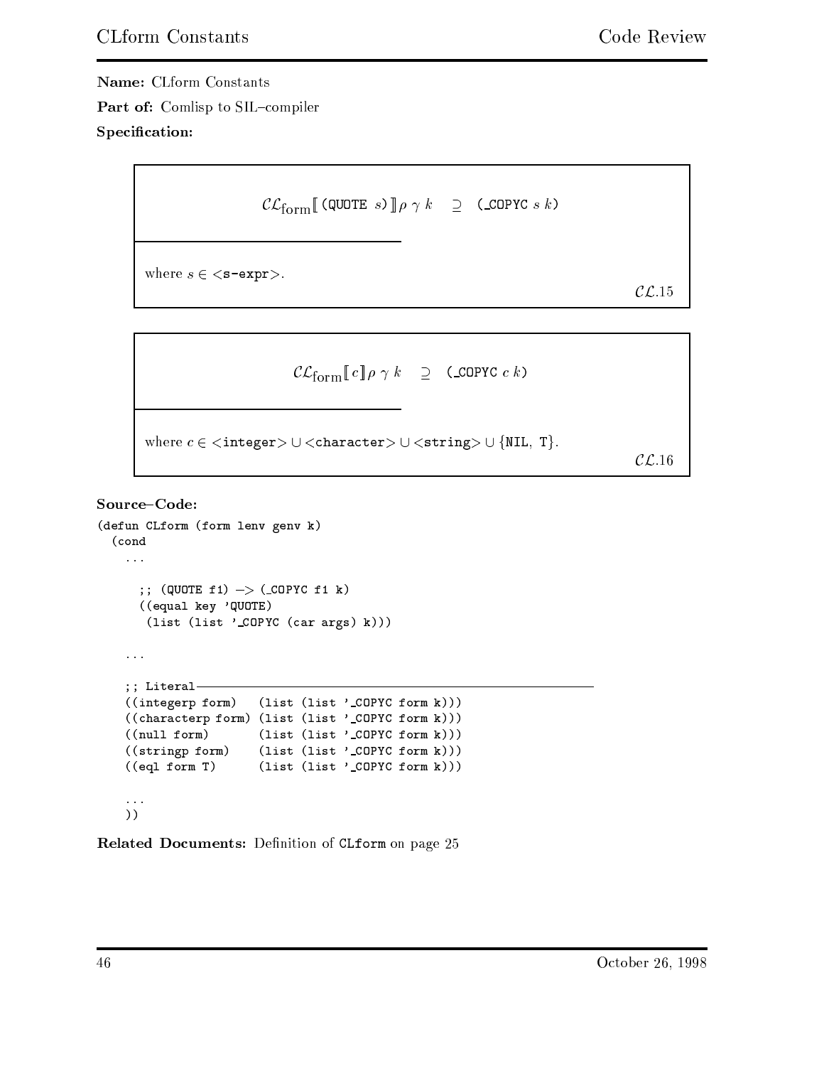**Name:** CLform Constants

**Part of:** Comlisp to SIL–compiler

**Specification:**

$$\mathcal{CL}_{\text{form}}[\![\texttt{(QUOTE } s\texttt{)}]\!] \rho\ \gamma\ k \quad \supseteq \quad \texttt{(\_COPYC } s\ k\texttt{)}$$

where $s \in$ <s-expr>.

$\mathcal{CL}.15$

$$\mathcal{CL}_{\text{form}}[\![c]\!] \rho\ \gamma\ k \quad \supseteq \quad \texttt{(\_COPYC } c\ k\texttt{)}$$

where $c \in$ <integer> $\cup$ <character> $\cup$ <string> $\cup$ {NIL, T}.

$\mathcal{CL}.16$

**Source–Code:**

```
(defun CLform (form lenv genv k)
  (cond
    ...

      ;; (QUOTE f1) -> (_COPYC f1 k)
      ((equal key 'QUOTE)
       (list (list '_COPYC (car args) k)))

    ...

    ;; Literal--------------------------------------------------------------
    ((integerp form)   (list (list '_COPYC form k)))
    ((characterp form) (list (list '_COPYC form k)))
    ((null form)       (list (list '_COPYC form k)))
    ((stringp form)    (list (list '_COPYC form k)))
    ((eql form T)      (list (list '_COPYC form k)))

    ...
    ))
```

**Related Documents:** Definition of CLform on page 25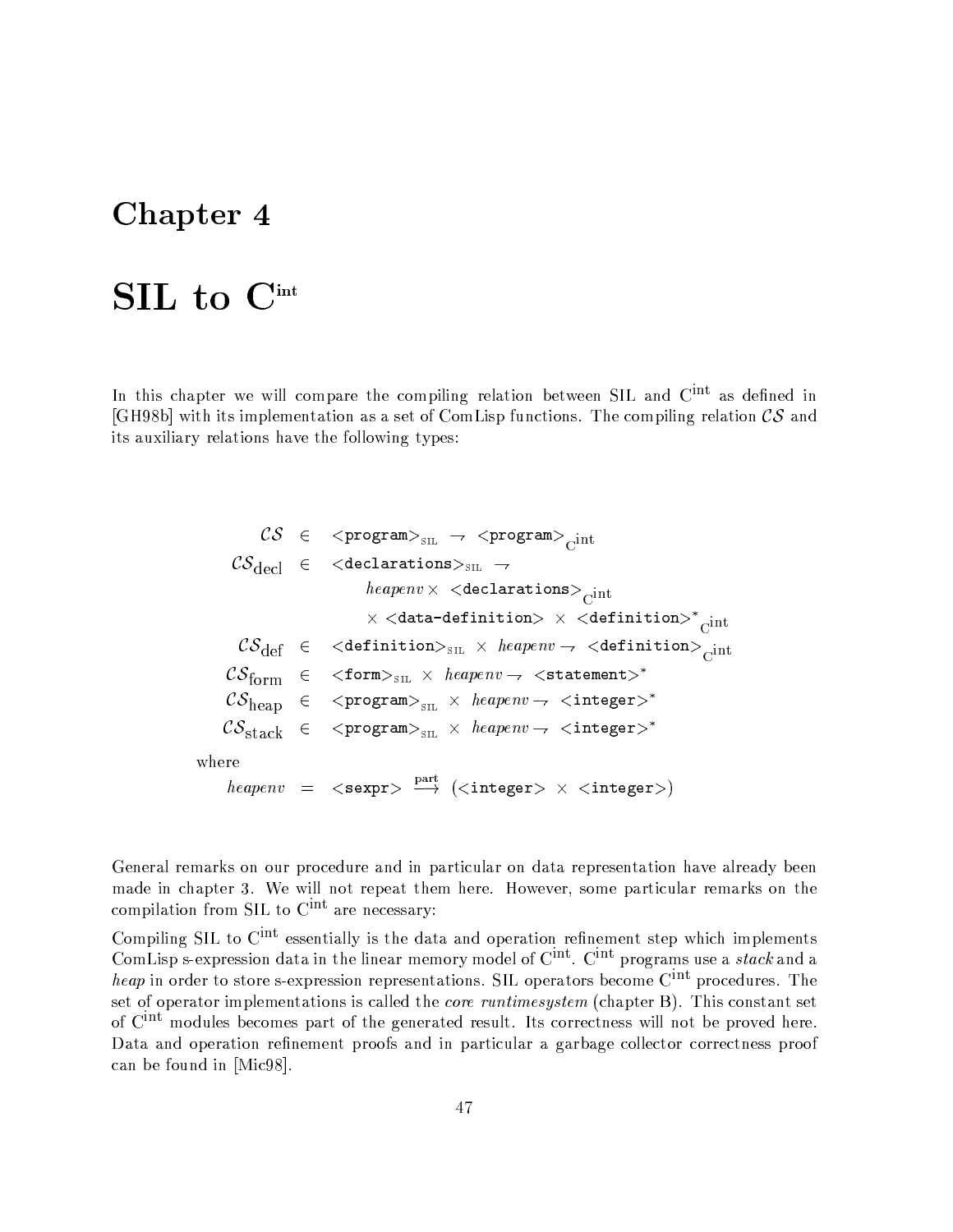# Chapter 4

# SIL to $C^{int}$

In this chapter we will compare the compiling relation between SIL and $C^{int}$ as defined in [GH98b] with its implementation as a set of ComLisp functions. The compiling relation $\mathcal{CS}$ and its auxiliary relations have the following types:

$$
\begin{array}{rcl}
\mathcal{CS} & \in & \texttt{<program>}_{\text{SIL}} \rightharpoonup \texttt{<program>}_{C^{int}} \\
\mathcal{CS}_{\text{decl}} & \in & \texttt{<declarations>}_{\text{SIL}} \rightharpoonup \\
 & & \quad \mathit{heapenv} \times \texttt{<declarations>}_{C^{int}} \\
 & & \quad \times \texttt{<data-definition>} \times \texttt{<definition>}^{*}_{C^{int}} \\
\mathcal{CS}_{\text{def}} & \in & \texttt{<definition>}_{\text{SIL}} \times \mathit{heapenv} \rightharpoonup \texttt{<definition>}_{C^{int}} \\
\mathcal{CS}_{\text{form}} & \in & \texttt{<form>}_{\text{SIL}} \times \mathit{heapenv} \rightharpoonup \texttt{<statement>}^{*} \\
\mathcal{CS}_{\text{heap}} & \in & \texttt{<program>}_{\text{SIL}} \times \mathit{heapenv} \rightharpoonup \texttt{<integer>}^{*} \\
\mathcal{CS}_{\text{stack}} & \in & \texttt{<program>}_{\text{SIL}} \times \mathit{heapenv} \rightharpoonup \texttt{<integer>}^{*}
\end{array}
$$

where

$$
\mathit{heapenv} = \texttt{<sexpr>} \xrightarrow{\text{part}} (\texttt{<integer>} \times \texttt{<integer>})
$$

General remarks on our procedure and in particular on data representation have already been made in chapter 3. We will not repeat them here. However, some particular remarks on the compilation from SIL to $C^{int}$ are necessary:

Compiling SIL to $C^{int}$ essentially is the data and operation refinement step which implements ComLisp s-expression data in the linear memory model of $C^{int}$. $C^{int}$ programs use a *stack* and a *heap* in order to store s-expression representations. SIL operators become $C^{int}$ procedures. The set of operator implementations is called the *core runtimesystem* (chapter B). This constant set of $C^{int}$ modules becomes part of the generated result. Its correctness will not be proved here. Data and operation refinement proofs and in particular a garbage collector correctness proof can be found in [Mic98].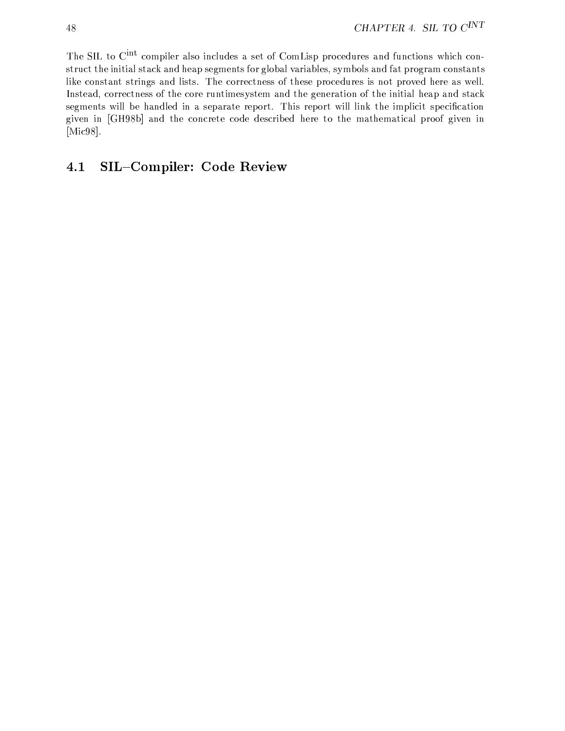The SIL to $C^{int}$ compiler also includes a set of ComLisp procedures and functions which construct the initial stack and heap segments for global variables, symbols and fat program constants like constant strings and lists. The correctness of these procedures is not proved here as well. Instead, correctness of the core runtimesystem and the generation of the initial heap and stack segments will be handled in a separate report. This report will link the implicit specification given in [GH98b] and the concrete code described here to the mathematical proof given in [Mic98].

## 4.1 SIL–Compiler: Code Review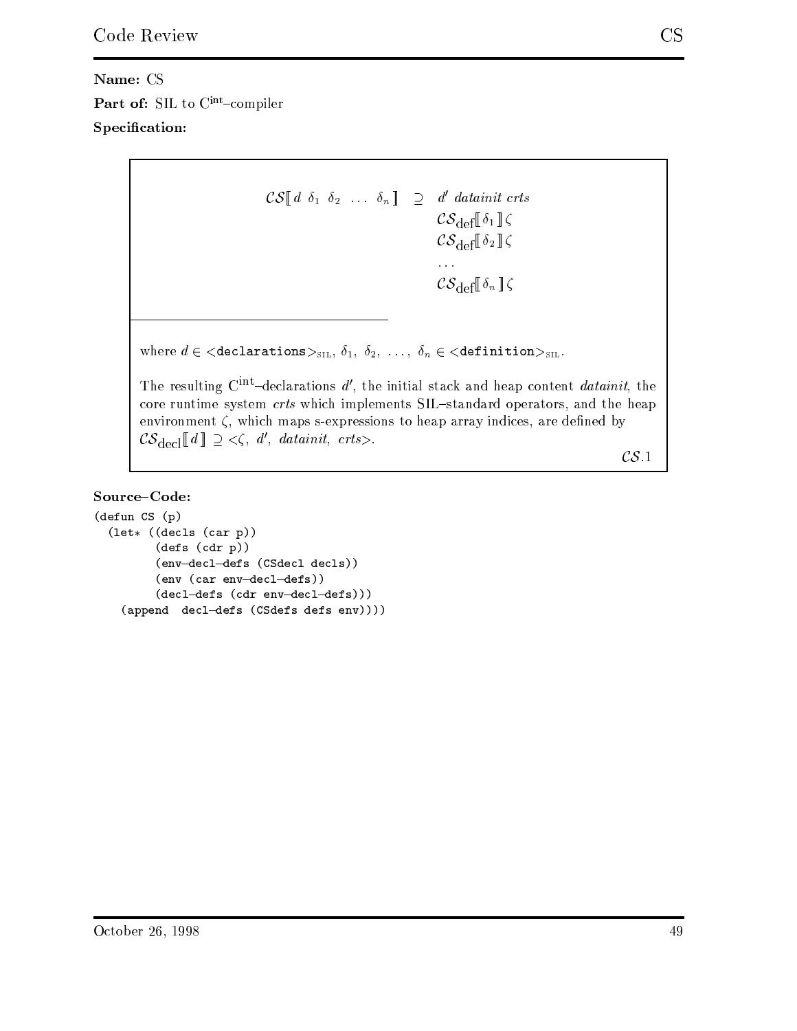**Name:** CS

**Part of:** SIL to $C^{int}$–compiler

**Specification:**

$$\mathcal{CS}[\![\, d\ \delta_1\ \delta_2\ \ldots\ \delta_n \,]\!] \ \supseteq\ \begin{array}{l} d'\ \mathit{datainit}\ \mathit{crts} \\ \mathcal{CS}_{\mathrm{def}}[\![\, \delta_1 \,]\!]\,\zeta \\ \mathcal{CS}_{\mathrm{def}}[\![\, \delta_2 \,]\!]\,\zeta \\ \ldots \\ \mathcal{CS}_{\mathrm{def}}[\![\, \delta_n \,]\!]\,\zeta \end{array}$$

---

where $d \in$ <declarations>$_{\text{SIL}}$, $\delta_1,\ \delta_2,\ \ldots,\ \delta_n \in$ <definition>$_{\text{SIL}}$.

The resulting $C^{int}$–declarations $d'$, the initial stack and heap content *datainit*, the core runtime system *crts* which implements SIL–standard operators, and the heap environment $\zeta$, which maps s-expressions to heap array indices, are defined by $\mathcal{CS}_{\mathrm{decl}}[\![\, d \,]\!] \supseteq <\zeta,\ d',\ \mathit{datainit},\ \mathit{crts}>$.

$\mathcal{CS}.1$

**Source–Code:**

```
(defun CS (p)
  (let* ((decls (car p))
         (defs (cdr p))
         (env-decl-defs (CSdecl decls))
         (env (car env-decl-defs))
         (decl-defs (cdr env-decl-defs)))
    (append  decl-defs (CSdefs defs env))))
```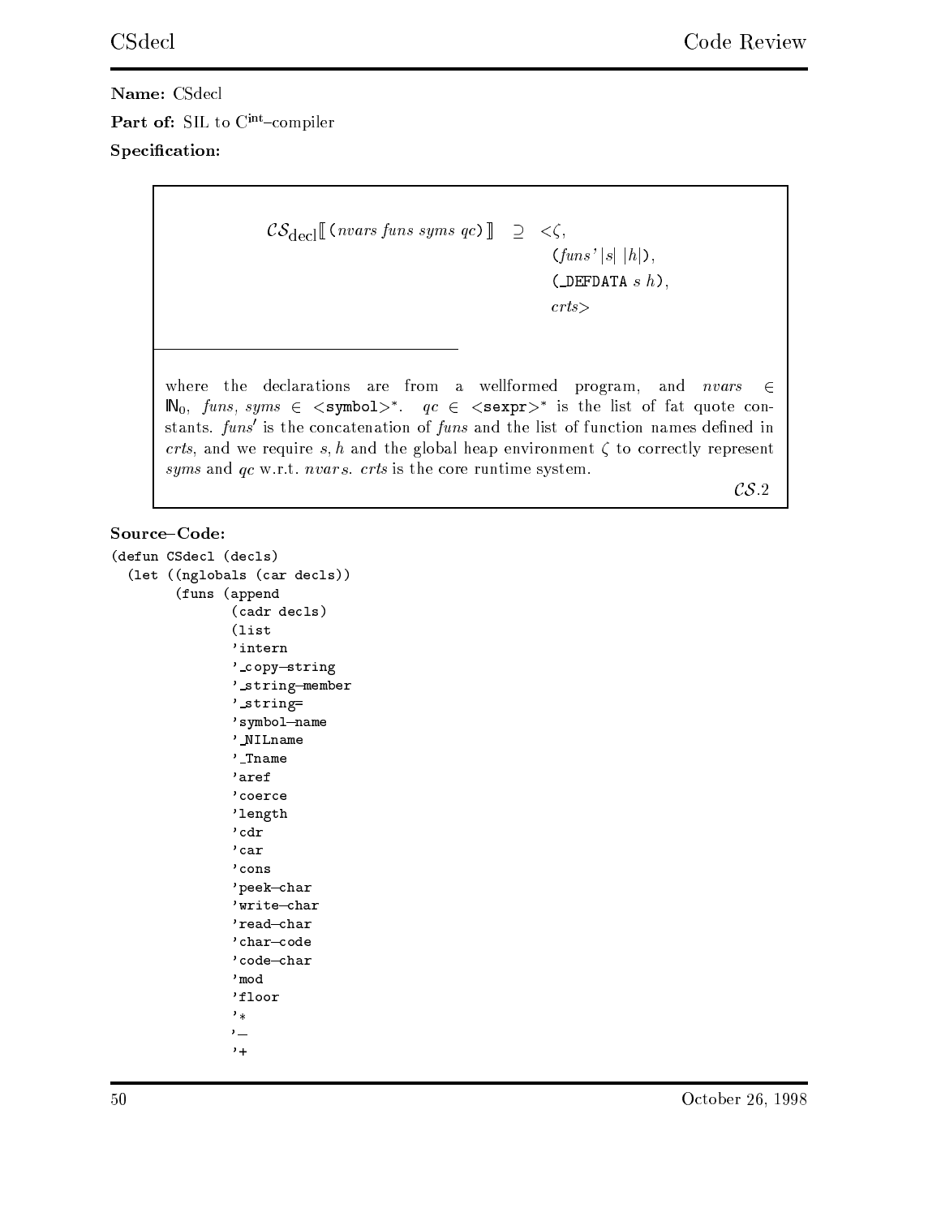**Name:** CSdecl

**Part of:** SIL to $C^{int}$–compiler

**Specification:**

$$\mathcal{CS}_{\text{decl}}[\![\,(\textit{nvars funs syms qc})\,]\!] \quad \supseteq \quad <\zeta,$$
$$(\textit{funs'}\,|s|\,|h|),$$
$$(\texttt{\_DEFDATA}\ s\ h),$$
$$\textit{crts}>$$

---

where the declarations are from a wellformed program, and $nvars \in \mathbb{N}_0$, *funs, syms* $\in$ <**symbol**>$^*$. $qc \in$ <**sexpr**>$^*$ is the list of fat quote constants. *funs'* is the concatenation of *funs* and the list of function names defined in *crts*, and we require $s, h$ and the global heap environment $\zeta$ to correctly represent *syms* and *qc* w.r.t. *nvars*. *crts* is the core runtime system.

$\mathcal{CS}.2$

**Source–Code:**

```
(defun CSdecl (decls)
  (let ((nglobals (car decls))
        (funs (append
               (cadr decls)
               (list
               'intern
               '_copy-string
               '_string-member
               '_string=
               'symbol-name
               '_NILname
               '_Tname
               'aref
               'coerce
               'length
               'cdr
               'car
               'cons
               'peek-char
               'write-char
               'read-char
               'char-code
               'code-char
               'mod
               'floor
               '*
               '-
               '+
```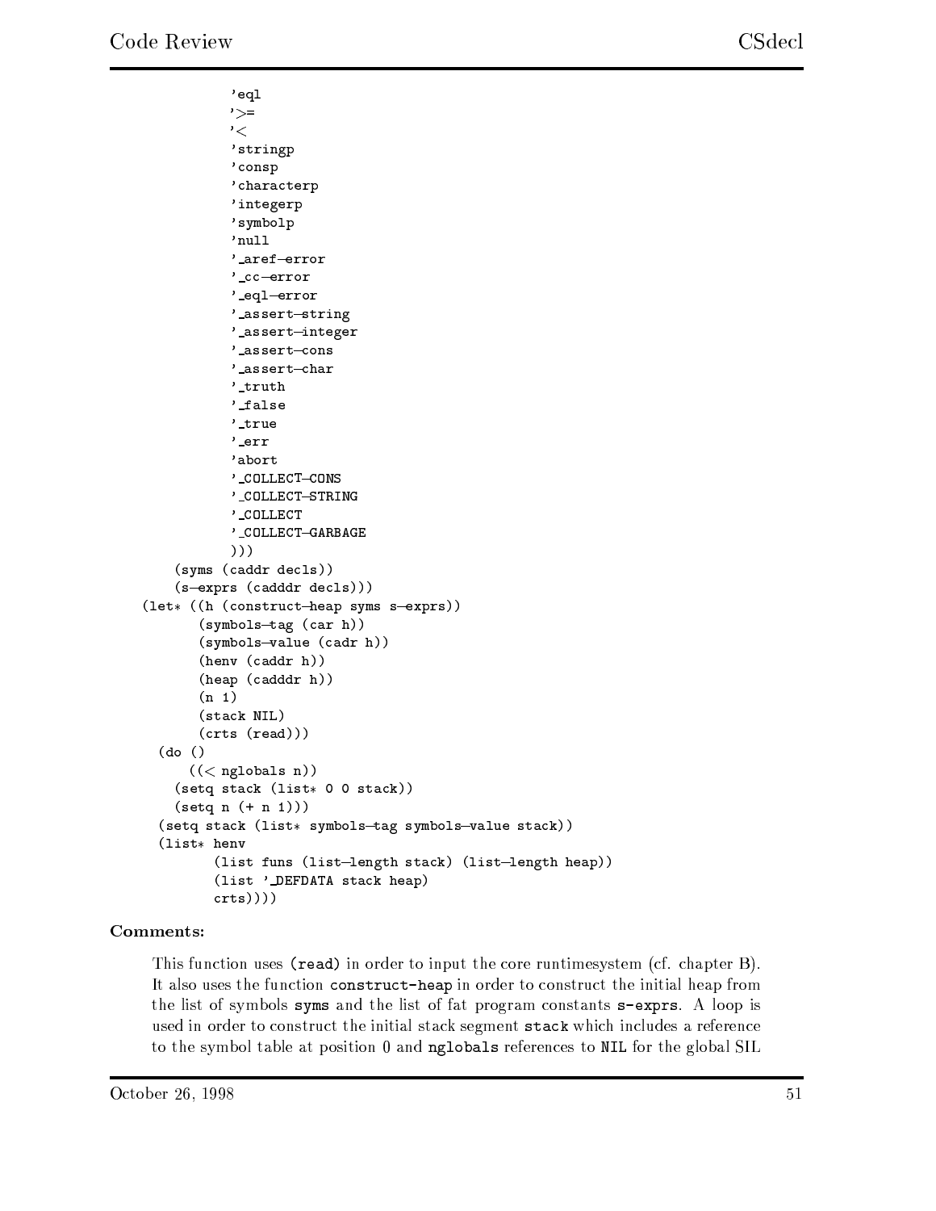```
           'eql
           '>=
           '<
           'stringp
           'consp
           'characterp
           'integerp
           'symbolp
           'null
           '_aref-error
           '_cc-error
           '_eql-error
           '_assert-string
           '_assert-integer
           '_assert-cons
           '_assert-char
           '_truth
           '_false
           '_true
           '_err
           'abort
           '_COLLECT-CONS
           '_COLLECT-STRING
           '_COLLECT
           '_COLLECT-GARBAGE
           )))
     (syms (caddr decls))
     (s-exprs (cadddr decls)))
  (let* ((h (construct-heap syms s-exprs))
         (symbols-tag (car h))
         (symbols-value (cadr h))
         (henv (caddr h))
         (heap (cadddr h))
         (n 1)
         (stack NIL)
         (crts (read)))
    (do ()
        ((< nglobals n))
      (setq stack (list* 0 0 stack))
      (setq n (+ n 1)))
    (setq stack (list* symbols-tag symbols-value stack))
    (list* henv
           (list funs (list-length stack) (list-length heap))
           (list '_DEFDATA stack heap)
           crts))))
```

**Comments:**

This function uses `(read)` in order to input the core runtimesystem (cf. chapter B). It also uses the function `construct-heap` in order to construct the initial heap from the list of symbols `syms` and the list of fat program constants `s-exprs`. A loop is used in order to construct the initial stack segment `stack` which includes a reference to the symbol table at position 0 and `nglobals` references to `NIL` for the global SIL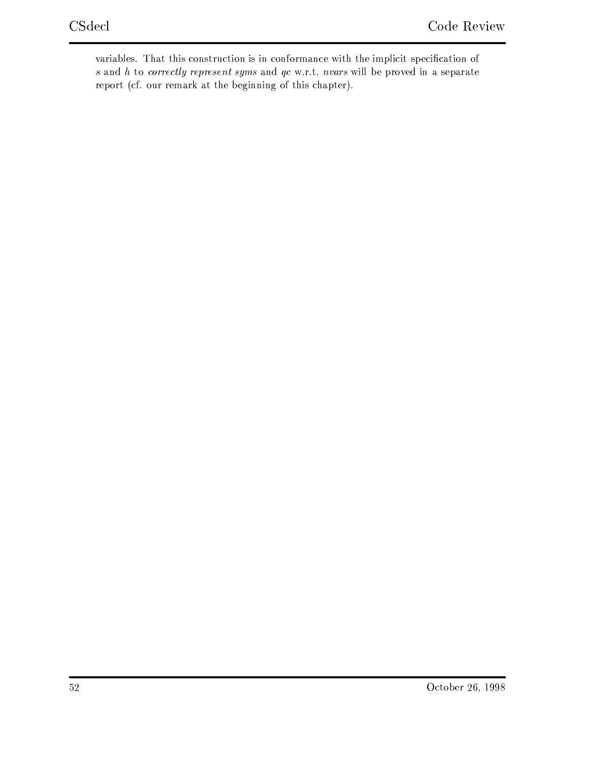variables. That this construction is in conformance with the implicit specification of $s$ and $h$ to *correctly represent syms* and *qc* w.r.t. *nvars* will be proved in a separate report (cf. our remark at the beginning of this chapter).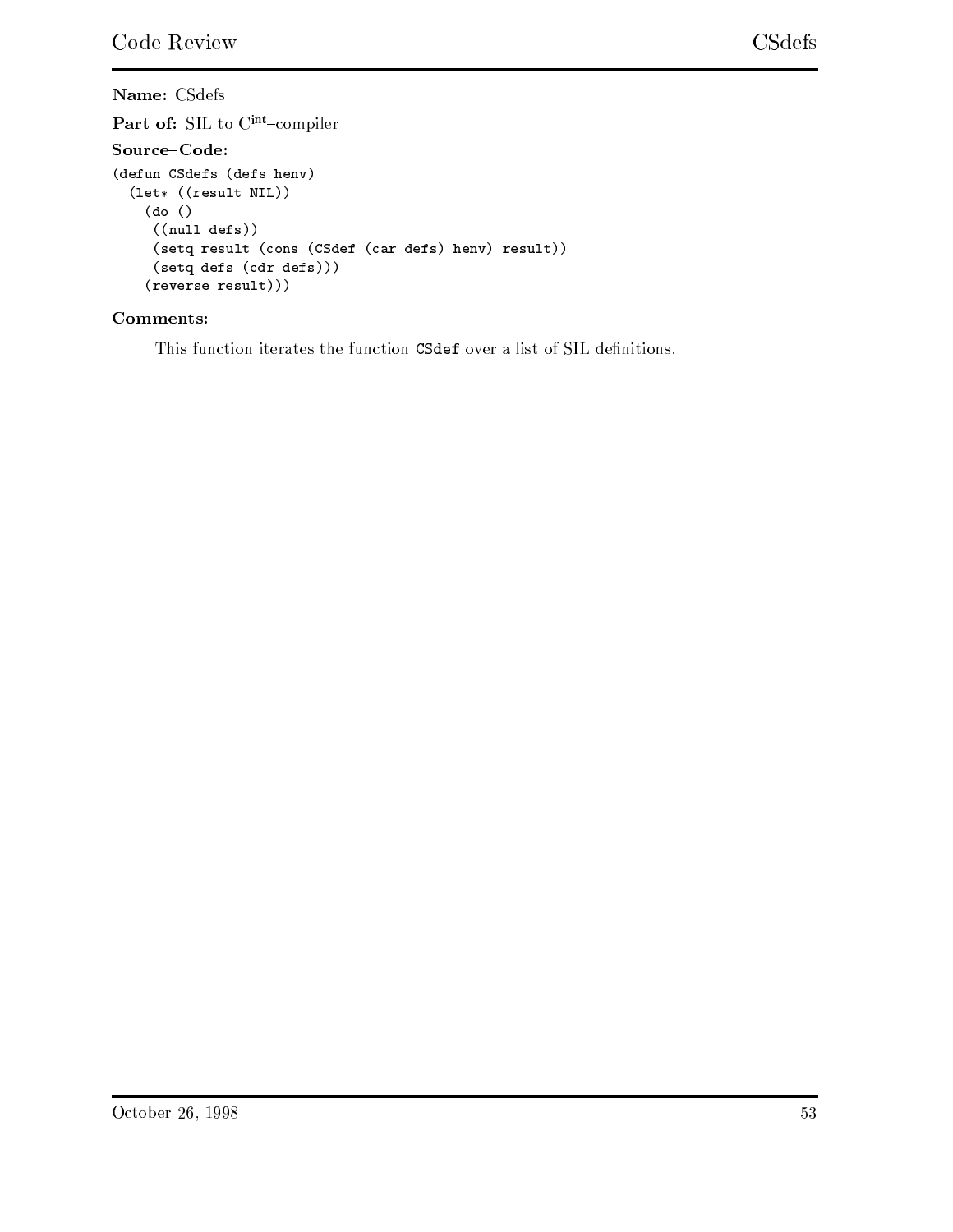**Name:** CSdefs

**Part of:** SIL to $C^{int}$–compiler

**Source–Code:**

```
(defun CSdefs (defs henv)
  (let* ((result NIL))
    (do ()
     ((null defs))
     (setq result (cons (CSdef (car defs) henv) result))
     (setq defs (cdr defs)))
    (reverse result)))
```

**Comments:**

This function iterates the function `CSdef` over a list of SIL definitions.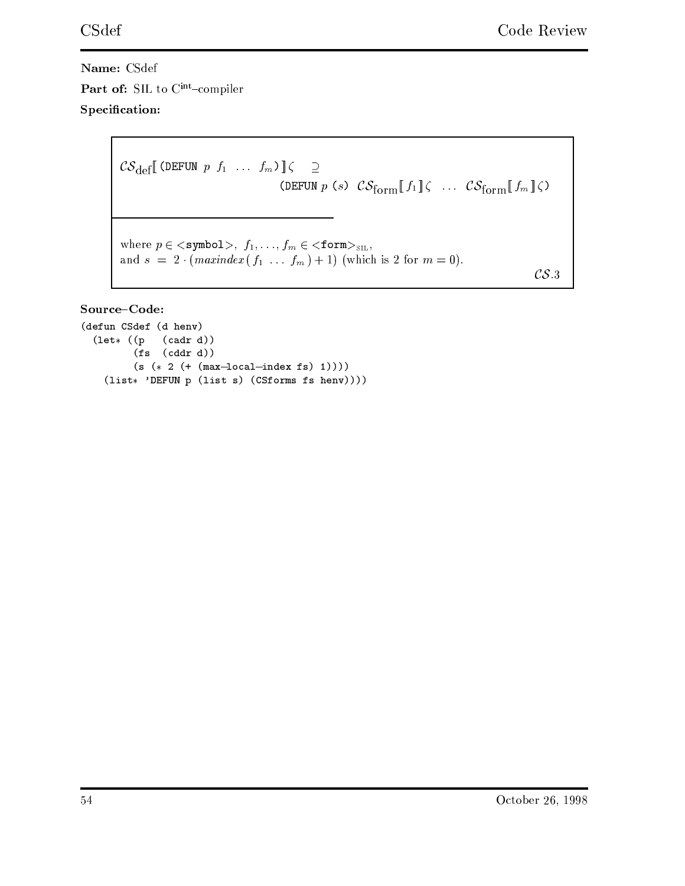**Name:** CSdef

**Part of:** SIL to $C^{\text{int}}$–compiler

**Specification:**

$$\mathcal{CS}_{\text{def}}[\![\texttt{(DEFUN}\ p\ f_1\ \ldots\ f_m\texttt{)}]\!]\zeta \quad \supseteq$$
$$\texttt{(DEFUN}\ p\ \texttt{(}s\texttt{)}\ \ \mathcal{CS}_{\text{form}}[\![f_1]\!]\zeta\ \ \ldots\ \ \mathcal{CS}_{\text{form}}[\![f_m]\!]\zeta\texttt{)}$$

---

where $p \in \texttt{<symbol>}$, $f_1, \ldots, f_m \in \texttt{<form>}_{\text{SIL}}$,
and $s = 2 \cdot (\mathit{maxindex}(f_1\ \ldots\ f_m) + 1)$ (which is 2 for $m = 0$).

$\mathcal{CS}.3$

**Source–Code:**

```
(defun CSdef (d henv)
  (let* ((p   (cadr d))
         (fs  (cddr d))
         (s (* 2 (+ (max-local-index fs) 1))))
    (list* 'DEFUN p (list s) (CSforms fs henv))))
```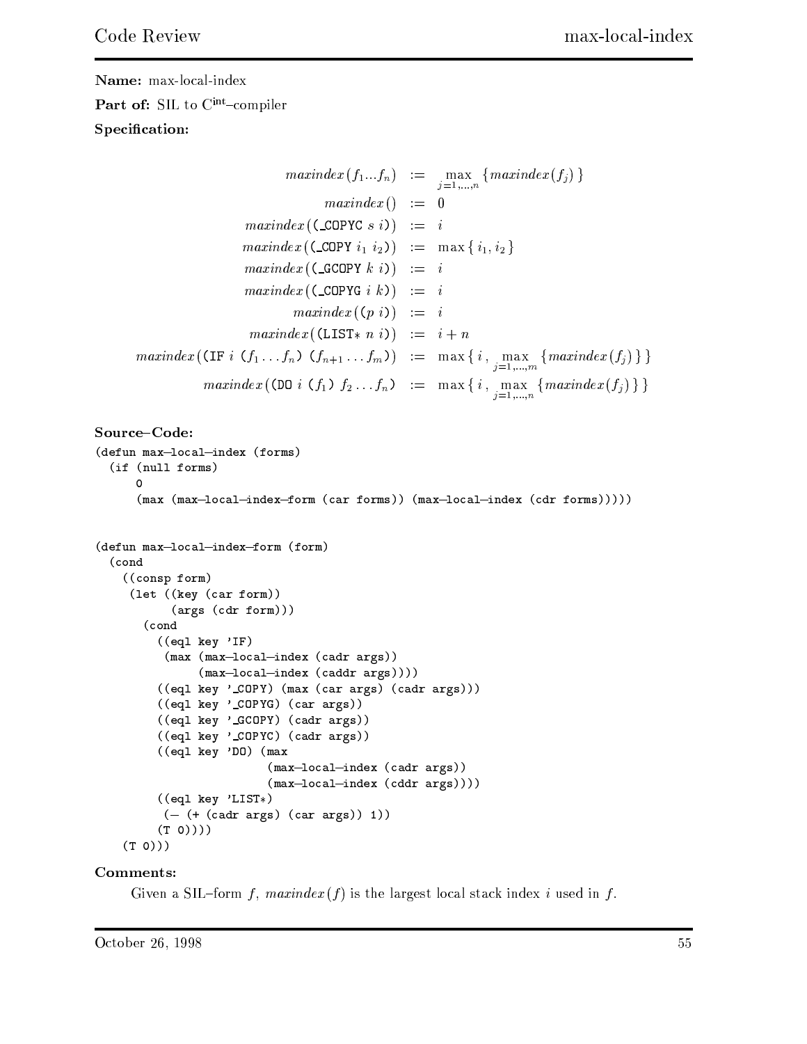**Name:** max-local-index

**Part of:** SIL to $\mathrm{C}^{\mathrm{int}}$–compiler

**Specification:**

$$
\begin{aligned}
maxindex(f_1 ... f_n) &:= \max_{j=1,...,n} \{ maxindex(f_j) \} \\
maxindex() &:= 0 \\
maxindex((\texttt{\_COPYC}\ s\ i)) &:= i \\
maxindex((\texttt{\_COPY}\ i_1\ i_2)) &:= \max\{ i_1, i_2 \} \\
maxindex((\texttt{\_GCOPY}\ k\ i)) &:= i \\
maxindex((\texttt{\_COPYG}\ i\ k)) &:= i \\
maxindex((p\ i)) &:= i \\
maxindex((\texttt{LIST*}\ n\ i)) &:= i + n \\
maxindex((\texttt{IF}\ i\ (f_1 \ldots f_n)\ (f_{n+1} \ldots f_m)) &:= \max\{ i, \max_{j=1,...,m} \{ maxindex(f_j) \} \} \\
maxindex((\texttt{DO}\ i\ (f_1)\ f_2 \ldots f_n) &:= \max\{ i, \max_{j=1,...,n} \{ maxindex(f_j) \} \}
\end{aligned}
$$

**Source–Code:**

```
(defun max-local-index (forms)
  (if (null forms)
      0
      (max (max-local-index-form (car forms)) (max-local-index (cdr forms)))))


(defun max-local-index-form (form)
  (cond
    ((consp form)
     (let ((key (car form))
           (args (cdr form)))
       (cond
         ((eql key 'IF)
          (max (max-local-index (cadr args))
               (max-local-index (caddr args))))
         ((eql key '_COPY) (max (car args) (cadr args)))
         ((eql key '_COPYG) (car args))
         ((eql key '_GCOPY) (cadr args))
         ((eql key '_COPYC) (cadr args))
         ((eql key 'DO) (max
                          (max-local-index (cadr args))
                          (max-local-index (cddr args))))
         ((eql key 'LIST*)
          (- (+ (cadr args) (car args)) 1))
         (T 0))))
    (T 0)))
```

**Comments:**

Given a SIL–form $f$, $maxindex(f)$ is the largest local stack index $i$ used in $f$.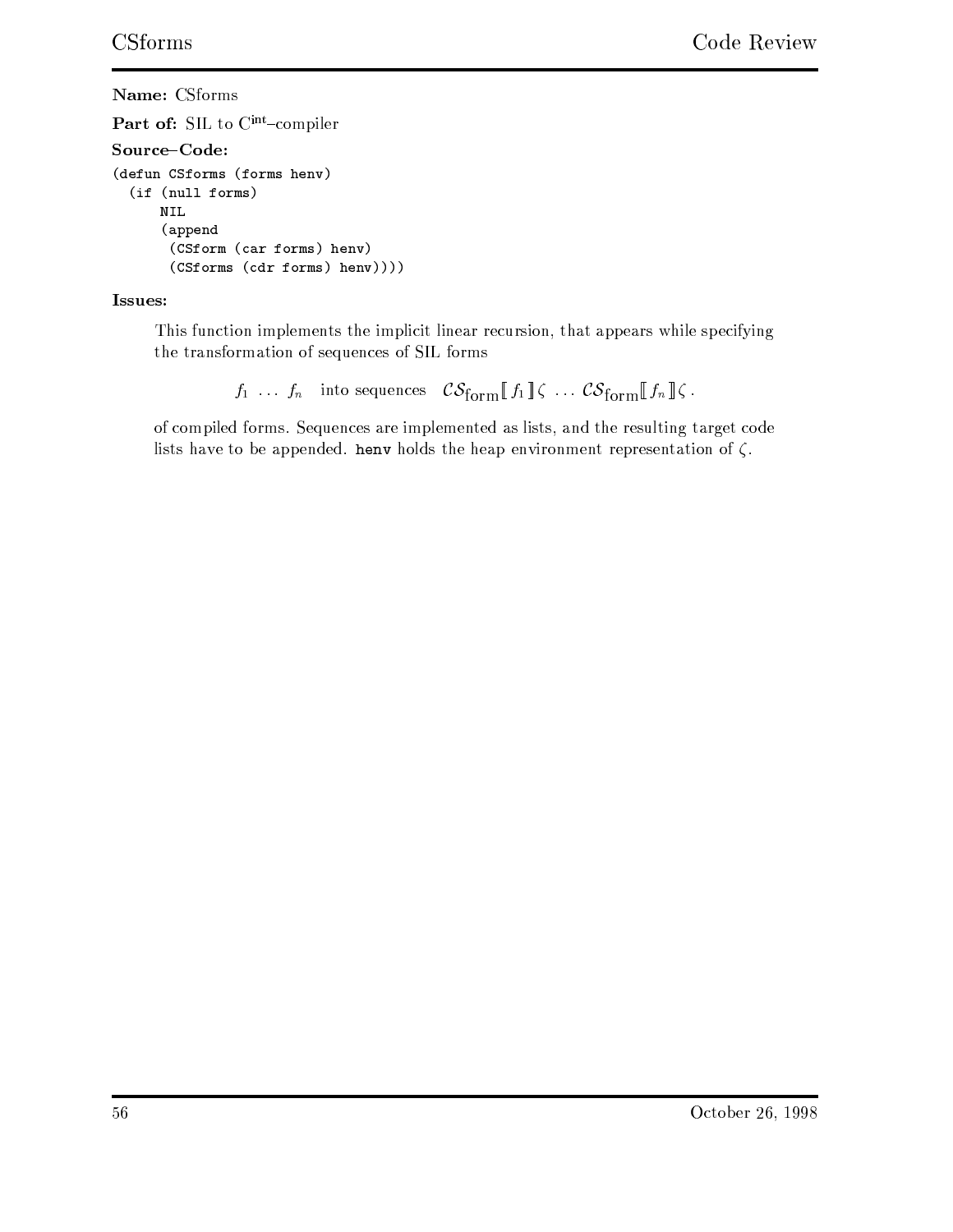**Name:** CSforms

**Part of:** SIL to $C^{int}$–compiler

**Source–Code:**

```
(defun CSforms (forms henv)
  (if (null forms)
      NIL
      (append
       (CSform (car forms) henv)
       (CSforms (cdr forms) henv))))
```

**Issues:**

This function implements the implicit linear recursion, that appears while specifying the transformation of sequences of SIL forms

$$f_1 \; \ldots \; f_n \quad \text{into sequences} \quad \mathcal{CS}_{\text{form}}[\![\, f_1 \,]\!]\, \zeta \; \ldots \; \mathcal{CS}_{\text{form}}[\![\, f_n \,]\!]\, \zeta\,.$$

of compiled forms. Sequences are implemented as lists, and the resulting target code lists have to be appended. **henv** holds the heap environment representation of $\zeta$.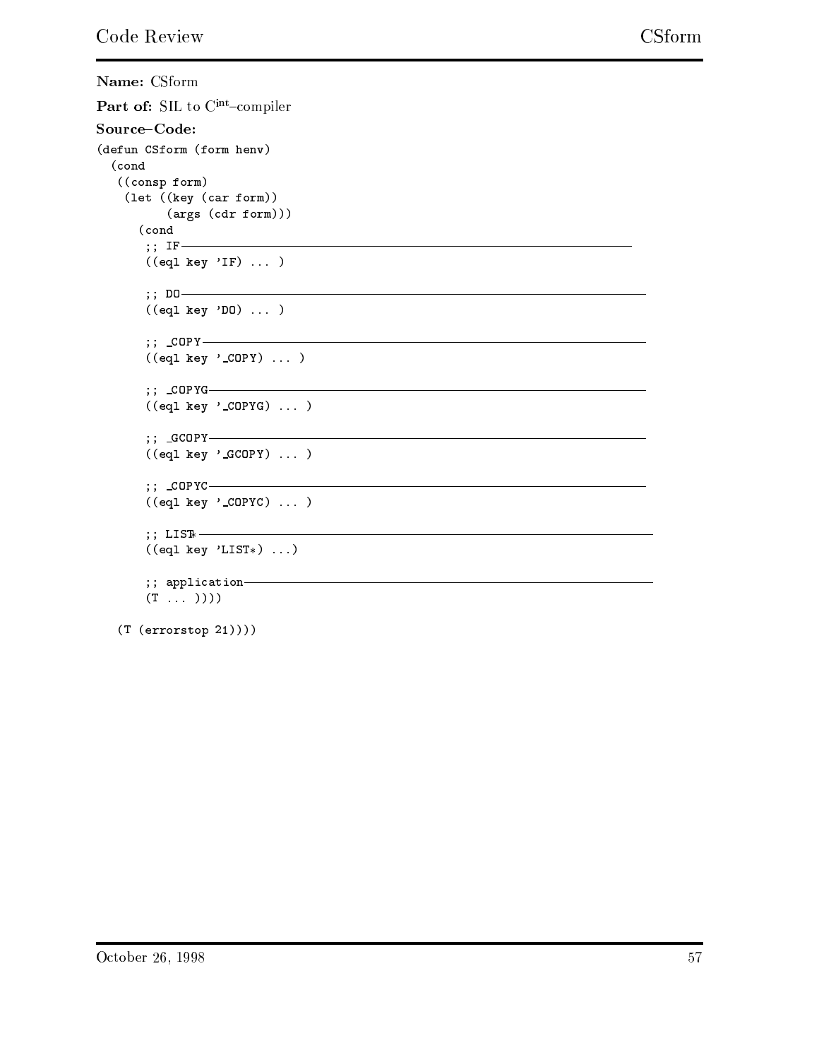**Name:** CSform

**Part of:** SIL to $C^{int}$–compiler

**Source–Code:**

```
(defun CSform (form henv)
  (cond
   ((consp form)
    (let ((key (car form))
          (args (cdr form)))
      (cond
       ;; IF----------------------------------------------------------------
       ((eql key 'IF) ... )

       ;; DO----------------------------------------------------------------
       ((eql key 'DO) ... )

       ;; _COPY-------------------------------------------------------------
       ((eql key '_COPY) ... )

       ;; _COPYG------------------------------------------------------------
       ((eql key '_COPYG) ... )

       ;; _GCOPY------------------------------------------------------------
       ((eql key '_GCOPY) ... )

       ;; _COPYC------------------------------------------------------------
       ((eql key '_COPYC) ... )

       ;; LIST*-------------------------------------------------------------
       ((eql key 'LIST*) ...)

       ;; application-------------------------------------------------------
       (T ... ))))

   (T (errorstop 21))))
```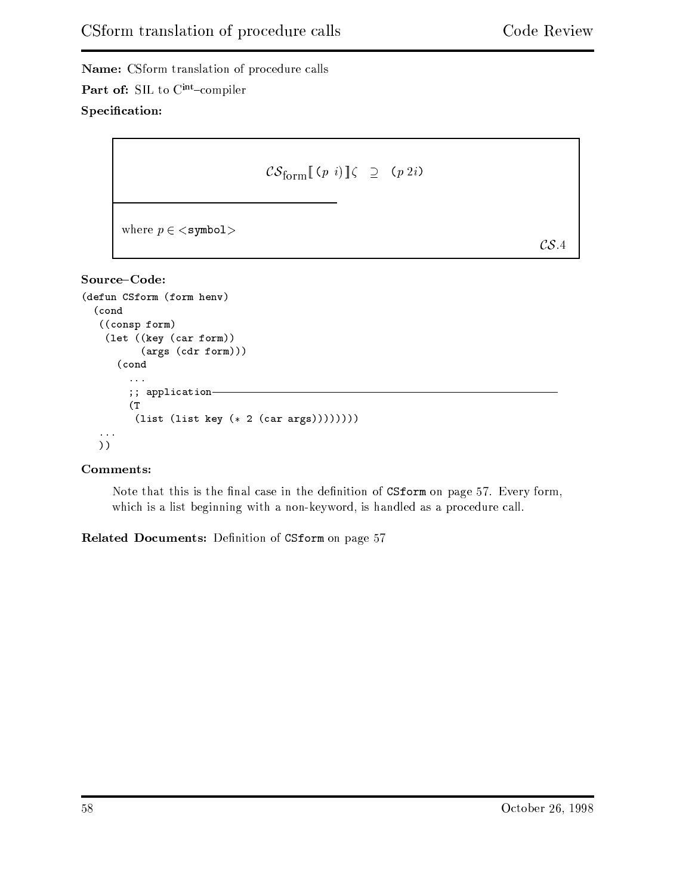**Name:** CSform translation of procedure calls

**Part of:** SIL to C$^{\text{int}}$–compiler

**Specification:**

$$\mathcal{CS}_{\text{form}}[\![\,(p\;\;i)\,]\!]\zeta \quad \supseteq \quad (p\;2i)$$

where $p \in$ <symbol>

$\mathcal{CS}.4$

**Source–Code:**

```
(defun CSform (form henv)
  (cond
   ((consp form)
    (let ((key (car form))
          (args (cdr form)))
      (cond
        ...
        ;; application———————————————————————————————————————————
        (T
         (list (list key (* 2 (car args))))))))
   ...
   ))
```

**Comments:**

Note that this is the final case in the definition of CSform on page 57. Every form, which is a list beginning with a non-keyword, is handled as a procedure call.

**Related Documents:** Definition of CSform on page 57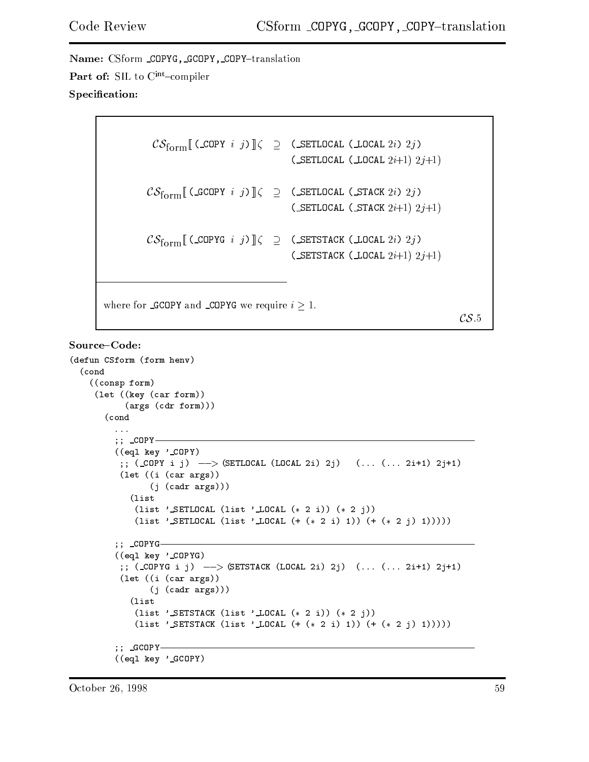**Name:** CSform _COPYG, _GCOPY, _COPY–translation

**Part of:** SIL to $C^{int}$–compiler

**Specification:**

$$\mathcal{CS}_{\text{form}}[\![\texttt{(\_COPY } i\ j\texttt{)}]\!]\zeta \supseteq \texttt{(\_SETLOCAL (\_LOCAL } 2i\texttt{) } 2j\texttt{)}$$
$$\texttt{(\_SETLOCAL (\_LOCAL } 2i{+}1\texttt{) } 2j{+}1\texttt{)}$$

$$\mathcal{CS}_{\text{form}}[\![\texttt{(\_GCOPY } i\ j\texttt{)}]\!]\zeta \supseteq \texttt{(\_SETLOCAL (\_STACK } 2i\texttt{) } 2j\texttt{)}$$
$$\texttt{(\_SETLOCAL (\_STACK } 2i{+}1\texttt{) } 2j{+}1\texttt{)}$$

$$\mathcal{CS}_{\text{form}}[\![\texttt{(\_COPYG } i\ j\texttt{)}]\!]\zeta \supseteq \texttt{(\_SETSTACK (\_LOCAL } 2i\texttt{) } 2j\texttt{)}$$
$$\texttt{(\_SETSTACK (\_LOCAL } 2i{+}1\texttt{) } 2j{+}1\texttt{)}$$

---

where for _GCOPY and _COPYG we require $i \geq 1$.

$\mathcal{CS}.5$

**Source–Code:**

```
(defun CSform (form henv)
  (cond
   ((consp form)
    (let ((key (car form))
          (args (cdr form)))
      (cond
        ...
        ;; _COPY ---------------------------------------------------------------
        ((eql key '_COPY)
         ;; (_COPY i j) --> (SETLOCAL (LOCAL 2i) 2j)   (... (... 2i+1) 2j+1)
         (let ((i (car args))
               (j (cadr args)))
           (list
            (list '_SETLOCAL (list '_LOCAL (* 2 i)) (* 2 j))
            (list '_SETLOCAL (list '_LOCAL (+ (* 2 i) 1)) (+ (* 2 j) 1)))))

        ;; _COPYG --------------------------------------------------------------
        ((eql key '_COPYG)
         ;; (_COPYG i j) --> (SETSTACK (LOCAL 2i) 2j)  (... (... 2i+1) 2j+1)
         (let ((i (car args))
               (j (cadr args)))
           (list
            (list '_SETSTACK (list '_LOCAL (* 2 i)) (* 2 j))
            (list '_SETSTACK (list '_LOCAL (+ (* 2 i) 1)) (+ (* 2 j) 1)))))

        ;; _GCOPY --------------------------------------------------------------
        ((eql key '_GCOPY)
```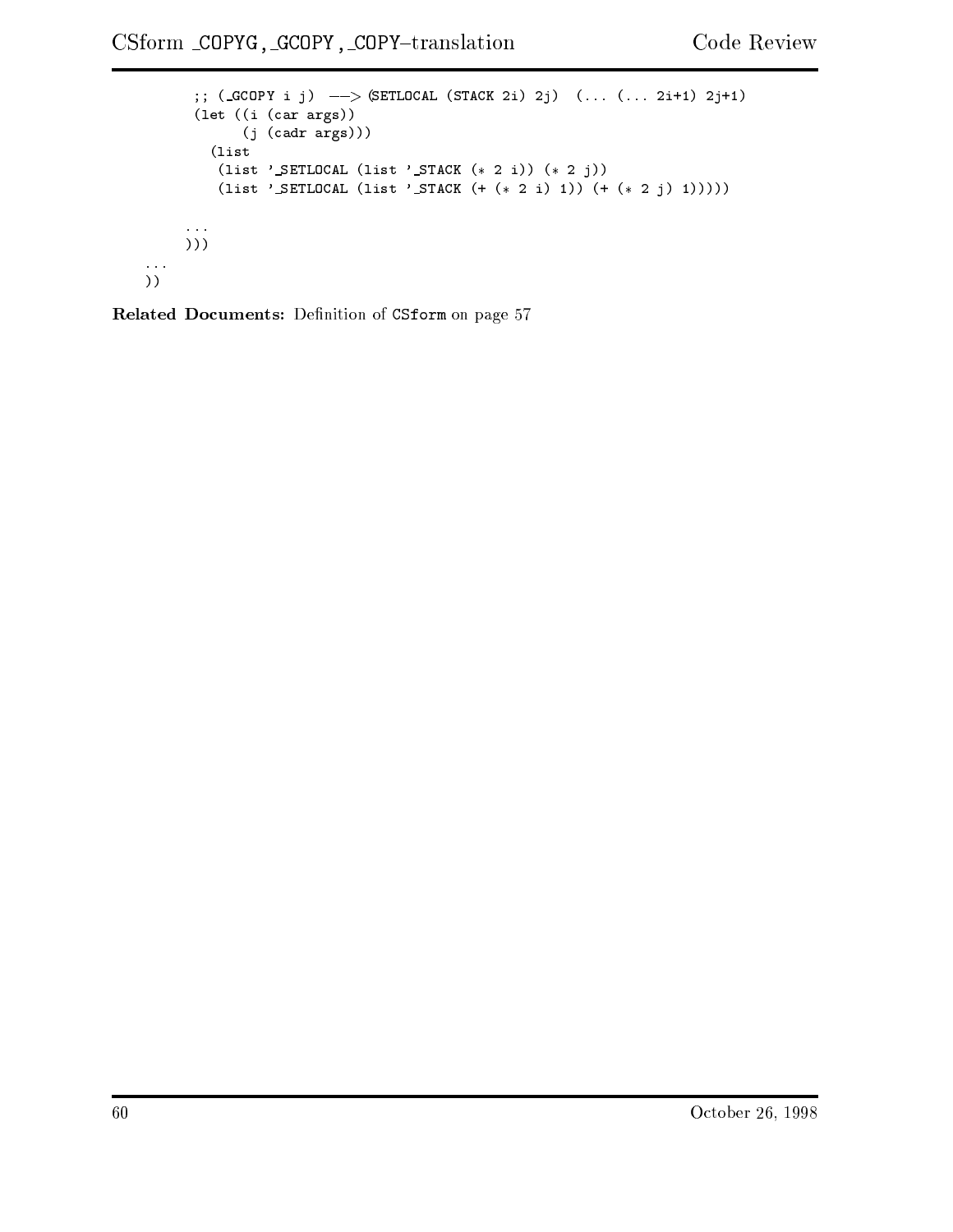```
        ;; (_GCOPY i j)  --> (SETLOCAL (STACK 2i) 2j)  (... (... 2i+1) 2j+1)
        (let ((i (car args))
              (j (cadr args)))
          (list
           (list '_SETLOCAL (list '_STACK (* 2 i)) (* 2 j))
           (list '_SETLOCAL (list '_STACK (+ (* 2 i) 1)) (+ (* 2 j) 1)))))

       ...
       )))
   ...
   ))
```

**Related Documents:** Definition of `CSform` on page 57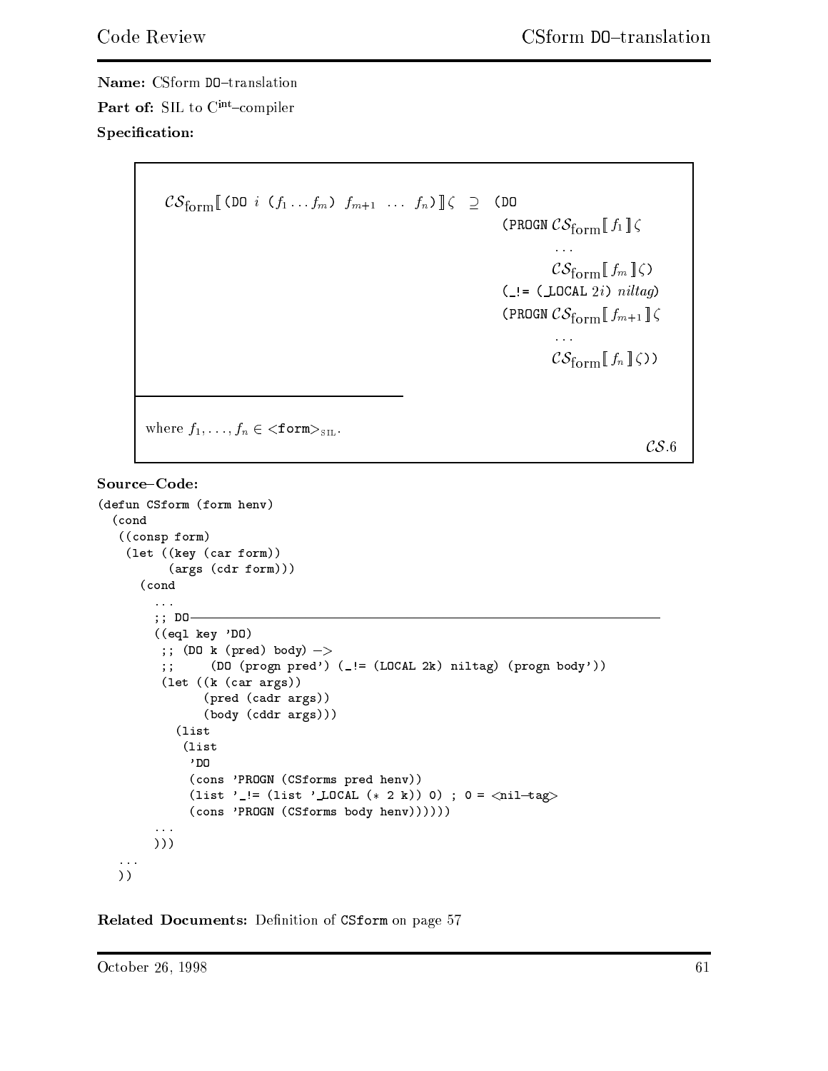**Name:** CSform DO–translation

**Part of:** SIL to $C^{int}$–compiler

**Specification:**

$$\mathcal{CS}_{\text{form}}[\![ \texttt{(DO } i \texttt{ (} f_1 \ldots f_m \texttt{)} \; f_{m+1} \; \ldots \; f_n \texttt{)} ]\!] \zeta \;\supseteq\; \begin{array}{l} \texttt{(DO} \\ \quad \texttt{(PROGN } \mathcal{CS}_{\text{form}}[\![ f_1 ]\!] \zeta \\ \qquad \ldots \\ \qquad \mathcal{CS}_{\text{form}}[\![ f_m ]\!] \zeta \texttt{)} \\ \quad \texttt{(\_!= (\_LOCAL } 2i\texttt{)} \; \textit{niltag}\texttt{)} \\ \quad \texttt{(PROGN } \mathcal{CS}_{\text{form}}[\![ f_{m+1} ]\!] \zeta \\ \qquad \ldots \\ \qquad \mathcal{CS}_{\text{form}}[\![ f_n ]\!] \zeta \texttt{))} \end{array}$$

where $f_1, \ldots, f_n \in$ <`form`>$_{\text{SIL}}$.

$\mathcal{CS}.6$

**Source–Code:**

```
(defun CSform (form henv)
  (cond
   ((consp form)
    (let ((key (car form))
          (args (cdr form)))
      (cond
        ...
        ;; DO---------------------------------------------------------
        ((eql key 'DO)
         ;; (DO k (pred) body) ->
         ;;     (DO (progn pred') (_!= (LOCAL 2k) niltag) (progn body'))
         (let ((k (car args))
               (pred (cadr args))
               (body (cddr args)))
           (list
            (list
             'DO
             (cons 'PROGN (CSforms pred henv))
             (list '_!= (list '_LOCAL (* 2 k)) 0) ; 0 = <nil-tag>
             (cons 'PROGN (CSforms body henv))))))
        ...
        )))
   ...
   ))
```

**Related Documents:** Definition of `CSform` on page 57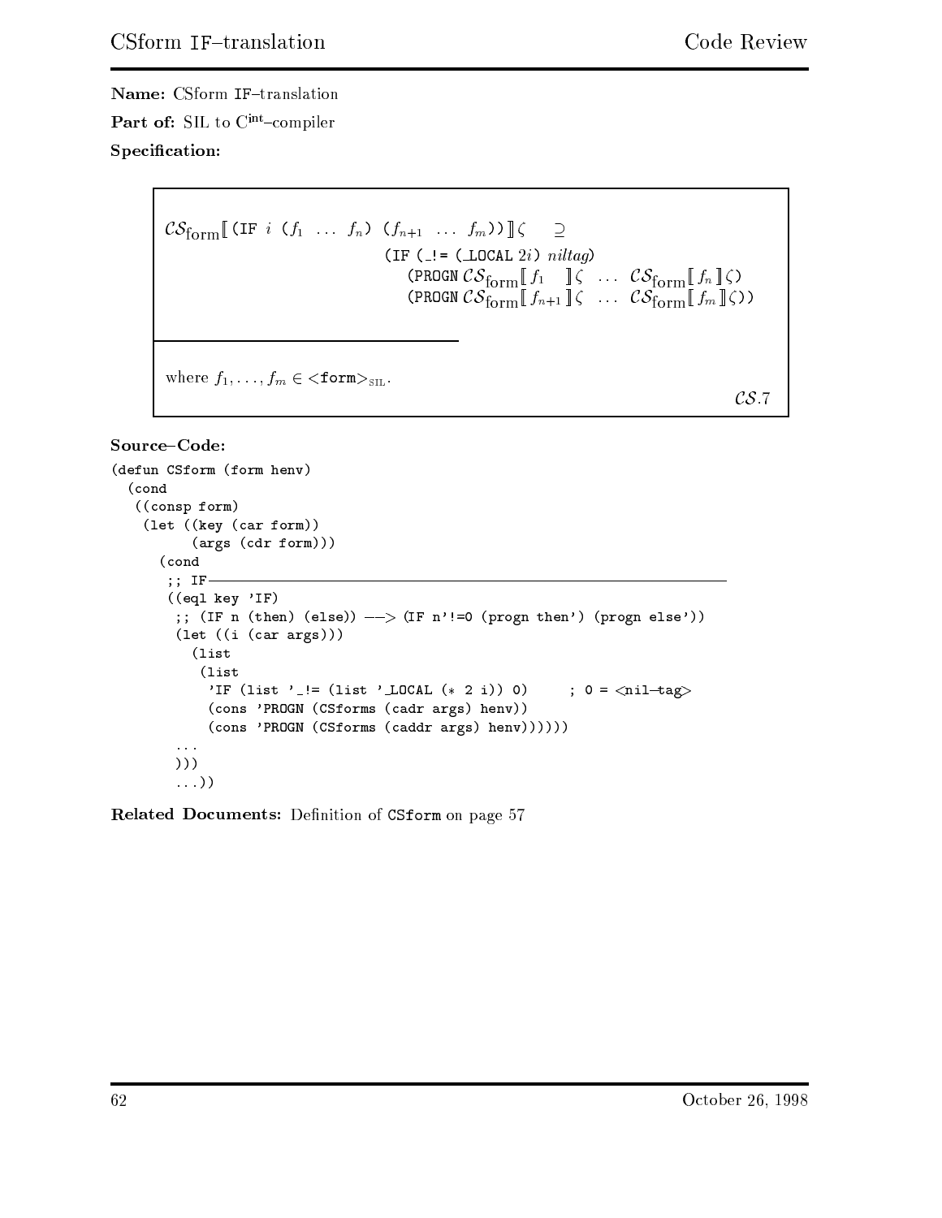**Name:** CSform IF–translation

**Part of:** SIL to C$^{\text{int}}$–compiler

**Specification:**

$$\mathcal{CS}_{\text{form}}[\![ \texttt{(IF } i \texttt{ (} f_1 \ \ldots \ f_n \texttt{) (} f_{n+1} \ \ldots \ f_m \texttt{))} ]\!] \zeta \quad \supseteq$$
$$\texttt{(IF (\_!= (\_LOCAL } 2i\texttt{) } \mathit{niltag}\texttt{)}$$
$$\texttt{(PROGN } \mathcal{CS}_{\text{form}}[\![ f_1 ]\!]\zeta \ \ldots \ \mathcal{CS}_{\text{form}}[\![ f_n ]\!]\zeta\texttt{)}$$
$$\texttt{(PROGN } \mathcal{CS}_{\text{form}}[\![ f_{n+1} ]\!]\zeta \ \ldots \ \mathcal{CS}_{\text{form}}[\![ f_m ]\!]\zeta\texttt{))}$$

---

where $f_1, \ldots, f_m \in$ <form>$_{\text{SIL}}$.

$\mathcal{CS}.7$

**Source–Code:**

```
(defun CSform (form henv)
  (cond
   ((consp form)
    (let ((key (car form))
          (args (cdr form)))
      (cond
       ;; IF-----------------------------------------------------------------
       ((eql key 'IF)
        ;; (IF n (then) (else)) --> (IF n'!=0 (progn then') (progn else'))
        (let ((i (car args)))
          (list
           (list
            'IF (list '_!= (list '_LOCAL (* 2 i)) 0)      ; 0 = <nil-tag>
            (cons 'PROGN (CSforms (cadr args) henv))
            (cons 'PROGN (CSforms (caddr args) henv))))))
        ...
        )))
        ...))
```

**Related Documents:** Definition of CSform on page 57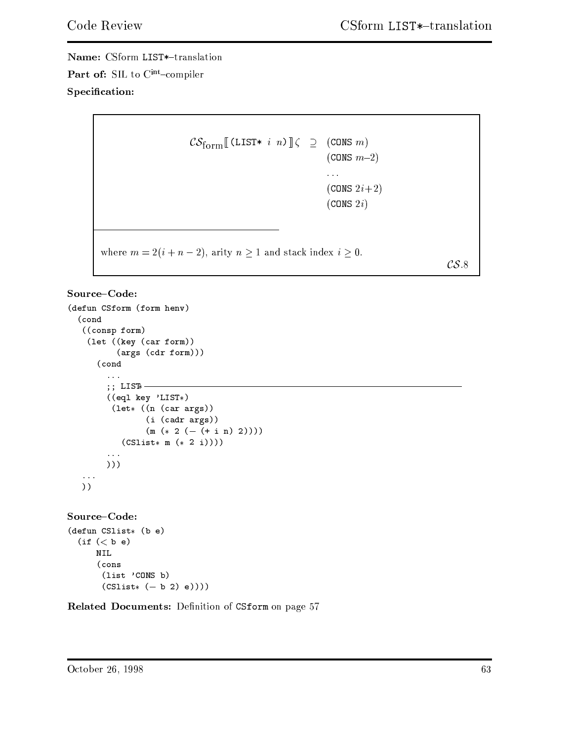**Name:** CSform `LIST*`–translation

**Part of:** SIL to $C^{\text{int}}$–compiler

**Specification:**

$$\mathcal{CS}_{\text{form}}[\![\,(\texttt{LIST*}\ i\ \ n)\,]\!]\zeta \ \supseteq \ \begin{array}{l}(\texttt{CONS}\ m)\\(\texttt{CONS}\ m\text{–}2)\\\ldots\\(\texttt{CONS}\ 2i{+}2)\\(\texttt{CONS}\ 2i)\end{array}$$

where $m = 2(i + n - 2)$, arity $n \geq 1$ and stack index $i \geq 0$.

$\mathcal{CS}.8$

**Source–Code:**

```
(defun CSform (form henv)
  (cond
   ((consp form)
    (let ((key (car form))
          (args (cdr form)))
      (cond
        ...
        ;; LIST* ----------------------------------------------------------------
        ((eql key 'LIST*)
         (let* ((n (car args))
                (i (cadr args))
                (m (* 2 (- (+ i n) 2))))
           (CSlist* m (* 2 i))))
        ...
        )))
   ...
   ))
```

**Source–Code:**

```
(defun CSlist* (b e)
  (if (< b e)
      NIL
      (cons
       (list 'CONS b)
       (CSlist* (- b 2) e))))
```

**Related Documents:** Definition of `CSform` on page 57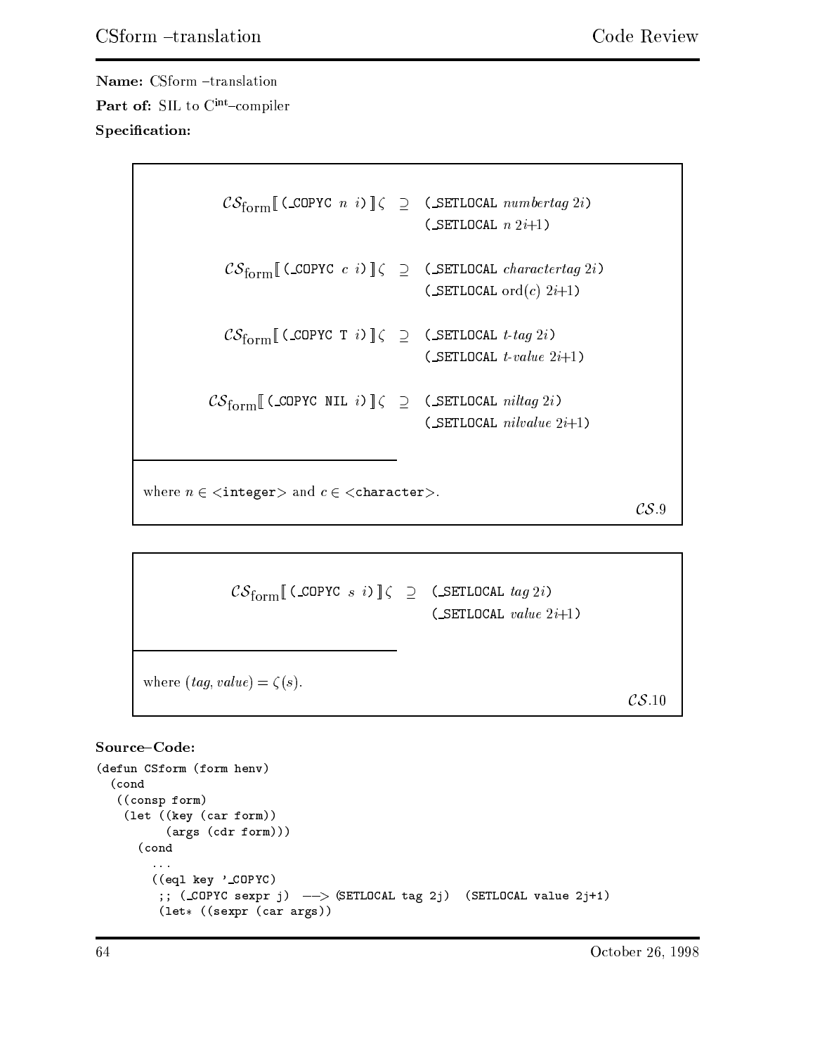**Name:** CSform –translation

**Part of:** SIL to $C^{int}$–compiler

**Specification:**

$$\mathcal{CS}_{\text{form}}[\![\, \texttt{(\_COPYC } n \ i\texttt{)} \,]\!]\zeta \ \supseteq \ \texttt{(\_SETLOCAL } \textit{numbertag} \ 2i\texttt{)} \ \texttt{(\_SETLOCAL } n \ 2i{+}1\texttt{)}$$

$$\mathcal{CS}_{\text{form}}[\![\, \texttt{(\_COPYC } c \ i\texttt{)} \,]\!]\zeta \ \supseteq \ \texttt{(\_SETLOCAL } \textit{charactertag} \ 2i\texttt{)} \ \texttt{(\_SETLOCAL } \text{ord}(c) \ 2i{+}1\texttt{)}$$

$$\mathcal{CS}_{\text{form}}[\![\, \texttt{(\_COPYC T } i\texttt{)} \,]\!]\zeta \ \supseteq \ \texttt{(\_SETLOCAL } \textit{t-tag} \ 2i\texttt{)} \ \texttt{(\_SETLOCAL } \textit{t-value} \ 2i{+}1\texttt{)}$$

$$\mathcal{CS}_{\text{form}}[\![\, \texttt{(\_COPYC NIL } i\texttt{)} \,]\!]\zeta \ \supseteq \ \texttt{(\_SETLOCAL } \textit{niltag} \ 2i\texttt{)} \ \texttt{(\_SETLOCAL } \textit{nilvalue} \ 2i{+}1\texttt{)}$$

where $n \in$ <integer> and $c \in$ <character>.

$\mathcal{CS}.9$

$$\mathcal{CS}_{\text{form}}[\![\, \texttt{(\_COPYC } s \ i\texttt{)} \,]\!]\zeta \ \supseteq \ \texttt{(\_SETLOCAL } \textit{tag} \ 2i\texttt{)} \ \texttt{(\_SETLOCAL } \textit{value} \ 2i{+}1\texttt{)}$$

where $(\textit{tag}, \textit{value}) = \zeta(s)$.

$\mathcal{CS}.10$

**Source–Code:**

```
(defun CSform (form henv)
  (cond
   ((consp form)
    (let ((key (car form))
          (args (cdr form)))
      (cond
        ...
        ((eql key '_COPYC)
         ;; (_COPYC sexpr j)  --> (SETLOCAL tag 2j)  (SETLOCAL value 2j+1)
         (let* ((sexpr (car args))
```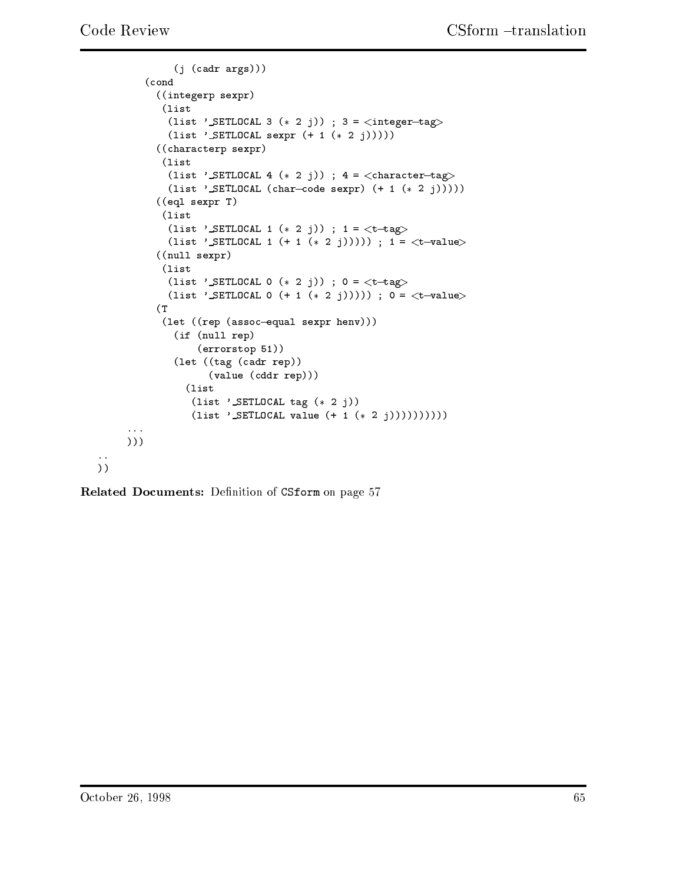```
            (j (cadr args)))
        (cond
          ((integerp sexpr)
           (list
            (list '_SETLOCAL 3 (* 2 j)) ; 3 = <integer-tag>
            (list '_SETLOCAL sexpr (+ 1 (* 2 j)))))
          ((characterp sexpr)
           (list
            (list '_SETLOCAL 4 (* 2 j)) ; 4 = <character-tag>
            (list '_SETLOCAL (char-code sexpr) (+ 1 (* 2 j)))))
          ((eql sexpr T)
           (list
            (list '_SETLOCAL 1 (* 2 j)) ; 1 = <t-tag>
            (list '_SETLOCAL 1 (+ 1 (* 2 j))))) ; 1 = <t-value>
          ((null sexpr)
           (list
            (list '_SETLOCAL 0 (* 2 j)) ; 0 = <t-tag>
            (list '_SETLOCAL 0 (+ 1 (* 2 j))))) ; 0 = <t-value>
          (T
           (let ((rep (assoc-equal sexpr henv)))
             (if (null rep)
                 (errorstop 51))
             (let ((tag (cadr rep))
                   (value (cddr rep)))
               (list
                (list '_SETLOCAL tag (* 2 j))
                (list '_SETLOCAL value (+ 1 (* 2 j))))))))))
      ...
      )))
  ..
  ))
```

**Related Documents:** Definition of CSform on page 57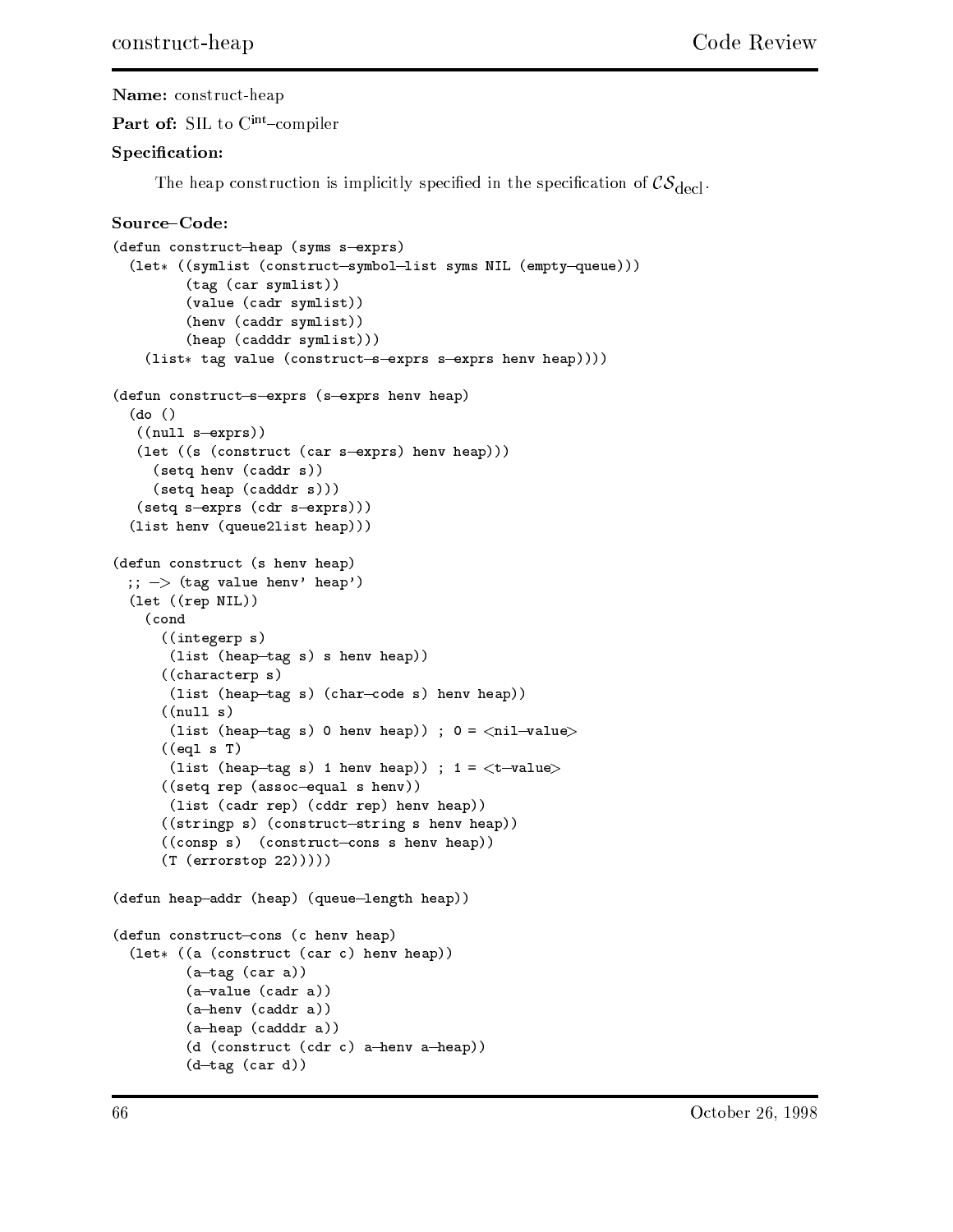**Name:** construct-heap

**Part of:** SIL to $C^{int}$–compiler

**Specification:**

The heap construction is implicitly specified in the specification of $\mathcal{CS}_{\text{decl}}$.

**Source–Code:**

```
(defun construct-heap (syms s-exprs)
  (let* ((symlist (construct-symbol-list syms NIL (empty-queue)))
         (tag (car symlist))
         (value (cadr symlist))
         (henv (caddr symlist))
         (heap (cadddr symlist)))
    (list* tag value (construct-s-exprs s-exprs henv heap))))

(defun construct-s-exprs (s-exprs henv heap)
  (do ()
   ((null s-exprs))
   (let ((s (construct (car s-exprs) henv heap)))
     (setq henv (caddr s))
     (setq heap (cadddr s)))
   (setq s-exprs (cdr s-exprs)))
  (list henv (queue2list heap)))

(defun construct (s henv heap)
  ;; -> (tag value henv' heap')
  (let ((rep NIL))
    (cond
      ((integerp s)
       (list (heap-tag s) s henv heap))
      ((characterp s)
       (list (heap-tag s) (char-code s) henv heap))
      ((null s)
       (list (heap-tag s) 0 henv heap)) ; 0 = <nil-value>
      ((eql s T)
       (list (heap-tag s) 1 henv heap)) ; 1 = <t-value>
      ((setq rep (assoc-equal s henv))
       (list (cadr rep) (cddr rep) henv heap))
      ((stringp s) (construct-string s henv heap))
      ((consp s)  (construct-cons s henv heap))
      (T (errorstop 22)))))

(defun heap-addr (heap) (queue-length heap))

(defun construct-cons (c henv heap)
  (let* ((a (construct (car c) henv heap))
         (a-tag (car a))
         (a-value (cadr a))
         (a-henv (caddr a))
         (a-heap (cadddr a))
         (d (construct (cdr c) a-henv a-heap))
         (d-tag (car d))
```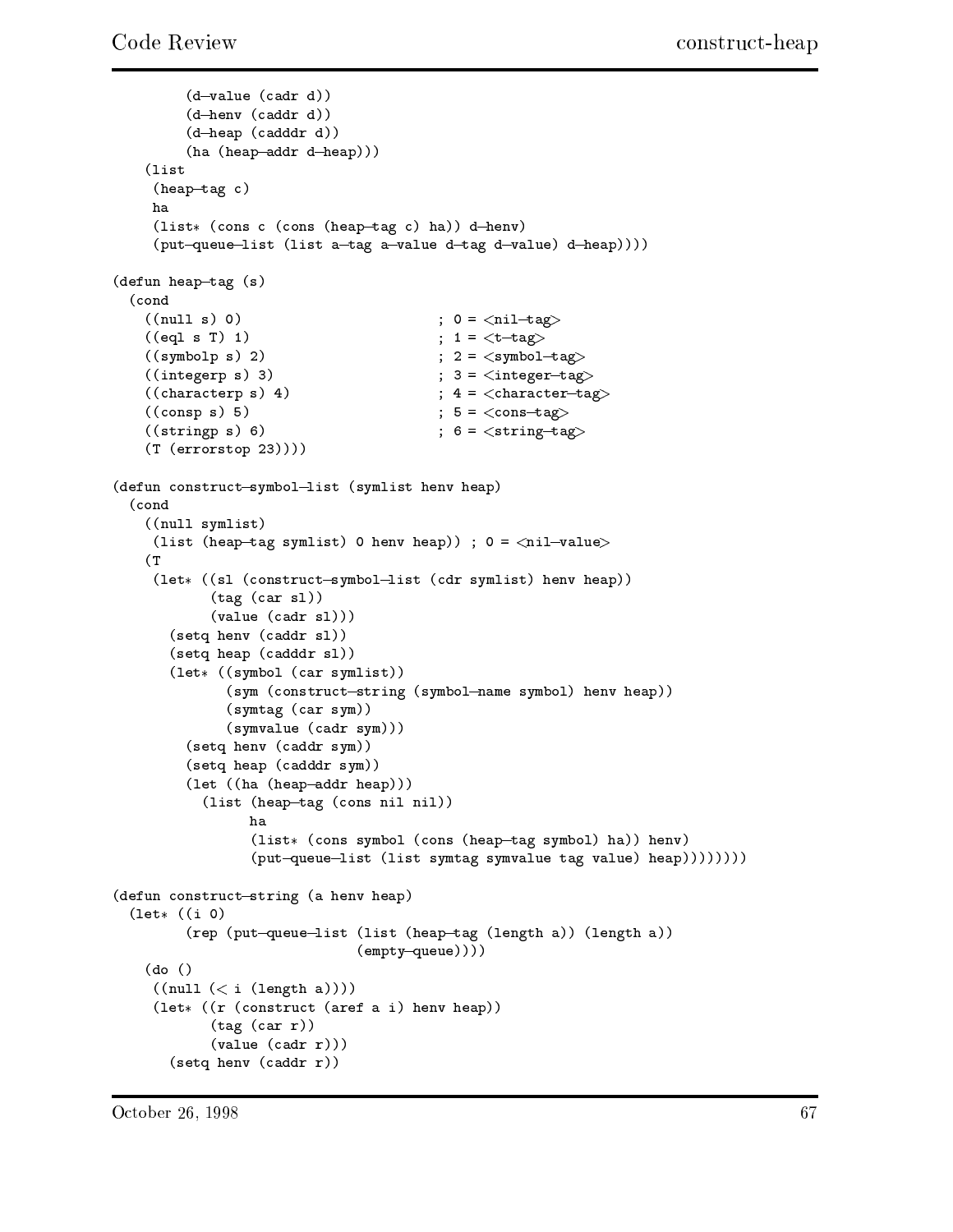```
        (d-value (cadr d))
        (d-henv (caddr d))
        (d-heap (cadddr d))
        (ha (heap-addr d-heap)))
   (list
    (heap-tag c)
    ha
    (list* (cons c (cons (heap-tag c) ha)) d-henv)
    (put-queue-list (list a-tag a-value d-tag d-value) d-heap))))

(defun heap-tag (s)
  (cond
   ((null s) 0)                        ; 0 = <nil-tag>
   ((eql s T) 1)                       ; 1 = <t-tag>
   ((symbolp s) 2)                     ; 2 = <symbol-tag>
   ((integerp s) 3)                    ; 3 = <integer-tag>
   ((characterp s) 4)                  ; 4 = <character-tag>
   ((consp s) 5)                       ; 5 = <cons-tag>
   ((stringp s) 6)                     ; 6 = <string-tag>
   (T (errorstop 23))))

(defun construct-symbol-list (symlist henv heap)
  (cond
   ((null symlist)
    (list (heap-tag symlist) 0 henv heap)) ; 0 = <nil-value>
   (T
    (let* ((sl (construct-symbol-list (cdr symlist) henv heap))
           (tag (car sl))
           (value (cadr sl)))
      (setq henv (caddr sl))
      (setq heap (cadddr sl))
      (let* ((symbol (car symlist))
             (sym (construct-string (symbol-name symbol) henv heap))
             (symtag (car sym))
             (symvalue (cadr sym)))
        (setq henv (caddr sym))
        (setq heap (cadddr sym))
        (let ((ha (heap-addr heap)))
          (list (heap-tag (cons nil nil))
                ha
                (list* (cons symbol (cons (heap-tag symbol) ha)) henv)
                (put-queue-list (list symtag symvalue tag value) heap))))))))

(defun construct-string (a henv heap)
  (let* ((i 0)
         (rep (put-queue-list (list (heap-tag (length a)) (length a))
                              (empty-queue))))
    (do ()
     ((null (< i (length a))))
     (let* ((r (construct (aref a i) henv heap))
            (tag (car r))
            (value (cadr r)))
       (setq henv (caddr r))
```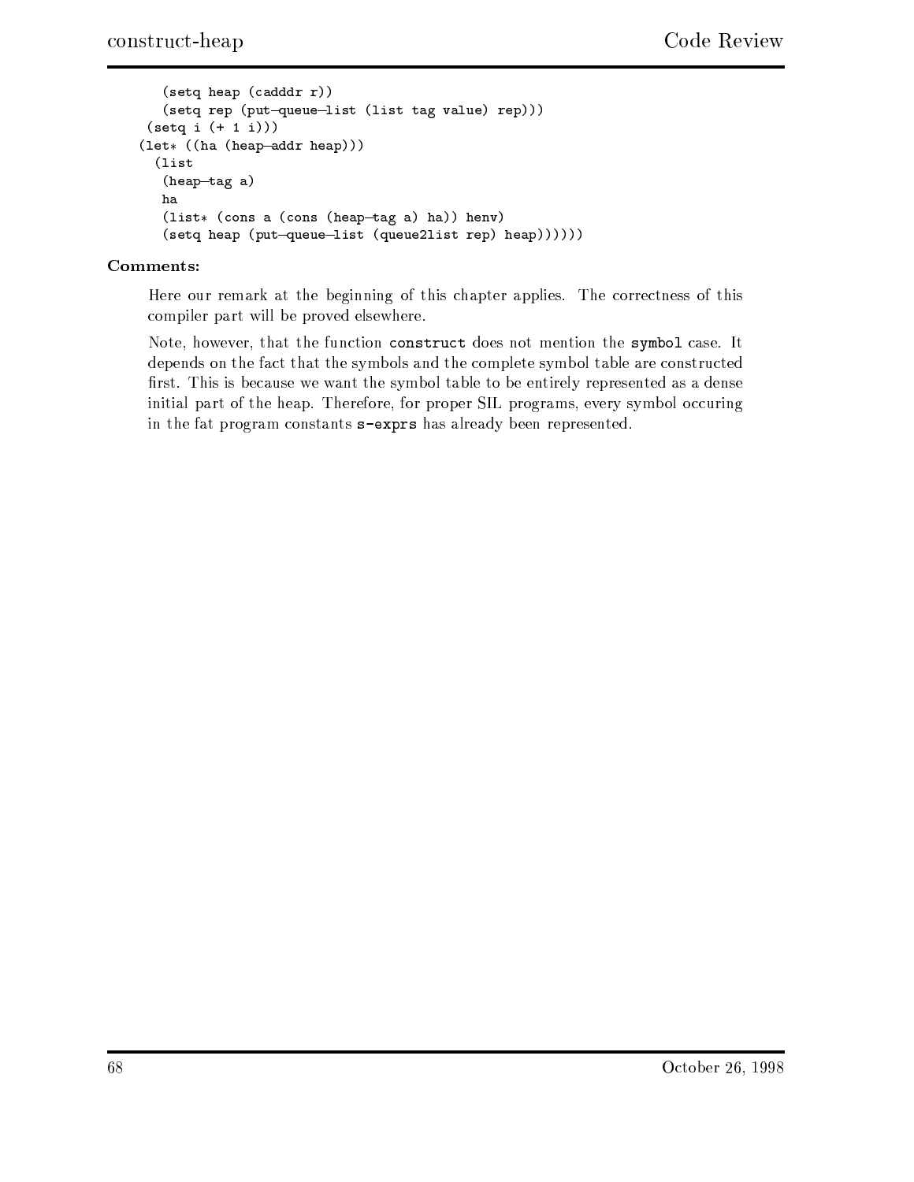```
      (setq heap (cadddr r))
      (setq rep (put-queue-list (list tag value) rep)))
    (setq i (+ 1 i)))
  (let* ((ha (heap-addr heap)))
    (list
      (heap-tag a)
      ha
      (list* (cons a (cons (heap-tag a) ha)) henv)
      (setq heap (put-queue-list (queue2list rep) heap))))))
```

**Comments:**

Here our remark at the beginning of this chapter applies. The correctness of this compiler part will be proved elsewhere.

Note, however, that the function `construct` does not mention the `symbol` case. It depends on the fact that the symbols and the complete symbol table are constructed first. This is because we want the symbol table to be entirely represented as a dense initial part of the heap. Therefore, for proper SIL programs, every symbol occuring in the fat program constants `s-exprs` has already been represented.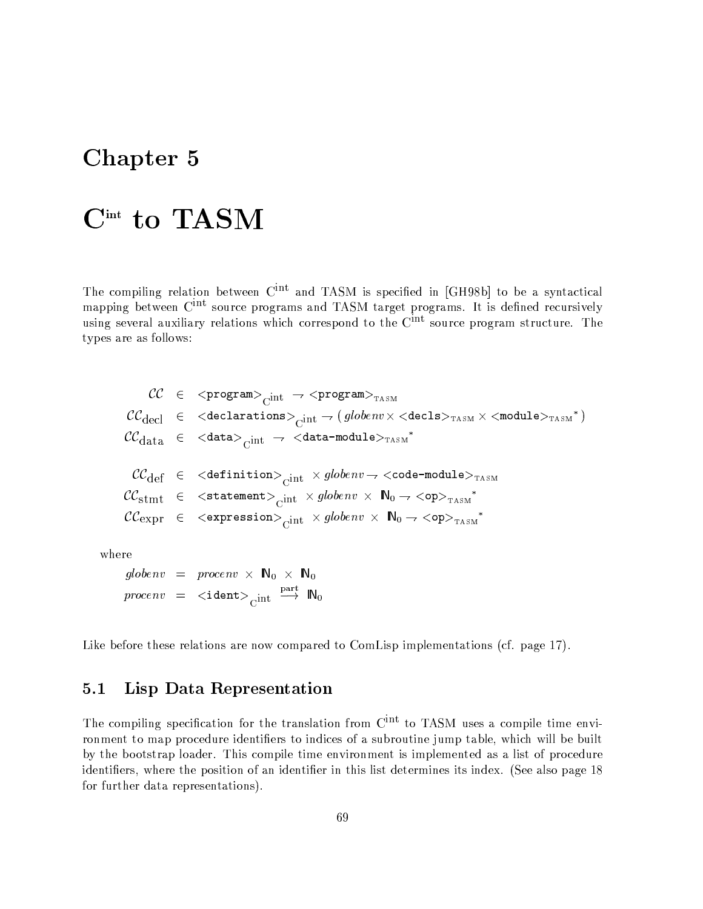# Chapter 5

# $\mathrm{C}^{\mathrm{int}}$ to TASM

The compiling relation between $\mathrm{C}^{\mathrm{int}}$ and TASM is specified in [GH98b] to be a syntactical mapping between $\mathrm{C}^{\mathrm{int}}$ source programs and TASM target programs. It is defined recursively using several auxiliary relations which correspond to the $\mathrm{C}^{\mathrm{int}}$ source program structure. The types are as follows:

$$
\begin{array}{rcl}
\mathcal{CC} & \in & \texttt{<program>}_{\mathrm{C}^{\mathrm{int}}} \rightharpoondown \texttt{<program>}_{\mathrm{TASM}} \\
\mathcal{CC}_{\mathrm{decl}} & \in & \texttt{<declarations>}_{\mathrm{C}^{\mathrm{int}}} \rightharpoondown (\,\mathit{globenv} \times \texttt{<decls>}_{\mathrm{TASM}} \times \texttt{<module>}_{\mathrm{TASM}}{}^{*}\,) \\
\mathcal{CC}_{\mathrm{data}} & \in & \texttt{<data>}_{\mathrm{C}^{\mathrm{int}}} \rightharpoondown \texttt{<data-module>}_{\mathrm{TASM}}{}^{*} \\
\\
\mathcal{CC}_{\mathrm{def}} & \in & \texttt{<definition>}_{\mathrm{C}^{\mathrm{int}}} \times \mathit{globenv} \rightharpoondown \texttt{<code-module>}_{\mathrm{TASM}} \\
\mathcal{CC}_{\mathrm{stmt}} & \in & \texttt{<statement>}_{\mathrm{C}^{\mathrm{int}}} \times \mathit{globenv} \times \mathbb{N}_0 \rightharpoondown \texttt{<op>}_{\mathrm{TASM}}{}^{*} \\
\mathcal{CC}_{\mathrm{expr}} & \in & \texttt{<expression>}_{\mathrm{C}^{\mathrm{int}}} \times \mathit{globenv} \times \mathbb{N}_0 \rightharpoondown \texttt{<op>}_{\mathrm{TASM}}{}^{*}
\end{array}
$$

where

$$
\begin{array}{rcl}
\mathit{globenv} & = & \mathit{procenv} \times \mathbb{N}_0 \times \mathbb{N}_0 \\
\mathit{procenv} & = & \texttt{<ident>}_{\mathrm{C}^{\mathrm{int}}} \stackrel{\mathrm{part}}{\longrightarrow} \mathbb{N}_0
\end{array}
$$

Like before these relations are now compared to ComLisp implementations (cf. page 17).

## 5.1 Lisp Data Representation

The compiling specification for the translation from $\mathrm{C}^{\mathrm{int}}$ to TASM uses a compile time environment to map procedure identifiers to indices of a subroutine jump table, which will be built by the bootstrap loader. This compile time environment is implemented as a list of procedure identifiers, where the position of an identifier in this list determines its index. (See also page 18 for further data representations).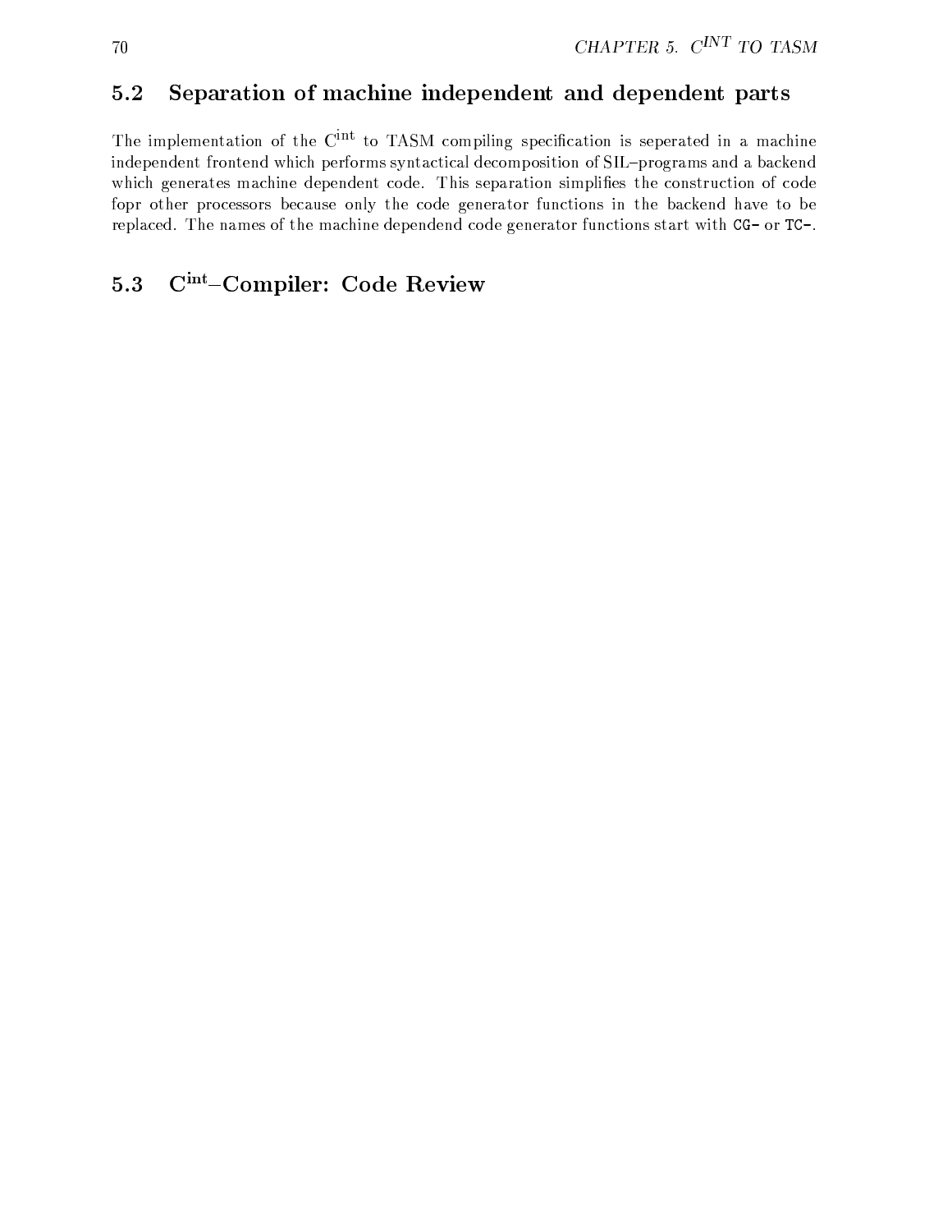## 5.2 Separation of machine independent and dependent parts

The implementation of the C$^{\text{int}}$ to TASM compiling specification is seperated in a machine independent frontend which performs syntactical decomposition of SIL–programs and a backend which generates machine dependent code. This separation simplifies the construction of code fopr other processors because only the code generator functions in the backend have to be replaced. The names of the machine dependend code generator functions start with `CG-` or `TC-`.

## 5.3 C$^{\text{int}}$–Compiler: Code Review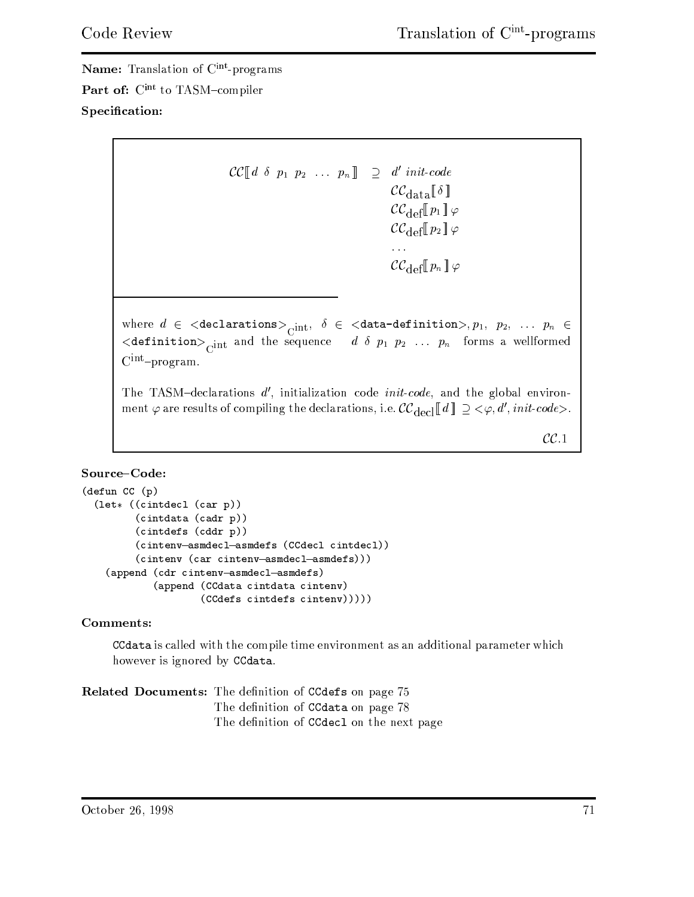**Name:** Translation of $C^{int}$-programs

**Part of:** $C^{int}$ to TASM–compiler

**Specification:**

$$
\mathcal{CC}[\![\, d \;\; \delta \;\; p_1 \;\; p_2 \;\; \ldots \;\; p_n \,]\!] \;\; \supseteq \;\; \begin{array}{l} d' \;\; \textit{init-code} \\ \mathcal{CC}_{\text{data}}[\![\, \delta \,]\!] \\ \mathcal{CC}_{\text{def}}[\![\, p_1 \,]\!]\, \varphi \\ \mathcal{CC}_{\text{def}}[\![\, p_2 \,]\!]\, \varphi \\ \ldots \\ \mathcal{CC}_{\text{def}}[\![\, p_n \,]\!]\, \varphi \end{array}
$$

where $d \in$ `<declarations>`$_{\text{C}^{\text{int}}}$, $\delta \in$ `<data-definition>`, $p_1, \; p_2, \; \ldots \; p_n \in$ `<definition>`$_{\text{C}^{\text{int}}}$ and the sequence $d \;\; \delta \;\; p_1 \;\; p_2 \;\; \ldots \;\; p_n$ forms a wellformed $\text{C}^{\text{int}}$–program.

The TASM–declarations $d'$, initialization code *init-code*, and the global environment $\varphi$ are results of compiling the declarations, i.e. $\mathcal{CC}_{\text{decl}}[\![\, d \,]\!] \supseteq <\varphi, d', \textit{init-code}>$.

$\mathcal{CC}.1$

**Source–Code:**

```
(defun CC (p)
  (let* ((cintdecl (car p))
         (cintdata (cadr p))
         (cintdefs (cddr p))
         (cintenv–asmdecl–asmdefs (CCdecl cintdecl))
         (cintenv (car cintenv–asmdecl–asmdefs)))
    (append (cdr cintenv–asmdecl–asmdefs)
            (append (CCdata cintdata cintenv)
                    (CCdefs cintdefs cintenv)))))
```

**Comments:**

`CCdata` is called with the compile time environment as an additional parameter which however is ignored by `CCdata`.

**Related Documents:** The definition of `CCdefs` on page 75
The definition of `CCdata` on page 78
The definition of `CCdecl` on the next page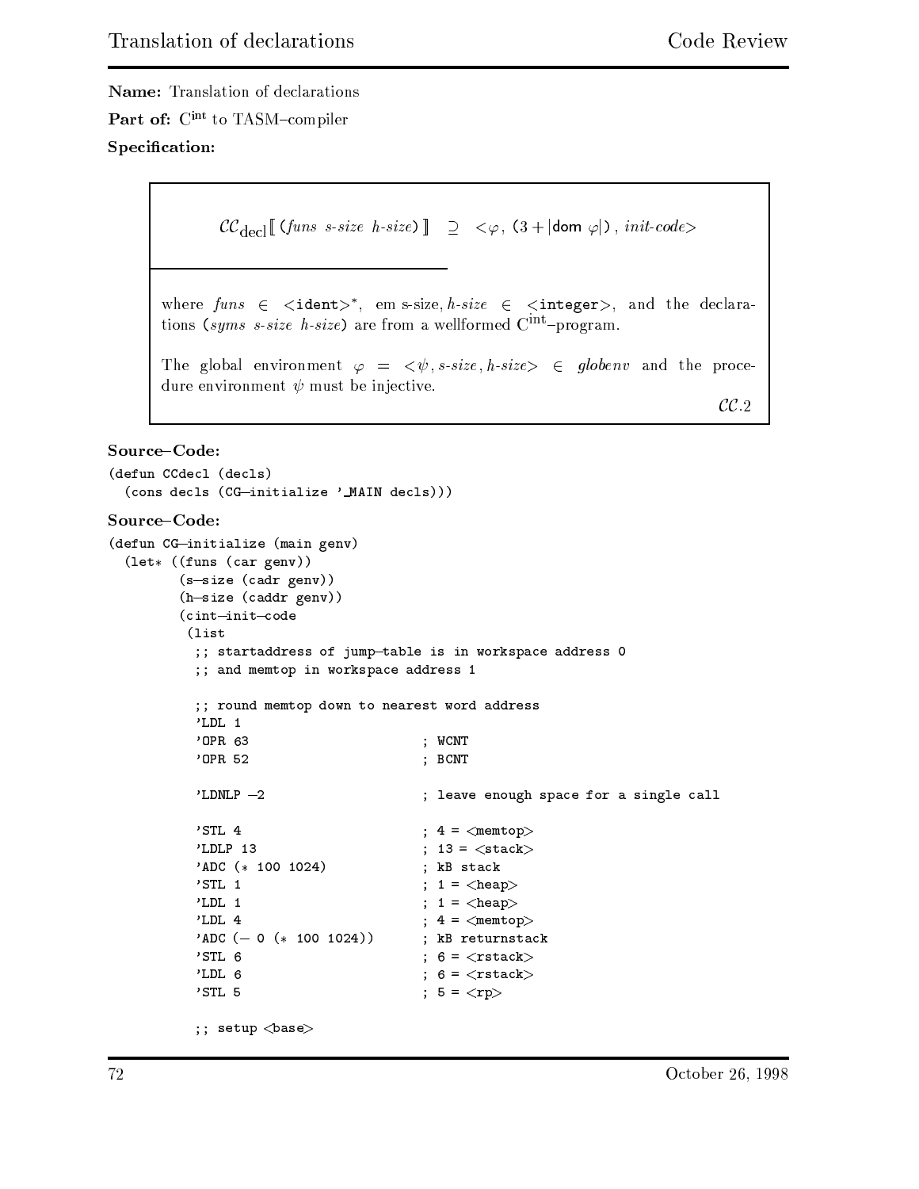**Name:** Translation of declarations

**Part of:** $C^{int}$ to TASM–compiler

**Specification:**

$$\mathcal{CC}_{\text{decl}}[\![\, (\mathit{funs}\ \ \mathit{s\text{-}size}\ \ \mathit{h\text{-}size})\,]\!] \ \supseteq\ <\varphi,\ (3 + |\mathsf{dom}\ \varphi|)\ ,\ \mathit{init\text{-}code}>$$

---

where $\mathit{funs} \in$ <**ident**>$^*$, em s-size, $\mathit{h\text{-}size} \in$ <**integer**>, and the declarations ($\mathit{syms}\ \ \mathit{s\text{-}size}\ \ \mathit{h\text{-}size}$) are from a wellformed $C^{int}$–program.

The global environment $\varphi = <\psi, \mathit{s\text{-}size}, \mathit{h\text{-}size}> \in \mathit{globenv}$ and the procedure environment $\psi$ must be injective.

$\mathcal{CC}.2$

**Source–Code:**

```
(defun CCdecl (decls)
  (cons decls (CG-initialize '_MAIN decls)))
```

**Source–Code:**

```
(defun CG-initialize (main genv)
  (let* ((funs (car genv))
         (s-size (cadr genv))
         (h-size (caddr genv))
         (cint-init-code
          (list
           ;; startaddress of jump-table is in workspace address 0
           ;; and memtop in workspace address 1

           ;; round memtop down to nearest word address
           'LDL 1
           'OPR 63                    ; WCNT
           'OPR 52                    ; BCNT

           'LDNLP -2                  ; leave enough space for a single call

           'STL 4                     ; 4 = <memtop>
           'LDLP 13                   ; 13 = <stack>
           'ADC (* 100 1024)          ; kB stack
           'STL 1                     ; 1 = <heap>
           'LDL 1                     ; 1 = <heap>
           'LDL 4                     ; 4 = <memtop>
           'ADC (- 0 (* 100 1024))    ; kB returnstack
           'STL 6                     ; 6 = <rstack>
           'LDL 6                     ; 6 = <rstack>
           'STL 5                     ; 5 = <rp>

           ;; setup <base>
```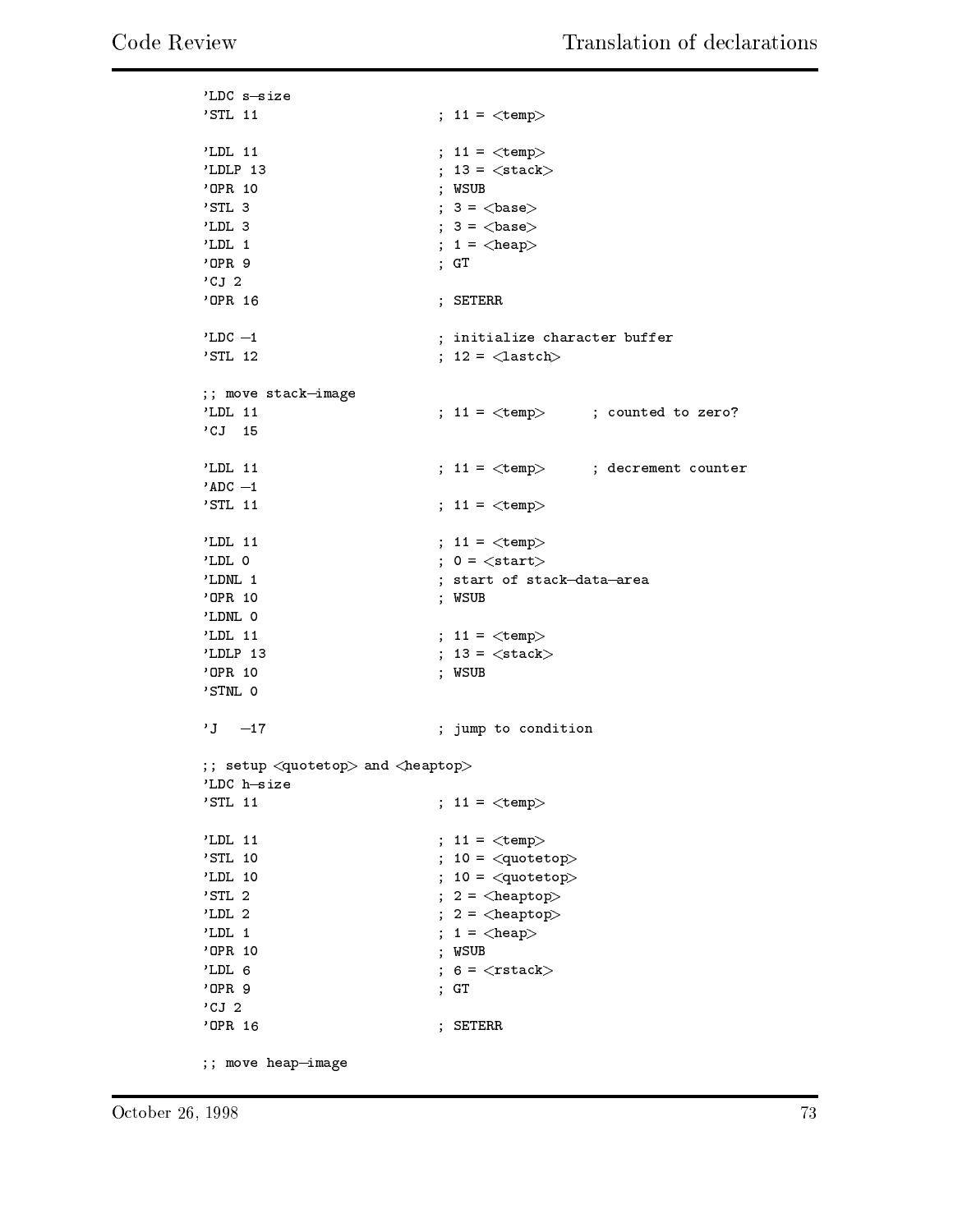```
'LDC s-size
'STL 11                     ; 11 = <temp>

'LDL 11                     ; 11 = <temp>
'LDLP 13                    ; 13 = <stack>
'OPR 10                     ; WSUB
'STL 3                      ; 3 = <base>
'LDL 3                      ; 3 = <base>
'LDL 1                      ; 1 = <heap>
'OPR 9                      ; GT
'CJ 2
'OPR 16                     ; SETERR

'LDC -1                     ; initialize character buffer
'STL 12                     ; 12 = <lastch>

;; move stack-image
'LDL 11                     ; 11 = <temp>      ; counted to zero?
'CJ  15

'LDL 11                     ; 11 = <temp>      ; decrement counter
'ADC -1
'STL 11                     ; 11 = <temp>

'LDL 11                     ; 11 = <temp>
'LDL 0                      ; 0 = <start>
'LDNL 1                     ; start of stack-data-area
'OPR 10                     ; WSUB
'LDNL 0
'LDL 11                     ; 11 = <temp>
'LDLP 13                    ; 13 = <stack>
'OPR 10                     ; WSUB
'STNL 0

'J   -17                    ; jump to condition

;; setup <quotetop> and <heaptop>
'LDC h-size
'STL 11                     ; 11 = <temp>

'LDL 11                     ; 11 = <temp>
'STL 10                     ; 10 = <quotetop>
'LDL 10                     ; 10 = <quotetop>
'STL 2                      ; 2 = <heaptop>
'LDL 2                      ; 2 = <heaptop>
'LDL 1                      ; 1 = <heap>
'OPR 10                     ; WSUB
'LDL 6                      ; 6 = <rstack>
'OPR 9                      ; GT
'CJ 2
'OPR 16                     ; SETERR

;; move heap-image
```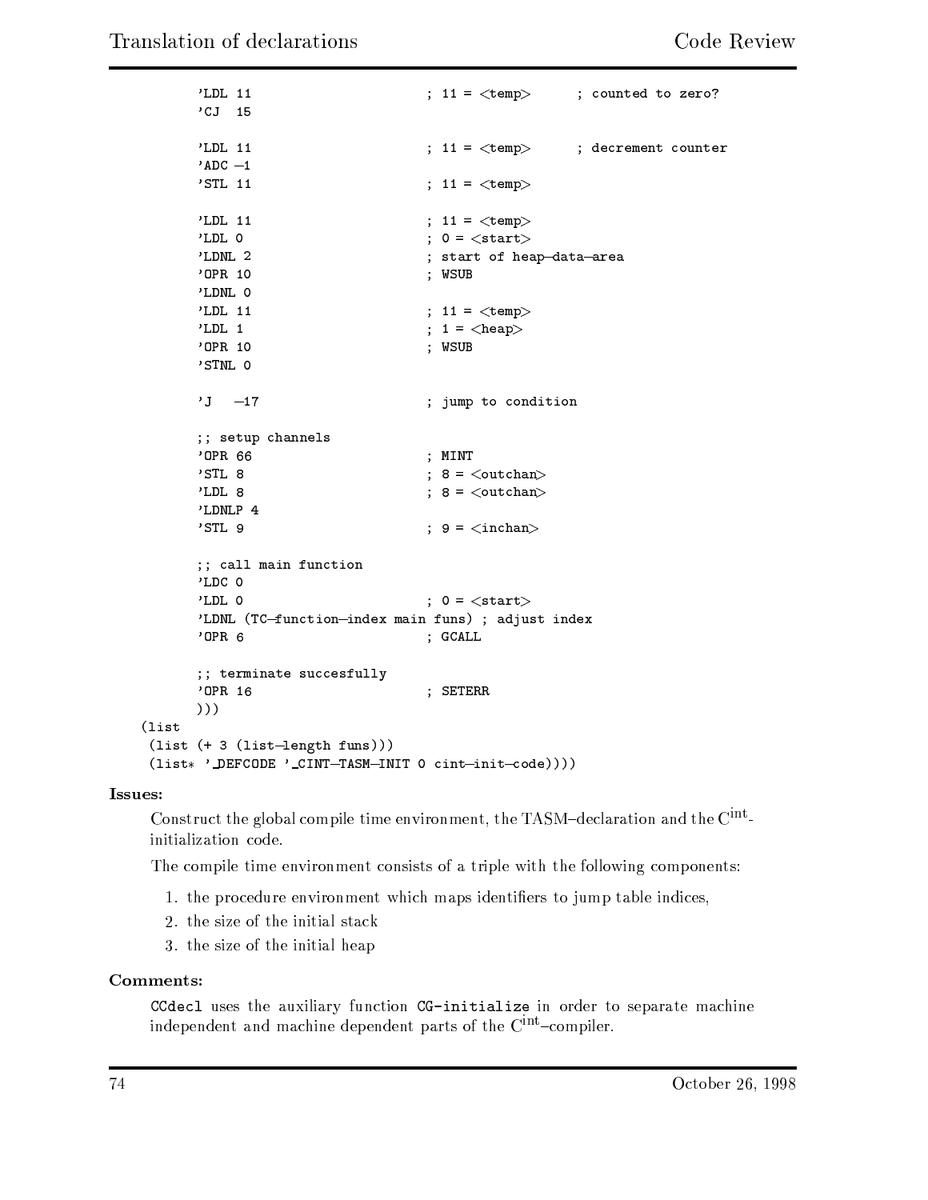```
        'LDL 11                       ; 11 = <temp>      ; counted to zero?
        'CJ  15

        'LDL 11                       ; 11 = <temp>      ; decrement counter
        'ADC -1
        'STL 11                       ; 11 = <temp>

        'LDL 11                       ; 11 = <temp>
        'LDL 0                        ; 0 = <start>
        'LDNL 2                       ; start of heap-data-area
        'OPR 10                       ; WSUB
        'LDNL 0
        'LDL 11                       ; 11 = <temp>
        'LDL 1                        ; 1 = <heap>
        'OPR 10                       ; WSUB
        'STNL 0

        'J   -17                      ; jump to condition

        ;; setup channels
        'OPR 66                       ; MINT
        'STL 8                        ; 8 = <outchan>
        'LDL 8                        ; 8 = <outchan>
        'LDNLP 4
        'STL 9                        ; 9 = <inchan>

        ;; call main function
        'LDC 0
        'LDL 0                        ; 0 = <start>
        'LDNL (TC-function-index main funs) ; adjust index
        'OPR 6                        ; GCALL

        ;; terminate succesfully
        'OPR 16                       ; SETERR
        )))
  (list
   (list (+ 3 (list-length funs)))
   (list* '_DEFCODE '_CINT-TASM-INIT 0 cint-init-code))))
```

**Issues:**

Construct the global compile time environment, the TASM–declaration and the $C^{int}$-initialization code.

The compile time environment consists of a triple with the following components:

1. the procedure environment which maps identifiers to jump table indices,
2. the size of the initial stack
3. the size of the initial heap

**Comments:**

`CCdecl` uses the auxiliary function `CG-initialize` in order to separate machine independent and machine dependent parts of the $C^{int}$–compiler.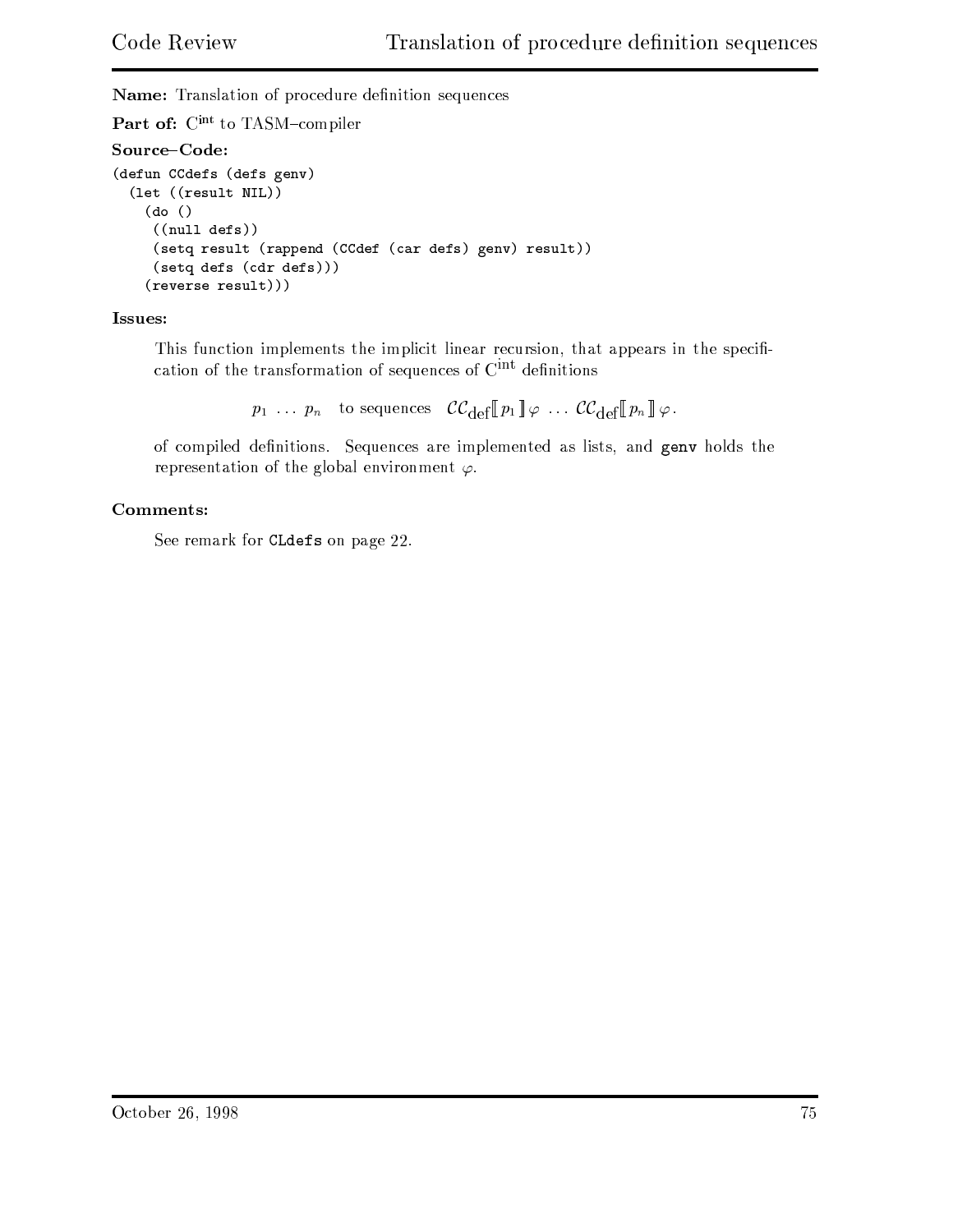**Name:** Translation of procedure definition sequences

**Part of:** $C^{int}$ to TASM–compiler

**Source–Code:**

```
(defun CCdefs (defs genv)
  (let ((result NIL))
    (do ()
     ((null defs))
     (setq result (rappend (CCdef (car defs) genv) result))
     (setq defs (cdr defs)))
    (reverse result)))
```

**Issues:**

This function implements the implicit linear recursion, that appears in the specification of the transformation of sequences of $C^{int}$ definitions

$$p_1 \; \ldots \; p_n \quad \text{to sequences} \quad \mathcal{CC}_{\text{def}}[\![\, p_1 \,]\!] \, \varphi \; \ldots \; \mathcal{CC}_{\text{def}}[\![\, p_n \,]\!] \, \varphi \, .$$

of compiled definitions. Sequences are implemented as lists, and `genv` holds the representation of the global environment $\varphi$.

**Comments:**

See remark for `CLdefs` on page 22.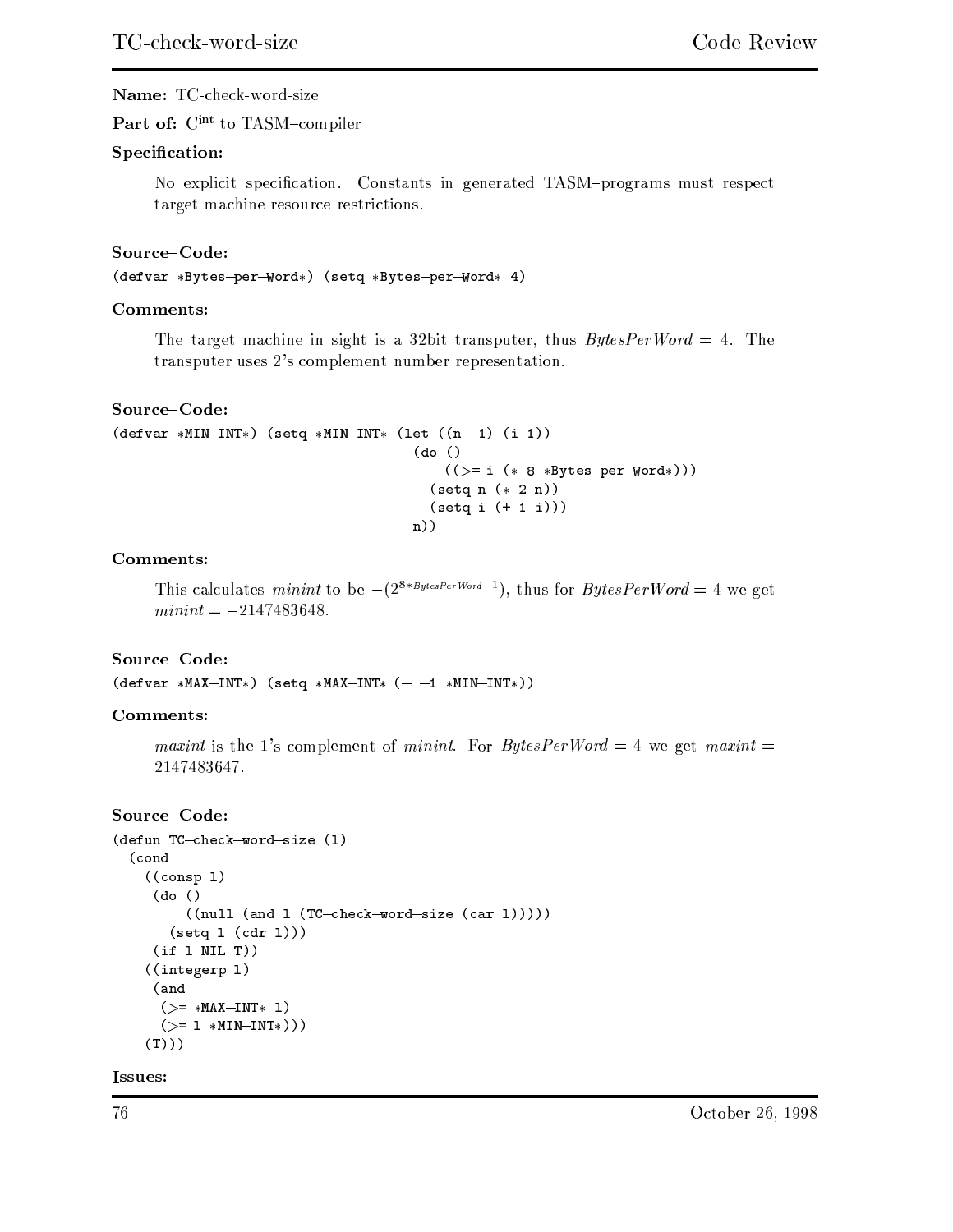**Name:** TC-check-word-size

**Part of:** $C^{int}$ to TASM–compiler

**Specification:**

No explicit specification. Constants in generated TASM–programs must respect target machine resource restrictions.

**Source–Code:**

```
(defvar *Bytes-per-Word*) (setq *Bytes-per-Word* 4)
```

**Comments:**

The target machine in sight is a 32bit transputer, thus $BytesPerWord = 4$. The transputer uses 2's complement number representation.

**Source–Code:**

```
(defvar *MIN-INT*) (setq *MIN-INT* (let ((n -1) (i 1))
                                     (do ()
                                         ((>= i (* 8 *Bytes-per-Word*)))
                                       (setq n (* 2 n))
                                       (setq i (+ 1 i)))
                                     n))
```

**Comments:**

This calculates *minint* to be $-(2^{8*BytesPerWord-1})$, thus for $BytesPerWord = 4$ we get $minint = -2147483648$.

**Source–Code:**

```
(defvar *MAX-INT*) (setq *MAX-INT* (- -1 *MIN-INT*))
```

**Comments:**

*maxint* is the 1's complement of *minint*. For $BytesPerWord = 4$ we get $maxint = 2147483647$.

**Source–Code:**

```
(defun TC-check-word-size (l)
  (cond
    ((consp l)
     (do ()
         ((null (and l (TC-check-word-size (car l)))))
       (setq l (cdr l)))
     (if l NIL T))
    ((integerp l)
     (and
      (>= *MAX-INT* l)
      (>= l *MIN-INT*)))
    (T)))
```

**Issues:**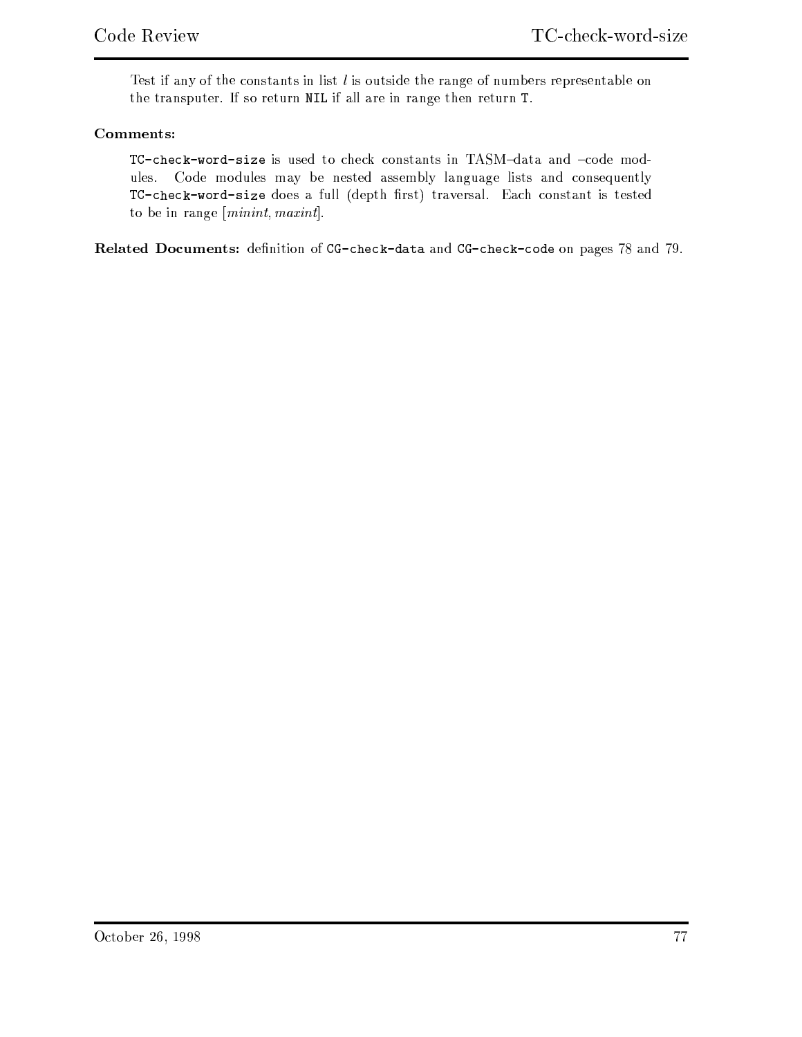Test if any of the constants in list $l$ is outside the range of numbers representable on the transputer. If so return `NIL` if all are in range then return `T`.

**Comments:**

`TC-check-word-size` is used to check constants in TASM–data and –code modules. Code modules may be nested assembly language lists and consequently `TC-check-word-size` does a full (depth first) traversal. Each constant is tested to be in range $[minint, maxint]$.

**Related Documents:** definition of `CG-check-data` and `CG-check-code` on pages 78 and 79.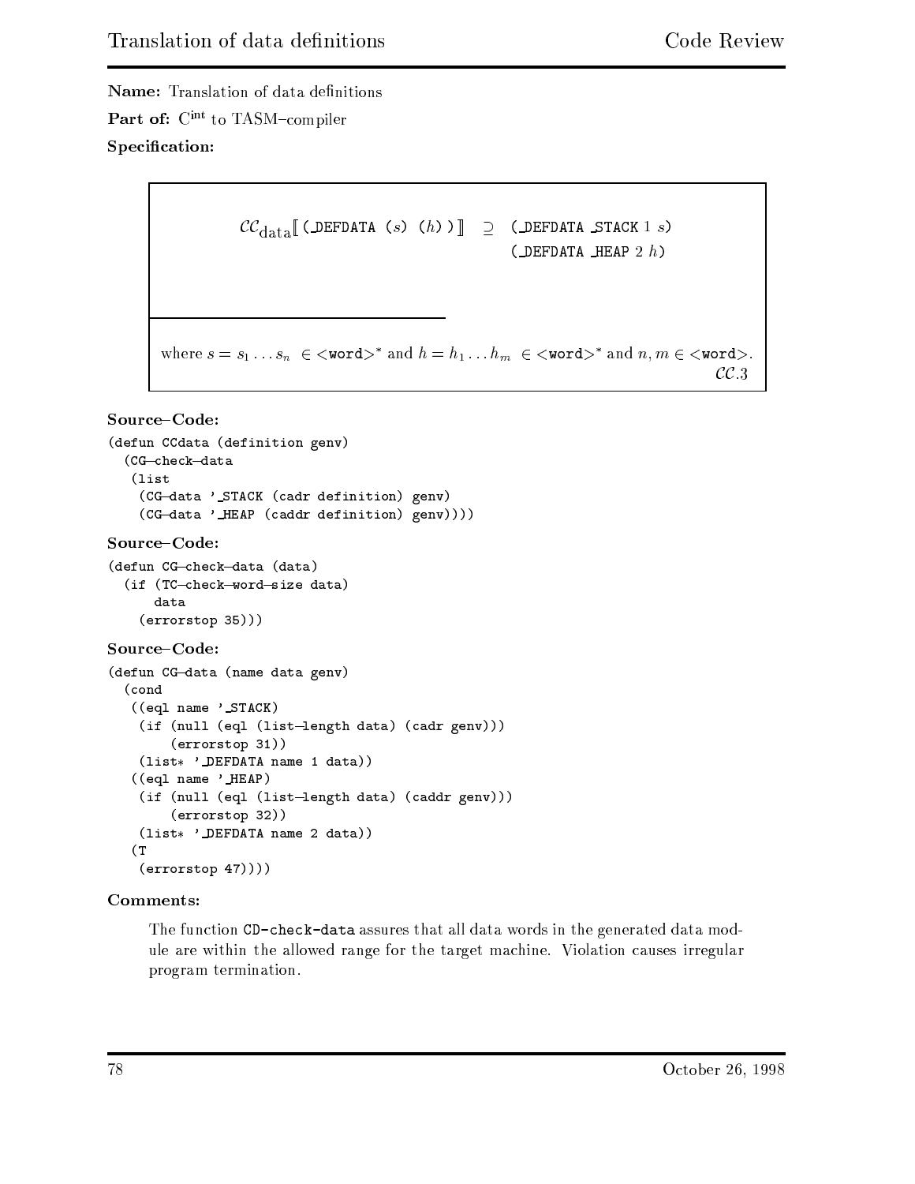**Name:** Translation of data definitions

**Part of:** $C^{int}$ to TASM–compiler

**Specification:**

$$\mathcal{CC}_{\text{data}}[\![\texttt{(\_DEFDATA (}s\texttt{) (}h\texttt{))}]\!] \supseteq \begin{array}{l}\texttt{(\_DEFDATA \_STACK } 1 \; s\texttt{)} \\ \texttt{(\_DEFDATA \_HEAP } 2 \; h\texttt{)}\end{array}$$

where $s = s_1 \ldots s_n \in \texttt{<word>}^*$ and $h = h_1 \ldots h_m \in \texttt{<word>}^*$ and $n, m \in \texttt{<word>}$.

$\mathcal{CC}.3$

**Source–Code:**

```
(defun CCdata (definition genv)
  (CG-check-data
   (list
    (CG-data '_STACK (cadr definition) genv)
    (CG-data '_HEAP (caddr definition) genv))))
```

**Source–Code:**

```
(defun CG-check-data (data)
  (if (TC-check-word-size data)
      data
    (errorstop 35)))
```

**Source–Code:**

```
(defun CG-data (name data genv)
  (cond
   ((eql name '_STACK)
    (if (null (eql (list-length data) (cadr genv)))
        (errorstop 31))
    (list* '_DEFDATA name 1 data))
   ((eql name '_HEAP)
    (if (null (eql (list-length data) (caddr genv)))
        (errorstop 32))
    (list* '_DEFDATA name 2 data))
   (T
    (errorstop 47))))
```

**Comments:**

The function `CD-check-data` assures that all data words in the generated data module are within the allowed range for the target machine. Violation causes irregular program termination.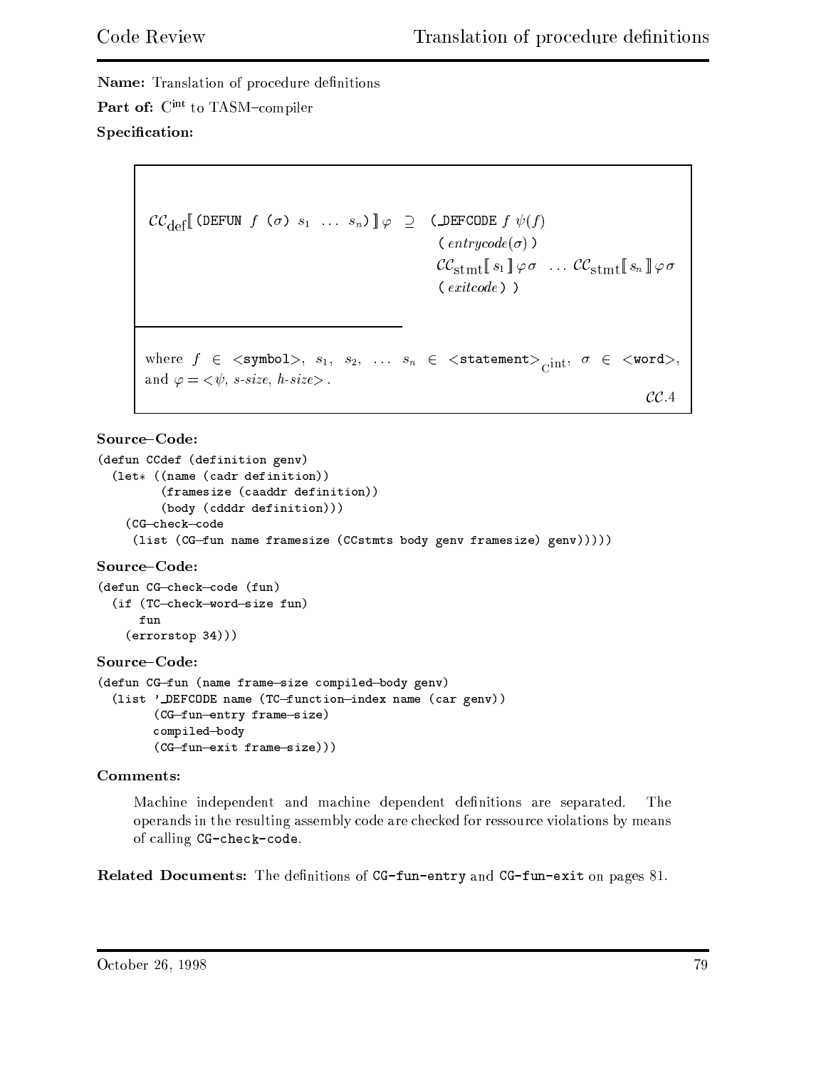**Name:** Translation of procedure definitions

**Part of:** $C^{int}$ to TASM–compiler

**Specification:**

$$\mathcal{CC}_{\text{def}}[\![\texttt{(DEFUN } f \texttt{ (}\sigma\texttt{) } s_1 \ \ldots \ s_n\texttt{)}]\!]\varphi \ \supseteq \ \begin{array}{l} \texttt{(\_DEFCODE } f \ \psi(f) \\ \quad \texttt{(} \mathit{entrycode}(\sigma) \texttt{)} \\ \quad \mathcal{CC}_{\text{stmt}}[\![ s_1 ]\!]\varphi\sigma \ \ \ldots \ \mathcal{CC}_{\text{stmt}}[\![ s_n ]\!]\varphi\sigma \\ \quad \texttt{(} \mathit{exitcode} \texttt{) )} \end{array}$$

where $f \in$ `<symbol>`, $s_1, s_2, \ldots s_n \in$ `<statement>`$_{C^{int}}$, $\sigma \in$ `<word>`, and $\varphi = <\psi, \textit{s-size}, \textit{h-size}>$.

$\mathcal{CC}.4$

**Source–Code:**

```
(defun CCdef (definition genv)
  (let* ((name (cadr definition))
         (framesize (caaddr definition))
         (body (cdddr definition)))
    (CG-check-code
     (list (CG-fun name framesize (CCstmts body genv framesize) genv)))))
```

**Source–Code:**

```
(defun CG-check-code (fun)
  (if (TC-check-word-size fun)
      fun
    (errorstop 34)))
```

**Source–Code:**

```
(defun CG-fun (name frame-size compiled-body genv)
  (list '_DEFCODE name (TC-function-index name (car genv))
        (CG-fun-entry frame-size)
        compiled-body
        (CG-fun-exit frame-size)))
```

**Comments:**

Machine independent and machine dependent definitions are separated. The operands in the resulting assembly code are checked for ressource violations by means of calling `CG-check-code`.

**Related Documents:** The definitions of `CG-fun-entry` and `CG-fun-exit` on pages 81.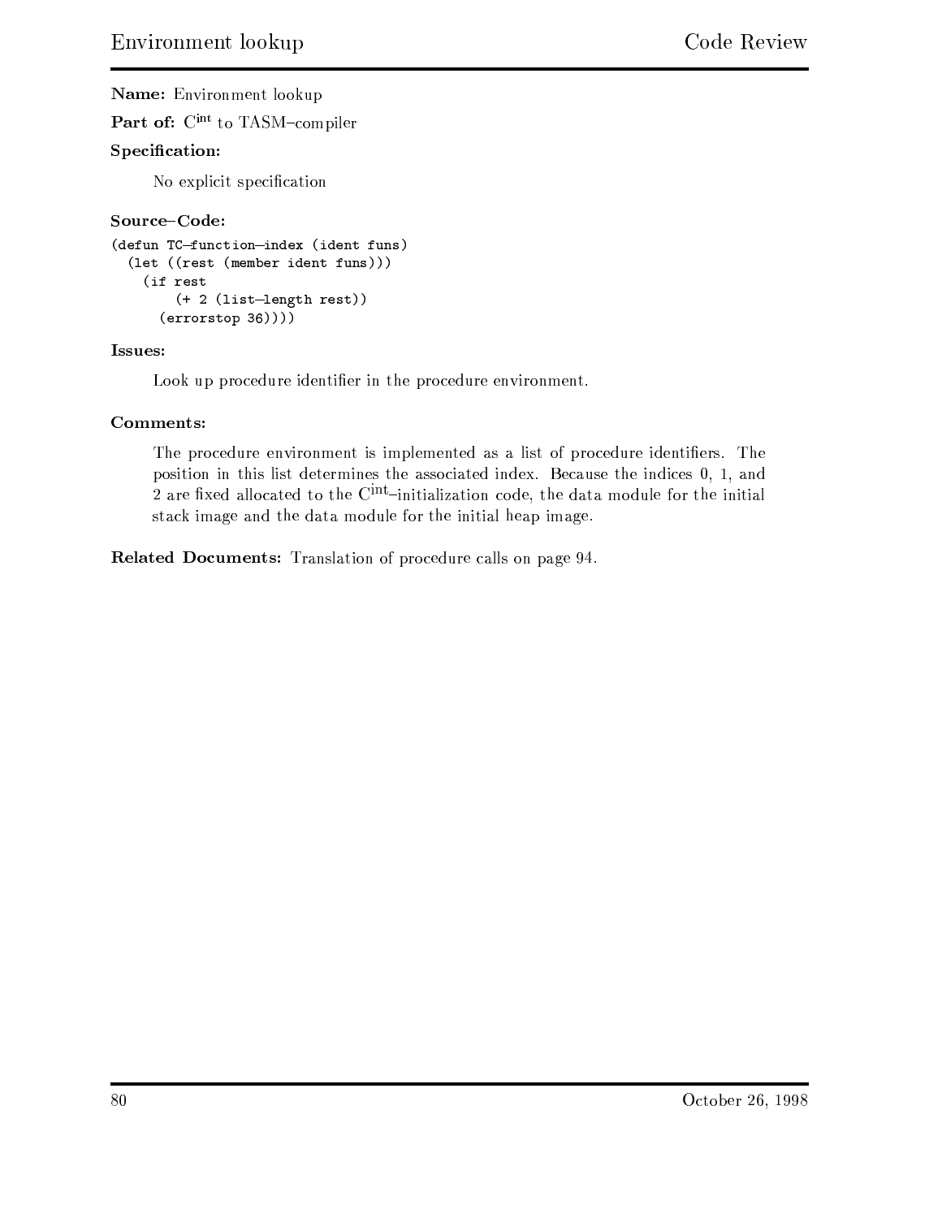**Name:** Environment lookup

**Part of:** $C^{int}$ to TASM–compiler

**Specification:**

No explicit specification

**Source–Code:**

```
(defun TC-function-index (ident funs)
  (let ((rest (member ident funs)))
    (if rest
        (+ 2 (list-length rest))
      (errorstop 36))))
```

**Issues:**

Look up procedure identifier in the procedure environment.

**Comments:**

The procedure environment is implemented as a list of procedure identifiers. The position in this list determines the associated index. Because the indices 0, 1, and 2 are fixed allocated to the $C^{int}$–initialization code, the data module for the initial stack image and the data module for the initial heap image.

**Related Documents:** Translation of procedure calls on page 94.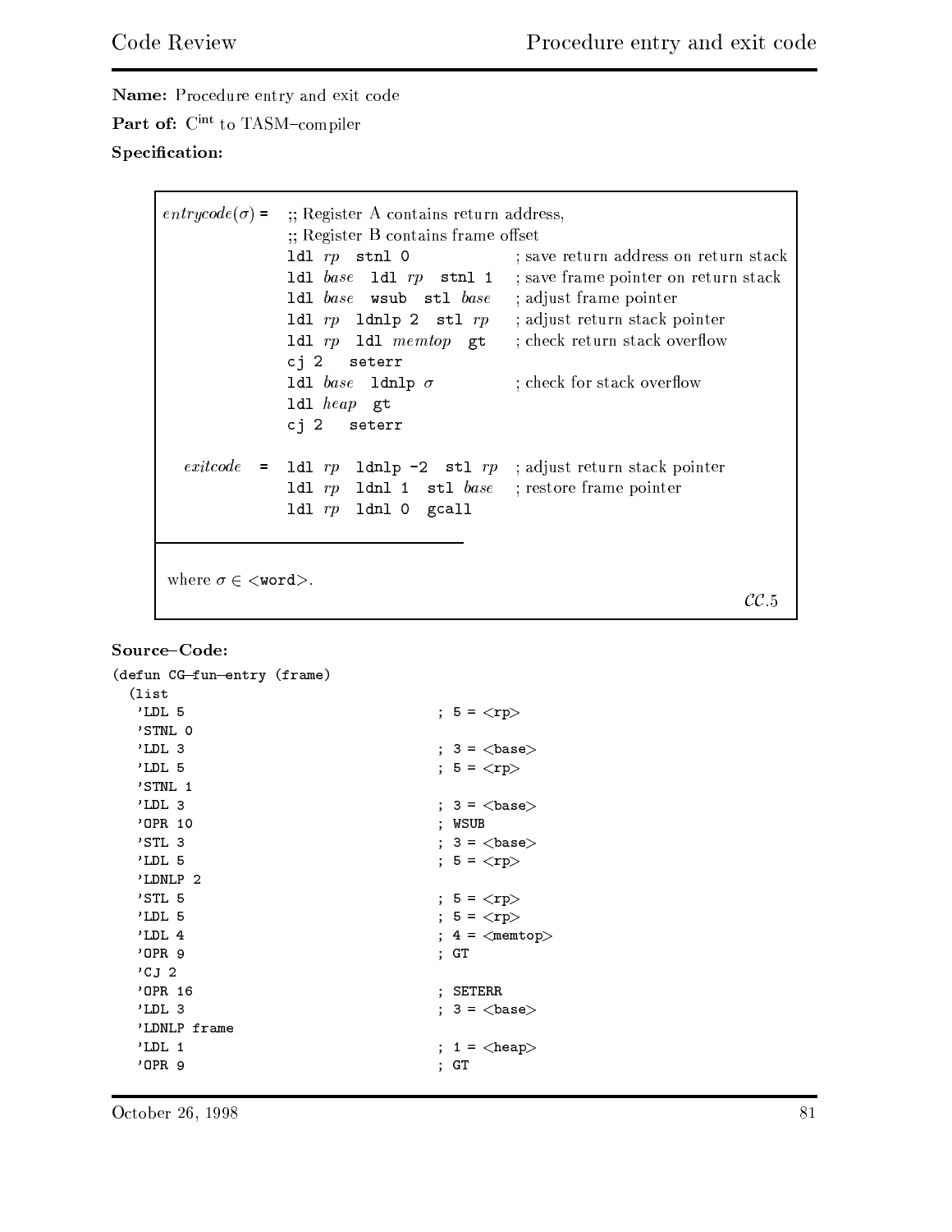**Name:** Procedure entry and exit code

**Part of:** $C^{int}$ to TASM–compiler

**Specification:**

```
entrycode(σ) =  ;; Register A contains return address,
                ;; Register B contains frame offset
                ldl rp  stnl 0             ; save return address on return stack
                ldl base  ldl rp  stnl 1   ; save frame pointer on return stack
                ldl base  wsub  stl base   ; adjust frame pointer
                ldl rp  ldnlp 2  stl rp    ; adjust return stack pointer
                ldl rp  ldl memtop  gt     ; check return stack overflow
                cj 2   seterr
                ldl base  ldnlp σ          ; check for stack overflow
                ldl heap  gt
                cj 2   seterr

  exitcode   =  ldl rp  ldnlp -2  stl rp   ; adjust return stack pointer
                ldl rp  ldnl 1  stl base   ; restore frame pointer
                ldl rp  ldnl 0  gcall
```

where $\sigma \in$ <`word`>.

$\mathcal{CC}.5$

**Source–Code:**

```
(defun CG-fun-entry (frame)
  (list
   'LDL 5                              ; 5 = <rp>
   'STNL 0
   'LDL 3                              ; 3 = <base>
   'LDL 5                              ; 5 = <rp>
   'STNL 1
   'LDL 3                              ; 3 = <base>
   'OPR 10                             ; WSUB
   'STL 3                              ; 3 = <base>
   'LDL 5                              ; 5 = <rp>
   'LDNLP 2
   'STL 5                              ; 5 = <rp>
   'LDL 5                              ; 5 = <rp>
   'LDL 4                              ; 4 = <memtop>
   'OPR 9                              ; GT
   'CJ 2
   'OPR 16                             ; SETERR
   'LDL 3                              ; 3 = <base>
   'LDNLP frame
   'LDL 1                              ; 1 = <heap>
   'OPR 9                              ; GT
```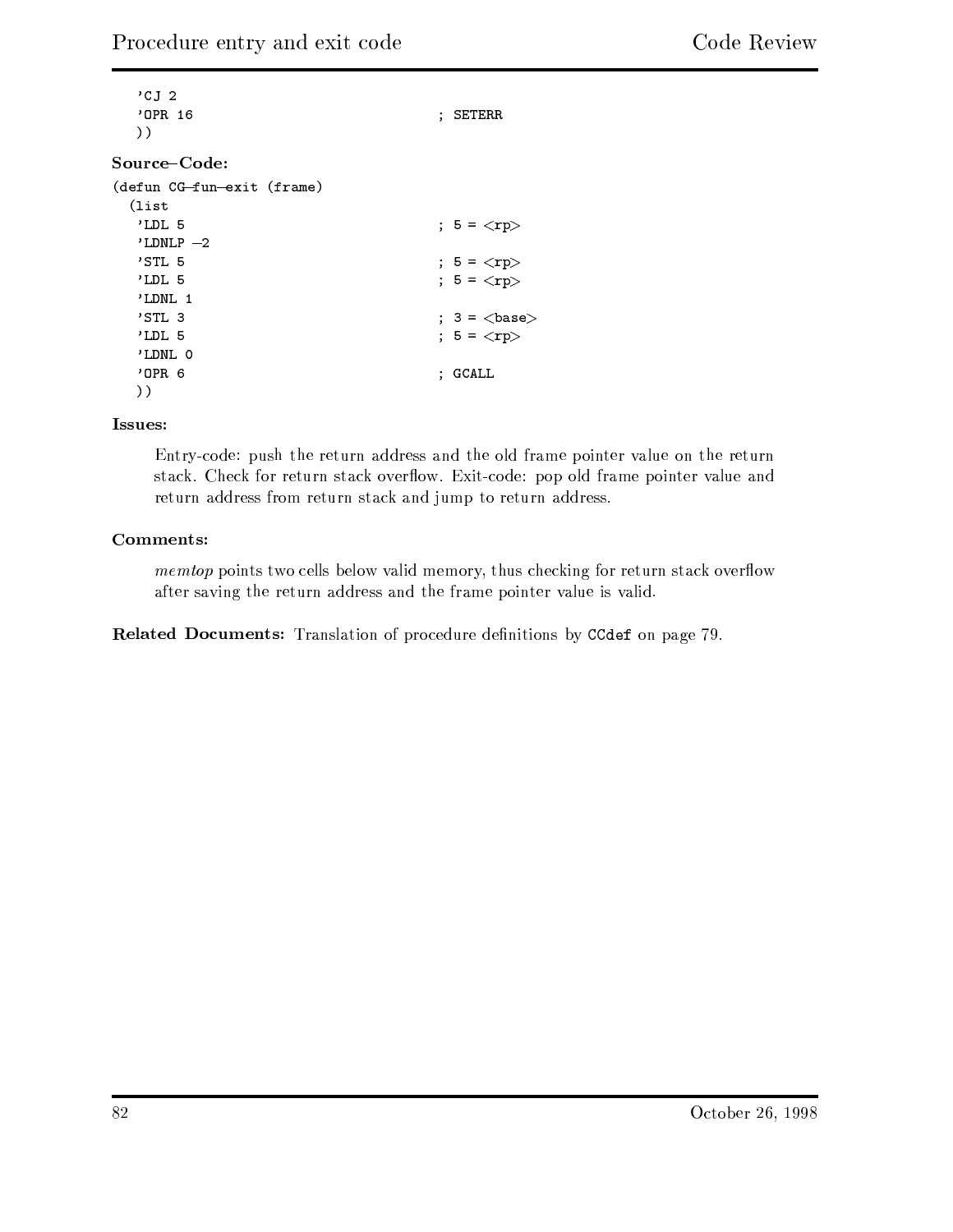```
  'CJ 2
  'OPR 16                              ; SETERR
  ))
```

**Source–Code:**

```
(defun CG-fun-exit (frame)
  (list
  'LDL 5                               ; 5 = <rp>
  'LDNLP -2
  'STL 5                               ; 5 = <rp>
  'LDL 5                               ; 5 = <rp>
  'LDNL 1
  'STL 3                               ; 3 = <base>
  'LDL 5                               ; 5 = <rp>
  'LDNL 0
  'OPR 6                               ; GCALL
  ))
```

**Issues:**

Entry-code: push the return address and the old frame pointer value on the return stack. Check for return stack overflow. Exit-code: pop old frame pointer value and return address from return stack and jump to return address.

**Comments:**

*memtop* points two cells below valid memory, thus checking for return stack overflow after saving the return address and the frame pointer value is valid.

**Related Documents:** Translation of procedure definitions by `CCdef` on page 79.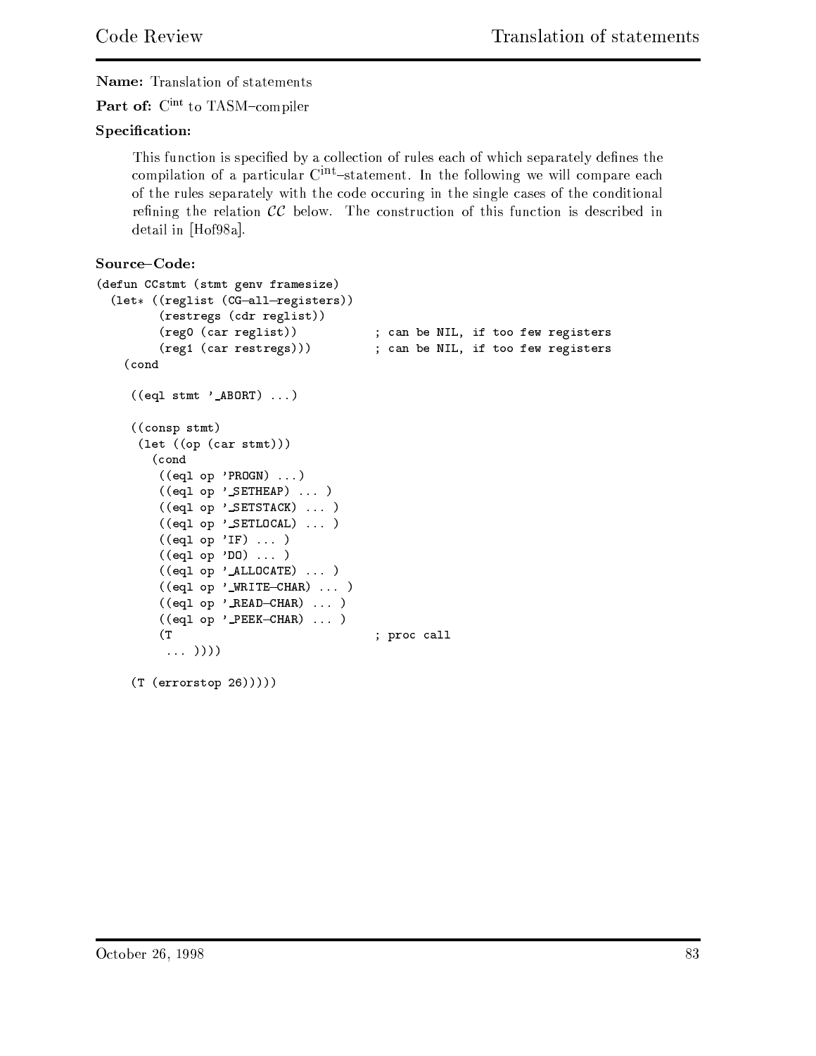**Name:** Translation of statements

**Part of:** $C^{int}$ to TASM–compiler

**Specification:**

This function is specified by a collection of rules each of which separately defines the compilation of a particular $C^{int}$–statement. In the following we will compare each of the rules separately with the code occuring in the single cases of the conditional refining the relation $\mathcal{CC}$ below. The construction of this function is described in detail in [Hof98a].

**Source–Code:**

```
(defun CCstmt (stmt genv framesize)
  (let* ((reglist (CG-all-registers))
         (restregs (cdr reglist))
         (reg0 (car reglist))           ; can be NIL, if too few registers
         (reg1 (car restregs)))         ; can be NIL, if too few registers
    (cond

     ((eql stmt '_ABORT) ...)

     ((consp stmt)
      (let ((op (car stmt)))
        (cond
         ((eql op 'PROGN) ...)
         ((eql op '_SETHEAP) ... )
         ((eql op '_SETSTACK) ... )
         ((eql op '_SETLOCAL) ... )
         ((eql op 'IF) ... )
         ((eql op 'DO) ... )
         ((eql op '_ALLOCATE) ... )
         ((eql op '_WRITE-CHAR) ... )
         ((eql op '_READ-CHAR) ... )
         ((eql op '_PEEK-CHAR) ... )
         (T                             ; proc call
          ... ))))

     (T (errorstop 26)))))
```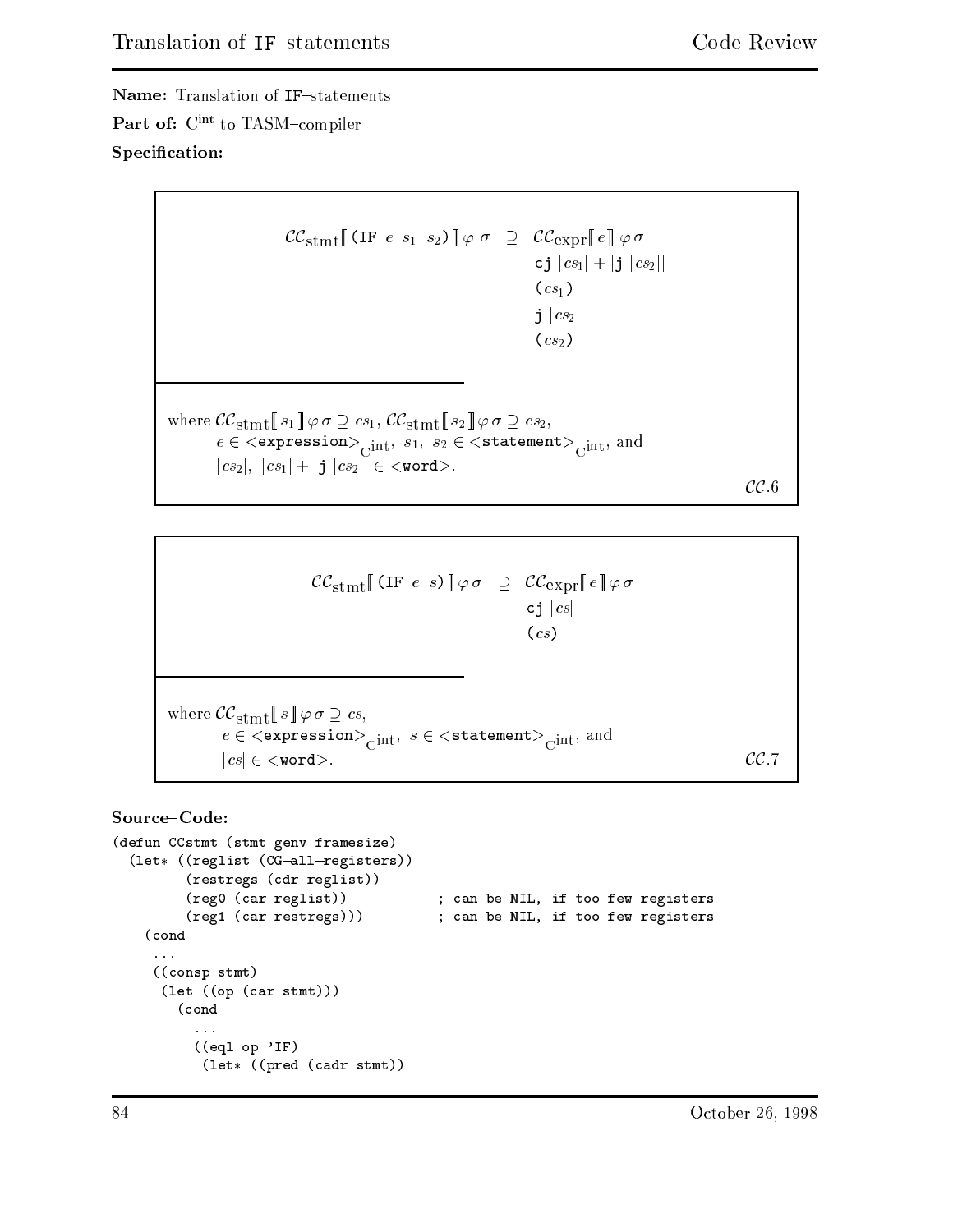**Name:** Translation of IF–statements

**Part of:** $\mathrm{C}^{\mathrm{int}}$ to TASM–compiler

**Specification:**

$$\mathcal{CC}_{\mathrm{stmt}}[\![\,\texttt{(IF}\ e\ s_1\ s_2\texttt{)}\,]\!]\,\varphi\,\sigma \;\supseteq\; \begin{array}{l} \mathcal{CC}_{\mathrm{expr}}[\![\,e\,]\!]\,\varphi\,\sigma \\ \texttt{cj}\ |cs_1| + |\texttt{j}\ |cs_2|| \\ (cs_1) \\ \texttt{j}\ |cs_2| \\ (cs_2) \end{array}$$

where $\mathcal{CC}_{\mathrm{stmt}}[\![\,s_1\,]\!]\,\varphi\,\sigma \supseteq cs_1$, $\mathcal{CC}_{\mathrm{stmt}}[\![\,s_2\,]\!]\,\varphi\,\sigma \supseteq cs_2$,
$e \in \texttt{<expression>}_{\mathrm{C}^{\mathrm{int}}}$, $s_1,\ s_2 \in \texttt{<statement>}_{\mathrm{C}^{\mathrm{int}}}$, and
$|cs_2|,\ |cs_1| + |\texttt{j}\ |cs_2|| \in \texttt{<word>}$.

$\mathcal{CC}.6$

$$\mathcal{CC}_{\mathrm{stmt}}[\![\,\texttt{(IF}\ e\ s\texttt{)}\,]\!]\,\varphi\,\sigma \;\supseteq\; \begin{array}{l} \mathcal{CC}_{\mathrm{expr}}[\![\,e\,]\!]\,\varphi\,\sigma \\ \texttt{cj}\ |cs| \\ (cs) \end{array}$$

where $\mathcal{CC}_{\mathrm{stmt}}[\![\,s\,]\!]\,\varphi\,\sigma \supseteq cs$,
$e \in \texttt{<expression>}_{\mathrm{C}^{\mathrm{int}}}$, $s \in \texttt{<statement>}_{\mathrm{C}^{\mathrm{int}}}$, and
$|cs| \in \texttt{<word>}$.

$\mathcal{CC}.7$

**Source–Code:**

```
(defun CCstmt (stmt genv framesize)
  (let* ((reglist (CG-all-registers))
         (restregs (cdr reglist))
         (reg0 (car reglist))            ; can be NIL, if too few registers
         (reg1 (car restregs)))          ; can be NIL, if too few registers
    (cond
     ...
     ((consp stmt)
      (let ((op (car stmt)))
        (cond
          ...
          ((eql op 'IF)
           (let* ((pred (cadr stmt))
```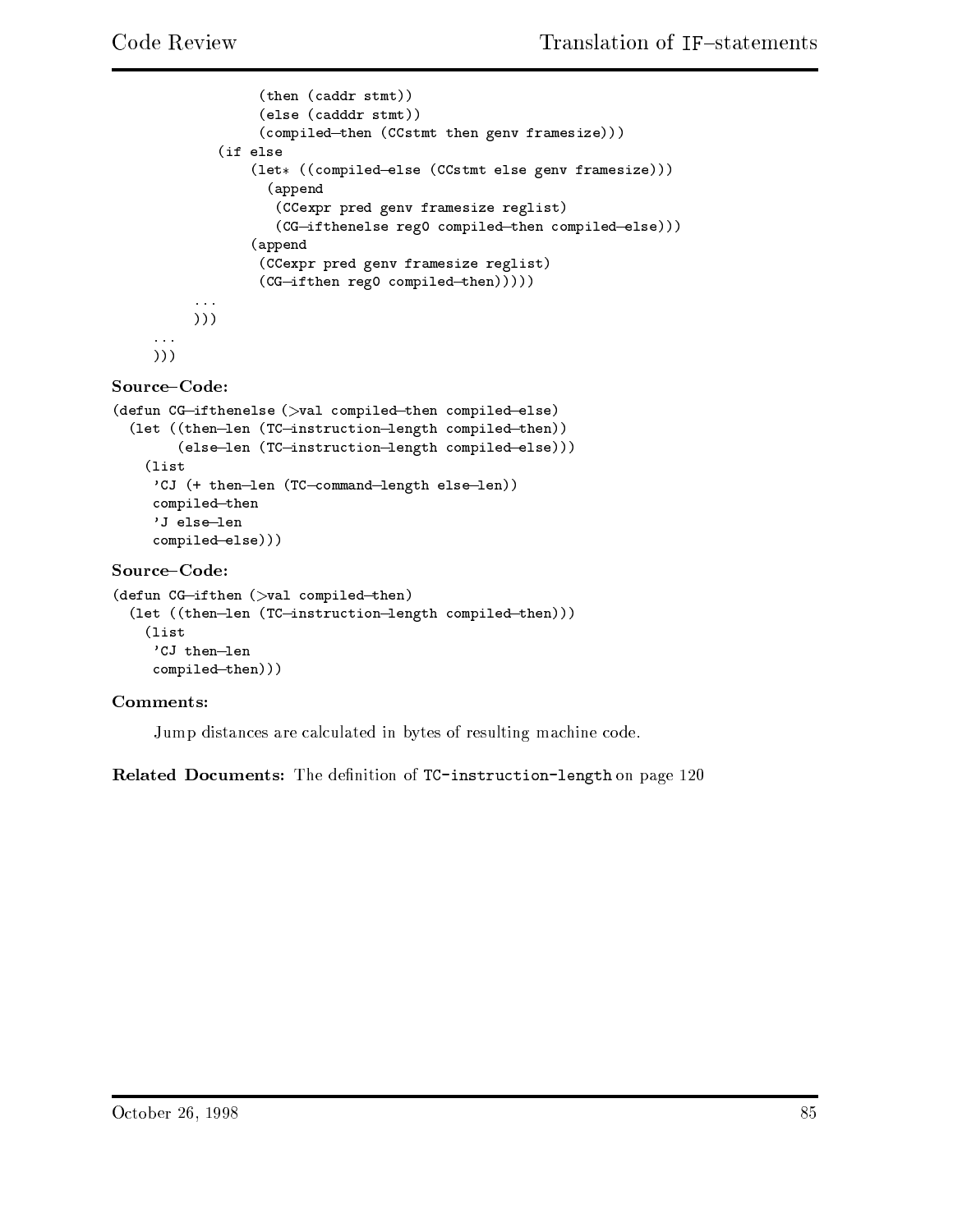```
                (then (caddr stmt))
                (else (cadddr stmt))
                (compiled-then (CCstmt then genv framesize)))
            (if else
                (let* ((compiled-else (CCstmt else genv framesize)))
                  (append
                   (CCexpr pred genv framesize reglist)
                   (CG-ifthenelse reg0 compiled-then compiled-else)))
                (append
                 (CCexpr pred genv framesize reglist)
                 (CG-ifthen reg0 compiled-then)))))
          ...
          )))
     ...
     )))
```

**Source–Code:**

```
(defun CG-ifthenelse (>val compiled-then compiled-else)
  (let ((then-len (TC-instruction-length compiled-then))
        (else-len (TC-instruction-length compiled-else)))
    (list
     'CJ (+ then-len (TC-command-length else-len))
     compiled-then
     'J else-len
     compiled-else)))
```

**Source–Code:**

```
(defun CG-ifthen (>val compiled-then)
  (let ((then-len (TC-instruction-length compiled-then)))
    (list
     'CJ then-len
     compiled-then)))
```

**Comments:**

Jump distances are calculated in bytes of resulting machine code.

**Related Documents:** The definition of `TC-instruction-length` on page 120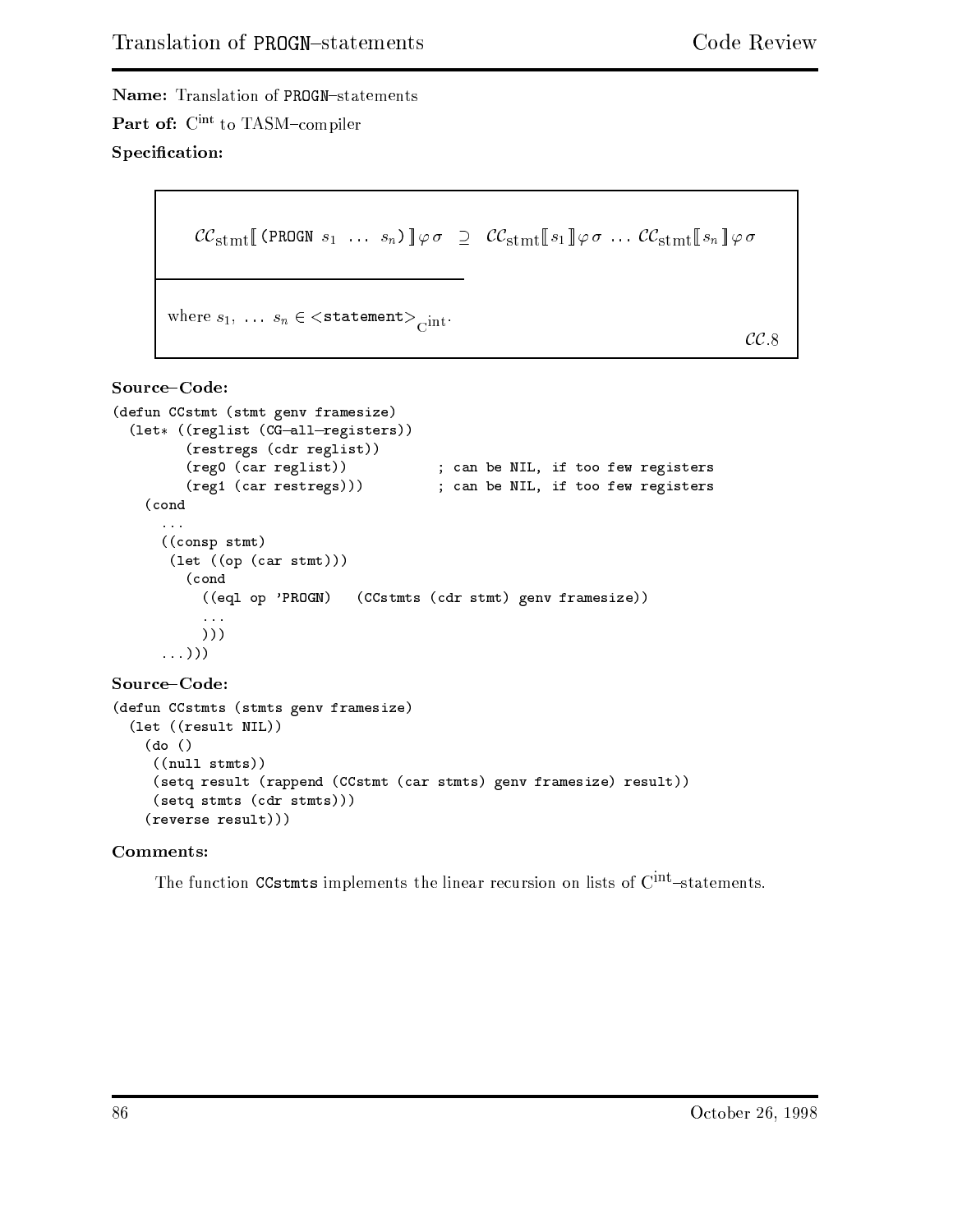**Name:** Translation of PROGN–statements

**Part of:** $C^{\text{int}}$ to TASM–compiler

**Specification:**

$$\mathcal{CC}_{\text{stmt}}[\![\texttt{(PROGN } s_1 \ \ldots \ s_n\texttt{)}]\!]\varphi\,\sigma \ \supseteq \ \mathcal{CC}_{\text{stmt}}[\![s_1]\!]\varphi\,\sigma \ \ldots \ \mathcal{CC}_{\text{stmt}}[\![s_n]\!]\varphi\,\sigma$$

where $s_1, \ \ldots \ s_n \in$ <statement>$_{C^{\text{int}}}$.

$\mathcal{CC}.8$

**Source–Code:**

```
(defun CCstmt (stmt genv framesize)
  (let* ((reglist (CG-all-registers))
         (restregs (cdr reglist))
         (reg0 (car reglist))           ; can be NIL, if too few registers
         (reg1 (car restregs)))         ; can be NIL, if too few registers
    (cond
      ...
      ((consp stmt)
       (let ((op (car stmt)))
         (cond
           ((eql op 'PROGN)   (CCstmts (cdr stmt) genv framesize))
           ...
           )))
      ...)))
```

**Source–Code:**

```
(defun CCstmts (stmts genv framesize)
  (let ((result NIL))
    (do ()
     ((null stmts))
     (setq result (rappend (CCstmt (car stmts) genv framesize) result))
     (setq stmts (cdr stmts)))
    (reverse result)))
```

**Comments:**

The function `CCstmts` implements the linear recursion on lists of $C^{\text{int}}$–statements.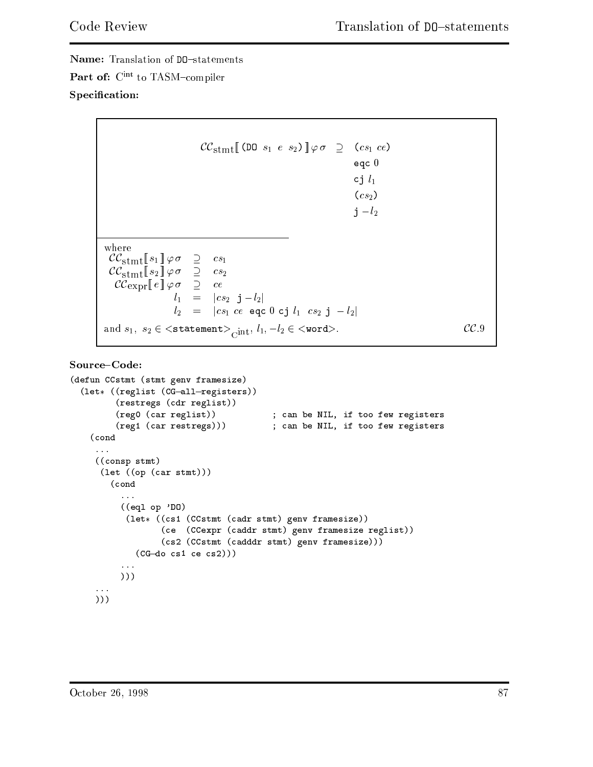**Name:** Translation of DO–statements

**Part of:** $C^{int}$ to TASM–compiler

**Specification:**

$$\mathcal{CC}_{\text{stmt}}[\![\texttt{(DO } s_1 \ e \ s_2\texttt{)}]\!]\varphi\sigma \supseteq \begin{array}{l} (cs_1 \ ce) \\ \texttt{eqc } 0 \\ \texttt{cj } l_1 \\ (cs_2) \\ \texttt{j } -l_2 \end{array}$$

where

$$\begin{array}{rcl} \mathcal{CC}_{\text{stmt}}[\![s_1]\!]\varphi\sigma & \supseteq & cs_1 \\ \mathcal{CC}_{\text{stmt}}[\![s_2]\!]\varphi\sigma & \supseteq & cs_2 \\ \mathcal{CC}_{\text{expr}}[\![e]\!]\varphi\sigma & \supseteq & ce \\ l_1 & = & |cs_2 \ \texttt{j} -l_2| \\ l_2 & = & |cs_1 \ ce \ \texttt{eqc } 0 \ \texttt{cj } l_1 \ \ cs_2 \ \texttt{j} \ -l_2| \end{array}$$

and $s_1, \ s_2 \in$ `<statement>`$_{C^{int}}$, $l_1, -l_2 \in$ `<word>`. $\qquad \mathcal{CC}.9$

**Source–Code:**

```
(defun CCstmt (stmt genv framesize)
  (let* ((reglist (CG-all-registers))
         (restregs (cdr reglist))
         (reg0 (car reglist))            ; can be NIL, if too few registers
         (reg1 (car restregs)))          ; can be NIL, if too few registers
    (cond
     ...
     ((consp stmt)
      (let ((op (car stmt)))
        (cond
          ...
          ((eql op 'DO)
           (let* ((cs1 (CCstmt (cadr stmt) genv framesize))
                  (ce  (CCexpr (caddr stmt) genv framesize reglist))
                  (cs2 (CCstmt (cadddr stmt) genv framesize)))
             (CG-do cs1 ce cs2)))
          ...
          )))
     ...
     )))
```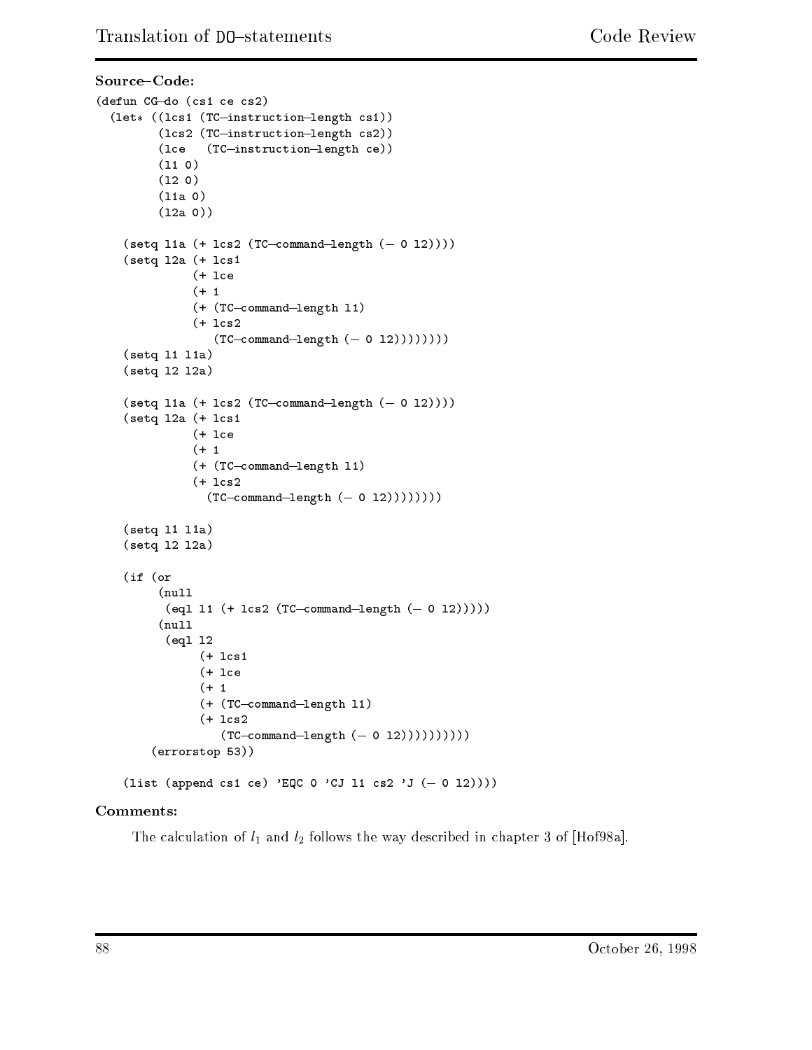**Source–Code:**

```
(defun CG-do (cs1 ce cs2)
  (let* ((lcs1 (TC-instruction-length cs1))
         (lcs2 (TC-instruction-length cs2))
         (lce   (TC-instruction-length ce))
         (l1 0)
         (l2 0)
         (l1a 0)
         (l2a 0))

    (setq l1a (+ lcs2 (TC-command-length (- 0 l2))))
    (setq l2a (+ lcs1
              (+ lce
              (+ 1
              (+ (TC-command-length l1)
              (+ lcs2
                 (TC-command-length (- 0 l2))))))))
    (setq l1 l1a)
    (setq l2 l2a)

    (setq l1a (+ lcs2 (TC-command-length (- 0 l2))))
    (setq l2a (+ lcs1
              (+ lce
              (+ 1
              (+ (TC-command-length l1)
              (+ lcs2
                (TC-command-length (- 0 l2))))))))

    (setq l1 l1a)
    (setq l2 l2a)

    (if (or
         (null
          (eql l1 (+ lcs2 (TC-command-length (- 0 l2)))))
         (null
          (eql l2
               (+ lcs1
               (+ lce
               (+ 1
               (+ (TC-command-length l1)
               (+ lcs2
                  (TC-command-length (- 0 l2))))))))))
        (errorstop 53))

    (list (append cs1 ce) 'EQC 0 'CJ l1 cs2 'J (- 0 l2))))
```

**Comments:**

The calculation of $l_1$ and $l_2$ follows the way described in chapter 3 of [Hof98a].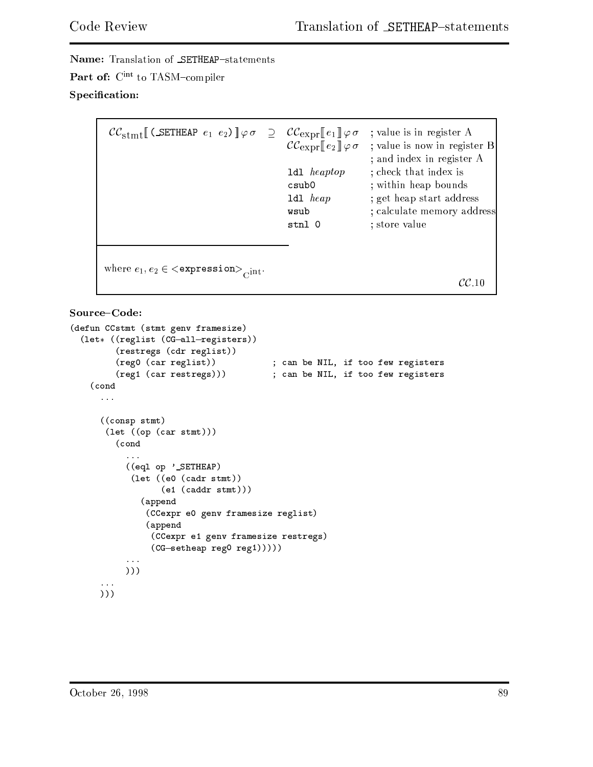**Name:** Translation of _SETHEAP–statements

**Part of:** $C^{int}$ to TASM–compiler

**Specification:**

$\mathcal{CC}_{\text{stmt}}[\![$ `(_SETHEAP` $e_1$ $e_2$`)` $]\!]\varphi\,\sigma \quad \supseteq$

```
CCexpr[[e1]] φ σ   ; value is in register A
CCexpr[[e2]] φ σ   ; value is now in register B
                   ; and index in register A
ldl heaptop        ; check that index is
csub0              ; within heap bounds
ldl heap           ; get heap start address
wsub               ; calculate memory address
stnl 0             ; store value
```

where $e_1, e_2 \in$ `<expression>`$_{C^{int}}$.

$\mathcal{CC}.10$

**Source–Code:**

```
(defun CCstmt (stmt genv framesize)
  (let* ((reglist (CG-all-registers))
         (restregs (cdr reglist))
         (reg0 (car reglist))           ; can be NIL, if too few registers
         (reg1 (car restregs)))         ; can be NIL, if too few registers
    (cond
      ...

      ((consp stmt)
       (let ((op (car stmt)))
         (cond
           ...
           ((eql op '_SETHEAP)
            (let ((e0 (cadr stmt))
                  (e1 (caddr stmt)))
              (append
               (CCexpr e0 genv framesize reglist)
               (append
                (CCexpr e1 genv framesize restregs)
                (CG-setheap reg0 reg1)))))
           ...
           )))
      ...
      )))
```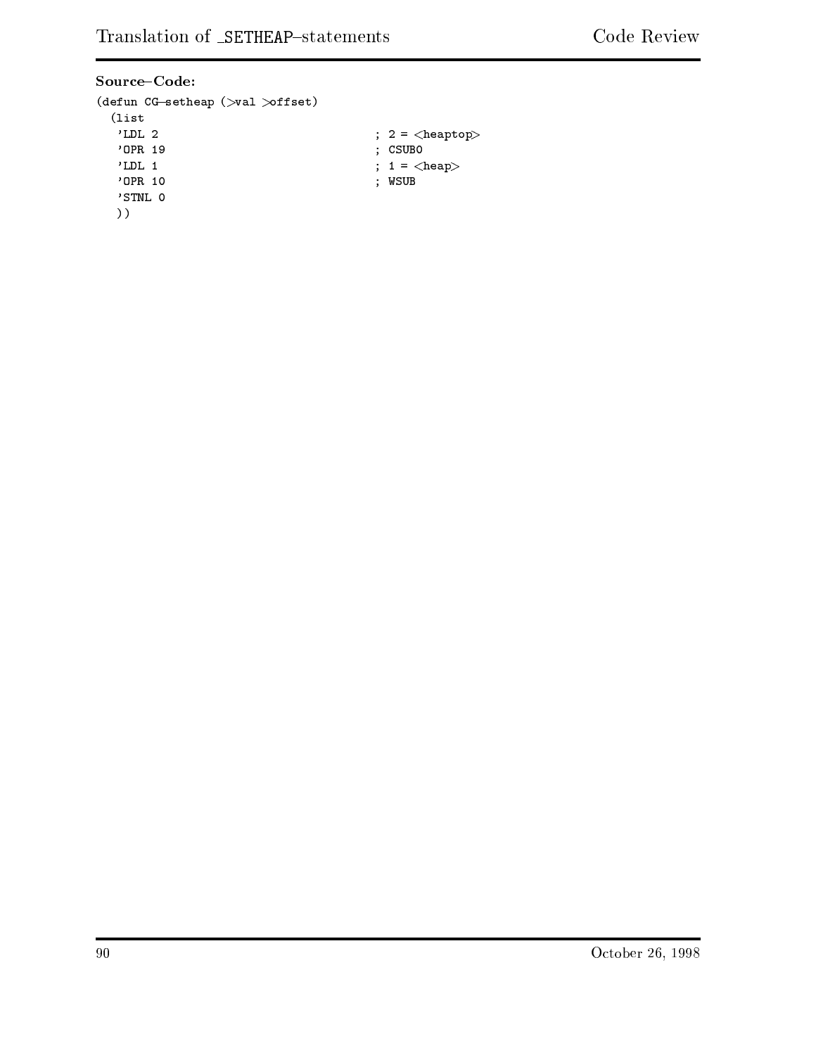**Source–Code:**

```
(defun CG-setheap (>val >offset)
  (list
   'LDL 2                            ; 2 = <heaptop>
   'OPR 19                           ; CSUB0
   'LDL 1                            ; 1 = <heap>
   'OPR 10                           ; WSUB
   'STNL 0
   ))
```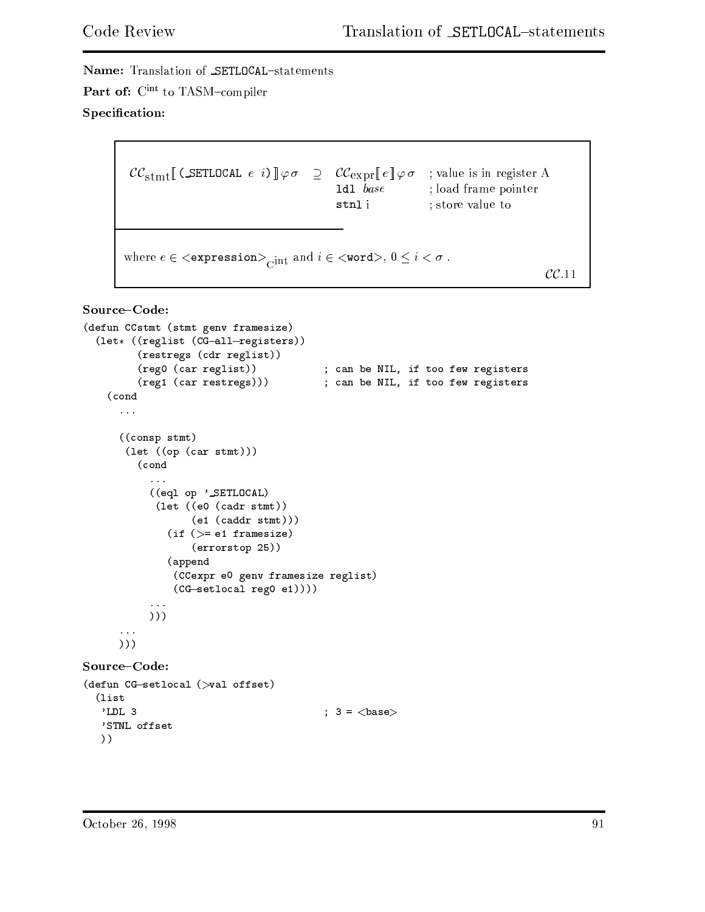**Name:** Translation of _SETLOCAL–statements

**Part of:** $C^{int}$ to TASM–compiler

**Specification:**

| | | |
|---|---|---|
| $\mathcal{CC}_{\text{stmt}}[\![$ `(_SETLOCAL` $e$ $i$`)` $]\!]\varphi\sigma \supseteq$ | $\mathcal{CC}_{\text{expr}}[\![ e ]\!]\varphi\sigma$ | ; value is in register A |
| | `ldl` *base* | ; load frame pointer |
| | `stnl` i | ; store value to |

where $e \in$ `<expression>`$_{C^{\text{int}}}$ and $i \in$ `<word>`, $0 \leq i < \sigma$ .

$\mathcal{CC}$.11

**Source–Code:**

```
(defun CCstmt (stmt genv framesize)
  (let* ((reglist (CG-all-registers))
         (restregs (cdr reglist))
         (reg0 (car reglist))           ; can be NIL, if too few registers
         (reg1 (car restregs)))         ; can be NIL, if too few registers
    (cond
      ...

      ((consp stmt)
       (let ((op (car stmt)))
         (cond
           ...
           ((eql op '_SETLOCAL)
            (let ((e0 (cadr stmt))
                  (e1 (caddr stmt)))
              (if (>= e1 framesize)
                  (errorstop 25))
              (append
               (CCexpr e0 genv framesize reglist)
               (CG-setlocal reg0 e1))))
           ...
           )))
      ...
      )))
```

**Source–Code:**

```
(defun CG-setlocal (>val offset)
  (list
   'LDL 3                              ; 3 = <base>
   'STNL offset
   ))
```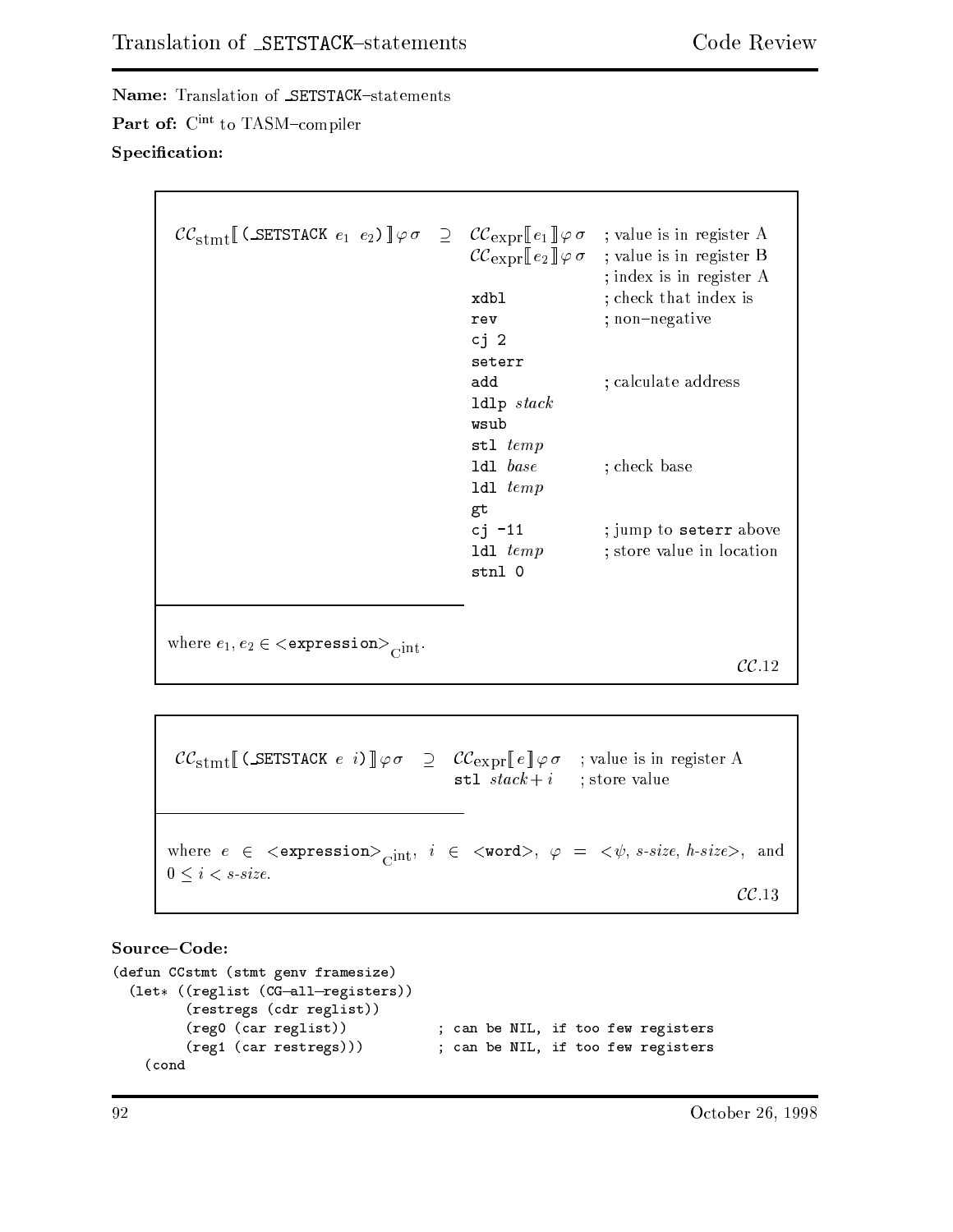**Name:** Translation of _SETSTACK–statements

**Part of:** $C^{int}$ to TASM–compiler

**Specification:**

$\mathcal{CC}_{\text{stmt}}[\![$ `(_SETSTACK` $e_1$ $e_2$`)` $]\!]\varphi\,\sigma \quad \supseteq$

```
CCexpr[[e1]]φσ   ; value is in register A
CCexpr[[e2]]φσ   ; value is in register B
                 ; index is in register A
xdbl             ; check that index is
rev              ; non-negative
cj 2
seterr
add              ; calculate address
ldlp stack
wsub
stl temp
ldl base         ; check base
ldl temp
gt
cj -11           ; jump to seterr above
ldl temp         ; store value in location
stnl 0
```

where $e_1, e_2 \in$ `<expression>`$_{C^{int}}$.

$\mathcal{CC}.12$

---

$\mathcal{CC}_{\text{stmt}}[\![$ `(_SETSTACK` $e$ $i$`)` $]\!]\varphi\,\sigma \quad \supseteq$

```
CCexpr[[e]]φσ    ; value is in register A
stl stack+i      ; store value
```

where $e \in$ `<expression>`$_{C^{int}}$, $i \in$ `<word>`, $\varphi = <\psi$, *s-size*, *h-size*$>$, and $0 \le i <$ *s-size*.

$\mathcal{CC}.13$

**Source–Code:**

```
(defun CCstmt (stmt genv framesize)
  (let* ((reglist (CG-all-registers))
         (restregs (cdr reglist))
         (reg0 (car reglist))          ; can be NIL, if too few registers
         (reg1 (car restregs)))        ; can be NIL, if too few registers
    (cond
```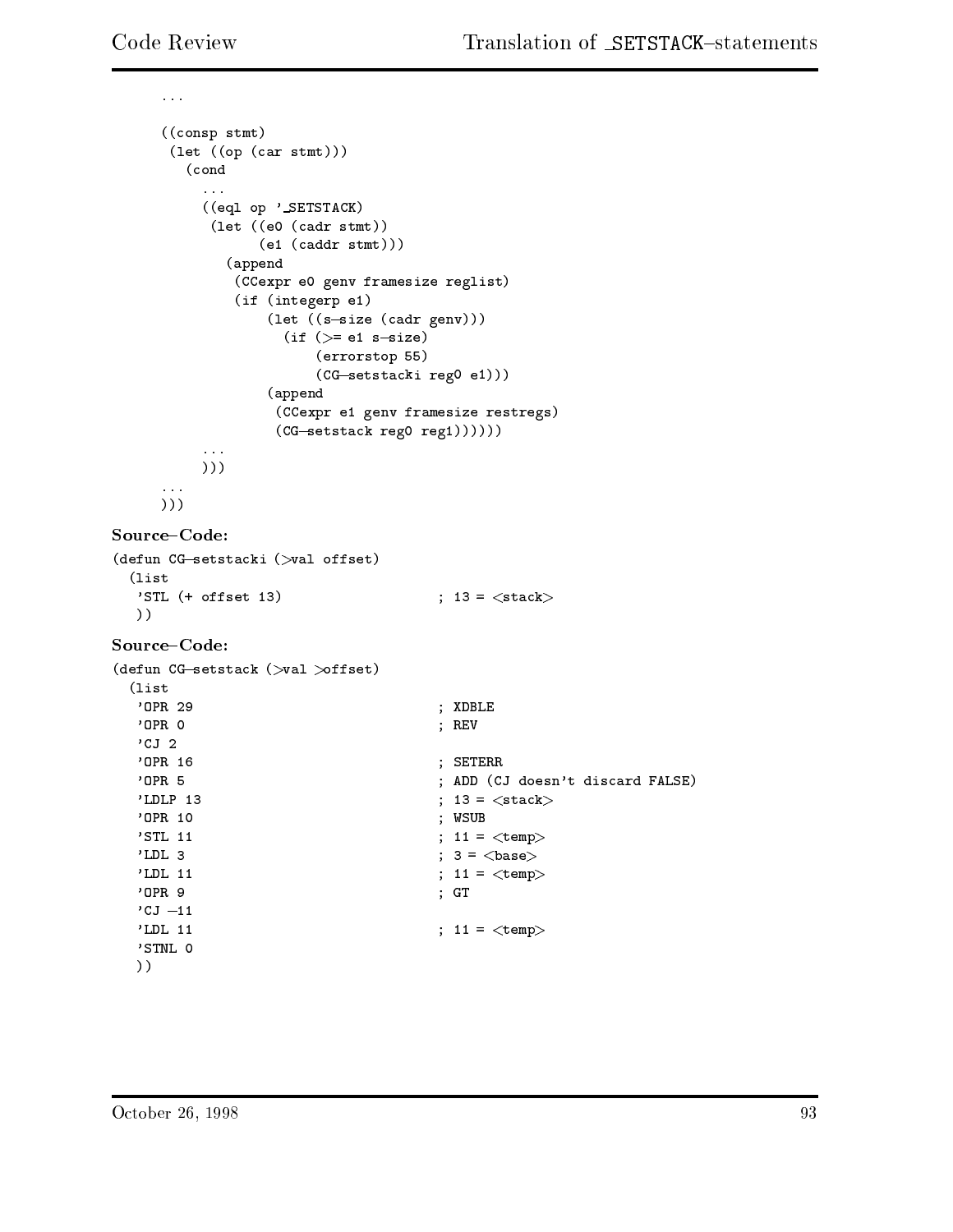```
...

((consp stmt)
 (let ((op (car stmt)))
   (cond
     ...
     ((eql op '_SETSTACK)
      (let ((e0 (cadr stmt))
            (e1 (caddr stmt)))
        (append
         (CCexpr e0 genv framesize reglist)
         (if (integerp e1)
             (let ((s-size (cadr genv)))
               (if (>= e1 s-size)
                   (errorstop 55)
                   (CG-setstacki reg0 e1)))
             (append
              (CCexpr e1 genv framesize restregs)
              (CG-setstack reg0 reg1))))))
     ...
     )))
 ...
 )))
```

**Source–Code:**

```
(defun CG-setstacki (>val offset)
  (list
   'STL (+ offset 13)                  ; 13 = <stack>
   ))
```

**Source–Code:**

```
(defun CG-setstack (>val >offset)
  (list
   'OPR 29                             ; XDBLE
   'OPR 0                              ; REV
   'CJ 2
   'OPR 16                             ; SETERR
   'OPR 5                              ; ADD (CJ doesn't discard FALSE)
   'LDLP 13                            ; 13 = <stack>
   'OPR 10                             ; WSUB
   'STL 11                             ; 11 = <temp>
   'LDL 3                              ; 3 = <base>
   'LDL 11                             ; 11 = <temp>
   'OPR 9                              ; GT
   'CJ -11
   'LDL 11                             ; 11 = <temp>
   'STNL 0
   ))
```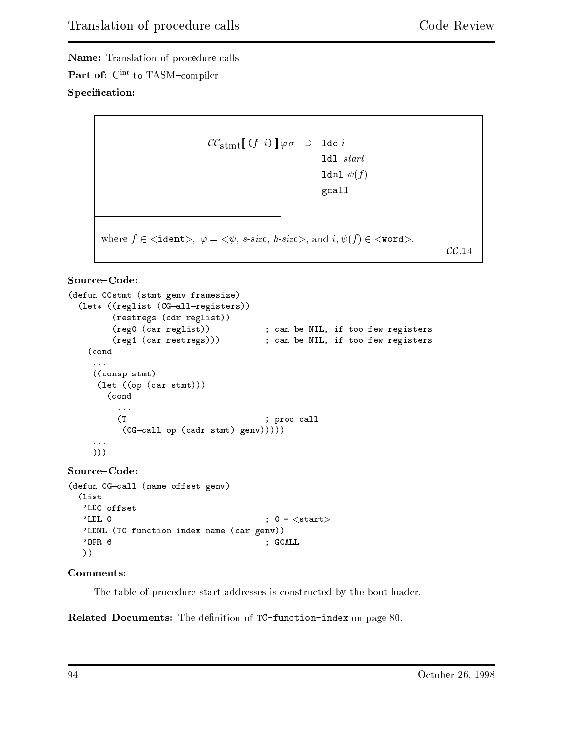**Name:** Translation of procedure calls

**Part of:** $C^{int}$ to TASM–compiler

**Specification:**

$$\mathcal{CC}_{\text{stmt}}[\![\, (f\ \ i)\, ]\!]\,\varphi\,\sigma \ \ \supseteq\ \ \begin{array}{l}\texttt{ldc}\ i\\ \texttt{ldl}\ \textit{start}\\ \texttt{ldnl}\ \psi(f)\\ \texttt{gcall}\end{array}$$

where $f \in$ <`ident`>, $\varphi =$ <$\psi$, *s-size*, *h-size*>, and $i, \psi(f) \in$ <`word`>.

$\mathcal{CC}$.14

**Source–Code:**

```
(defun CCstmt (stmt genv framesize)
  (let* ((reglist (CG-all-registers))
         (restregs (cdr reglist))
         (reg0 (car reglist))            ; can be NIL, if too few registers
         (reg1 (car restregs)))          ; can be NIL, if too few registers
    (cond
     ...
     ((consp stmt)
      (let ((op (car stmt)))
        (cond
          ...
          (T                             ; proc call
           (CG-call op (cadr stmt) genv)))))
     ...
     )))
```

**Source–Code:**

```
(defun CG-call (name offset genv)
  (list
   'LDC offset
   'LDL 0                               ; 0 = <start>
   'LDNL (TC-function-index name (car genv))
   'OPR 6                               ; GCALL
   ))
```

**Comments:**

The table of procedure start addresses is constructed by the boot loader.

**Related Documents:** The definition of `TC-function-index` on page 80.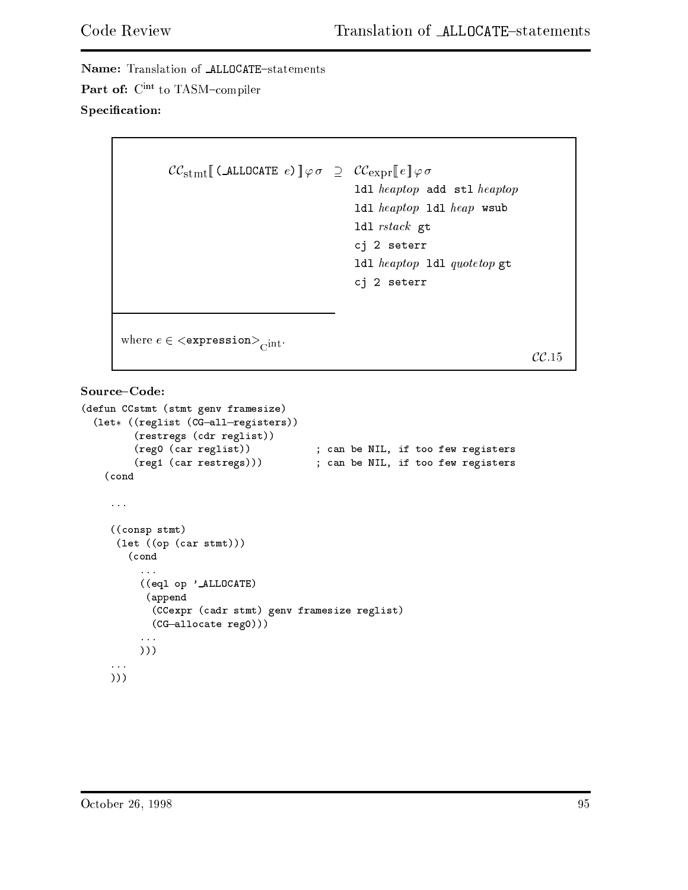**Name:** Translation of _ALLOCATE–statements

**Part of:** $C^{int}$ to TASM–compiler

**Specification:**

$$\mathcal{CC}_{\mathrm{stmt}}[\![\, \texttt{(\_ALLOCATE } e\texttt{)} \,]\!]\,\varphi\,\sigma \;\supseteq\; \mathcal{CC}_{\mathrm{expr}}[\![\, e \,]\!]\,\varphi\,\sigma$$

```
ldl heaptop add stl heaptop
ldl heaptop ldl heap wsub
ldl rstack gt
cj 2 seterr
ldl heaptop ldl quotetop gt
cj 2 seterr
```

where $e \in$ `<expression>`$_{C^{int}}$.

$\mathcal{CC}.15$

**Source–Code:**

```
(defun CCstmt (stmt genv framesize)
  (let* ((reglist (CG-all-registers))
         (restregs (cdr reglist))
         (reg0 (car reglist))           ; can be NIL, if too few registers
         (reg1 (car restregs)))         ; can be NIL, if too few registers
    (cond

     ...

     ((consp stmt)
      (let ((op (car stmt)))
        (cond
          ...
          ((eql op '_ALLOCATE)
           (append
            (CCexpr (cadr stmt) genv framesize reglist)
            (CG-allocate reg0)))
          ...
          )))
     ...
     )))
```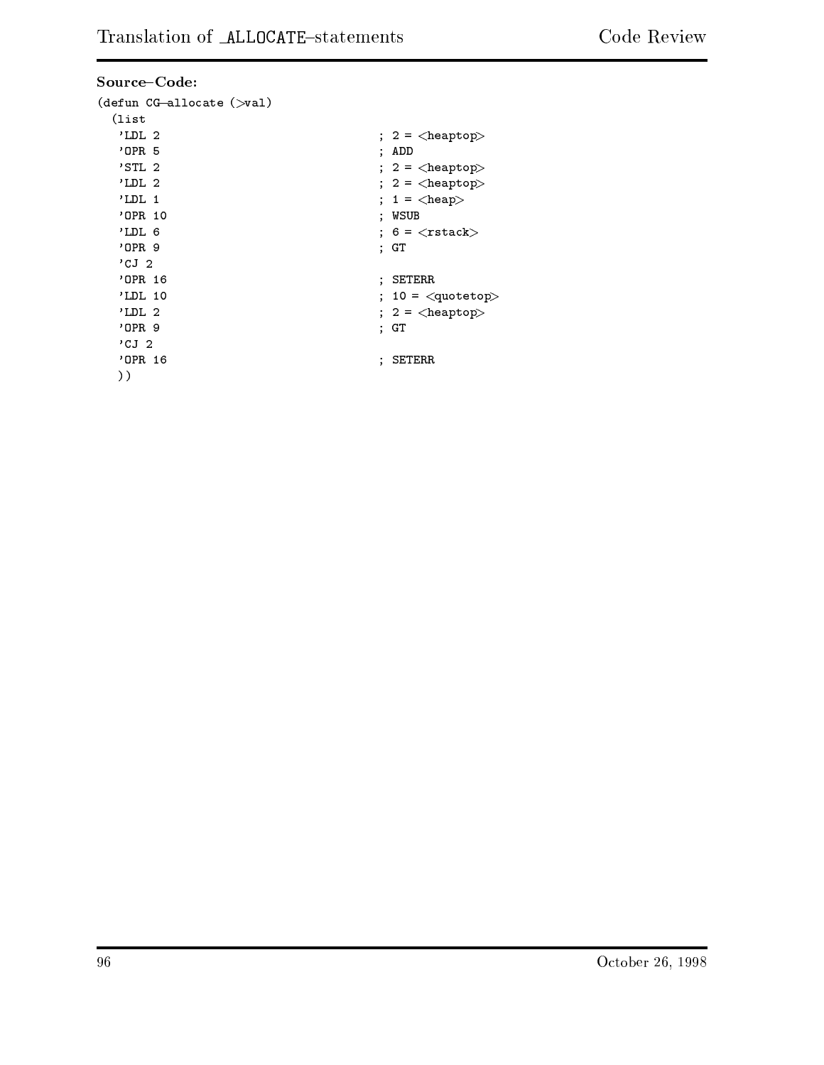**Source–Code:**

```
(defun CG-allocate (>val)
  (list
   'LDL 2                              ; 2 = <heaptop>
   'OPR 5                              ; ADD
   'STL 2                              ; 2 = <heaptop>
   'LDL 2                              ; 2 = <heaptop>
   'LDL 1                              ; 1 = <heap>
   'OPR 10                             ; WSUB
   'LDL 6                              ; 6 = <rstack>
   'OPR 9                              ; GT
   'CJ 2
   'OPR 16                             ; SETERR
   'LDL 10                             ; 10 = <quotetop>
   'LDL 2                              ; 2 = <heaptop>
   'OPR 9                              ; GT
   'CJ 2
   'OPR 16                             ; SETERR
   ))
```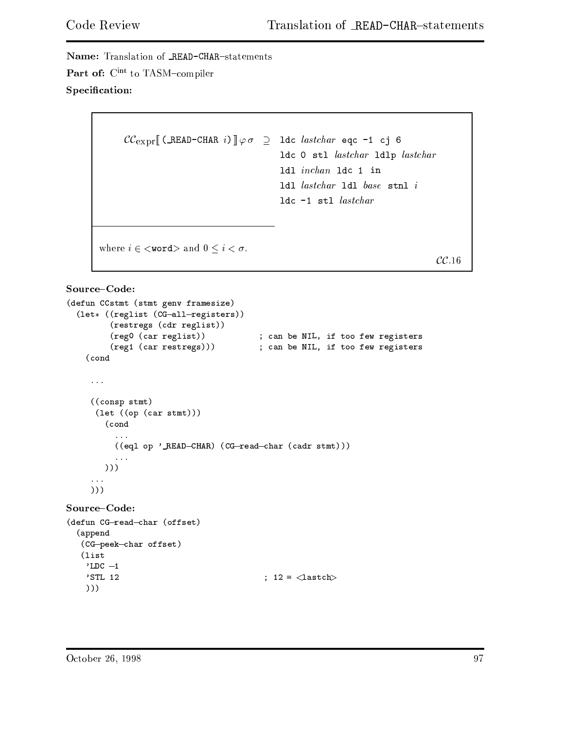**Name:** Translation of _READ-CHAR–statements

**Part of:** $C^{\mathrm{int}}$ to TASM–compiler

**Specification:**

$\mathcal{CC}_{\mathrm{expr}}[\![$ `(_READ-CHAR` $i$`)` $]\!]\varphi\,\sigma \;\supseteq$

```
ldc lastchar eqc -1 cj 6
ldc 0 stl lastchar ldlp lastchar
ldl inchan ldc 1 in
ldl lastchar ldl base stnl i
ldc -1 stl lastchar
```

where $i \in$ <`word`> and $0 \leq i < \sigma$.

$\mathcal{CC}$.16

**Source–Code:**

```
(defun CCstmt (stmt genv framesize)
  (let* ((reglist (CG-all-registers))
         (restregs (cdr reglist))
         (reg0 (car reglist))           ; can be NIL, if too few registers
         (reg1 (car restregs)))         ; can be NIL, if too few registers
    (cond

     ...

     ((consp stmt)
      (let ((op (car stmt)))
        (cond
          ...
          ((eql op '_READ-CHAR) (CG-read-char (cadr stmt)))
          ...
        )))
     ...
     )))
```

**Source–Code:**

```
(defun CG-read-char (offset)
  (append
   (CG-peek-char offset)
   (list
    'LDC -1
    'STL 12                            ; 12 = <lastch>
    )))
```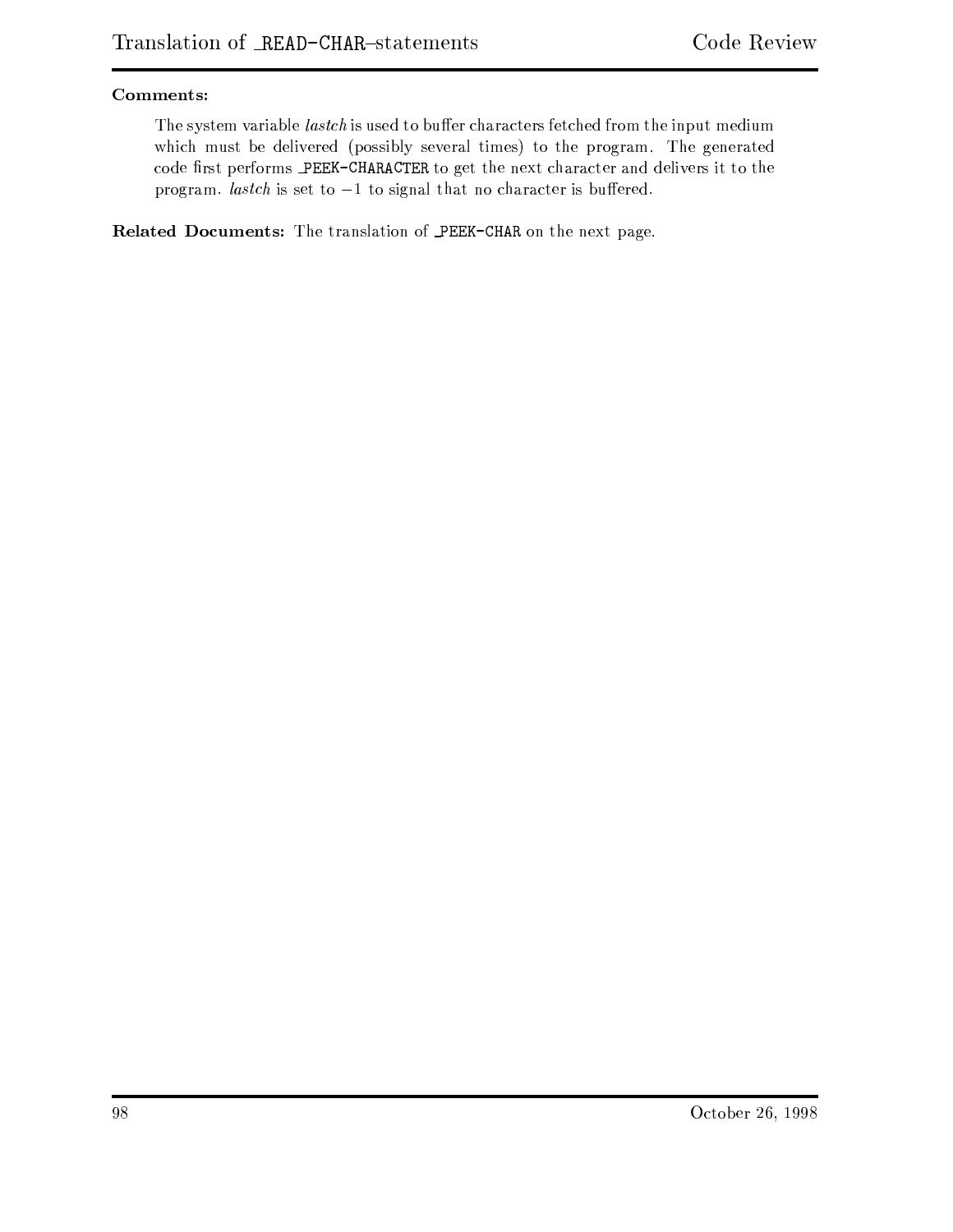**Comments:**

The system variable *lastch* is used to buffer characters fetched from the input medium which must be delivered (possibly several times) to the program. The generated code first performs `_PEEK-CHARACTER` to get the next character and delivers it to the program. *lastch* is set to $-1$ to signal that no character is buffered.

**Related Documents:** The translation of `_PEEK-CHAR` on the next page.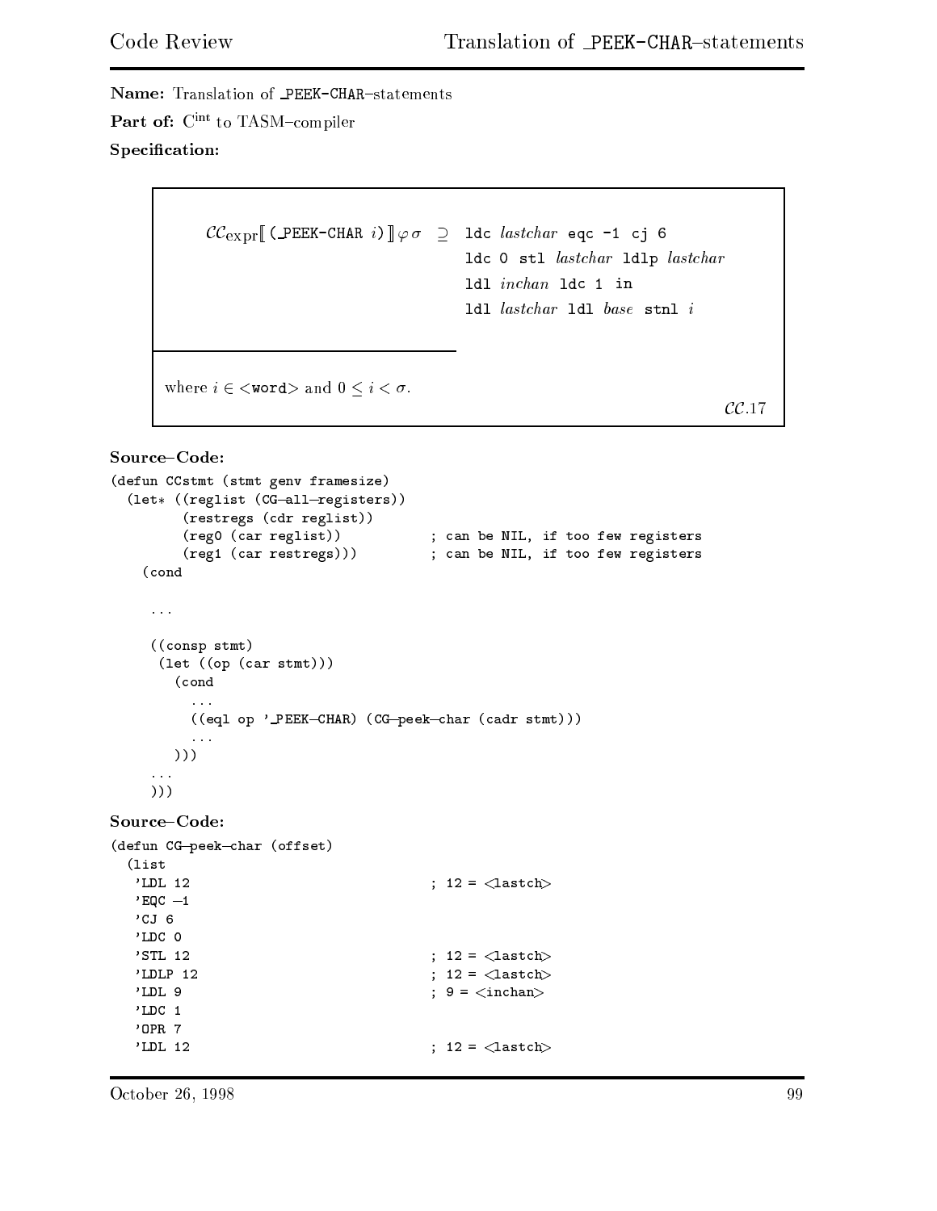**Name:** Translation of _PEEK-CHAR–statements

**Part of:** $C^{int}$ to TASM–compiler

**Specification:**

$\mathcal{CC}_{\text{expr}}[\![$ `(_PEEK-CHAR` $i$`)` $]\!]\varphi\,\sigma \;\supseteq\;$ `ldc` *lastchar* `eqc -1 cj 6`
`ldc 0 stl` *lastchar* `ldlp` *lastchar*
`ldl` *inchan* `ldc 1 in`
`ldl` *lastchar* `ldl` *base* `stnl` $i$

where $i \in$ <`word`> and $0 \leq i < \sigma$.

$\mathcal{CC}.17$

**Source–Code:**

```
(defun CCstmt (stmt genv framesize)
  (let* ((reglist (CG-all-registers))
         (restregs (cdr reglist))
         (reg0 (car reglist))           ; can be NIL, if too few registers
         (reg1 (car restregs)))         ; can be NIL, if too few registers
    (cond

     ...

     ((consp stmt)
      (let ((op (car stmt)))
        (cond
          ...
          ((eql op '_PEEK-CHAR) (CG-peek-char (cadr stmt)))
          ...
        )))
     ...
     )))
```

**Source–Code:**

```
(defun CG-peek-char (offset)
  (list
   'LDL 12                            ; 12 = <lastch>
   'EQC -1
   'CJ 6
   'LDC 0
   'STL 12                            ; 12 = <lastch>
   'LDLP 12                           ; 12 = <lastch>
   'LDL 9                             ; 9 = <inchan>
   'LDC 1
   'OPR 7
   'LDL 12                            ; 12 = <lastch>
```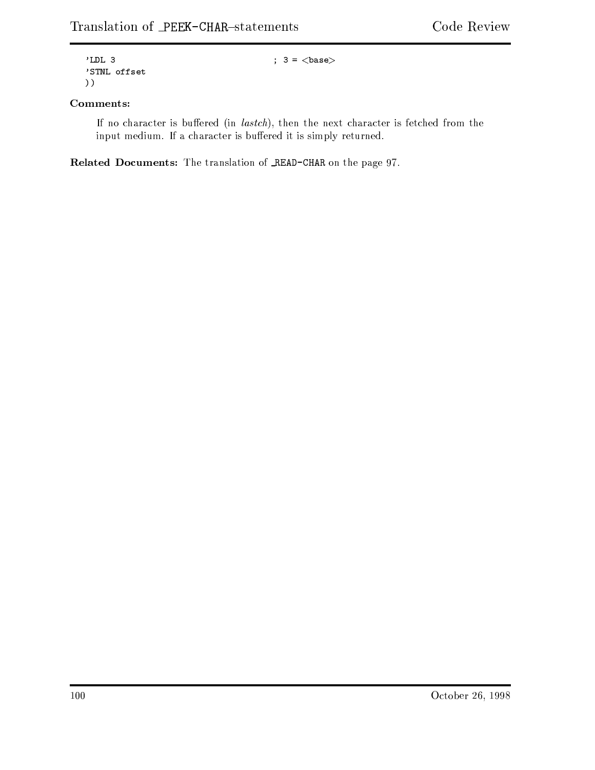```
'LDL 3                          ; 3 = <base>
'STNL offset
))
```

**Comments:**

If no character is buffered (in *lastch*), then the next character is fetched from the input medium. If a character is buffered it is simply returned.

**Related Documents:** The translation of _READ-CHAR on the page 97.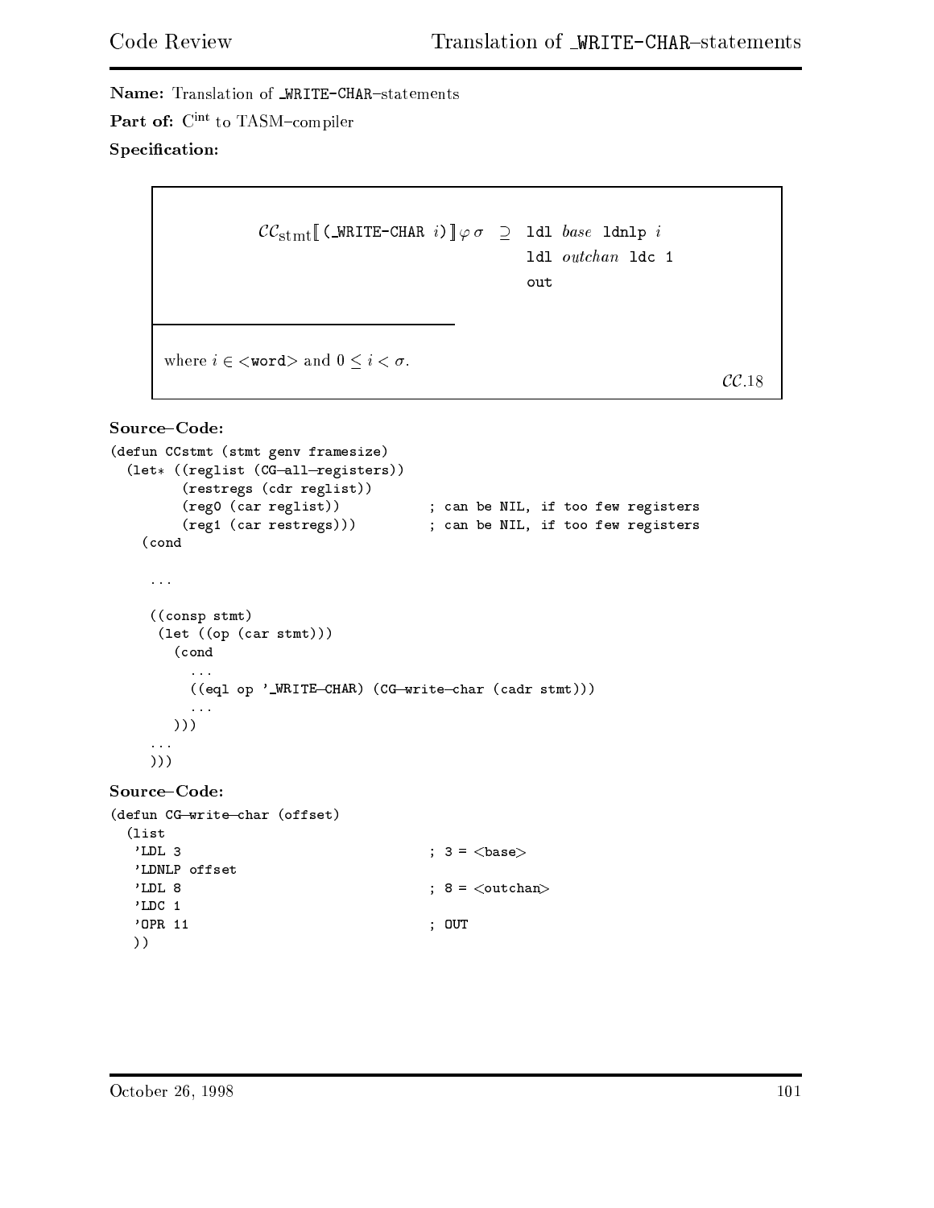**Name:** Translation of _WRITE-CHAR–statements

**Part of:** $C^{int}$ to TASM–compiler

**Specification:**

$$\mathcal{CC}_{\text{stmt}}[\![\texttt{(\_WRITE-CHAR } i\texttt{)}]\!]\varphi\,\sigma \;\supseteq\; \texttt{ldl } \textit{base} \texttt{ ldnlp } i \;\; \texttt{ldl } \textit{outchan} \texttt{ ldc 1} \;\; \texttt{out}$$

where $i \in$ <word> and $0 \leq i < \sigma$.

$\mathcal{CC}$.18

**Source–Code:**

```
(defun CCstmt (stmt genv framesize)
  (let* ((reglist (CG-all-registers))
         (restregs (cdr reglist))
         (reg0 (car reglist))           ; can be NIL, if too few registers
         (reg1 (car restregs)))         ; can be NIL, if too few registers
    (cond

     ...

     ((consp stmt)
      (let ((op (car stmt)))
        (cond
          ...
          ((eql op '_WRITE-CHAR) (CG-write-char (cadr stmt)))
          ...
        )))
     ...
     )))
```

**Source–Code:**

```
(defun CG-write-char (offset)
  (list
   'LDL 3                             ; 3 = <base>
   'LDNLP offset
   'LDL 8                             ; 8 = <outchan>
   'LDC 1
   'OPR 11                            ; OUT
   ))
```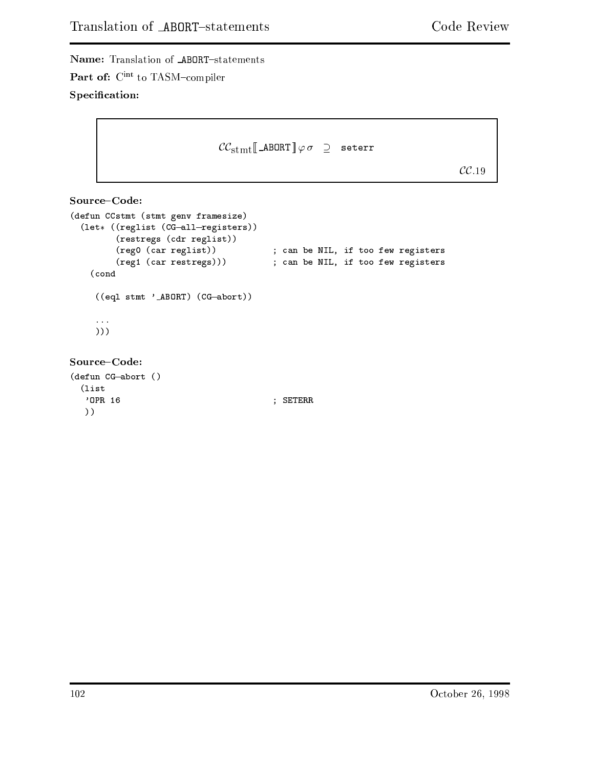**Name:** Translation of _ABORT–statements

**Part of:** $C^{int}$ to TASM–compiler

**Specification:**

$$\mathcal{CC}_{\text{stmt}}[\![\texttt{\_ABORT}]\!]\varphi\,\sigma \;\supseteq\; \texttt{seterr}$$

$\mathcal{CC}.19$

**Source–Code:**

```
(defun CCstmt (stmt genv framesize)
  (let* ((reglist (CG-all-registers))
         (restregs (cdr reglist))
         (reg0 (car reglist))           ; can be NIL, if too few registers
         (reg1 (car restregs)))         ; can be NIL, if too few registers
    (cond

     ((eql stmt '_ABORT) (CG-abort))

     ...
     )))
```

**Source–Code:**

```
(defun CG-abort ()
  (list
   'OPR 16                              ; SETERR
   ))
```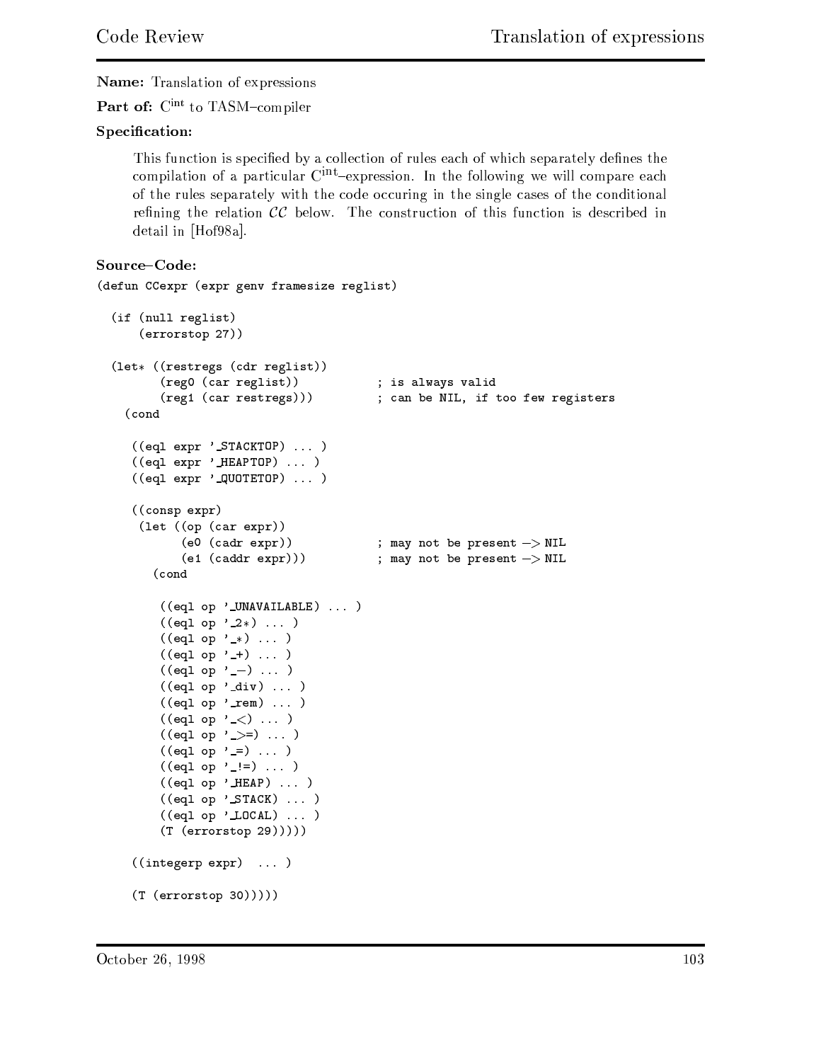**Name:** Translation of expressions

**Part of:** $C^{int}$ to TASM–compiler

**Specification:**

This function is specified by a collection of rules each of which separately defines the compilation of a particular $C^{int}$–expression. In the following we will compare each of the rules separately with the code occuring in the single cases of the conditional refining the relation $\mathcal{CC}$ below. The construction of this function is described in detail in [Hof98a].

**Source–Code:**

```
(defun CCexpr (expr genv framesize reglist)

  (if (null reglist)
      (errorstop 27))

  (let* ((restregs (cdr reglist))
         (reg0 (car reglist))           ; is always valid
         (reg1 (car restregs)))         ; can be NIL, if too few registers
    (cond

     ((eql expr '_STACKTOP) ... )
     ((eql expr '_HEAPTOP) ... )
     ((eql expr '_QUOTETOP) ... )

     ((consp expr)
      (let ((op (car expr))
            (e0 (cadr expr))            ; may not be present -> NIL
            (e1 (caddr expr)))          ; may not be present -> NIL
        (cond

         ((eql op '_UNAVAILABLE) ... )
         ((eql op '_2*) ... )
         ((eql op '_*) ... )
         ((eql op '_+) ... )
         ((eql op '_-) ... )
         ((eql op '_div) ... )
         ((eql op '_rem) ... )
         ((eql op '_<) ... )
         ((eql op '_>=) ... )
         ((eql op '_=) ... )
         ((eql op '_!=) ... )
         ((eql op '_HEAP) ... )
         ((eql op '_STACK) ... )
         ((eql op '_LOCAL) ... )
         (T (errorstop 29)))))

     ((integerp expr)  ... )

     (T (errorstop 30)))))
```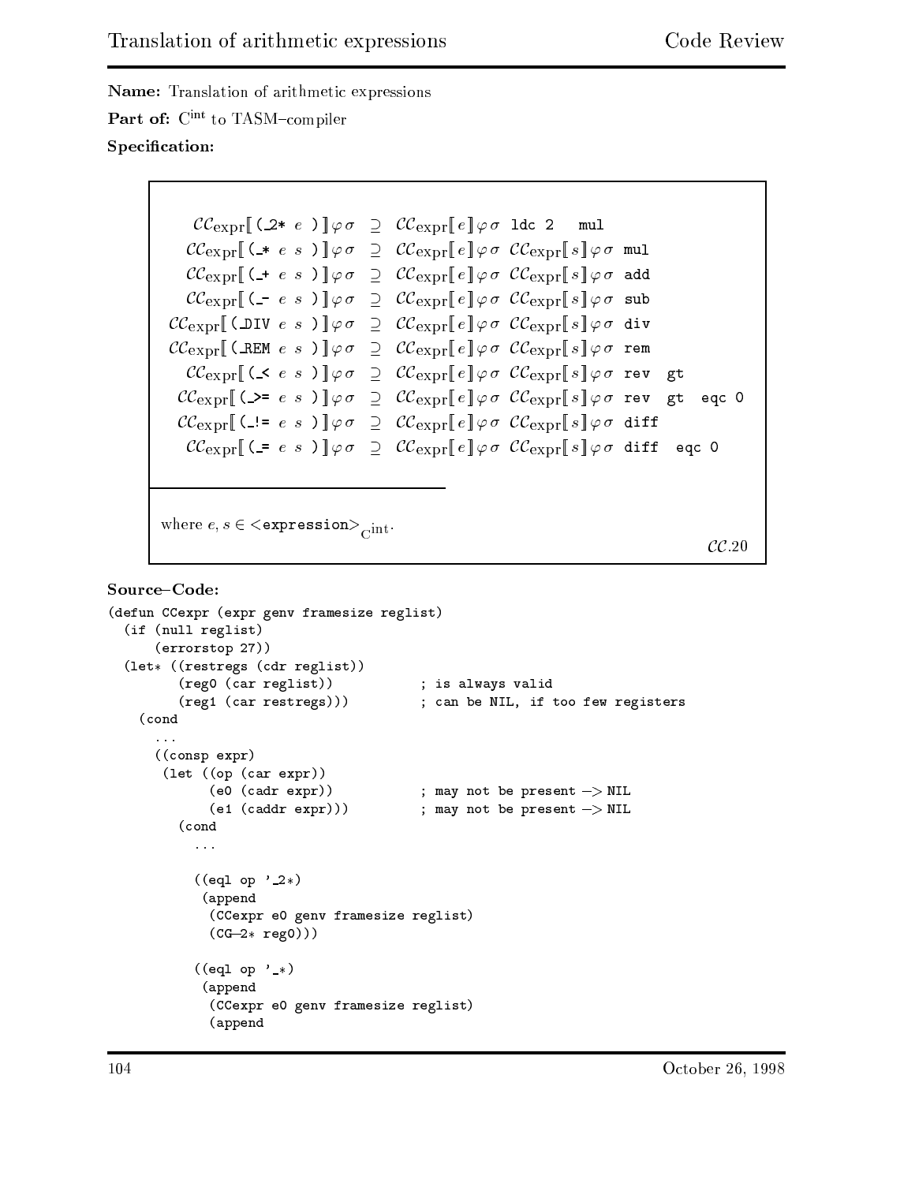**Name:** Translation of arithmetic expressions

**Part of:** $\mathrm{C^{int}}$ to TASM–compiler

**Specification:**

$$
\begin{array}{rcl}
\mathcal{CC}_{\text{expr}}[\![\, \texttt{(\_2* } e \texttt{ )} \,]\!] \varphi\sigma & \supseteq & \mathcal{CC}_{\text{expr}}[\![ e ]\!] \varphi\sigma \ \texttt{ldc 2} \ \ \texttt{mul} \\
\mathcal{CC}_{\text{expr}}[\![\, \texttt{(\_* } e \ s \texttt{ )} \,]\!] \varphi\sigma & \supseteq & \mathcal{CC}_{\text{expr}}[\![ e ]\!] \varphi\sigma \ \mathcal{CC}_{\text{expr}}[\![ s ]\!] \varphi\sigma \ \texttt{mul} \\
\mathcal{CC}_{\text{expr}}[\![\, \texttt{(\_+ } e \ s \texttt{ )} \,]\!] \varphi\sigma & \supseteq & \mathcal{CC}_{\text{expr}}[\![ e ]\!] \varphi\sigma \ \mathcal{CC}_{\text{expr}}[\![ s ]\!] \varphi\sigma \ \texttt{add} \\
\mathcal{CC}_{\text{expr}}[\![\, \texttt{(\_- } e \ s \texttt{ )} \,]\!] \varphi\sigma & \supseteq & \mathcal{CC}_{\text{expr}}[\![ e ]\!] \varphi\sigma \ \mathcal{CC}_{\text{expr}}[\![ s ]\!] \varphi\sigma \ \texttt{sub} \\
\mathcal{CC}_{\text{expr}}[\![\, \texttt{(\_DIV } e \ s \texttt{ )} \,]\!] \varphi\sigma & \supseteq & \mathcal{CC}_{\text{expr}}[\![ e ]\!] \varphi\sigma \ \mathcal{CC}_{\text{expr}}[\![ s ]\!] \varphi\sigma \ \texttt{div} \\
\mathcal{CC}_{\text{expr}}[\![\, \texttt{(\_REM } e \ s \texttt{ )} \,]\!] \varphi\sigma & \supseteq & \mathcal{CC}_{\text{expr}}[\![ e ]\!] \varphi\sigma \ \mathcal{CC}_{\text{expr}}[\![ s ]\!] \varphi\sigma \ \texttt{rem} \\
\mathcal{CC}_{\text{expr}}[\![\, \texttt{(\_< } e \ s \texttt{ )} \,]\!] \varphi\sigma & \supseteq & \mathcal{CC}_{\text{expr}}[\![ e ]\!] \varphi\sigma \ \mathcal{CC}_{\text{expr}}[\![ s ]\!] \varphi\sigma \ \texttt{rev} \ \ \texttt{gt} \\
\mathcal{CC}_{\text{expr}}[\![\, \texttt{(\_>= } e \ s \texttt{ )} \,]\!] \varphi\sigma & \supseteq & \mathcal{CC}_{\text{expr}}[\![ e ]\!] \varphi\sigma \ \mathcal{CC}_{\text{expr}}[\![ s ]\!] \varphi\sigma \ \texttt{rev} \ \ \texttt{gt} \ \ \texttt{eqc 0} \\
\mathcal{CC}_{\text{expr}}[\![\, \texttt{(\_!= } e \ s \texttt{ )} \,]\!] \varphi\sigma & \supseteq & \mathcal{CC}_{\text{expr}}[\![ e ]\!] \varphi\sigma \ \mathcal{CC}_{\text{expr}}[\![ s ]\!] \varphi\sigma \ \texttt{diff} \\
\mathcal{CC}_{\text{expr}}[\![\, \texttt{(\_= } e \ s \texttt{ )} \,]\!] \varphi\sigma & \supseteq & \mathcal{CC}_{\text{expr}}[\![ e ]\!] \varphi\sigma \ \mathcal{CC}_{\text{expr}}[\![ s ]\!] \varphi\sigma \ \texttt{diff} \ \ \texttt{eqc 0}
\end{array}
$$

---

where $e, s \in$ `<expression>`$_{\mathrm{C^{int}}}$.

$\mathcal{CC}.20$

**Source–Code:**

```
(defun CCexpr (expr genv framesize reglist)
  (if (null reglist)
      (errorstop 27))
  (let* ((restregs (cdr reglist))
         (reg0 (car reglist))           ; is always valid
         (reg1 (car restregs)))         ; can be NIL, if too few registers
    (cond
      ...
      ((consp expr)
       (let ((op (car expr))
             (e0 (cadr expr))           ; may not be present -> NIL
             (e1 (caddr expr)))         ; may not be present -> NIL
         (cond
           ...

           ((eql op '_2*)
            (append
             (CCexpr e0 genv framesize reglist)
             (CG-2* reg0)))

           ((eql op '_*)
            (append
             (CCexpr e0 genv framesize reglist)
             (append
```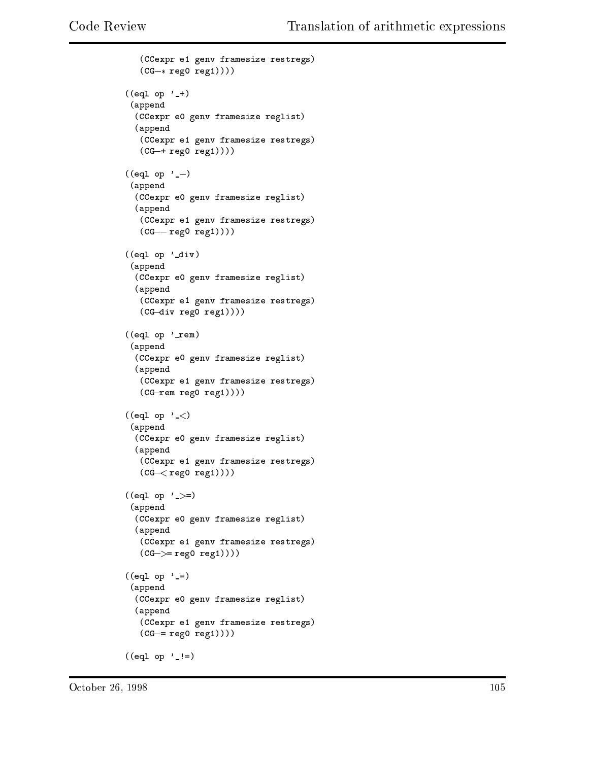```
    (CCexpr e1 genv framesize restregs)
    (CG-* reg0 reg1))))

((eql op '_+)
 (append
  (CCexpr e0 genv framesize reglist)
  (append
   (CCexpr e1 genv framesize restregs)
   (CG-+ reg0 reg1))))

((eql op '_-)
 (append
  (CCexpr e0 genv framesize reglist)
  (append
   (CCexpr e1 genv framesize restregs)
   (CG-- reg0 reg1))))

((eql op '_div)
 (append
  (CCexpr e0 genv framesize reglist)
  (append
   (CCexpr e1 genv framesize restregs)
   (CG-div reg0 reg1))))

((eql op '_rem)
 (append
  (CCexpr e0 genv framesize reglist)
  (append
   (CCexpr e1 genv framesize restregs)
   (CG-rem reg0 reg1))))

((eql op '_<)
 (append
  (CCexpr e0 genv framesize reglist)
  (append
   (CCexpr e1 genv framesize restregs)
   (CG-< reg0 reg1))))

((eql op '_>=)
 (append
  (CCexpr e0 genv framesize reglist)
  (append
   (CCexpr e1 genv framesize restregs)
   (CG->= reg0 reg1))))

((eql op '_=)
 (append
  (CCexpr e0 genv framesize reglist)
  (append
   (CCexpr e1 genv framesize restregs)
   (CG-= reg0 reg1))))

((eql op '_!=)
```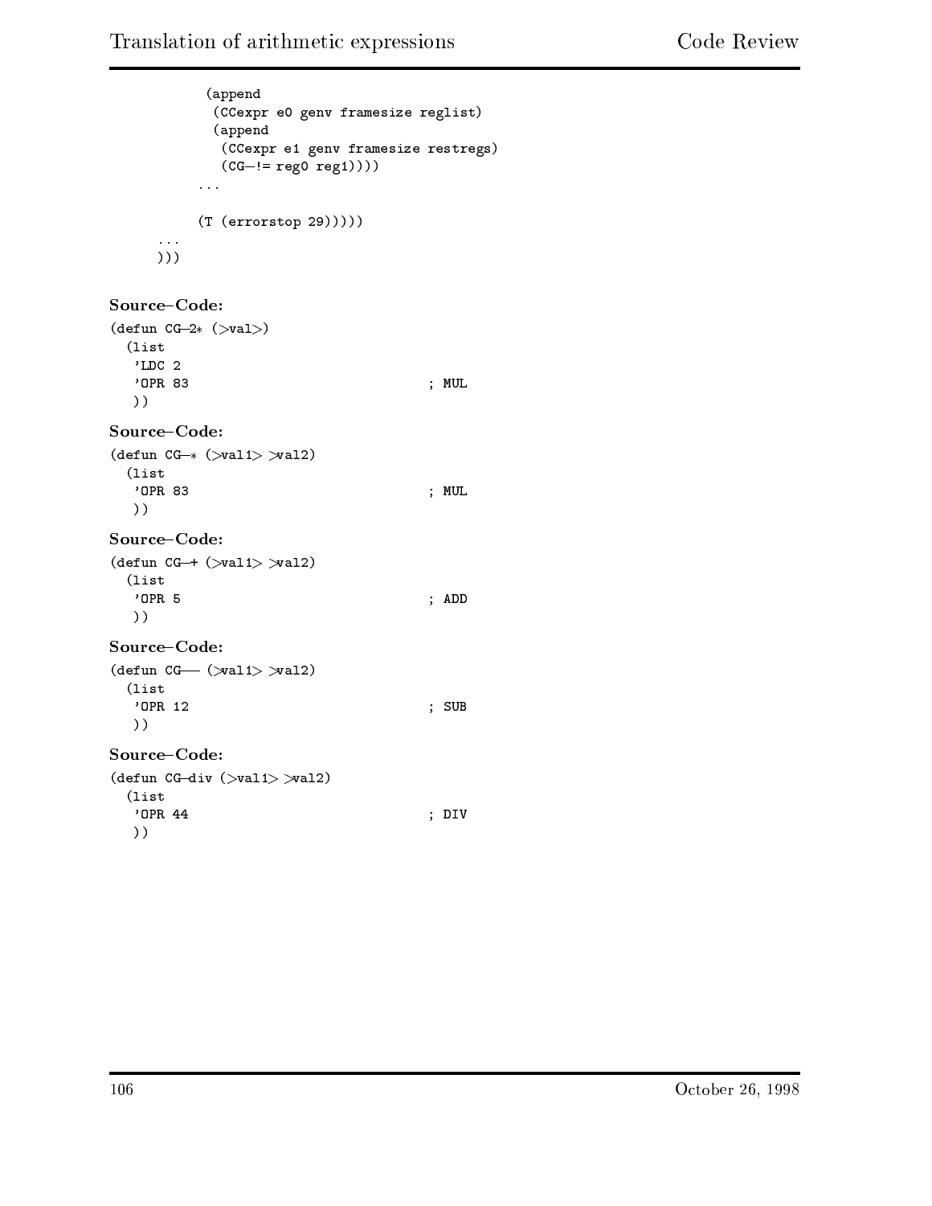```
          (append
           (CCexpr e0 genv framesize reglist)
           (append
            (CCexpr e1 genv framesize restregs)
            (CG-!= reg0 reg1))))
          ...

          (T (errorstop 29)))))
      ...
      )))
```

**Source–Code:**

```
(defun CG-2* (>val>)
  (list
   'LDC 2
   'OPR 83                              ; MUL
   ))
```

**Source–Code:**

```
(defun CG-* (>val1> >val2)
  (list
   'OPR 83                              ; MUL
   ))
```

**Source–Code:**

```
(defun CG-+ (>val1> >val2)
  (list
   'OPR 5                               ; ADD
   ))
```

**Source–Code:**

```
(defun CG-- (>val1> >val2)
  (list
   'OPR 12                              ; SUB
   ))
```

**Source–Code:**

```
(defun CG-div (>val1> >val2)
  (list
   'OPR 44                              ; DIV
   ))
```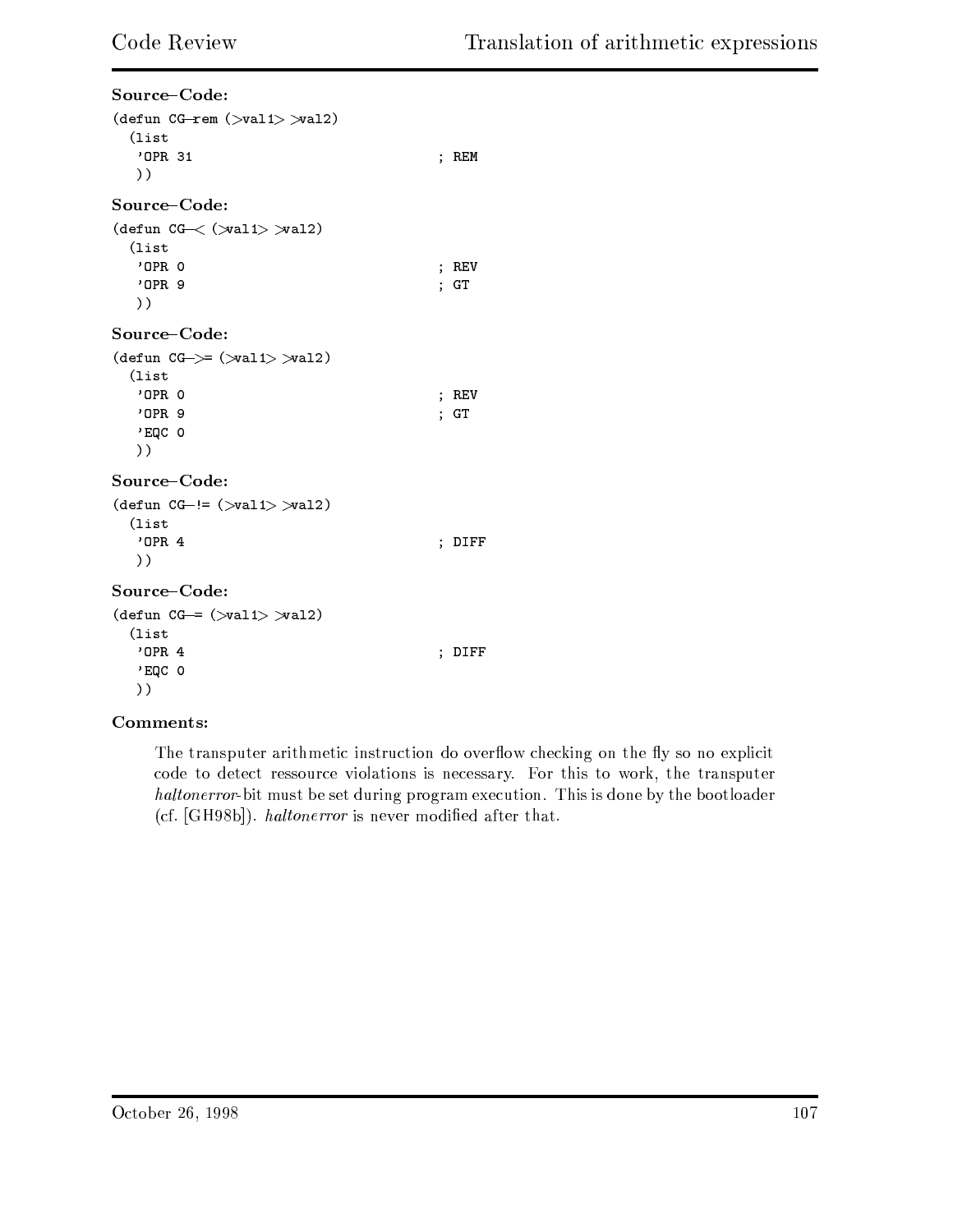**Source–Code:**

```
(defun CG-rem (>val1> >val2)
  (list
   'OPR 31                          ; REM
   ))
```

**Source–Code:**

```
(defun CG-< (>val1> >val2)
  (list
   'OPR 0                           ; REV
   'OPR 9                           ; GT
   ))
```

**Source–Code:**

```
(defun CG->= (>val1> >val2)
  (list
   'OPR 0                           ; REV
   'OPR 9                           ; GT
   'EQC 0
   ))
```

**Source–Code:**

```
(defun CG-!= (>val1> >val2)
  (list
   'OPR 4                           ; DIFF
   ))
```

**Source–Code:**

```
(defun CG-= (>val1> >val2)
  (list
   'OPR 4                           ; DIFF
   'EQC 0
   ))
```

**Comments:**

The transputer arithmetic instruction do overflow checking on the fly so no explicit code to detect ressource violations is necessary. For this to work, the transputer *haltonerror*-bit must be set during program execution. This is done by the bootloader (cf. [GH98b]). *haltonerror* is never modified after that.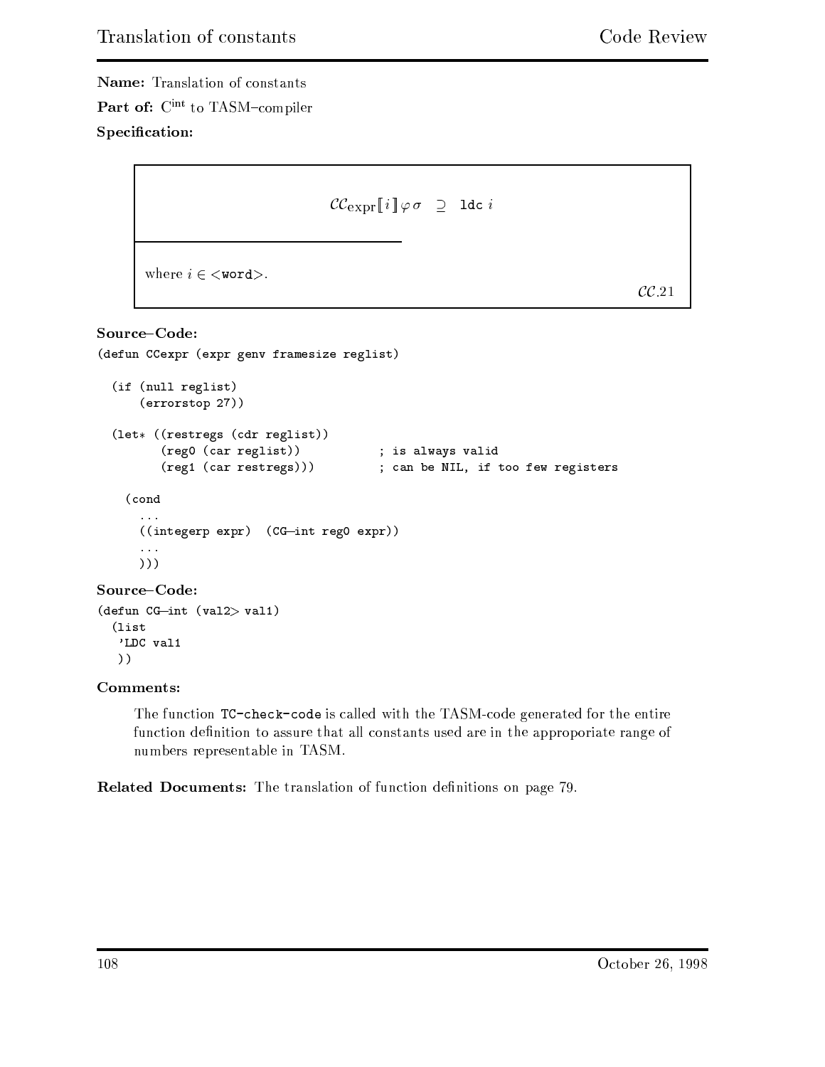**Name:** Translation of constants

**Part of:** $C^{int}$ to TASM–compiler

**Specification:**

$$\mathcal{CC}_{\text{expr}}[\![ i ]\!] \varphi \, \sigma \quad \supseteq \quad \texttt{ldc} \; i$$

where $i \in$ <`word`>.

$\mathcal{CC}.21$

**Source–Code:**

```
(defun CCexpr (expr genv framesize reglist)

  (if (null reglist)
      (errorstop 27))

  (let* ((restregs (cdr reglist))
         (reg0 (car reglist))           ; is always valid
         (reg1 (car restregs)))         ; can be NIL, if too few registers

    (cond
      ...
      ((integerp expr)  (CG–int reg0 expr))
      ...
      )))
```

**Source–Code:**

```
(defun CG–int (val2> val1)
  (list
   'LDC val1
   ))
```

**Comments:**

The function `TC-check-code` is called with the TASM-code generated for the entire function definition to assure that all constants used are in the approporiate range of numbers representable in TASM.

**Related Documents:** The translation of function definitions on page 79.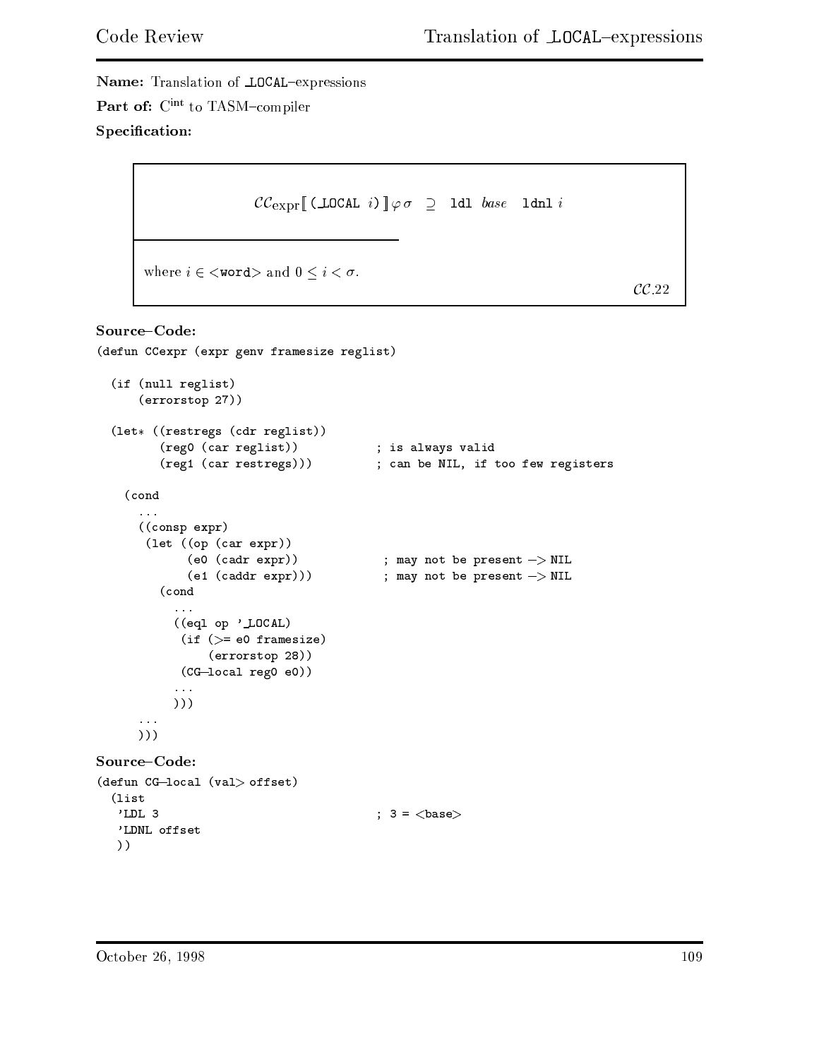**Name:** Translation of _LOCAL–expressions

**Part of:** $C^{int}$ to TASM–compiler

**Specification:**

$$\mathcal{CC}_{\text{expr}}[\![\,\texttt{(\_LOCAL}\ i\texttt{)}\,]\!]\varphi\,\sigma \;\supseteq\; \texttt{ldl}\ \ base\ \ \texttt{ldnl}\ i$$

where $i \in$ <`word`> and $0 \leq i < \sigma$.

$\mathcal{CC}.22$

**Source–Code:**

```
(defun CCexpr (expr genv framesize reglist)

  (if (null reglist)
      (errorstop 27))

  (let* ((restregs (cdr reglist))
         (reg0 (car reglist))           ; is always valid
         (reg1 (car restregs)))         ; can be NIL, if too few registers

    (cond
      ...
      ((consp expr)
       (let ((op (car expr))
             (e0 (cadr expr))            ; may not be present -> NIL
             (e1 (caddr expr)))          ; may not be present -> NIL
         (cond
           ...
           ((eql op '_LOCAL)
            (if (>= e0 framesize)
                (errorstop 28))
            (CG-local reg0 e0))
           ...
           )))
      ...
      )))
```

**Source–Code:**

```
(defun CG-local (val> offset)
  (list
   'LDL 3                              ; 3 = <base>
   'LDNL offset
   ))
```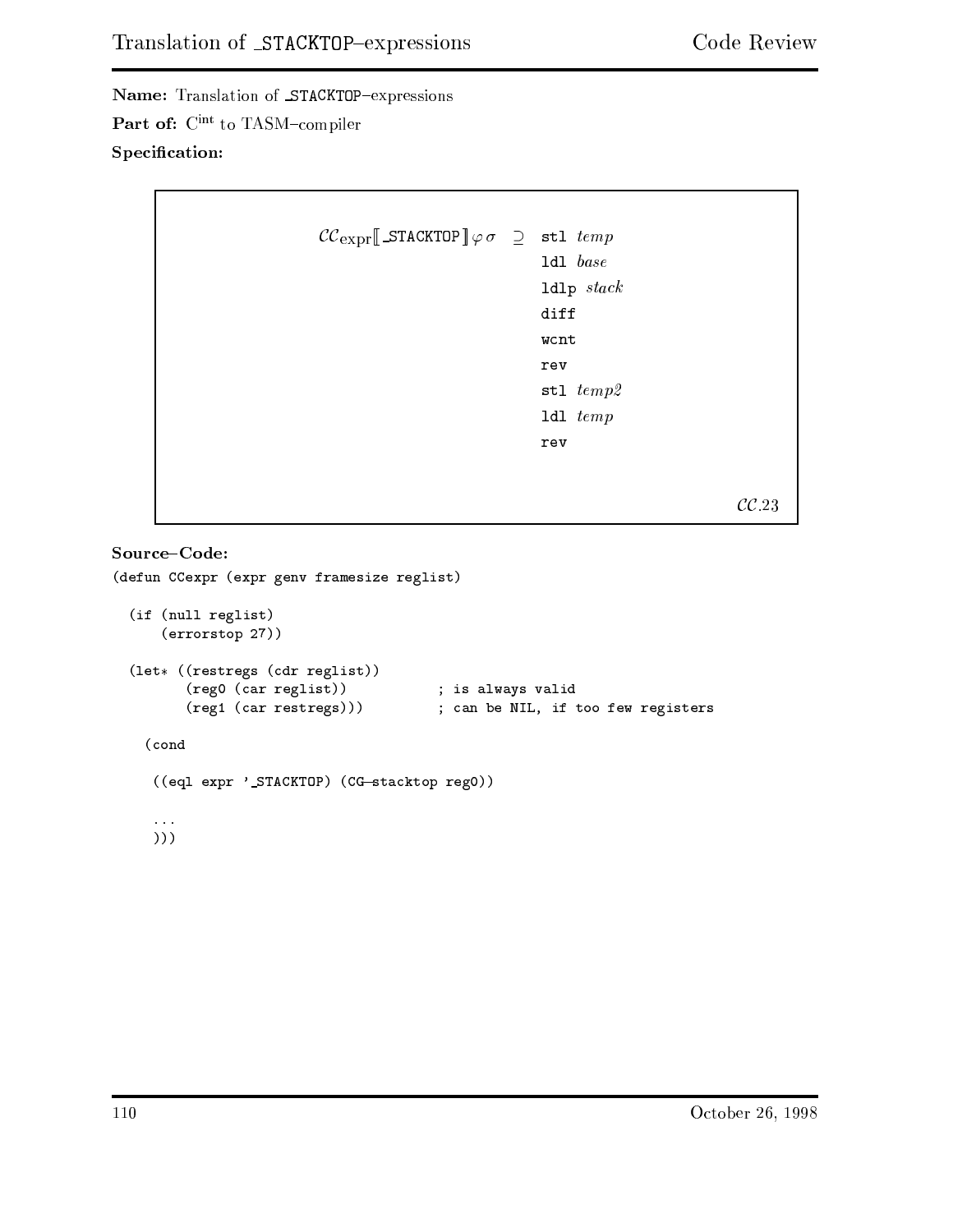**Name:** Translation of _STACKTOP–expressions

**Part of:** $C^{int}$ to TASM–compiler

**Specification:**

$$\mathcal{CC}_{\text{expr}}[\![\texttt{\_STACKTOP}]\!]\varphi\,\sigma \;\supseteq\; \begin{array}{l} \texttt{stl}\ \textit{temp} \\ \texttt{ldl}\ \textit{base} \\ \texttt{ldlp}\ \textit{stack} \\ \texttt{diff} \\ \texttt{wcnt} \\ \texttt{rev} \\ \texttt{stl}\ \textit{temp2} \\ \texttt{ldl}\ \textit{temp} \\ \texttt{rev} \end{array}$$

$\mathcal{CC}.23$

**Source–Code:**

```
(defun CCexpr (expr genv framesize reglist)

  (if (null reglist)
      (errorstop 27))

  (let* ((restregs (cdr reglist))
         (reg0 (car reglist))           ; is always valid
         (reg1 (car restregs)))         ; can be NIL, if too few registers

    (cond

     ((eql expr '_STACKTOP) (CG-stacktop reg0))

     ...
     )))
```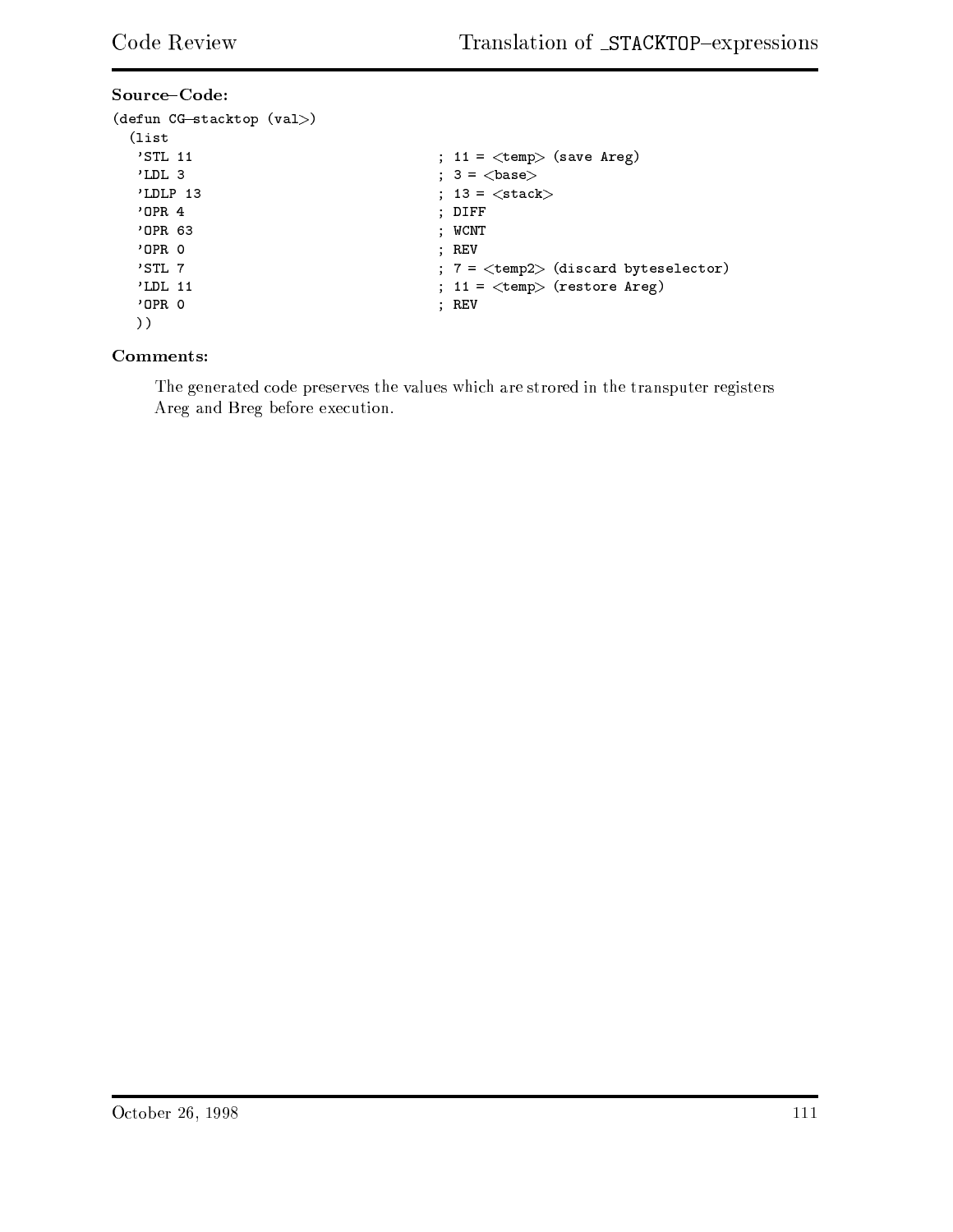**Source–Code:**

```
(defun CG-stacktop (val>)
  (list
   'STL 11                              ; 11 = <temp> (save Areg)
   'LDL 3                               ; 3 = <base>
   'LDLP 13                             ; 13 = <stack>
   'OPR 4                               ; DIFF
   'OPR 63                              ; WCNT
   'OPR 0                               ; REV
   'STL 7                               ; 7 = <temp2> (discard byteselector)
   'LDL 11                              ; 11 = <temp> (restore Areg)
   'OPR 0                               ; REV
  ))
```

**Comments:**

The generated code preserves the values which are strored in the transputer registers Areg and Breg before execution.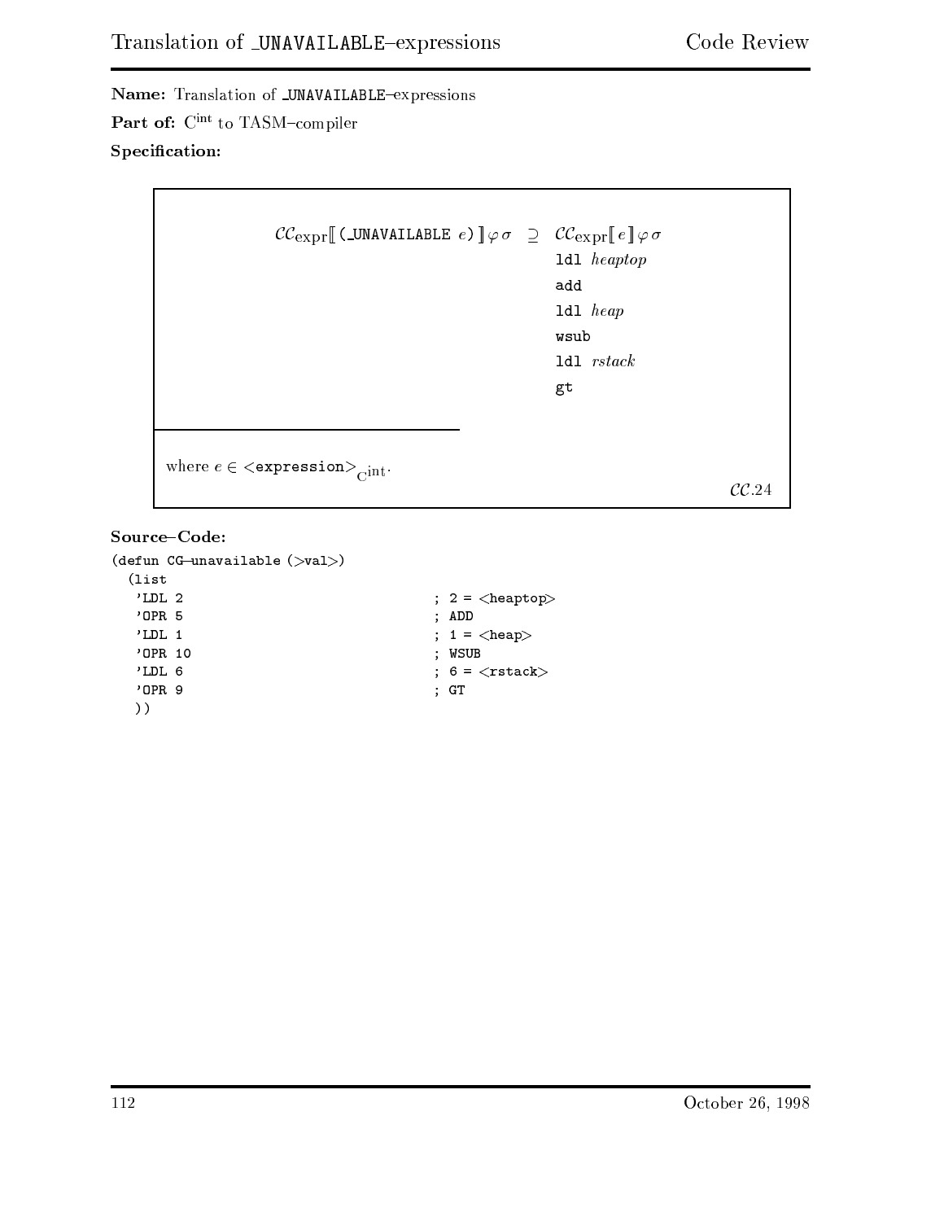**Name:** Translation of _UNAVAILABLE–expressions

**Part of:** $C^{int}$ to TASM–compiler

**Specification:**

$$\mathcal{CC}_{\text{expr}}[\![\,\texttt{(\_UNAVAILABLE } e\texttt{)}\,]\!]\,\varphi\,\sigma \;\supseteq\; \mathcal{CC}_{\text{expr}}[\![\,e\,]\!]\,\varphi\,\sigma$$

```
ldl heaptop
add
ldl heap
wsub
ldl rstack
gt
```

where $e \in$ <**expression**>$_{C^{int}}$.

$\mathcal{CC}.24$

**Source–Code:**

```
(defun CG-unavailable (>val>)
  (list
   'LDL 2                          ; 2 = <heaptop>
   'OPR 5                          ; ADD
   'LDL 1                          ; 1 = <heap>
   'OPR 10                         ; WSUB
   'LDL 6                          ; 6 = <rstack>
   'OPR 9                          ; GT
   ))
```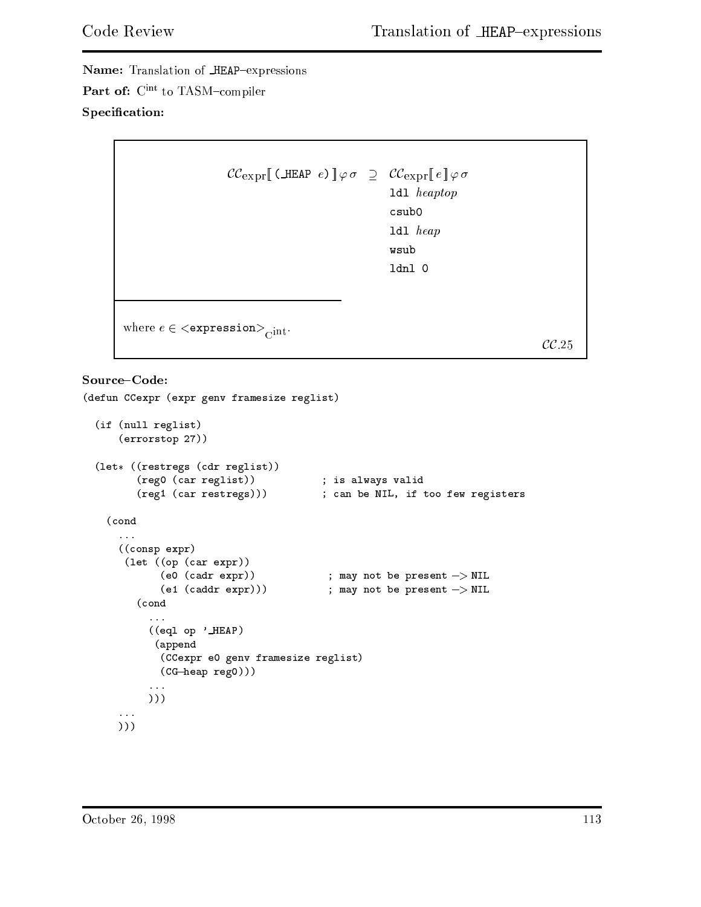**Name:** Translation of _HEAP–expressions

**Part of:** $C^{int}$ to TASM–compiler

**Specification:**

$$\mathcal{CC}_{\text{expr}}[\![\, \texttt{(\_HEAP } e\texttt{)} \,]\!]\,\varphi\,\sigma \;\supseteq\; \mathcal{CC}_{\text{expr}}[\![\, e \,]\!]\,\varphi\,\sigma$$

```
ldl heaptop
csub0
ldl heap
wsub
ldnl 0
```

where $e \in$ `<expression>`$_{C^{int}}$.

$\mathcal{CC}.25$

**Source–Code:**

```
(defun CCexpr (expr genv framesize reglist)

  (if (null reglist)
      (errorstop 27))

  (let* ((restregs (cdr reglist))
         (reg0 (car reglist))           ; is always valid
         (reg1 (car restregs)))         ; can be NIL, if too few registers

    (cond
      ...
      ((consp expr)
       (let ((op (car expr))
             (e0 (cadr expr))            ; may not be present -> NIL
             (e1 (caddr expr)))          ; may not be present -> NIL
         (cond
           ...
           ((eql op '_HEAP)
            (append
             (CCexpr e0 genv framesize reglist)
             (CG-heap reg0)))
           ...
           )))
      ...
      )))
```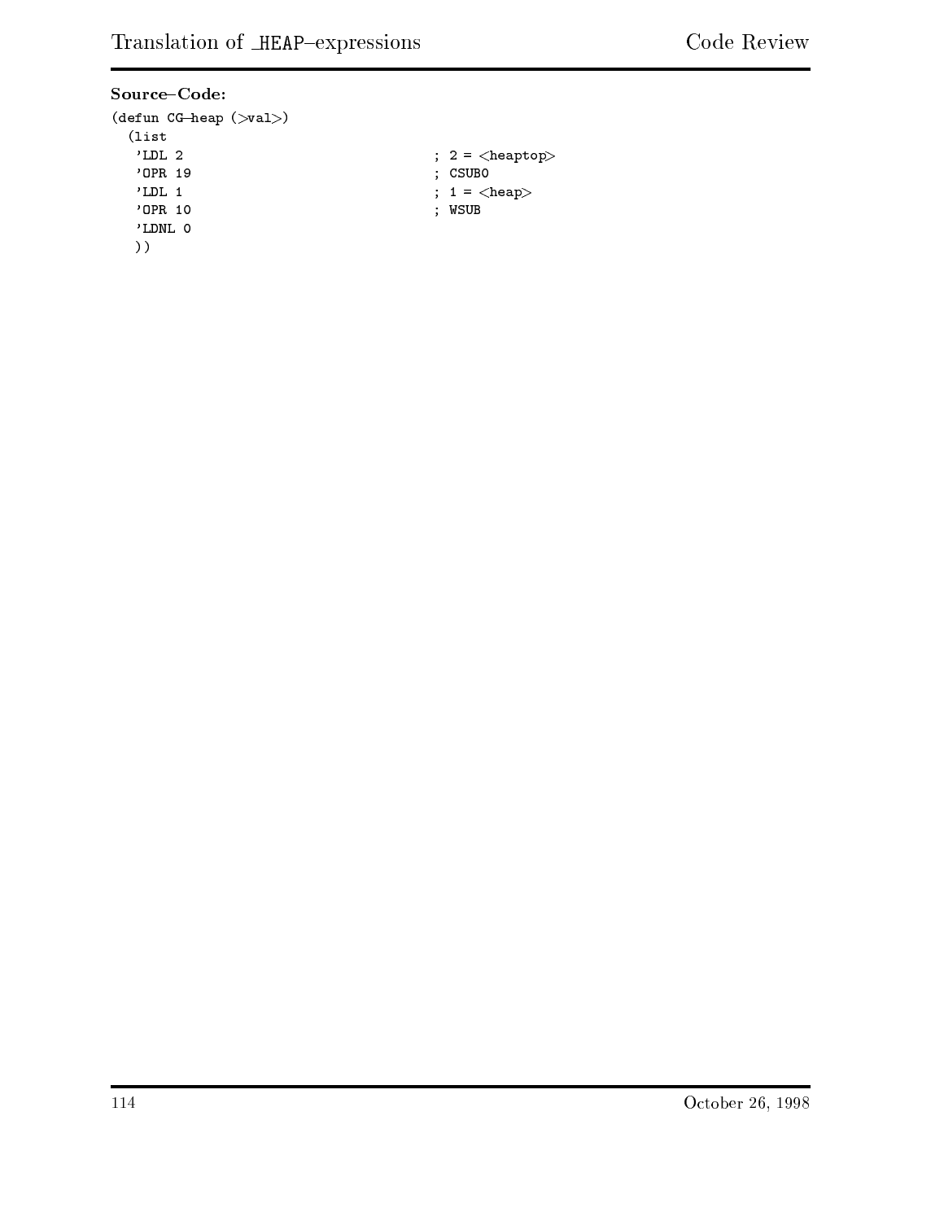**Source–Code:**

```
(defun CG-heap (>val>)
  (list
   'LDL 2                             ; 2 = <heaptop>
   'OPR 19                            ; CSUB0
   'LDL 1                             ; 1 = <heap>
   'OPR 10                            ; WSUB
   'LDNL 0
   ))
```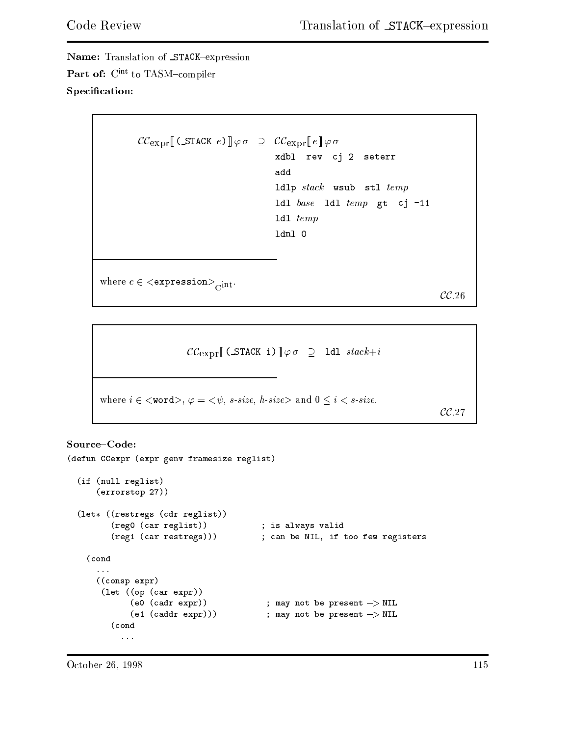**Name:** Translation of _STACK–expression

**Part of:** $C^{int}$ to TASM–compiler

**Specification:**

$$\mathcal{CC}_{\text{expr}}[\![\, \texttt{(\_STACK } e\texttt{)} \,]\!]\,\varphi\,\sigma \;\;\supseteq\;\; \mathcal{CC}_{\text{expr}}[\![\, e \,]\!]\,\varphi\,\sigma$$

```
xdbl  rev  cj 2  seterr
add
ldlp stack  wsub  stl temp
ldl base  ldl temp  gt  cj -11
ldl temp
ldnl 0
```

where $e \in$ <`expression`>$_{\text{C}^{\text{int}}}$.

$\mathcal{CC}.26$

$$\mathcal{CC}_{\text{expr}}[\![\, \texttt{(\_STACK i)} \,]\!]\,\varphi\,\sigma \;\;\supseteq\;\; \texttt{ldl } stack{+}i$$

where $i \in$ <`word`>, $\varphi = <\psi$, *s-size*, *h-size*$>$ and $0 \le i <$ *s-size*.

$\mathcal{CC}.27$

**Source–Code:**

```
(defun CCexpr (expr genv framesize reglist)

  (if (null reglist)
      (errorstop 27))

  (let* ((restregs (cdr reglist))
         (reg0 (car reglist))           ; is always valid
         (reg1 (car restregs)))         ; can be NIL, if too few registers

    (cond
      ...
      ((consp expr)
       (let ((op (car expr))
             (e0 (cadr expr))           ; may not be present -> NIL
             (e1 (caddr expr)))         ; may not be present -> NIL
         (cond
           ...
```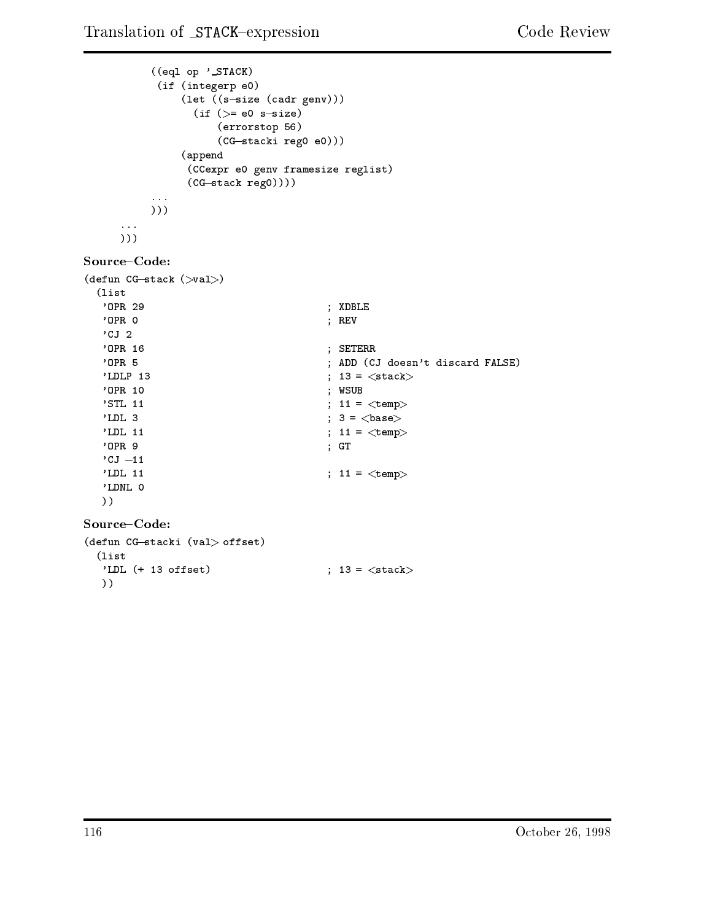```
          ((eql op '_STACK)
           (if (integerp e0)
               (let ((s-size (cadr genv)))
                 (if (>= e0 s-size)
                     (errorstop 56)
                     (CG-stacki reg0 e0)))
               (append
                (CCexpr e0 genv framesize reglist)
                (CG-stack reg0))))
          ...
          )))
     ...
     )))
```

**Source–Code:**

```
(defun CG-stack (>val>)
  (list
   'OPR 29                               ; XDBLE
   'OPR 0                                ; REV
   'CJ 2
   'OPR 16                               ; SETERR
   'OPR 5                                ; ADD (CJ doesn't discard FALSE)
   'LDLP 13                              ; 13 = <stack>
   'OPR 10                               ; WSUB
   'STL 11                               ; 11 = <temp>
   'LDL 3                                ; 3 = <base>
   'LDL 11                               ; 11 = <temp>
   'OPR 9                                ; GT
   'CJ -11
   'LDL 11                               ; 11 = <temp>
   'LDNL 0
   ))
```

**Source–Code:**

```
(defun CG-stacki (val> offset)
  (list
   'LDL (+ 13 offset)                    ; 13 = <stack>
   ))
```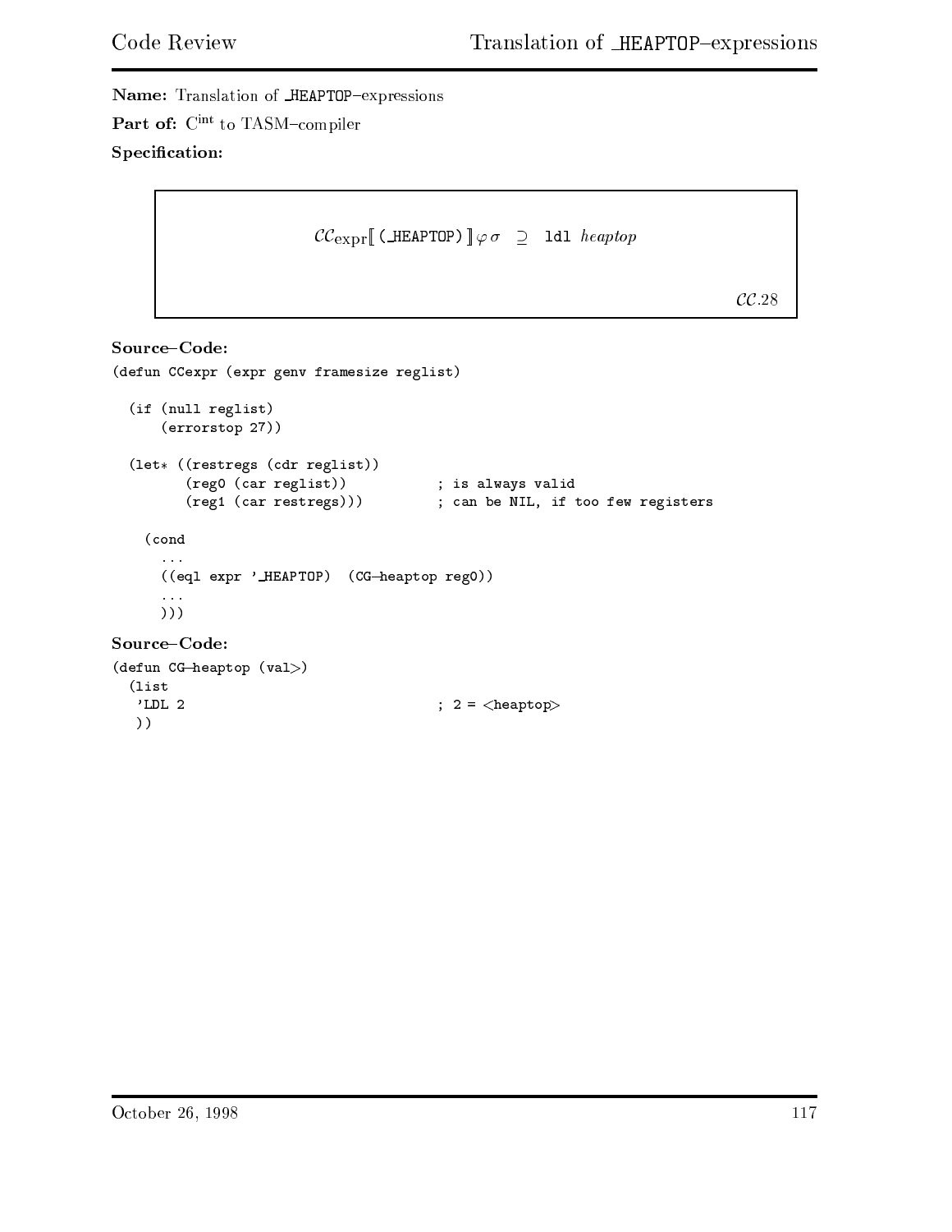**Name:** Translation of _HEAPTOP–expressions

**Part of:** $C^{int}$ to TASM–compiler

**Specification:**

$$\mathcal{CC}_{\text{expr}}[\![\,\texttt{(\_HEAPTOP)}\,]\!]\varphi\,\sigma \;\supseteq\; \texttt{ldl}\ \mathit{heaptop}$$

$\mathcal{CC}.28$

**Source–Code:**

```
(defun CCexpr (expr genv framesize reglist)

  (if (null reglist)
      (errorstop 27))

  (let* ((restregs (cdr reglist))
         (reg0 (car reglist))           ; is always valid
         (reg1 (car restregs)))         ; can be NIL, if too few registers

    (cond
      ...
      ((eql expr '_HEAPTOP)  (CG-heaptop reg0))
      ...
      )))
```

**Source–Code:**

```
(defun CG-heaptop (val>)
  (list
   'LDL 2                               ; 2 = <heaptop>
   ))
```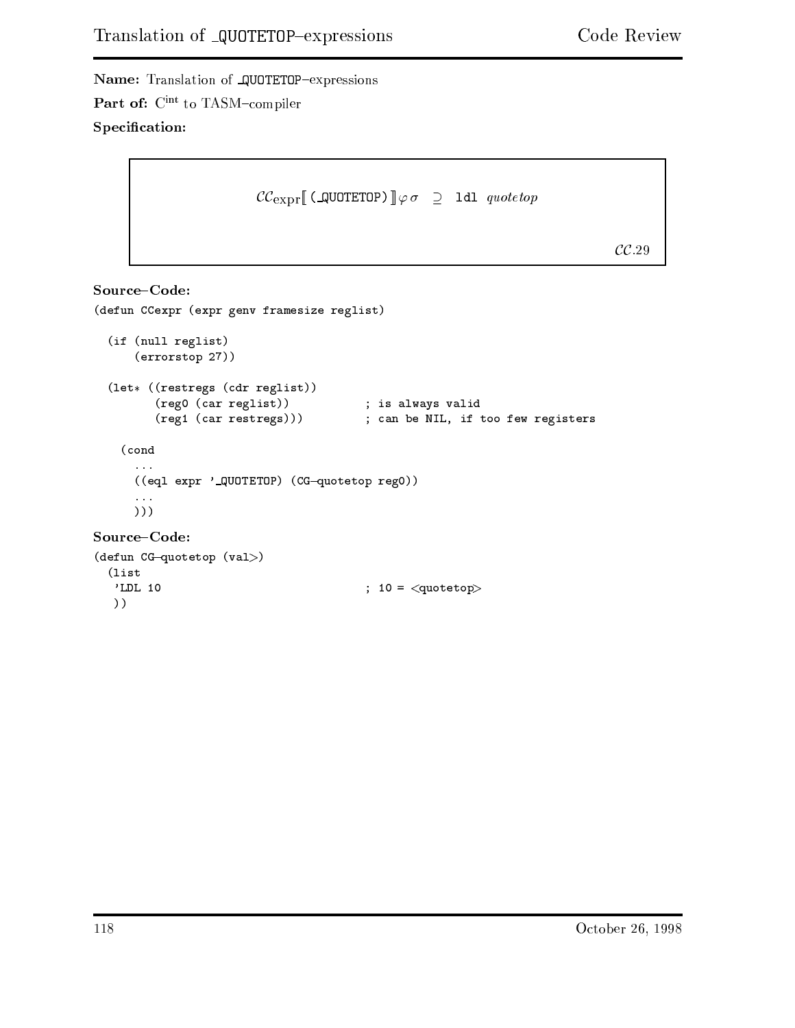**Name:** Translation of _QUOTETOP–expressions

**Part of:** $\mathrm{C}^{\mathrm{int}}$ to TASM–compiler

**Specification:**

$$\mathcal{CC}_{\mathrm{expr}}[\![\,\texttt{(\_QUOTETOP)}\,]\!]\varphi\,\sigma \;\;\supseteq\;\; \texttt{ldl}\;\; \mathit{quotetop}$$

$\mathcal{CC}.29$

**Source–Code:**

```
(defun CCexpr (expr genv framesize reglist)

  (if (null reglist)
      (errorstop 27))

  (let* ((restregs (cdr reglist))
         (reg0 (car reglist))           ; is always valid
         (reg1 (car restregs)))         ; can be NIL, if too few registers

    (cond
      ...
      ((eql expr '_QUOTETOP) (CG-quotetop reg0))
      ...
      )))
```

**Source–Code:**

```
(defun CG-quotetop (val>)
  (list
   'LDL 10                             ; 10 = <quotetop>
   ))
```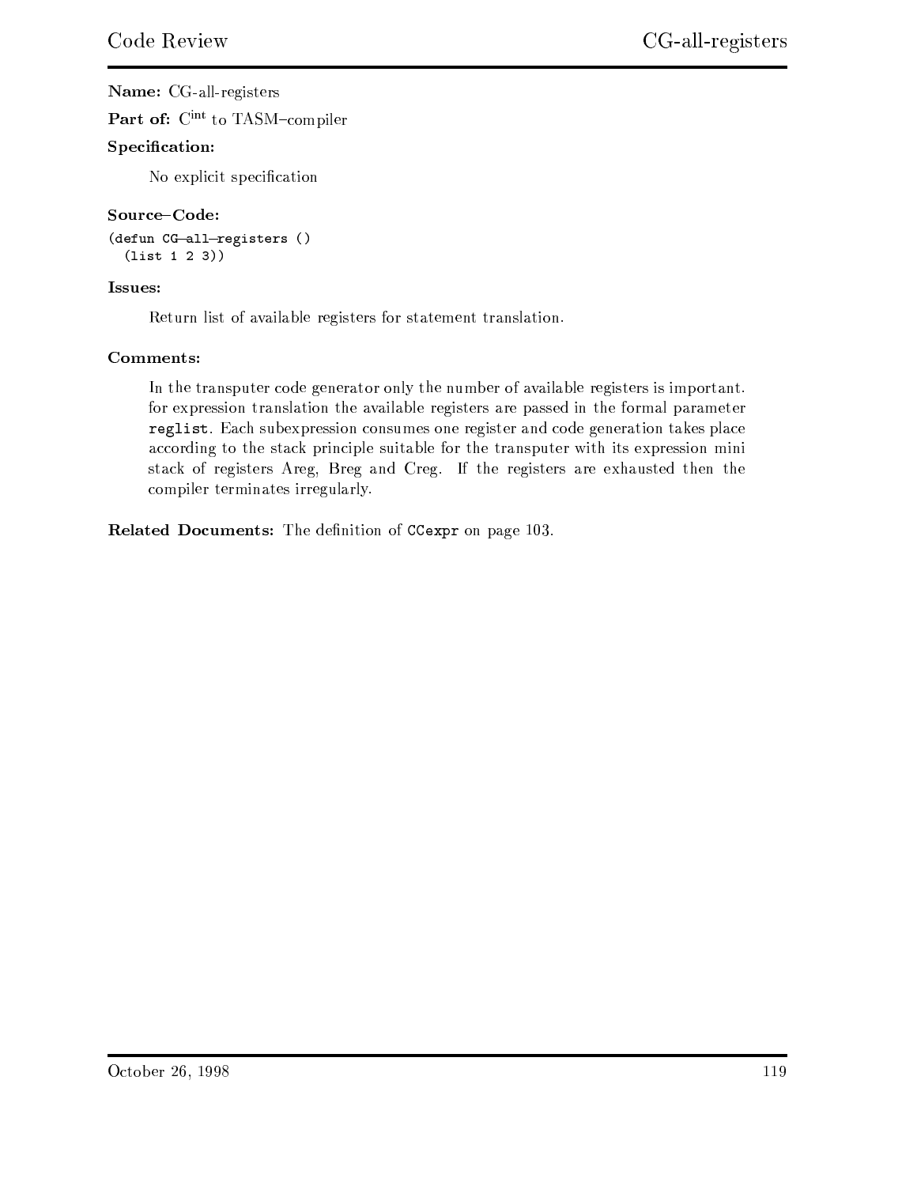**Name:** CG-all-registers

**Part of:** $C^{int}$ to TASM–compiler

**Specification:**

No explicit specification

**Source–Code:**

```
(defun CG-all-registers ()
  (list 1 2 3))
```

**Issues:**

Return list of available registers for statement translation.

**Comments:**

In the transputer code generator only the number of available registers is important. for expression translation the available registers are passed in the formal parameter **reglist**. Each subexpression consumes one register and code generation takes place according to the stack principle suitable for the transputer with its expression mini stack of registers Areg, Breg and Creg. If the registers are exhausted then the compiler terminates irregularly.

**Related Documents:** The definition of `CCexpr` on page 103.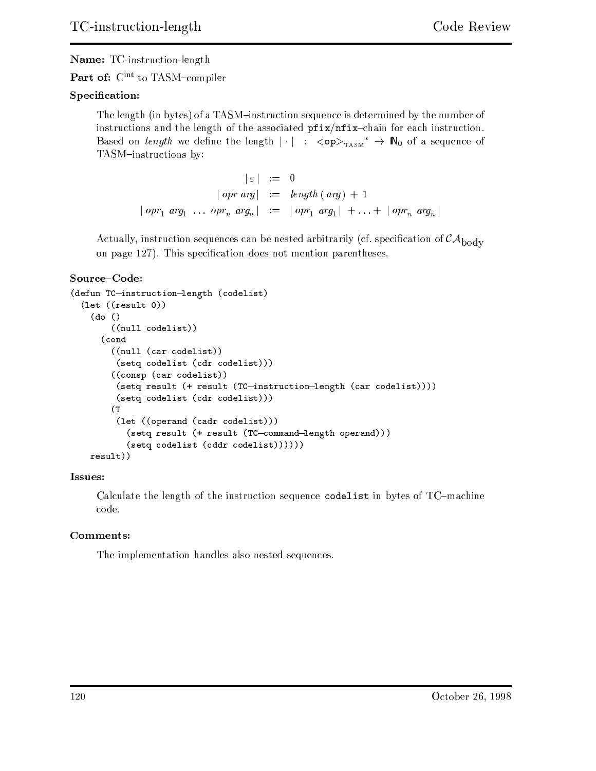**Name:** TC-instruction-length

**Part of:** $C^{int}$ to TASM–compiler

**Specification:**

The length (in bytes) of a TASM–instruction sequence is determined by the number of instructions and the length of the associated `pfix`/`nfix`–chain for each instruction. Based on *length* we define the length $|\cdot| \;:\; \texttt{<op>}_{\text{TASM}}{}^{*} \rightarrow \mathbb{N}_0$ of a sequence of TASM–instructions by:

$$
\begin{aligned}
|\,\varepsilon\,| &:= 0 \\
|\,opr\ arg\,| &:= length\,(\,arg\,) + 1 \\
|\,opr_1\ arg_1\ \ldots\ opr_n\ arg_n\,| &:= |\,opr_1\ arg_1\,| + \ldots + |\,opr_n\ arg_n\,|
\end{aligned}
$$

Actually, instruction sequences can be nested arbitrarily (cf. specification of $\mathcal{CA}_{\text{body}}$ on page 127). This specification does not mention parentheses.

**Source–Code:**

```
(defun TC-instruction-length (codelist)
  (let ((result 0))
    (do ()
        ((null codelist))
      (cond
        ((null (car codelist))
         (setq codelist (cdr codelist)))
        ((consp (car codelist))
         (setq result (+ result (TC-instruction-length (car codelist))))
         (setq codelist (cdr codelist)))
        (T
         (let ((operand (cadr codelist)))
           (setq result (+ result (TC-command-length operand)))
           (setq codelist (cddr codelist))))))
    result))
```

**Issues:**

Calculate the length of the instruction sequence `codelist` in bytes of TC–machine code.

**Comments:**

The implementation handles also nested sequences.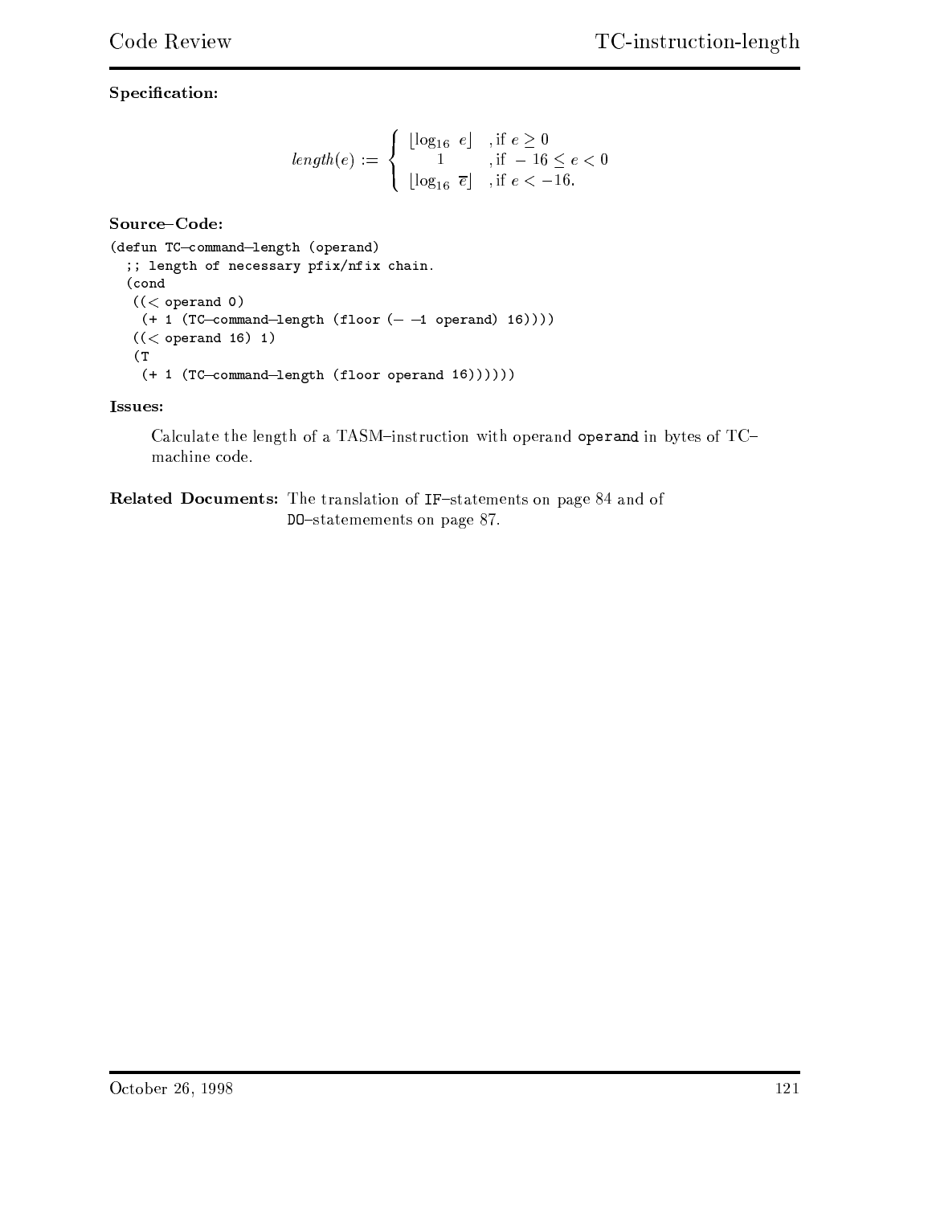**Specification:**

$$
length(e) := \begin{cases} \lfloor \log_{16}\ e \rfloor & \text{, if } e \geq 0 \\ 1 & \text{, if } -16 \leq e < 0 \\ \lfloor \log_{16}\ \overline{e} \rfloor & \text{, if } e < -16. \end{cases}
$$

**Source–Code:**

```
(defun TC-command-length (operand)
  ;; length of necessary pfix/nfix chain.
  (cond
   ((< operand 0)
    (+ 1 (TC-command-length (floor (- -1 operand) 16))))
   ((< operand 16) 1)
   (T
    (+ 1 (TC-command-length (floor operand 16))))))
```

**Issues:**

Calculate the length of a TASM–instruction with operand `operand` in bytes of TC–machine code.

**Related Documents:** The translation of `IF`–statements on page 84 and of `DO`–statemements on page 87.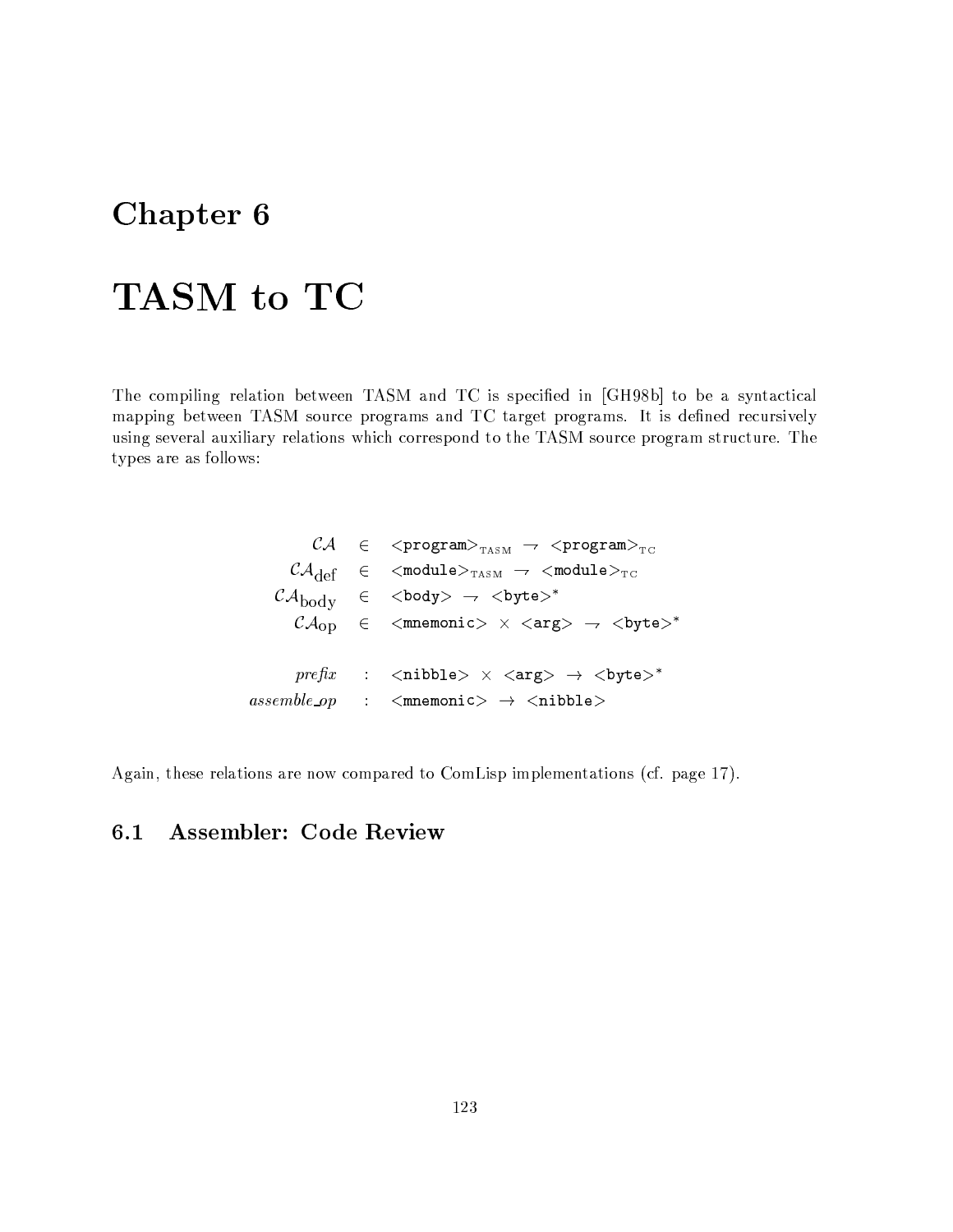# Chapter 6

# TASM to TC

The compiling relation between TASM and TC is specified in [GH98b] to be a syntactical mapping between TASM source programs and TC target programs. It is defined recursively using several auxiliary relations which correspond to the TASM source program structure. The types are as follows:

$$
\begin{array}{rcl}
\mathcal{CA} & \in & \texttt{<program>}_{\mathrm{TASM}} \rightharpoondown \texttt{<program>}_{\mathrm{TC}} \\
\mathcal{CA}_{\mathrm{def}} & \in & \texttt{<module>}_{\mathrm{TASM}} \rightharpoondown \texttt{<module>}_{\mathrm{TC}} \\
\mathcal{CA}_{\mathrm{body}} & \in & \texttt{<body>} \rightharpoondown \texttt{<byte>}^{*} \\
\mathcal{CA}_{\mathrm{op}} & \in & \texttt{<mnemonic>} \times \texttt{<arg>} \rightharpoondown \texttt{<byte>}^{*} \\
 & & \\
\mathit{prefix} & : & \texttt{<nibble>} \times \texttt{<arg>} \rightarrow \texttt{<byte>}^{*} \\
\mathit{assemble\_op} & : & \texttt{<mnemonic>} \rightarrow \texttt{<nibble>}
\end{array}
$$

Again, these relations are now compared to ComLisp implementations (cf. page 17).

## 6.1 Assembler: Code Review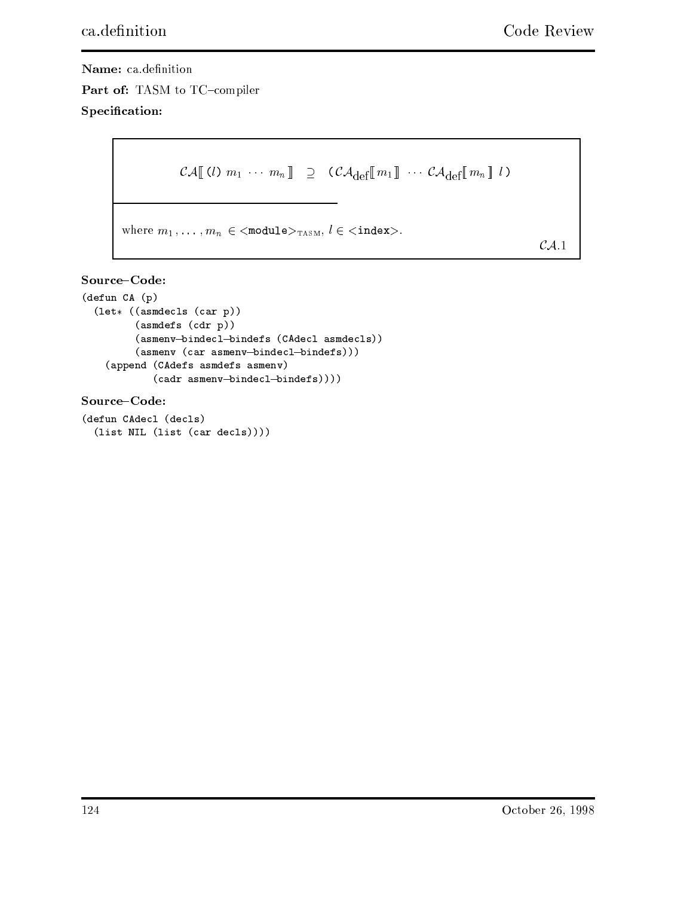**Name:** ca.definition

**Part of:** TASM to TC–compiler

**Specification:**

$$\mathcal{CA}[\![\, (l) \ m_1 \ \cdots \ m_n \,]\!] \quad \supseteq \quad (\mathcal{CA}_{\text{def}}[\![\, m_1 \,]\!] \ \cdots \ \mathcal{CA}_{\text{def}}[\![\, m_n \,]\!] \ l \,)$$

where $m_1, \ldots, m_n \in$ <`module`>$_{\text{TASM}}$, $l \in$ <`index`>.

$\mathcal{CA}.1$

**Source–Code:**

```
(defun CA (p)
  (let* ((asmdecls (car p))
         (asmdefs (cdr p))
         (asmenv-bindecl-bindefs (CAdecl asmdecls))
         (asmenv (car asmenv-bindecl-bindefs)))
    (append (CAdefs asmdefs asmenv)
            (cadr asmenv-bindecl-bindefs))))
```

**Source–Code:**

```
(defun CAdecl (decls)
  (list NIL (list (car decls))))
```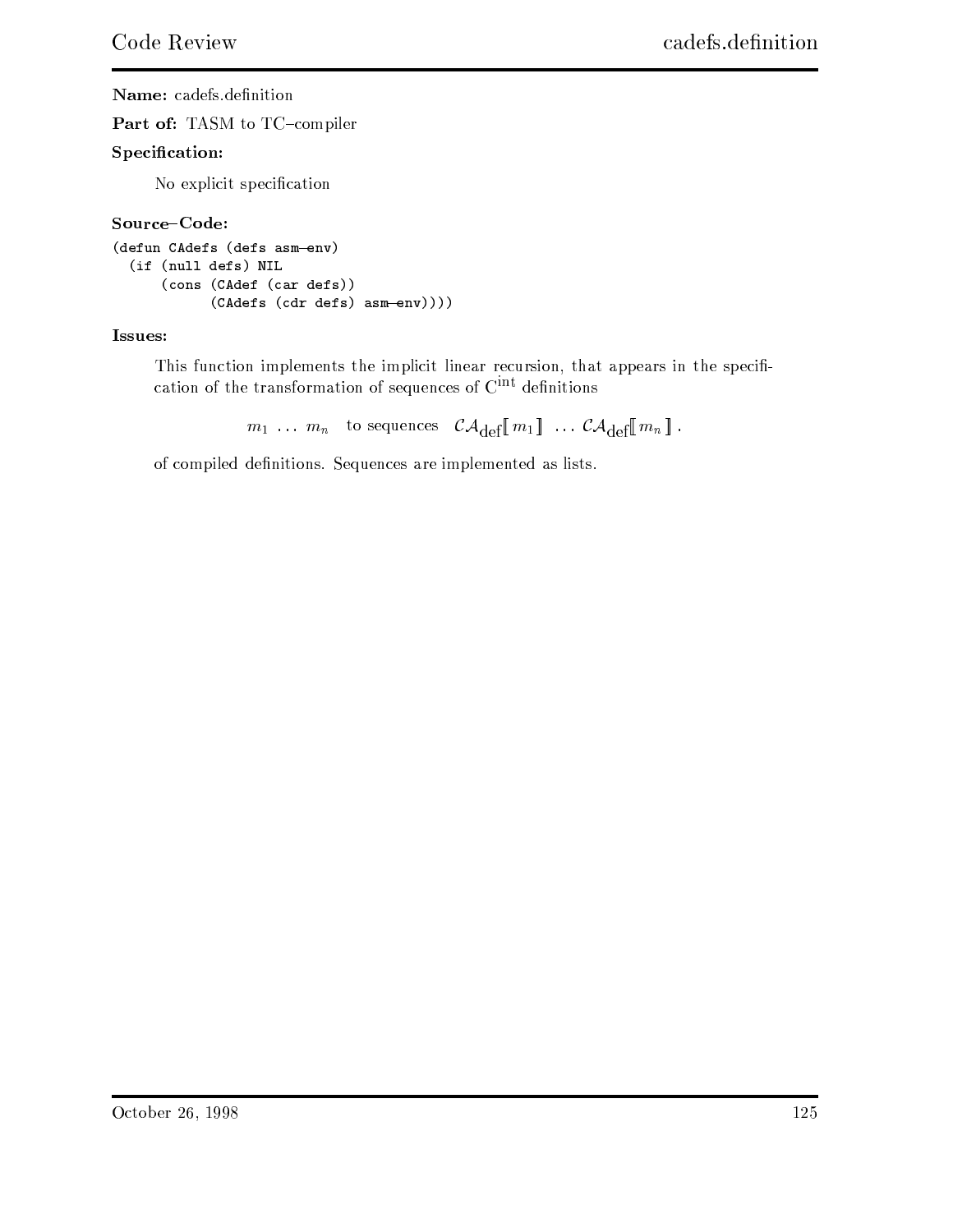**Name:** cadefs.definition

**Part of:** TASM to TC–compiler

**Specification:**

No explicit specification

**Source–Code:**

```
(defun CAdefs (defs asm-env)
  (if (null defs) NIL
      (cons (CAdef (car defs))
            (CAdefs (cdr defs) asm-env))))
```

**Issues:**

This function implements the implicit linear recursion, that appears in the specification of the transformation of sequences of $\mathrm{C}^{\mathrm{int}}$ definitions

$$m_1 \ \ldots \ m_n \quad \text{to sequences} \quad \mathcal{CA}_{\mathrm{def}}[\![\, m_1 \,]\!] \ \ldots \ \mathcal{CA}_{\mathrm{def}}[\![\, m_n \,]\!] \,.$$

of compiled definitions. Sequences are implemented as lists.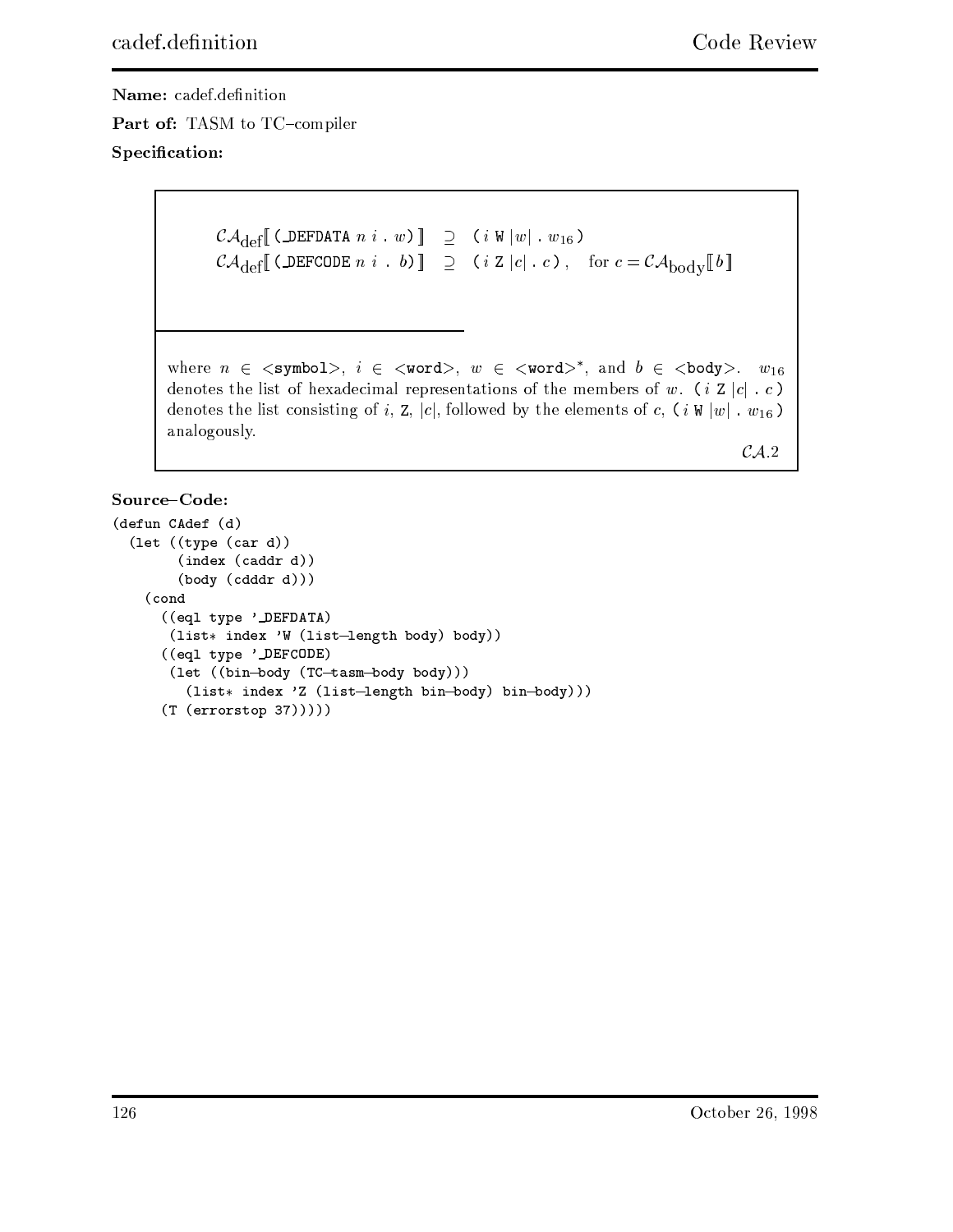**Name:** cadef.definition

**Part of:** TASM to TC–compiler

**Specification:**

$$\mathcal{CA}_{\text{def}}[\![\, \texttt{(\_DEFDATA}\ n\ i\ \texttt{.}\ w\texttt{)} \,]\!] \;\supseteq\; \texttt{(}\ i\ \texttt{W}\ |w|\ \texttt{.}\ w_{16}\ \texttt{)}$$

$$\mathcal{CA}_{\text{def}}[\![\, \texttt{(\_DEFCODE}\ n\ i\ \texttt{.}\ b\texttt{)} \,]\!] \;\supseteq\; \texttt{(}\ i\ \texttt{Z}\ |c|\ \texttt{.}\ c\ \texttt{)}, \quad \text{for } c = \mathcal{CA}_{\text{body}}[\![\, b \,]\!]$$

---

where $n \in$ <**symbol**>, $i \in$ <**word**>, $w \in$ <**word**>$^*$, and $b \in$ <**body**>. $w_{16}$ denotes the list of hexadecimal representations of the members of $w$. ( $i$ Z $|c|$ . $c$ ) denotes the list consisting of $i$, Z, $|c|$, followed by the elements of $c$, ( $i$ W $|w|$ . $w_{16}$ ) analogously.

$\mathcal{CA}.2$

**Source–Code:**

```
(defun CAdef (d)
  (let ((type (car d))
        (index (caddr d))
        (body (cdddr d)))
    (cond
      ((eql type '_DEFDATA)
       (list* index 'W (list-length body) body))
      ((eql type '_DEFCODE)
       (let ((bin-body (TC-tasm-body body)))
         (list* index 'Z (list-length bin-body) bin-body)))
      (T (errorstop 37)))))
```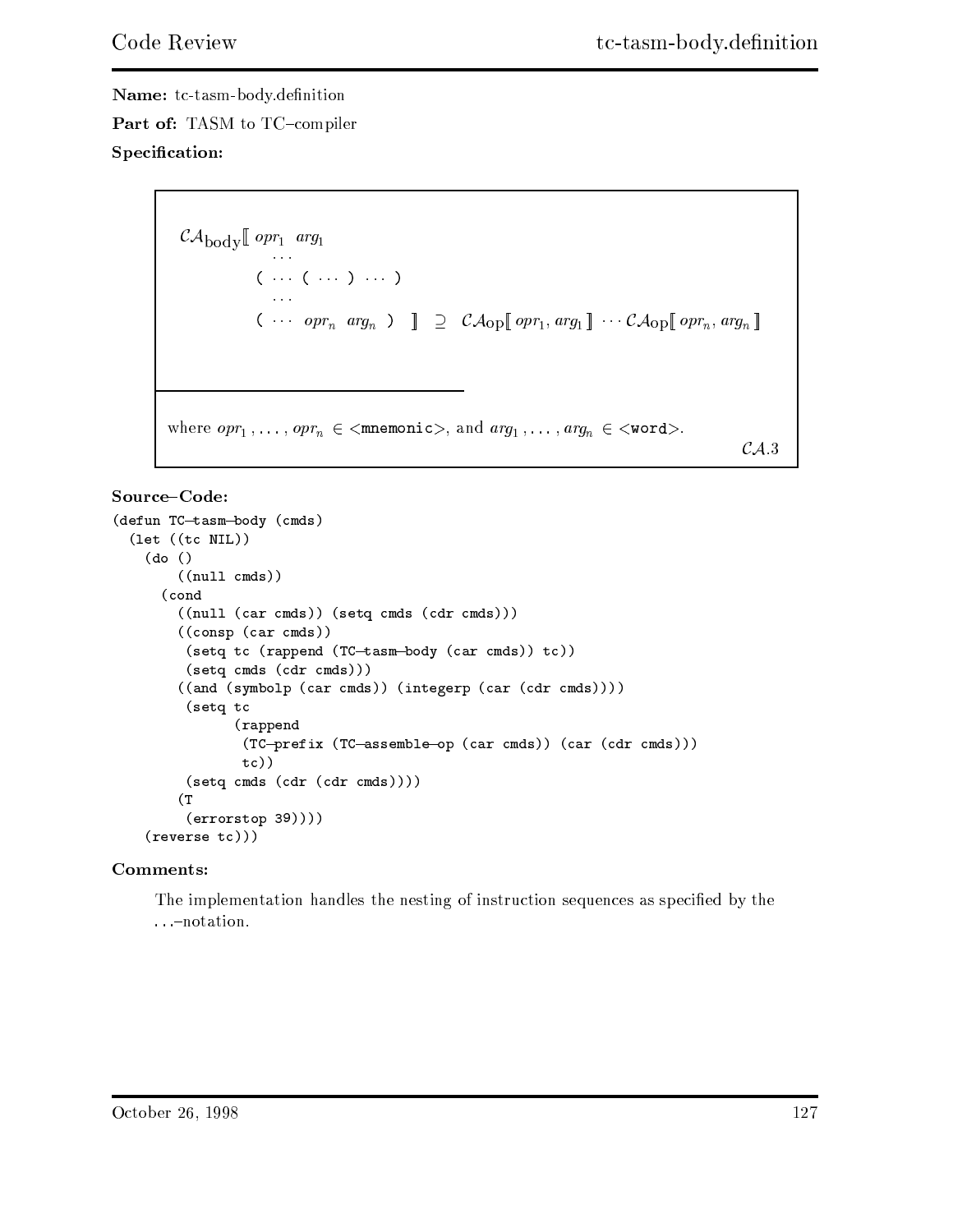**Name:** tc-tasm-body.definition

**Part of:** TASM to TC–compiler

**Specification:**

$$
\mathcal{CA}_{\text{body}}[\![\ opr_1\ \ arg_1 \quad \cdots \quad (\ \cdots\ (\ \cdots\ )\ \cdots\ ) \quad \cdots \quad (\ \cdots\ \ opr_n\ \ arg_n\ )\ ]\!] \ \supseteq\ \mathcal{CA}_{\text{op}}[\![\ opr_1, arg_1\ ]\!]\ \cdots\ \mathcal{CA}_{\text{op}}[\![\ opr_n, arg_n\ ]\!]
$$

where $opr_1, \ldots, opr_n \in$ `<mnemonic>`, and $arg_1, \ldots, arg_n \in$ `<word>`.

$\mathcal{CA}.3$

**Source–Code:**

```
(defun TC-tasm-body (cmds)
  (let ((tc NIL))
    (do ()
        ((null cmds))
      (cond
        ((null (car cmds)) (setq cmds (cdr cmds)))
        ((consp (car cmds))
         (setq tc (rappend (TC-tasm-body (car cmds)) tc))
         (setq cmds (cdr cmds)))
        ((and (symbolp (car cmds)) (integerp (car (cdr cmds))))
         (setq tc
               (rappend
                (TC-prefix (TC-assemble-op (car cmds)) (car (cdr cmds)))
                tc))
         (setq cmds (cdr (cdr cmds))))
        (T
         (errorstop 39))))
    (reverse tc)))
```

**Comments:**

The implementation handles the nesting of instruction sequences as specified by the ...–notation.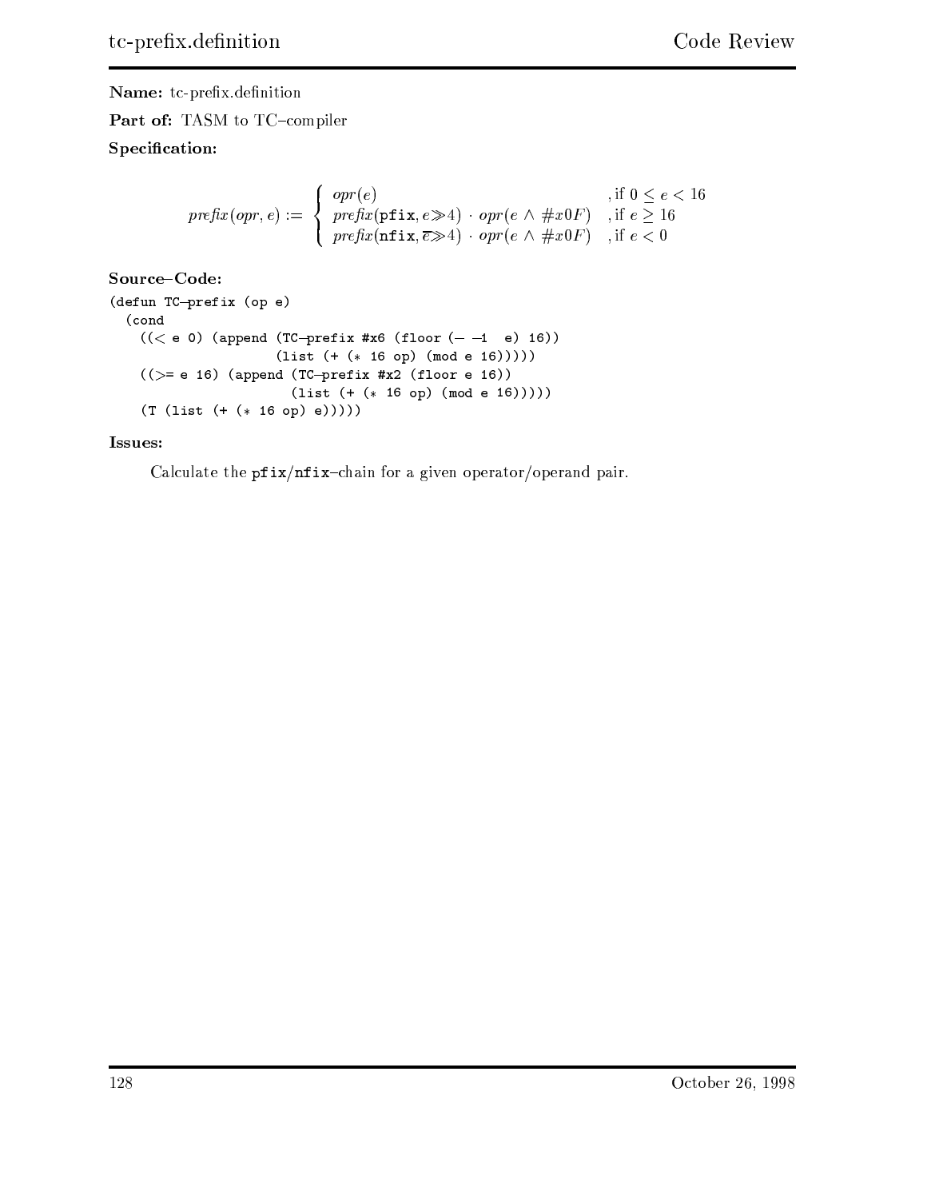**Name:** tc-prefix.definition

**Part of:** TASM to TC–compiler

**Specification:**

$$
prefix(opr, e) := \begin{cases} opr(e) & \text{, if } 0 \leq e < 16 \\ prefix(\texttt{pfix}, e \gg 4) \cdot opr(e \wedge \#x0F) & \text{, if } e \geq 16 \\ prefix(\texttt{nfix}, \overline{e} \gg 4) \cdot opr(e \wedge \#x0F) & \text{, if } e < 0 \end{cases}
$$

**Source–Code:**

```
(defun TC-prefix (op e)
  (cond
    ((< e 0) (append (TC-prefix #x6 (floor (- -1  e) 16))
                     (list (+ (* 16 op) (mod e 16)))))
    ((>= e 16) (append (TC-prefix #x2 (floor e 16))
                       (list (+ (* 16 op) (mod e 16)))))
    (T (list (+ (* 16 op) e)))))
```

**Issues:**

Calculate the `pfix`/`nfix`–chain for a given operator/operand pair.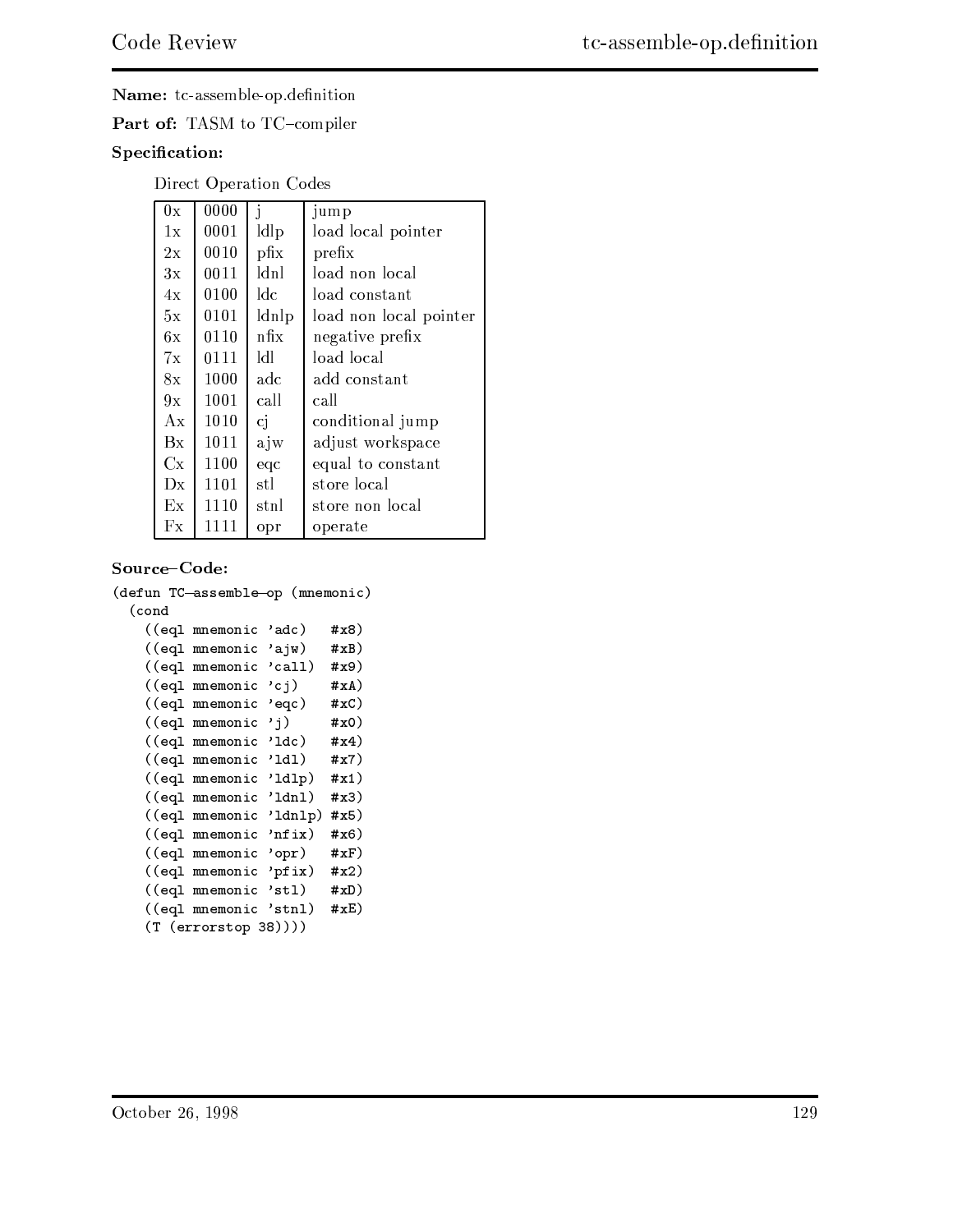**Name:** tc-assemble-op.definition

**Part of:** TASM to TC–compiler

**Specification:**

Direct Operation Codes

| 0x | 0000 | j | jump |
|---|---|---|---|
| 1x | 0001 | ldlp | load local pointer |
| 2x | 0010 | pfix | prefix |
| 3x | 0011 | ldnl | load non local |
| 4x | 0100 | ldc | load constant |
| 5x | 0101 | ldnlp | load non local pointer |
| 6x | 0110 | nfix | negative prefix |
| 7x | 0111 | ldl | load local |
| 8x | 1000 | adc | add constant |
| 9x | 1001 | call | call |
| Ax | 1010 | cj | conditional jump |
| Bx | 1011 | ajw | adjust workspace |
| Cx | 1100 | eqc | equal to constant |
| Dx | 1101 | stl | store local |
| Ex | 1110 | stnl | store non local |
| Fx | 1111 | opr | operate |

**Source–Code:**

```
(defun TC-assemble-op (mnemonic)
  (cond
    ((eql mnemonic 'adc)   #x8)
    ((eql mnemonic 'ajw)   #xB)
    ((eql mnemonic 'call)  #x9)
    ((eql mnemonic 'cj)    #xA)
    ((eql mnemonic 'eqc)   #xC)
    ((eql mnemonic 'j)     #x0)
    ((eql mnemonic 'ldc)   #x4)
    ((eql mnemonic 'ldl)   #x7)
    ((eql mnemonic 'ldlp)  #x1)
    ((eql mnemonic 'ldnl)  #x3)
    ((eql mnemonic 'ldnlp) #x5)
    ((eql mnemonic 'nfix)  #x6)
    ((eql mnemonic 'opr)   #xF)
    ((eql mnemonic 'pfix)  #x2)
    ((eql mnemonic 'stl)   #xD)
    ((eql mnemonic 'stnl)  #xE)
    (T (errorstop 38))))
```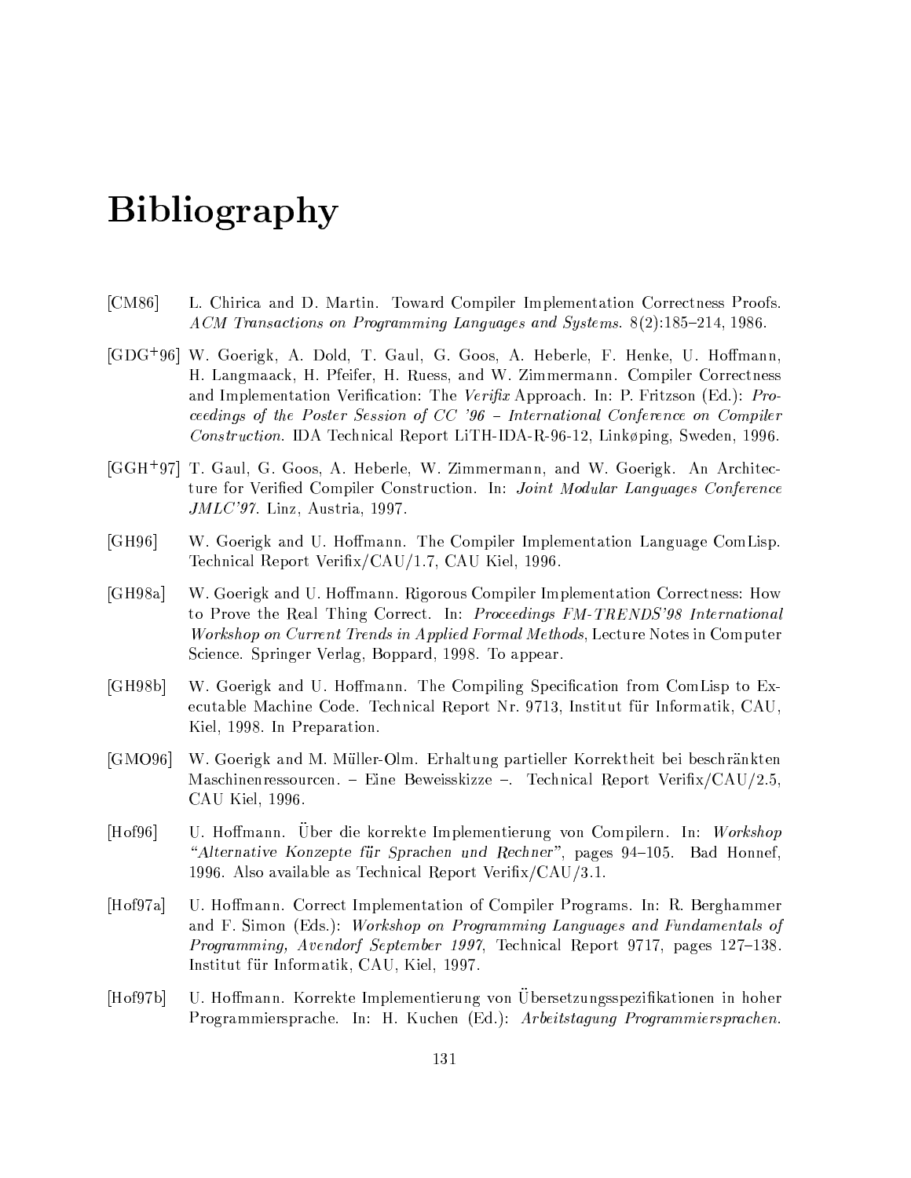# Bibliography

[CM86] L. Chirica and D. Martin. Toward Compiler Implementation Correctness Proofs. *ACM Transactions on Programming Languages and Systems*. 8(2):185–214, 1986.

[GDG+96] W. Goerigk, A. Dold, T. Gaul, G. Goos, A. Heberle, F. Henke, U. Hoffmann, H. Langmaack, H. Pfeifer, H. Ruess, and W. Zimmermann. Compiler Correctness and Implementation Verification: The *Verifix* Approach. In: P. Fritzson (Ed.): *Proceedings of the Poster Session of CC '96 – International Conference on Compiler Construction*. IDA Technical Report LiTH-IDA-R-96-12, Linkøping, Sweden, 1996.

[GGH+97] T. Gaul, G. Goos, A. Heberle, W. Zimmermann, and W. Goerigk. An Architecture for Verified Compiler Construction. In: *Joint Modular Languages Conference JMLC'97*. Linz, Austria, 1997.

[GH96] W. Goerigk and U. Hoffmann. The Compiler Implementation Language ComLisp. Technical Report Verifix/CAU/1.7, CAU Kiel, 1996.

[GH98a] W. Goerigk and U. Hoffmann. Rigorous Compiler Implementation Correctness: How to Prove the Real Thing Correct. In: *Proceedings FM-TRENDS'98 International Workshop on Current Trends in Applied Formal Methods*, Lecture Notes in Computer Science. Springer Verlag, Boppard, 1998. To appear.

[GH98b] W. Goerigk and U. Hoffmann. The Compiling Specification from ComLisp to Executable Machine Code. Technical Report Nr. 9713, Institut für Informatik, CAU, Kiel, 1998. In Preparation.

[GMO96] W. Goerigk and M. Müller-Olm. Erhaltung partieller Korrektheit bei beschränkten Maschinenressourcen. – Eine Beweisskizze –. Technical Report Verifix/CAU/2.5, CAU Kiel, 1996.

[Hof96] U. Hoffmann. Über die korrekte Implementierung von Compilern. In: *Workshop "Alternative Konzepte für Sprachen und Rechner"*, pages 94–105. Bad Honnef, 1996. Also available as Technical Report Verifix/CAU/3.1.

[Hof97a] U. Hoffmann. Correct Implementation of Compiler Programs. In: R. Berghammer and F. Simon (Eds.): *Workshop on Programming Languages and Fundamentals of Programming, Avendorf September 1997*, Technical Report 9717, pages 127–138. Institut für Informatik, CAU, Kiel, 1997.

[Hof97b] U. Hoffmann. Korrekte Implementierung von Übersetzungsspezifikationen in hoher Programmiersprache. In: H. Kuchen (Ed.): *Arbeitstagung Programmiersprachen*.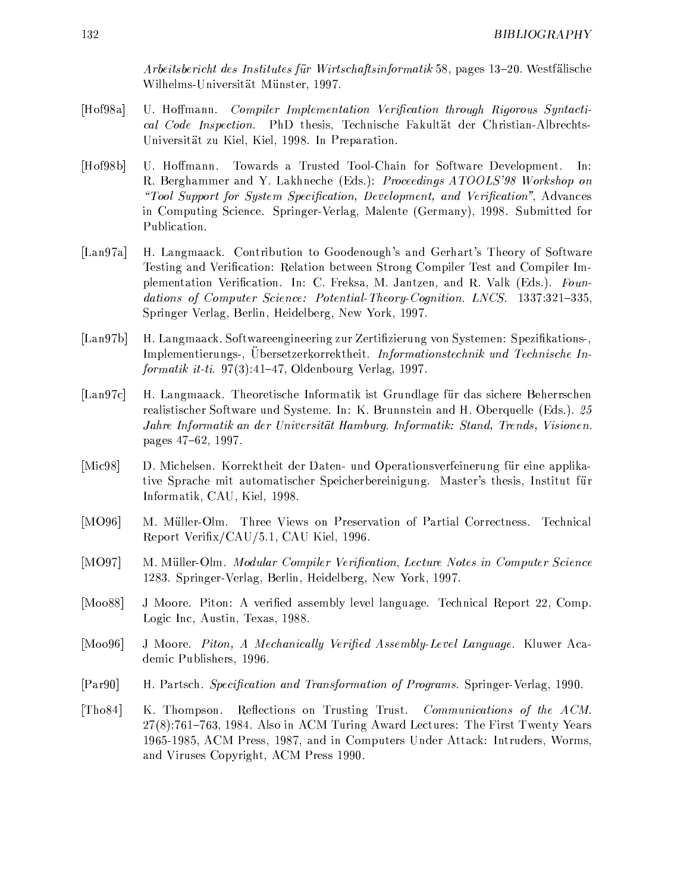*Arbeitsbericht des Institutes für Wirtschaftsinformatik* 58, pages 13–20. Westfälische Wilhelms-Universität Münster, 1997.

[Hof98a] U. Hoffmann. *Compiler Implementation Verification through Rigorous Syntactical Code Inspection.* PhD thesis, Technische Fakultät der Christian-Albrechts-Universität zu Kiel, Kiel, 1998. In Preparation.

[Hof98b] U. Hoffmann. Towards a Trusted Tool-Chain for Software Development. In: R. Berghammer and Y. Lakhneche (Eds.): *Proceedings ATOOLS'98 Workshop on "Tool Support for System Specification, Development, and Verification"*, Advances in Computing Science. Springer-Verlag, Malente (Germany), 1998. Submitted for Publication.

[Lan97a] H. Langmaack. Contribution to Goodenough's and Gerhart's Theory of Software Testing and Verification: Relation between Strong Compiler Test and Compiler Implementation Verification. In: C. Freksa, M. Jantzen, and R. Valk (Eds.). *Foundations of Computer Science: Potential-Theory-Cognition. LNCS.* 1337:321–335, Springer Verlag, Berlin, Heidelberg, New York, 1997.

[Lan97b] H. Langmaack. Softwareengineering zur Zertifizierung von Systemen: Spezifikations-, Implementierungs-, Übersetzerkorrektheit. *Informationstechnik und Technische Informatik it-ti.* 97(3):41–47, Oldenbourg Verlag, 1997.

[Lan97c] H. Langmaack. Theoretische Informatik ist Grundlage für das sichere Beherrschen realistischer Software und Systeme. In: K. Brunnstein and H. Oberquelle (Eds.). *25 Jahre Informatik an der Universität Hamburg. Informatik: Stand, Trends, Visionen.* pages 47–62, 1997.

[Mic98] D. Michelsen. Korrektheit der Daten- und Operationsverfeinerung für eine applikative Sprache mit automatischer Speicherbereinigung. Master's thesis, Institut für Informatik, CAU, Kiel, 1998.

[MO96] M. Müller-Olm. Three Views on Preservation of Partial Correctness. Technical Report Verifix/CAU/5.1, CAU Kiel, 1996.

[MO97] M. Müller-Olm. *Modular Compiler Verification, Lecture Notes in Computer Science* 1283. Springer-Verlag, Berlin, Heidelberg, New York, 1997.

[Moo88] J Moore. Piton: A verified assembly level language. Technical Report 22, Comp. Logic Inc, Austin, Texas, 1988.

[Moo96] J Moore. *Piton, A Mechanically Verified Assembly-Level Language.* Kluwer Academic Publishers, 1996.

[Par90] H. Partsch. *Specification and Transformation of Programs.* Springer-Verlag, 1990.

[Tho84] K. Thompson. Reflections on Trusting Trust. *Communications of the ACM.* 27(8):761–763, 1984. Also in ACM Turing Award Lectures: The First Twenty Years 1965-1985, ACM Press, 1987, and in Computers Under Attack: Intruders, Worms, and Viruses Copyright, ACM Press 1990.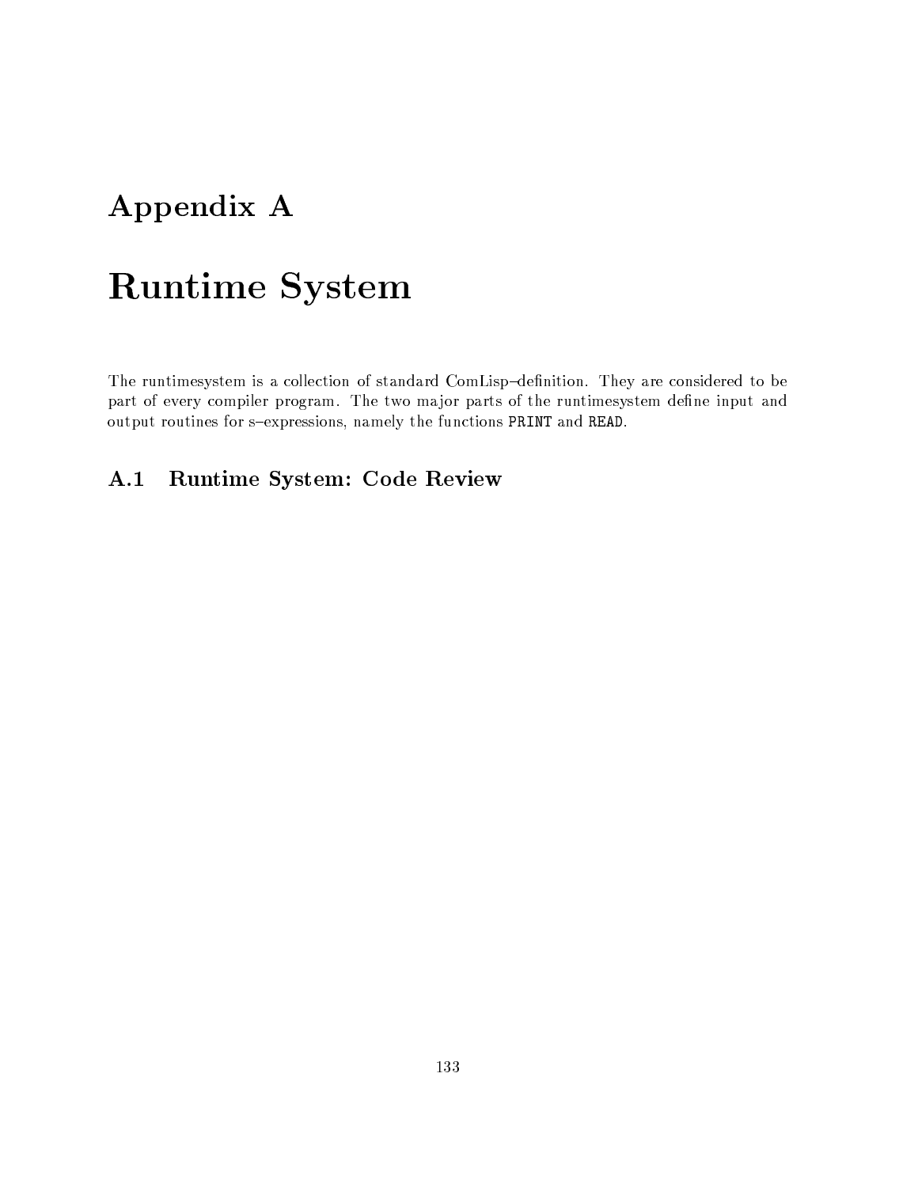# Appendix A

# Runtime System

The runtimesystem is a collection of standard ComLisp–definition. They are considered to be part of every compiler program. The two major parts of the runtimesystem define input and output routines for s–expressions, namely the functions PRINT and READ.

## A.1 Runtime System: Code Review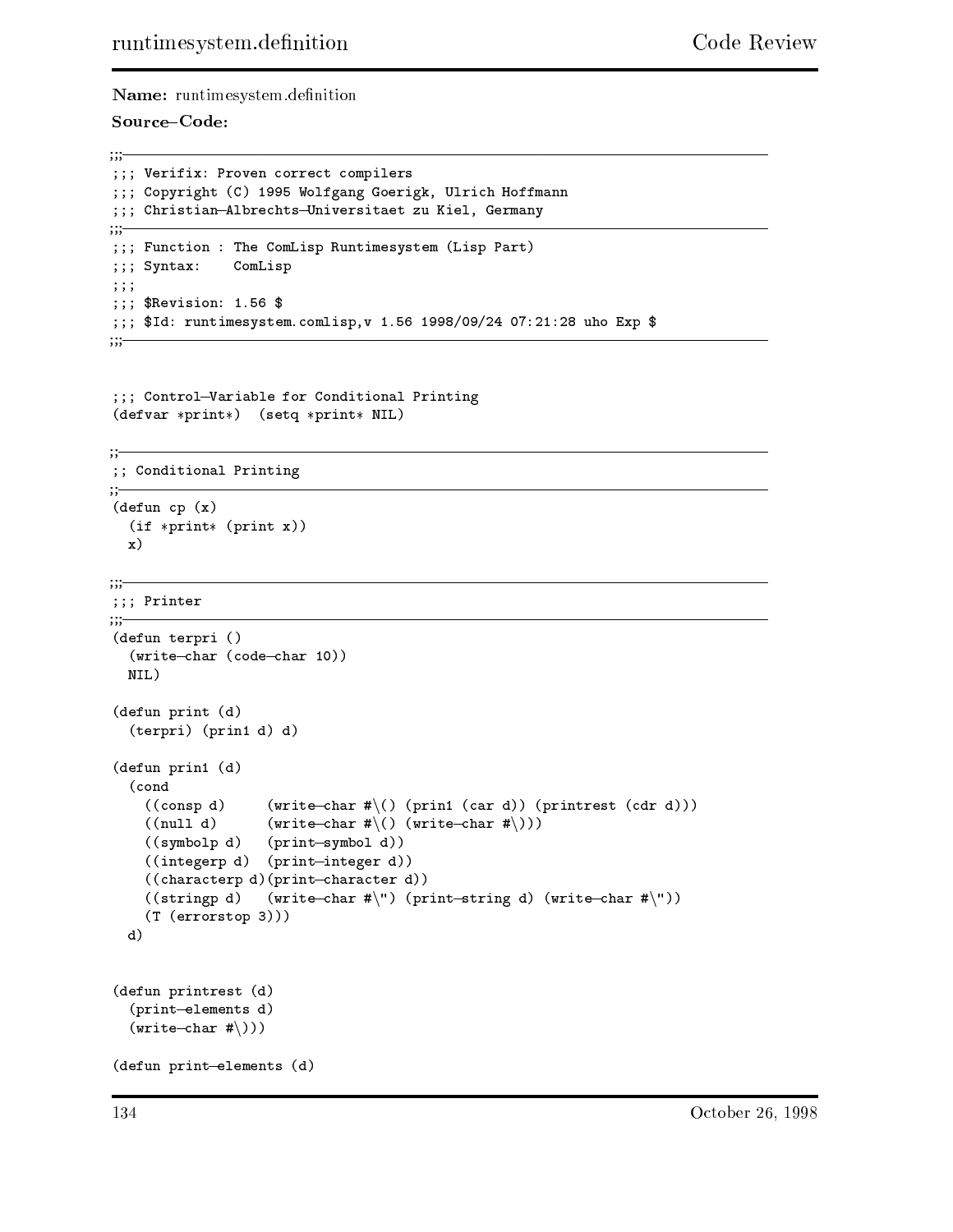**Name:** runtimesystem.definition

**Source–Code:**

```
;;;-----------------------------------------------------------------------
;;; Verifix: Proven correct compilers
;;; Copyright (C) 1995 Wolfgang Goerigk, Ulrich Hoffmann
;;; Christian-Albrechts-Universitaet zu Kiel, Germany
;;;-----------------------------------------------------------------------
;;; Function : The ComLisp Runtimesystem (Lisp Part)
;;; Syntax:    ComLisp
;;;
;;; $Revision: 1.56 $
;;; $Id: runtimesystem.comlisp,v 1.56 1998/09/24 07:21:28 uho Exp $
;;;-----------------------------------------------------------------------


;;; Control-Variable for Conditional Printing
(defvar *print*)  (setq *print* NIL)

;;-----------------------------------------------------------------------
;; Conditional Printing
;;-----------------------------------------------------------------------
(defun cp (x)
  (if *print* (print x))
  x)

;;;-----------------------------------------------------------------------
;;; Printer
;;;-----------------------------------------------------------------------
(defun terpri ()
  (write-char (code-char 10))
  NIL)

(defun print (d)
  (terpri) (prin1 d) d)

(defun prin1 (d)
  (cond
    ((consp d)     (write-char #\() (prin1 (car d)) (printrest (cdr d)))
    ((null d)      (write-char #\() (write-char #\)))
    ((symbolp d)   (print-symbol d))
    ((integerp d)  (print-integer d))
    ((characterp d)(print-character d))
    ((stringp d)   (write-char #\") (print-string d) (write-char #\"))
    (T (errorstop 3)))
  d)


(defun printrest (d)
  (print-elements d)
  (write-char #\)))

(defun print-elements (d)
```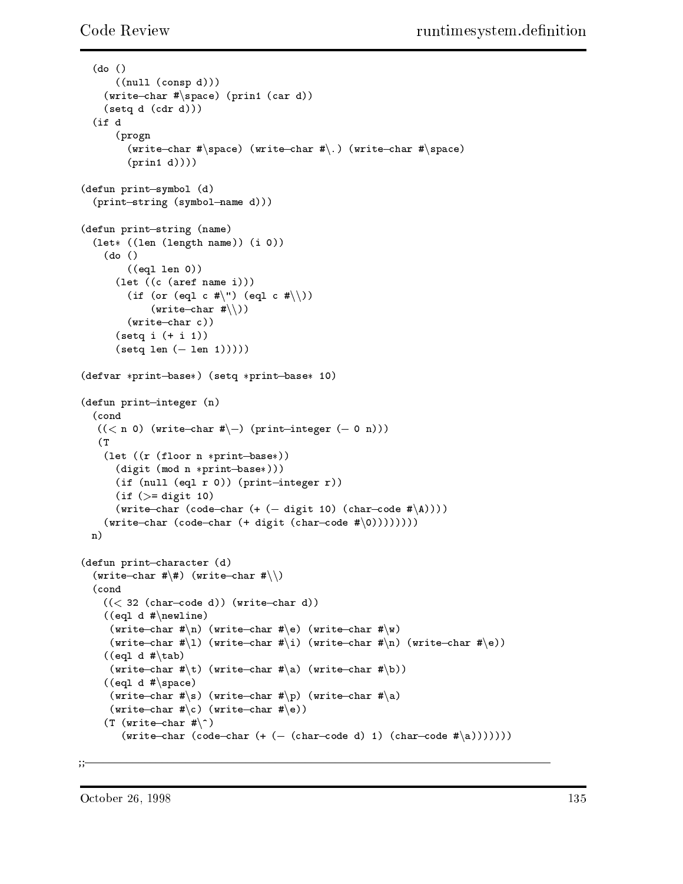```lisp
  (do ()
      ((null (consp d)))
    (write-char #\space) (prin1 (car d))
    (setq d (cdr d)))
  (if d
      (progn
        (write-char #\space) (write-char #\.) (write-char #\space)
        (prin1 d))))

(defun print-symbol (d)
  (print-string (symbol-name d)))

(defun print-string (name)
  (let* ((len (length name)) (i 0))
    (do ()
        ((eql len 0))
      (let ((c (aref name i)))
        (if (or (eql c #\") (eql c #\\))
            (write-char #\\))
        (write-char c))
      (setq i (+ i 1))
      (setq len (- len 1)))))

(defvar *print-base*) (setq *print-base* 10)

(defun print-integer (n)
  (cond
   ((< n 0) (write-char #\-) (print-integer (- 0 n)))
   (T
    (let ((r (floor n *print-base*))
      (digit (mod n *print-base*)))
      (if (null (eql r 0)) (print-integer r))
      (if (>= digit 10)
      (write-char (code-char (+ (- digit 10) (char-code #\A))))
    (write-char (code-char (+ digit (char-code #\0))))))))
  n)

(defun print-character (d)
  (write-char #\#) (write-char #\\)
  (cond
    ((< 32 (char-code d)) (write-char d))
    ((eql d #\newline)
     (write-char #\n) (write-char #\e) (write-char #\w)
     (write-char #\l) (write-char #\i) (write-char #\n) (write-char #\e))
    ((eql d #\tab)
     (write-char #\t) (write-char #\a) (write-char #\b))
    ((eql d #\space)
     (write-char #\s) (write-char #\p) (write-char #\a)
     (write-char #\c) (write-char #\e))
    (T (write-char #\^)
       (write-char (code-char (+ (- (char-code d) 1) (char-code #\a)))))))

;;------------------------------------------------------------------------
```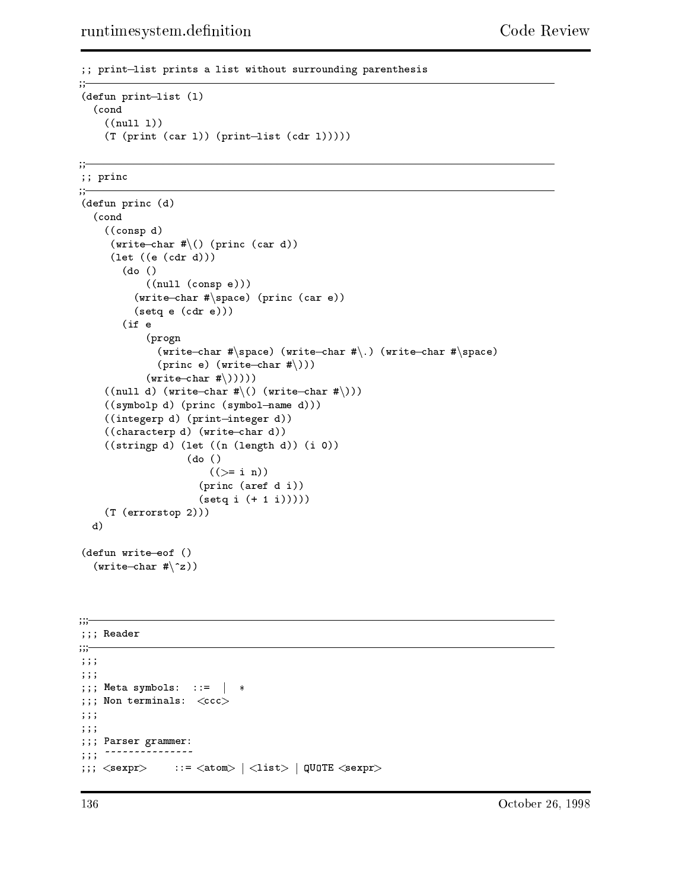```lisp
;; print-list prints a list without surrounding parenthesis
;;------------------------------------------------------------------------
(defun print-list (l)
  (cond
    ((null l))
    (T (print (car l)) (print-list (cdr l)))))

;;------------------------------------------------------------------------
;; princ
;;------------------------------------------------------------------------
(defun princ (d)
  (cond
    ((consp d)
     (write-char #\() (princ (car d))
     (let ((e (cdr d)))
       (do ()
           ((null (consp e)))
         (write-char #\space) (princ (car e))
         (setq e (cdr e)))
       (if e
           (progn
             (write-char #\space) (write-char #\.) (write-char #\space)
             (princ e) (write-char #\)))
           (write-char #\)))))
    ((null d) (write-char #\() (write-char #\)))
    ((symbolp d) (princ (symbol-name d)))
    ((integerp d) (print-integer d))
    ((characterp d) (write-char d))
    ((stringp d) (let ((n (length d)) (i 0))
                   (do ()
                       ((>= i n))
                     (princ (aref d i))
                     (setq i (+ 1 i)))))
    (T (errorstop 2)))
  d)

(defun write-eof ()
  (write-char #\^z))



;;;------------------------------------------------------------------------
;;; Reader
;;;------------------------------------------------------------------------
;;;
;;;
;;; Meta symbols:  ::=  |  *
;;; Non terminals:  <ccc>
;;;
;;;
;;; Parser grammer:
;;; ~~~~~~~~~~~~~~~
;;; <sexpr>     ::= <atom> | <list> | QUOTE <sexpr>
```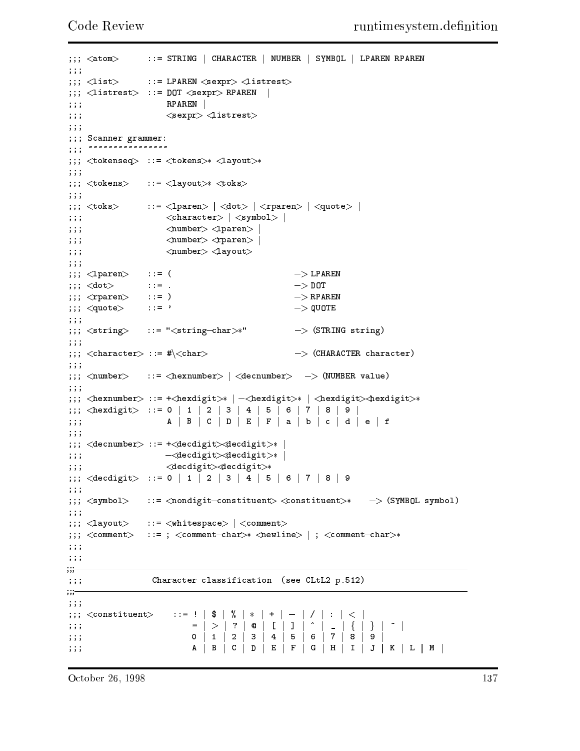```
;;; <atom>      ::= STRING | CHARACTER | NUMBER | SYMBOL | LPAREN RPAREN
;;;
;;; <list>      ::= LPAREN <sexpr> <listrest>
;;; <listrest>  ::= DOT <sexpr> RPAREN  |
;;;                 RPAREN |
;;;                 <sexpr> <listrest>
;;;
;;; Scanner grammer:
;;; ~~~~~~~~~~~~~~~~
;;; <tokenseq>  ::= <tokens>* <layout>*
;;;
;;; <tokens>    ::= <layout>* <toks>
;;;
;;; <toks>      ::= <lparen> | <dot> | <rparen> | <quote> |
;;;                 <character> | <symbol> |
;;;                 <number> <lparen> |
;;;                 <number> <rparen> |
;;;                 <number> <layout>
;;;
;;; <lparen>    ::= (                          -> LPAREN
;;; <dot>       ::= .                          -> DOT
;;; <rparen>    ::= )                          -> RPAREN
;;; <quote>     ::= '                          -> QUOTE
;;;
;;; <string>    ::= "<string-char>*"           -> (STRING string)
;;;
;;; <character> ::= #\<char>                   -> (CHARACTER character)
;;;
;;; <number>    ::= <hexnumber> | <decnumber>   -> (NUMBER value)
;;;
;;; <hexnumber> ::= +<hexdigit>* | -<hexdigit>* | <hexdigit><hexdigit>*
;;; <hexdigit>  ::= 0 | 1 | 2 | 3 | 4 | 5 | 6 | 7 | 8 | 9 |
;;;                 A | B | C | D | E | F | a | b | c | d | e | f
;;;
;;; <decnumber> ::= +<decdigit><decdigit>* |
;;;                 -<decdigit><decdigit>* |
;;;                 <decdigit><decdigit>*
;;; <decdigit>  ::= 0 | 1 | 2 | 3 | 4 | 5 | 6 | 7 | 8 | 9
;;;
;;; <symbol>    ::= <nondigit-constituent> <constituent>*    -> (SYMBOL symbol)
;;;
;;; <layout>    ::= <whitespace> | <comment>
;;; <comment>   ::= ; <comment-char>* <newline> | ; <comment-char>*
;;;
;;;
;;;--------------------------------------------------------------------------
;;;              Character classification  (see CLtL2 p.512)
;;;--------------------------------------------------------------------------
;;;
;;; <constituent>    ::= ! | $ | % | * | + | - | / | : | < |
;;;                      = | > | ? | @ | [ | ] | ^ | _ | { | } | ~ |
;;;                      0 | 1 | 2 | 3 | 4 | 5 | 6 | 7 | 8 | 9 |
;;;                      A | B | C | D | E | F | G | H | I | J | K | L | M |
```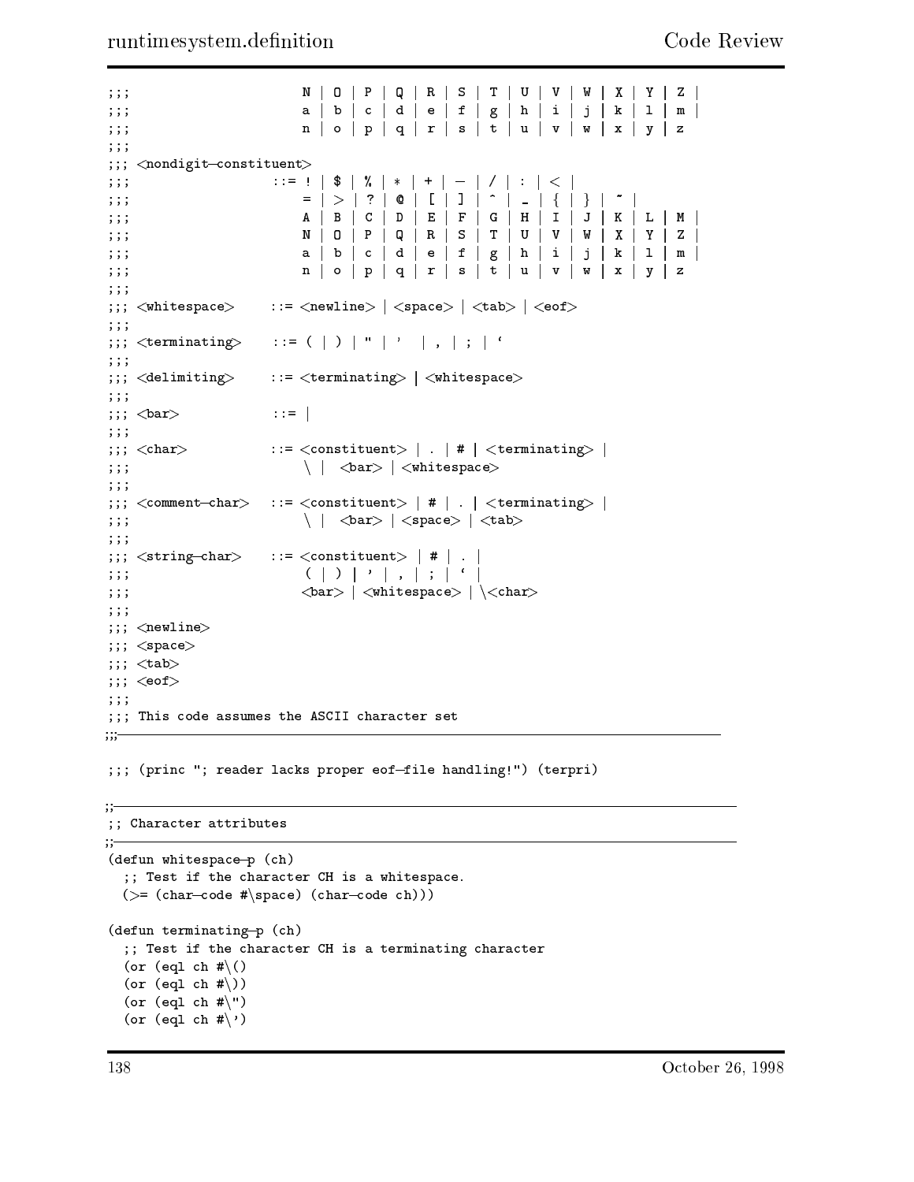```
;;;                      N | O | P | Q | R | S | T | U | V | W | X | Y | Z |
;;;                      a | b | c | d | e | f | g | h | i | j | k | l | m |
;;;                      n | o | p | q | r | s | t | u | v | w | x | y | z
;;;
;;; <nondigit-constituent>
;;;                  ::= ! | $ | % | * | + | - | / | : | < |
;;;                      = | > | ? | @ | [ | ] | ^ | _ | { | } | ~ |
;;;                      A | B | C | D | E | F | G | H | I | J | K | L | M |
;;;                      N | O | P | Q | R | S | T | U | V | W | X | Y | Z |
;;;                      a | b | c | d | e | f | g | h | i | j | k | l | m |
;;;                      n | o | p | q | r | s | t | u | v | w | x | y | z
;;;
;;; <whitespace>     ::= <newline> | <space> | <tab> | <eof>
;;;
;;; <terminating>    ::= ( | ) | " | '  | , | ; | `
;;;
;;; <delimiting>     ::= <terminating> | <whitespace>
;;;
;;; <bar>            ::= |
;;;
;;; <char>           ::= <constituent> | . | # | <terminating> |
;;;                      \ |  <bar> | <whitespace>
;;;
;;; <comment-char>   ::= <constituent> | # | . | <terminating> |
;;;                      \ |  <bar> | <space> | <tab>
;;;
;;; <string-char>    ::= <constituent> | # | . |
;;;                      ( | ) | ' | , | ; | ` |
;;;                      <bar> | <whitespace> | \<char>
;;;
;;; <newline>
;;; <space>
;;; <tab>
;;; <eof>
;;;
;;; This code assumes the ASCII character set
;;;-----------------------------------------------------------------------

;;; (princ "; reader lacks proper eof-file handling!") (terpri)

;;------------------------------------------------------------------------
;; Character attributes
;;------------------------------------------------------------------------
(defun whitespace-p (ch)
  ;; Test if the character CH is a whitespace.
  (>= (char-code #\space) (char-code ch)))

(defun terminating-p (ch)
  ;; Test if the character CH is a terminating character
  (or (eql ch #\()
  (or (eql ch #\))
  (or (eql ch #\")
  (or (eql ch #\')
```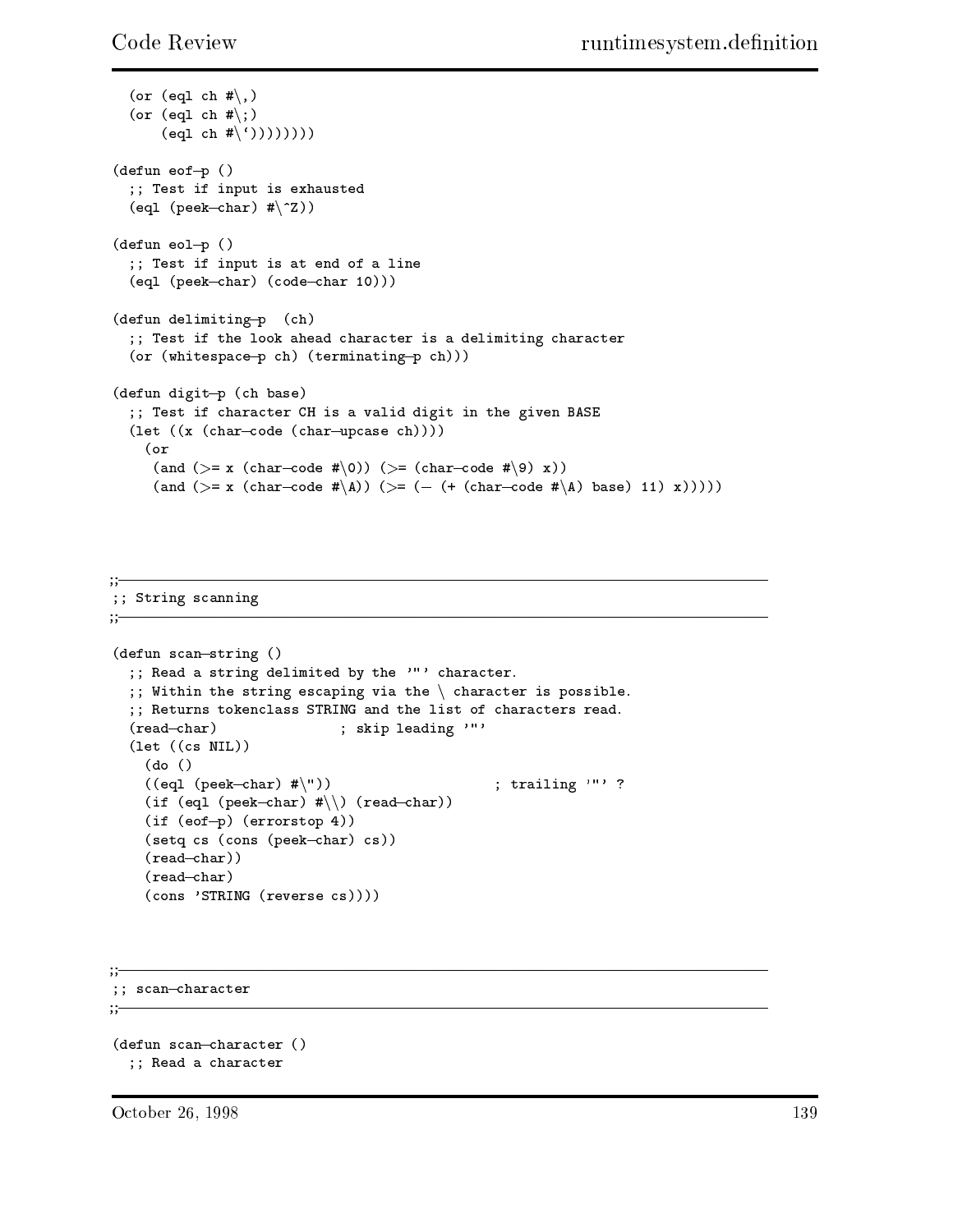```
  (or (eql ch #\,)
  (or (eql ch #\;)
      (eql ch #\`))))))))

(defun eof-p ()
  ;; Test if input is exhausted
  (eql (peek-char) #\^Z))

(defun eol-p ()
  ;; Test if input is at end of a line
  (eql (peek-char) (code-char 10)))

(defun delimiting-p  (ch)
  ;; Test if the look ahead character is a delimiting character
  (or (whitespace-p ch) (terminating-p ch)))

(defun digit-p (ch base)
  ;; Test if character CH is a valid digit in the given BASE
  (let ((x (char-code (char-upcase ch))))
    (or
     (and (>= x (char-code #\0)) (>= (char-code #\9) x))
     (and (>= x (char-code #\A)) (>= (- (+ (char-code #\A) base) 11) x)))))
```

```
;;------------------------------------------------------------------------
;; String scanning
;;------------------------------------------------------------------------

(defun scan-string ()
  ;; Read a string delimited by the '"' character.
  ;; Within the string escaping via the \ character is possible.
  ;; Returns tokenclass STRING and the list of characters read.
  (read-char)              ; skip leading '"'
  (let ((cs NIL))
    (do ()
    ((eql (peek-char) #\"))                  ; trailing '"' ?
    (if (eql (peek-char) #\\) (read-char))
    (if (eof-p) (errorstop 4))
    (setq cs (cons (peek-char) cs))
    (read-char))
    (read-char)
    (cons 'STRING (reverse cs))))
```

```
;;------------------------------------------------------------------------
;; scan-character
;;------------------------------------------------------------------------

(defun scan-character ()
  ;; Read a character
```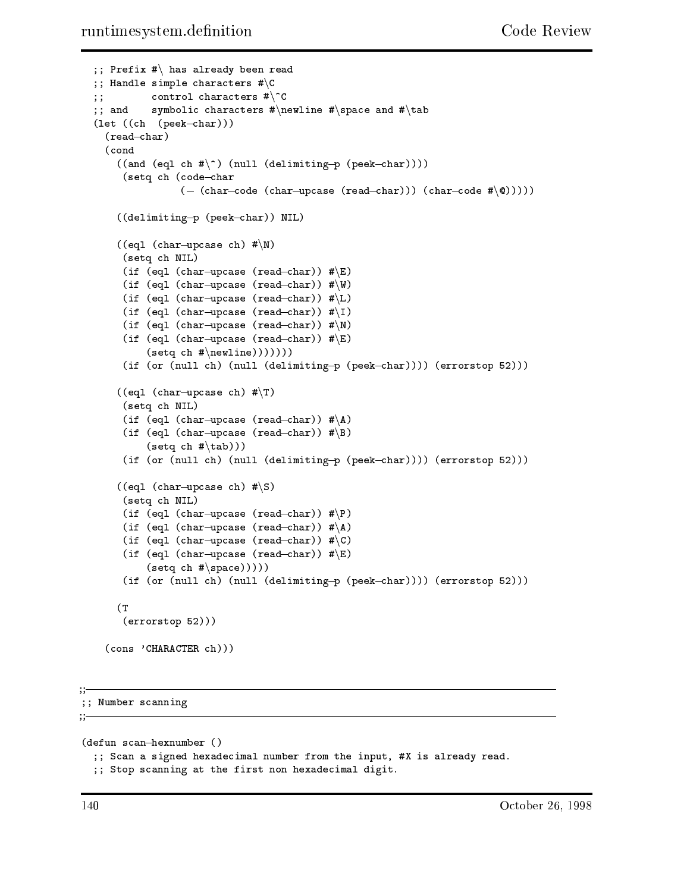```
  ;; Prefix #\ has already been read
  ;; Handle simple characters #\C
  ;;        control characters #\^C
  ;; and    symbolic characters #\newline #\space and #\tab
  (let ((ch  (peek-char)))
    (read-char)
    (cond
      ((and (eql ch #\^) (null (delimiting-p (peek-char))))
       (setq ch (code-char
                  (- (char-code (char-upcase (read-char))) (char-code #\@)))))

      ((delimiting-p (peek-char)) NIL)

      ((eql (char-upcase ch) #\N)
       (setq ch NIL)
       (if (eql (char-upcase (read-char)) #\E)
       (if (eql (char-upcase (read-char)) #\W)
       (if (eql (char-upcase (read-char)) #\L)
       (if (eql (char-upcase (read-char)) #\I)
       (if (eql (char-upcase (read-char)) #\N)
       (if (eql (char-upcase (read-char)) #\E)
           (setq ch #\newline)))))))
       (if (or (null ch) (null (delimiting-p (peek-char)))) (errorstop 52)))

      ((eql (char-upcase ch) #\T)
       (setq ch NIL)
       (if (eql (char-upcase (read-char)) #\A)
       (if (eql (char-upcase (read-char)) #\B)
           (setq ch #\tab)))
       (if (or (null ch) (null (delimiting-p (peek-char)))) (errorstop 52)))

      ((eql (char-upcase ch) #\S)
       (setq ch NIL)
       (if (eql (char-upcase (read-char)) #\P)
       (if (eql (char-upcase (read-char)) #\A)
       (if (eql (char-upcase (read-char)) #\C)
       (if (eql (char-upcase (read-char)) #\E)
           (setq ch #\space)))))
       (if (or (null ch) (null (delimiting-p (peek-char)))) (errorstop 52)))

      (T
       (errorstop 52)))

    (cons 'CHARACTER ch)))


;;------------------------------------------------------------------------------
;; Number scanning
;;------------------------------------------------------------------------------

(defun scan-hexnumber ()
  ;; Scan a signed hexadecimal number from the input, #X is already read.
  ;; Stop scanning at the first non hexadecimal digit.
```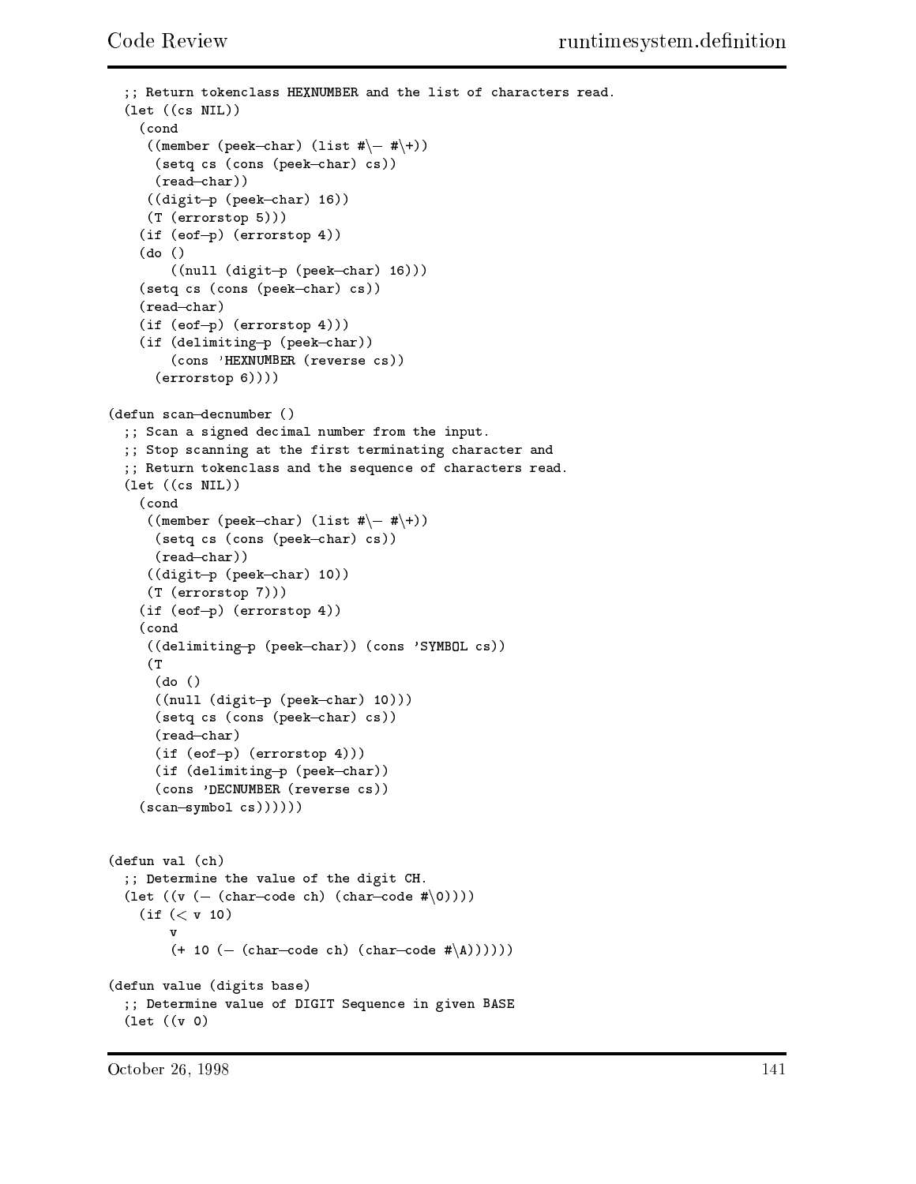```
  ;; Return tokenclass HEXNUMBER and the list of characters read.
  (let ((cs NIL))
    (cond
     ((member (peek-char) (list #\- #\+))
      (setq cs (cons (peek-char) cs))
      (read-char))
     ((digit-p (peek-char) 16))
     (T (errorstop 5)))
    (if (eof-p) (errorstop 4))
    (do ()
        ((null (digit-p (peek-char) 16)))
    (setq cs (cons (peek-char) cs))
    (read-char)
    (if (eof-p) (errorstop 4)))
    (if (delimiting-p (peek-char))
        (cons 'HEXNUMBER (reverse cs))
      (errorstop 6))))

(defun scan-decnumber ()
  ;; Scan a signed decimal number from the input.
  ;; Stop scanning at the first terminating character and
  ;; Return tokenclass and the sequence of characters read.
  (let ((cs NIL))
    (cond
     ((member (peek-char) (list #\- #\+))
      (setq cs (cons (peek-char) cs))
      (read-char))
     ((digit-p (peek-char) 10))
     (T (errorstop 7)))
    (if (eof-p) (errorstop 4))
    (cond
     ((delimiting-p (peek-char)) (cons 'SYMBOL cs))
     (T
      (do ()
      ((null (digit-p (peek-char) 10)))
      (setq cs (cons (peek-char) cs))
      (read-char)
      (if (eof-p) (errorstop 4)))
      (if (delimiting-p (peek-char))
      (cons 'DECNUMBER (reverse cs))
    (scan-symbol cs))))))


(defun val (ch)
  ;; Determine the value of the digit CH.
  (let ((v (- (char-code ch) (char-code #\0))))
    (if (< v 10)
        v
        (+ 10 (- (char-code ch) (char-code #\A))))))

(defun value (digits base)
  ;; Determine value of DIGIT Sequence in given BASE
  (let ((v 0)
```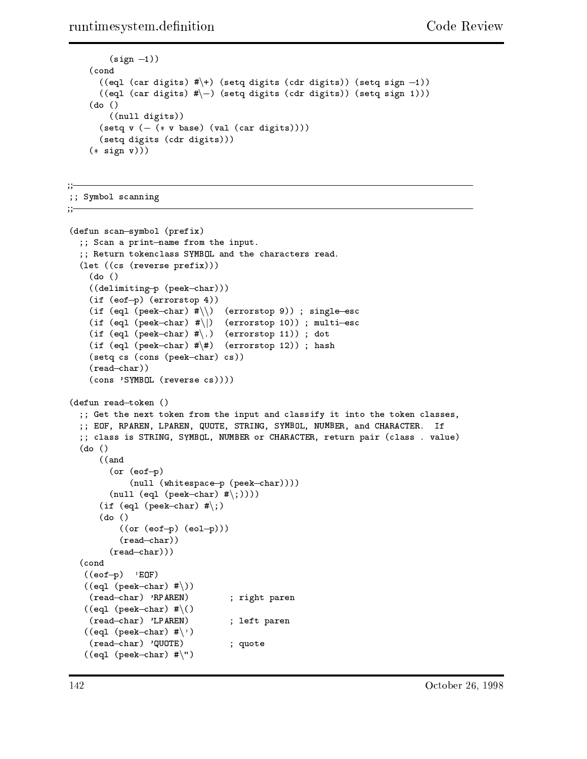```
        (sign -1))
    (cond
      ((eql (car digits) #\+) (setq digits (cdr digits)) (setq sign -1))
      ((eql (car digits) #\-) (setq digits (cdr digits)) (setq sign 1)))
    (do ()
        ((null digits))
      (setq v (- (* v base) (val (car digits))))
      (setq digits (cdr digits)))
    (* sign v)))


;;------------------------------------------------------------------------
;; Symbol scanning
;;------------------------------------------------------------------------

(defun scan-symbol (prefix)
  ;; Scan a print-name from the input.
  ;; Return tokenclass SYMBOL and the characters read.
  (let ((cs (reverse prefix)))
    (do ()
    ((delimiting-p (peek-char)))
    (if (eof-p) (errorstop 4))
    (if (eql (peek-char) #\\)  (errorstop 9)) ; single-esc
    (if (eql (peek-char) #\|)  (errorstop 10)) ; multi-esc
    (if (eql (peek-char) #\.)  (errorstop 11)) ; dot
    (if (eql (peek-char) #\#)  (errorstop 12)) ; hash
    (setq cs (cons (peek-char) cs))
    (read-char))
    (cons 'SYMBOL (reverse cs))))

(defun read-token ()
  ;; Get the next token from the input and classify it into the token classes,
  ;; EOF, RPAREN, LPAREN, QUOTE, STRING, SYMBOL, NUMBER, and CHARACTER.  If
  ;; class is STRING, SYMBOL, NUMBER or CHARACTER, return pair (class . value)
  (do ()
      ((and
        (or (eof-p)
            (null (whitespace-p (peek-char))))
        (null (eql (peek-char) #\;))))
      (if (eql (peek-char) #\;)
      (do ()
          ((or (eof-p) (eol-p)))
          (read-char))
        (read-char)))
  (cond
   ((eof-p)  'EOF)
   ((eql (peek-char) #\))
    (read-char) 'RPAREN)        ; right paren
   ((eql (peek-char) #\()
    (read-char) 'LPAREN)        ; left paren
   ((eql (peek-char) #\')
    (read-char) 'QUOTE)         ; quote
   ((eql (peek-char) #\")
```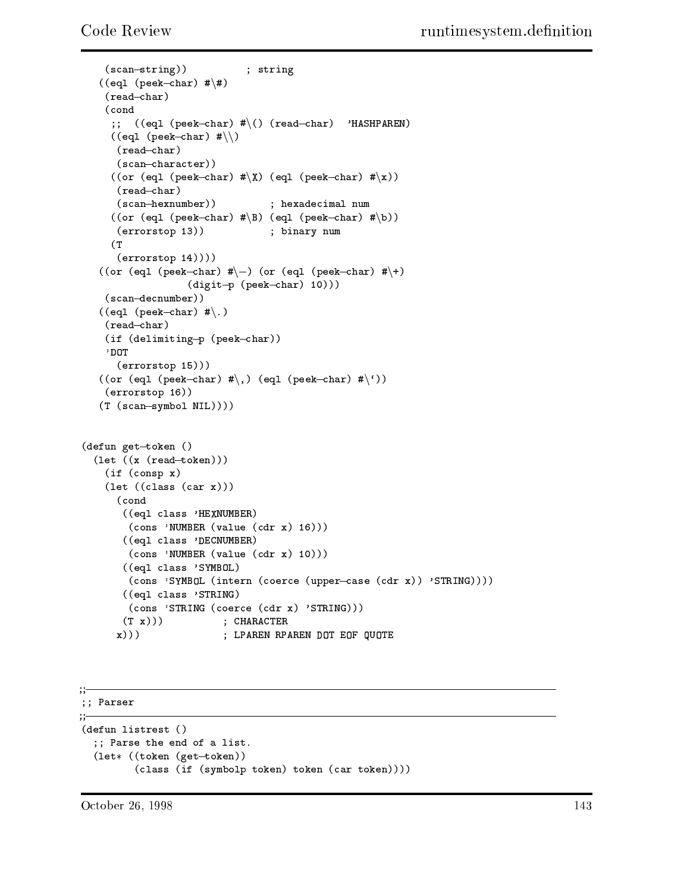```
    (scan-string))          ; string
   ((eql (peek-char) #\#)
    (read-char)
    (cond
     ;;  ((eql (peek-char) #\() (read-char)  'HASHPAREN)
     ((eql (peek-char) #\\)
      (read-char)
      (scan-character))
     ((or (eql (peek-char) #\X) (eql (peek-char) #\x))
      (read-char)
      (scan-hexnumber))          ; hexadecimal num
     ((or (eql (peek-char) #\B) (eql (peek-char) #\b))
      (errorstop 13))           ; binary num
     (T
      (errorstop 14))))
   ((or (eql (peek-char) #\-) (or (eql (peek-char) #\+)
                 (digit-p (peek-char) 10)))
    (scan-decnumber))
   ((eql (peek-char) #\.)
    (read-char)
    (if (delimiting-p (peek-char))
    'DOT
      (errorstop 15)))
   ((or (eql (peek-char) #\,) (eql (peek-char) #\`))
    (errorstop 16))
   (T (scan-symbol NIL))))


(defun get-token ()
  (let ((x (read-token)))
    (if (consp x)
    (let ((class (car x)))
      (cond
       ((eql class 'HEXNUMBER)
        (cons 'NUMBER (value (cdr x) 16)))
       ((eql class 'DECNUMBER)
        (cons 'NUMBER (value (cdr x) 10)))
       ((eql class 'SYMBOL)
        (cons 'SYMBOL (intern (coerce (upper-case (cdr x)) 'STRING))))
       ((eql class 'STRING)
        (cons 'STRING (coerce (cdr x) 'STRING)))
       (T x)))          ; CHARACTER
      x)))              ; LPAREN RPAREN DOT EOF QUOTE



;;------------------------------------------------------------------------
;; Parser
;;------------------------------------------------------------------------
(defun listrest ()
  ;; Parse the end of a list.
  (let* ((token (get-token))
         (class (if (symbolp token) token (car token))))
```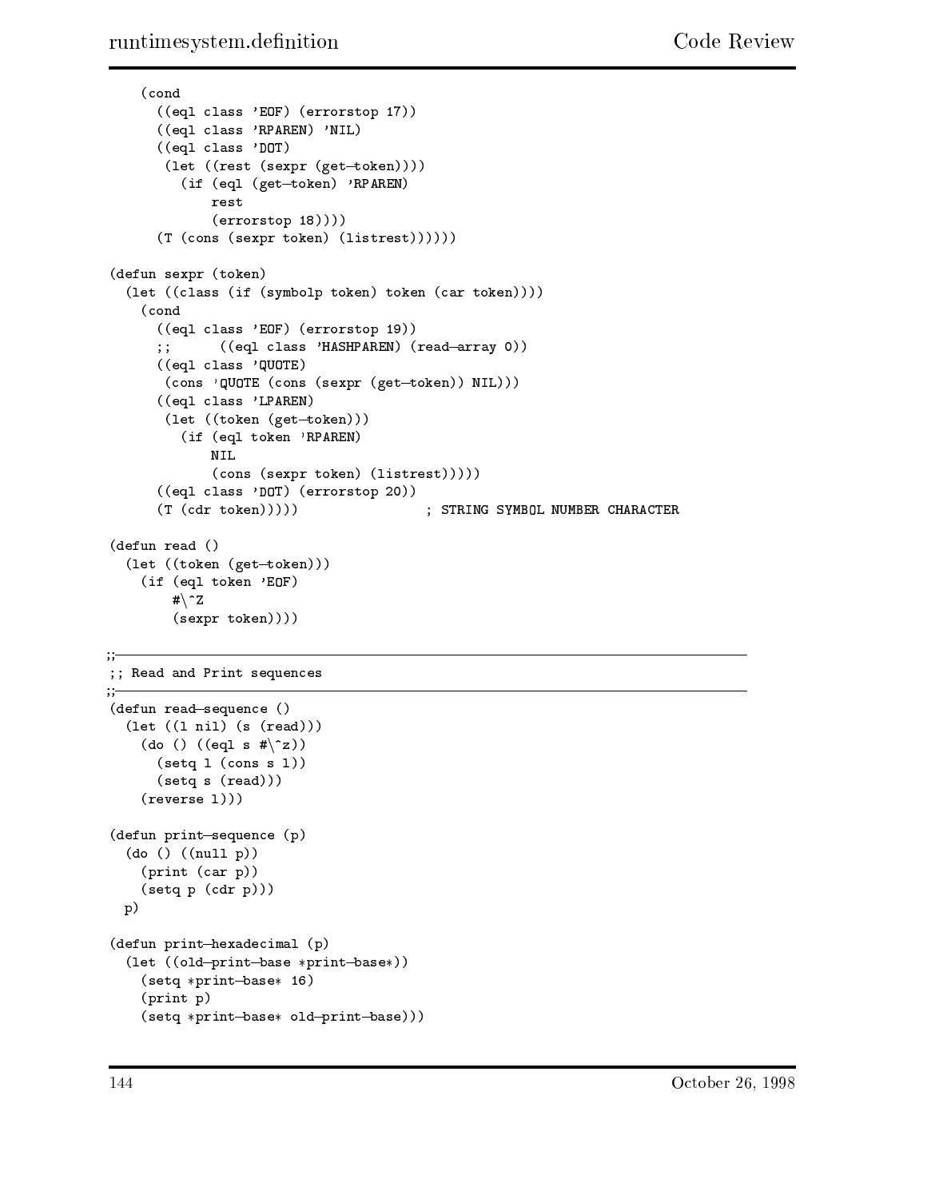```lisp
    (cond
      ((eql class 'EOF) (errorstop 17))
      ((eql class 'RPAREN) 'NIL)
      ((eql class 'DOT)
       (let ((rest (sexpr (get-token))))
         (if (eql (get-token) 'RPAREN)
             rest
             (errorstop 18))))
      (T (cons (sexpr token) (listrest))))))

(defun sexpr (token)
  (let ((class (if (symbolp token) token (car token))))
    (cond
      ((eql class 'EOF) (errorstop 19))
      ;;      ((eql class 'HASHPAREN) (read-array 0))
      ((eql class 'QUOTE)
       (cons 'QUOTE (cons (sexpr (get-token)) NIL)))
      ((eql class 'LPAREN)
       (let ((token (get-token)))
         (if (eql token 'RPAREN)
             NIL
             (cons (sexpr token) (listrest)))))
      ((eql class 'DOT) (errorstop 20))
      (T (cdr token)))))                ; STRING SYMBOL NUMBER CHARACTER

(defun read ()
  (let ((token (get-token)))
    (if (eql token 'EOF)
        #\^Z
        (sexpr token))))

;;----------------------------------------------------------------------
;; Read and Print sequences
;;----------------------------------------------------------------------
(defun read-sequence ()
  (let ((l nil) (s (read)))
    (do () ((eql s #\^z))
      (setq l (cons s l))
      (setq s (read)))
    (reverse l)))

(defun print-sequence (p)
  (do () ((null p))
    (print (car p))
    (setq p (cdr p)))
  p)

(defun print-hexadecimal (p)
  (let ((old-print-base *print-base*))
    (setq *print-base* 16)
    (print p)
    (setq *print-base* old-print-base)))
```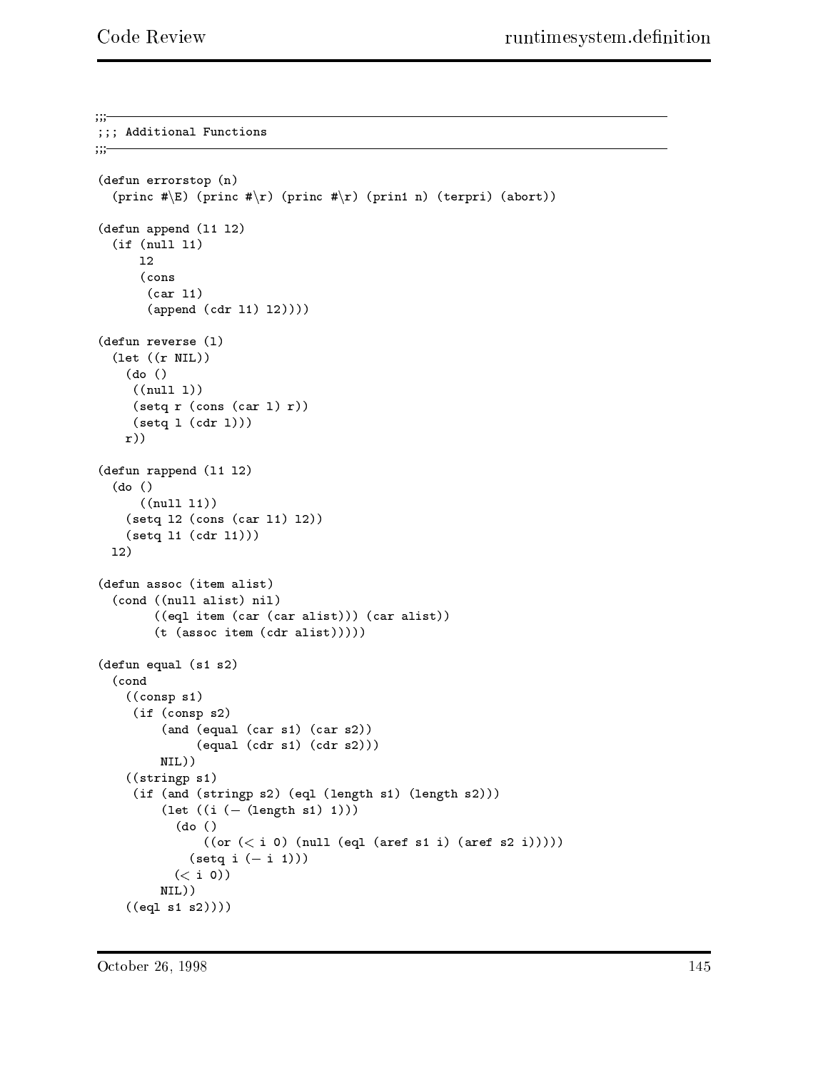```
;;;------------------------------------------------------------------
;;; Additional Functions
;;;------------------------------------------------------------------

(defun errorstop (n)
  (princ #\E) (princ #\r) (princ #\r) (prin1 n) (terpri) (abort))

(defun append (l1 l2)
  (if (null l1)
      l2
      (cons
       (car l1)
       (append (cdr l1) l2))))

(defun reverse (l)
  (let ((r NIL))
    (do ()
     ((null l))
     (setq r (cons (car l) r))
     (setq l (cdr l)))
    r))

(defun rappend (l1 l2)
  (do ()
      ((null l1))
    (setq l2 (cons (car l1) l2))
    (setq l1 (cdr l1)))
  l2)

(defun assoc (item alist)
  (cond ((null alist) nil)
        ((eql item (car (car alist))) (car alist))
        (t (assoc item (cdr alist)))))

(defun equal (s1 s2)
  (cond
    ((consp s1)
     (if (consp s2)
         (and (equal (car s1) (car s2))
              (equal (cdr s1) (cdr s2)))
         NIL))
    ((stringp s1)
     (if (and (stringp s2) (eql (length s1) (length s2)))
         (let ((i (- (length s1) 1)))
           (do ()
               ((or (< i 0) (null (eql (aref s1 i) (aref s2 i)))))
             (setq i (- i 1)))
           (< i 0))
         NIL))
    ((eql s1 s2))))
```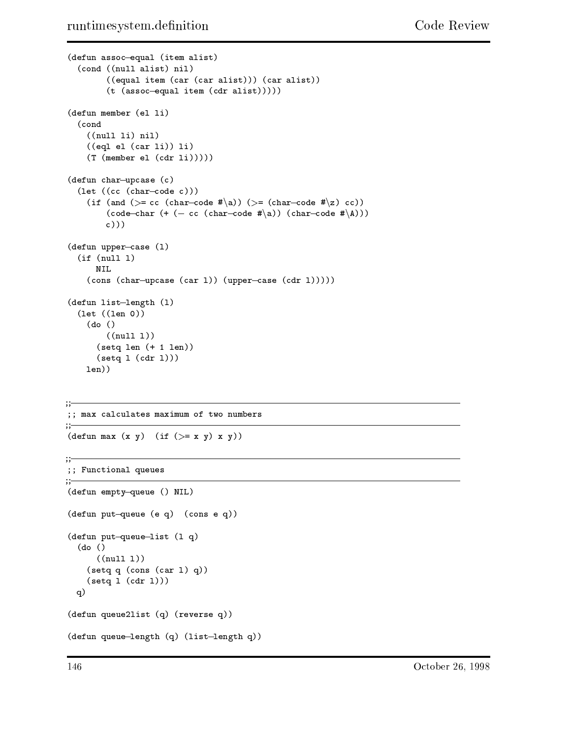```
(defun assoc-equal (item alist)
  (cond ((null alist) nil)
        ((equal item (car (car alist))) (car alist))
        (t (assoc-equal item (cdr alist)))))

(defun member (el li)
  (cond
    ((null li) nil)
    ((eql el (car li)) li)
    (T (member el (cdr li)))))

(defun char-upcase (c)
  (let ((cc (char-code c)))
    (if (and (>= cc (char-code #\a)) (>= (char-code #\z) cc))
        (code-char (+ (- cc (char-code #\a)) (char-code #\A)))
        c)))

(defun upper-case (l)
  (if (null l)
      NIL
    (cons (char-upcase (car l)) (upper-case (cdr l)))))

(defun list-length (l)
  (let ((len 0))
    (do ()
        ((null l))
      (setq len (+ 1 len))
      (setq l (cdr l)))
    len))


;;------------------------------------------------------------------------
;; max calculates maximum of two numbers
;;------------------------------------------------------------------------
(defun max (x y)  (if (>= x y) x y))

;;------------------------------------------------------------------------
;; Functional queues
;;------------------------------------------------------------------------
(defun empty-queue () NIL)

(defun put-queue (e q)  (cons e q))

(defun put-queue-list (l q)
  (do ()
      ((null l))
    (setq q (cons (car l) q))
    (setq l (cdr l)))
  q)

(defun queue2list (q) (reverse q))

(defun queue-length (q) (list-length q))
```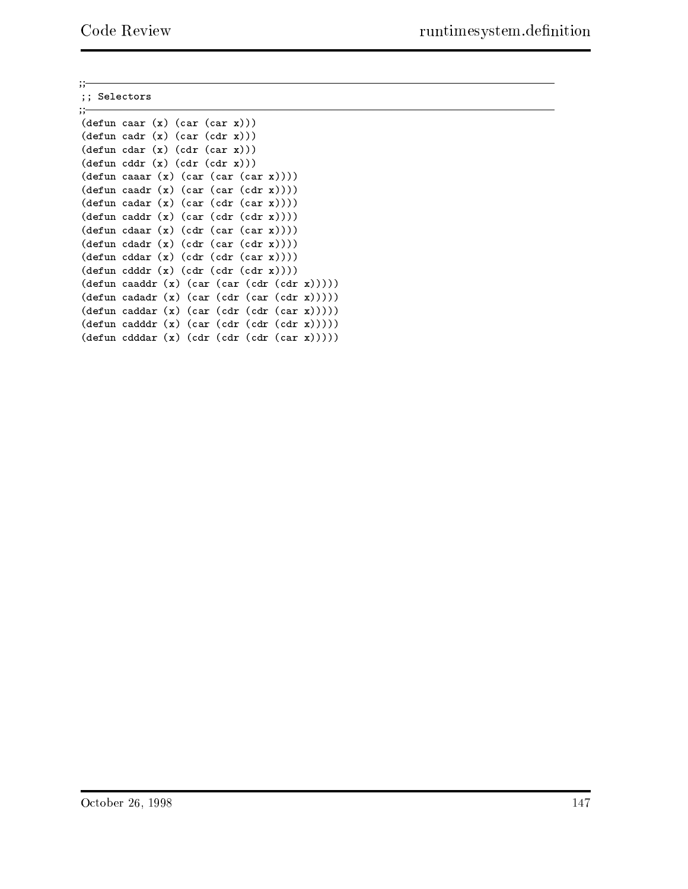```
;;---------------------------------------------------------------------------
;; Selectors
;;---------------------------------------------------------------------------
(defun caar (x) (car (car x)))
(defun cadr (x) (car (cdr x)))
(defun cdar (x) (cdr (car x)))
(defun cddr (x) (cdr (cdr x)))
(defun caaar (x) (car (car (car x))))
(defun caadr (x) (car (car (cdr x))))
(defun cadar (x) (car (cdr (car x))))
(defun caddr (x) (car (cdr (cdr x))))
(defun cdaar (x) (cdr (car (car x))))
(defun cdadr (x) (cdr (car (cdr x))))
(defun cddar (x) (cdr (cdr (car x))))
(defun cdddr (x) (cdr (cdr (cdr x))))
(defun caaddr (x) (car (car (cdr (cdr x)))))
(defun cadadr (x) (car (cdr (car (cdr x)))))
(defun caddar (x) (car (cdr (cdr (car x)))))
(defun cadddr (x) (car (cdr (cdr (cdr x)))))
(defun cdddar (x) (cdr (cdr (cdr (car x)))))
```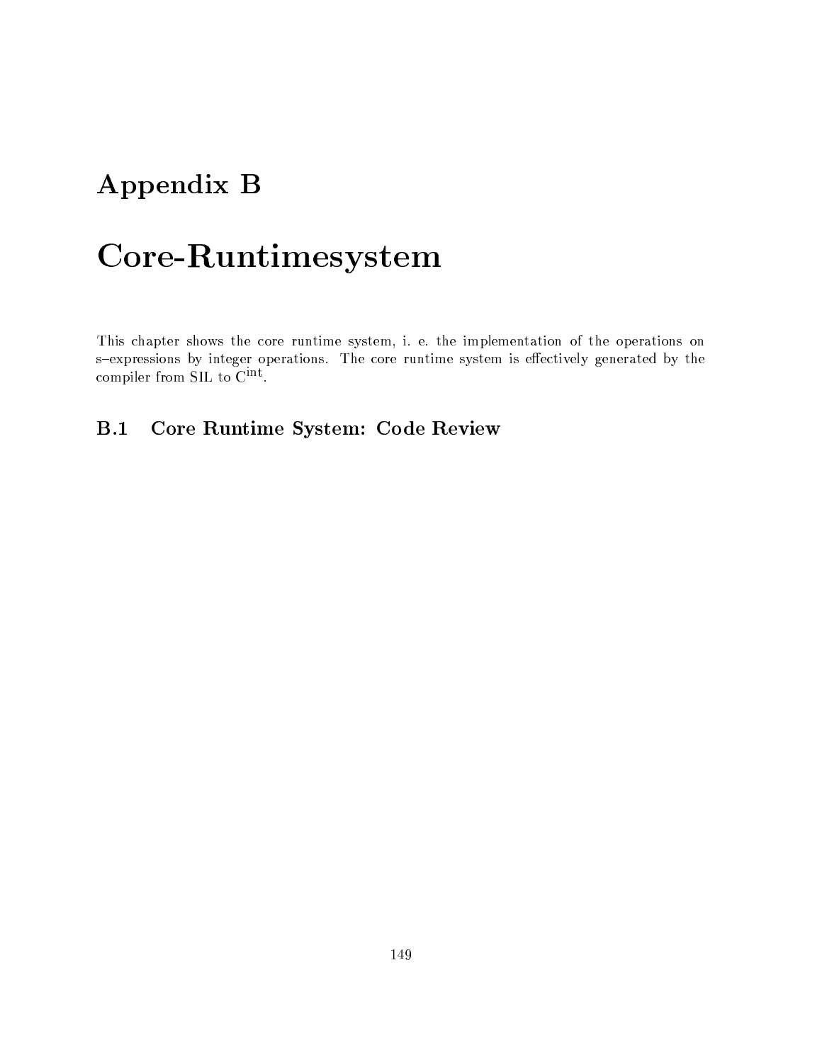# Appendix B

# Core-Runtimesystem

This chapter shows the core runtime system, i. e. the implementation of the operations on s–expressions by integer operations. The core runtime system is effectively generated by the compiler from SIL to $C^{int}$.

## B.1 Core Runtime System: Code Review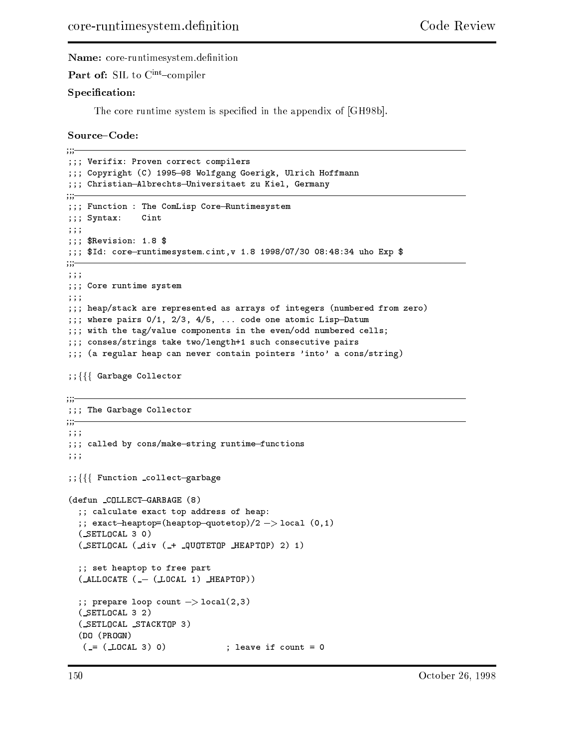**Name:** core-runtimesystem.definition

**Part of:** SIL to C$^{int}$–compiler

**Specification:**

The core runtime system is specified in the appendix of [GH98b].

**Source–Code:**

```
;;;-----------------------------------------------------------------------
;;; Verifix: Proven correct compilers
;;; Copyright (C) 1995-98 Wolfgang Goerigk, Ulrich Hoffmann
;;; Christian-Albrechts-Universitaet zu Kiel, Germany
;;;-----------------------------------------------------------------------
;;; Function : The ComLisp Core-Runtimesystem
;;; Syntax:    Cint
;;;
;;; $Revision: 1.8 $
;;; $Id: core-runtimesystem.cint,v 1.8 1998/07/30 08:48:34 uho Exp $
;;;-----------------------------------------------------------------------
;;;
;;; Core runtime system
;;;
;;; heap/stack are represented as arrays of integers (numbered from zero)
;;; where pairs 0/1, 2/3, 4/5, ... code one atomic Lisp-Datum
;;; with the tag/value components in the even/odd numbered cells;
;;; conses/strings take two/length+1 such consecutive pairs
;;; (a regular heap can never contain pointers 'into' a cons/string)

;;{{{ Garbage Collector

;;;-----------------------------------------------------------------------
;;; The Garbage Collector
;;;-----------------------------------------------------------------------
;;;
;;; called by cons/make-string runtime-functions
;;;

;;{{{ Function _collect-garbage

(defun _COLLECT-GARBAGE (8)
  ;; calculate exact top address of heap:
  ;; exact-heaptop=(heaptop-quotetop)/2 -> local (0,1)
  (_SETLOCAL 3 0)
  (_SETLOCAL (_div (_+ _QUOTETOP _HEAPTOP) 2) 1)

  ;; set heaptop to free part
  (_ALLOCATE (_- (_LOCAL 1) _HEAPTOP))

  ;; prepare loop count -> local(2,3)
  (_SETLOCAL 3 2)
  (_SETLOCAL _STACKTOP 3)
  (DO (PROGN)
   (_= (_LOCAL 3) 0)            ; leave if count = 0
```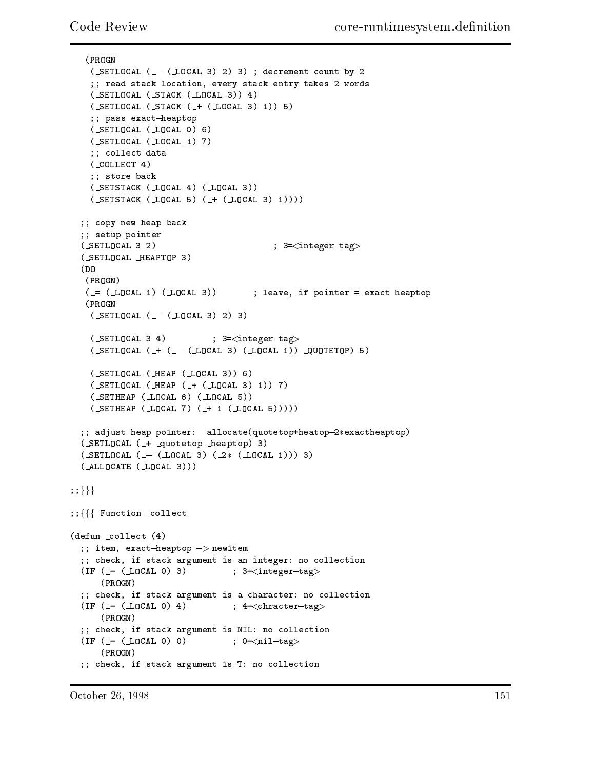```
   (PROGN
    (_SETLOCAL (_- (_LOCAL 3) 2) 3) ; decrement count by 2
    ;; read stack location, every stack entry takes 2 words
    (_SETLOCAL (_STACK (_LOCAL 3)) 4)
    (_SETLOCAL (_STACK (_+ (_LOCAL 3) 1)) 5)
    ;; pass exact-heaptop
    (_SETLOCAL (_LOCAL 0) 6)
    (_SETLOCAL (_LOCAL 1) 7)
    ;; collect data
    (_COLLECT 4)
    ;; store back
    (_SETSTACK (_LOCAL 4) (_LOCAL 3))
    (_SETSTACK (_LOCAL 5) (_+ (_LOCAL 3) 1))))

  ;; copy new heap back
  ;; setup pointer
  (_SETLOCAL 3 2)                          ; 3=<integer-tag>
  (_SETLOCAL _HEAPTOP 3)
  (DO
   (PROGN)
   (_= (_LOCAL 1) (_LOCAL 3))       ; leave, if pointer = exact-heaptop
   (PROGN
    (_SETLOCAL (_- (_LOCAL 3) 2) 3)

    (_SETLOCAL 3 4)         ; 3=<integer-tag>
    (_SETLOCAL (_+ (_- (_LOCAL 3) (_LOCAL 1)) _QUOTETOP) 5)

    (_SETLOCAL (_HEAP (_LOCAL 3)) 6)
    (_SETLOCAL (_HEAP (_+ (_LOCAL 3) 1)) 7)
    (_SETHEAP (_LOCAL 6) (_LOCAL 5))
    (_SETHEAP (_LOCAL 7) (_+ 1 (_LOCAL 5)))))

  ;; adjust heap pointer:  allocate(quotetop+heatop-2*exactheaptop)
  (_SETLOCAL (_+ _quotetop _heaptop) 3)
  (_SETLOCAL (_- (_LOCAL 3) (_2* (_LOCAL 1))) 3)
  (_ALLOCATE (_LOCAL 3)))

;;}}}

;;{{{ Function _collect

(defun _collect (4)
  ;; item, exact-heaptop -> newitem
  ;; check, if stack argument is an integer: no collection
  (IF (_= (_LOCAL 0) 3)         ; 3=<integer-tag>
      (PROGN)
  ;; check, if stack argument is a character: no collection
  (IF (_= (_LOCAL 0) 4)         ; 4=<chracter-tag>
      (PROGN)
  ;; check, if stack argument is NIL: no collection
  (IF (_= (_LOCAL 0) 0)         ; 0=<nil-tag>
      (PROGN)
  ;; check, if stack argument is T: no collection
```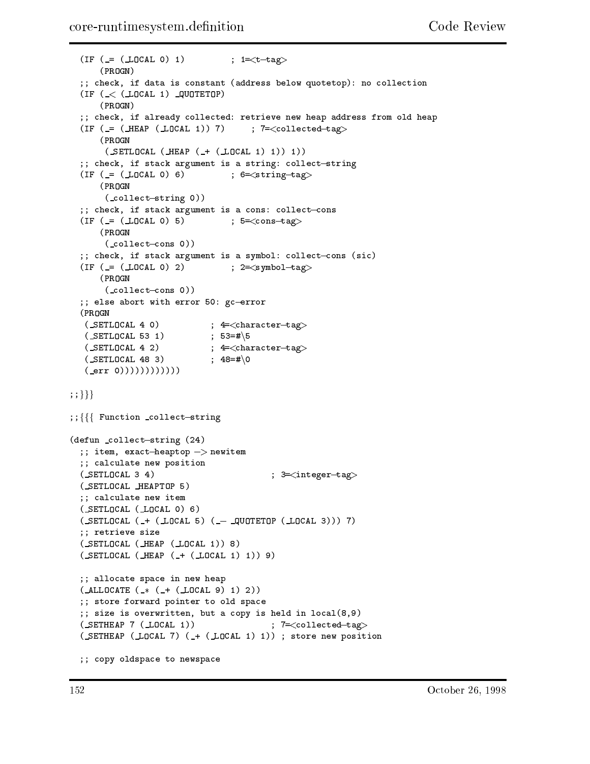```
  (IF (_= (_LOCAL 0) 1)         ; 1=<t-tag>
      (PROGN)
  ;; check, if data is constant (address below quotetop): no collection
  (IF (_< (_LOCAL 1) _QUOTETOP)
      (PROGN)
  ;; check, if already collected: retrieve new heap address from old heap
  (IF (_= (_HEAP (_LOCAL 1)) 7)     ; 7=<collected-tag>
      (PROGN
       (_SETLOCAL (_HEAP (_+ (_LOCAL 1) 1)) 1))
  ;; check, if stack argument is a string: collect-string
  (IF (_= (_LOCAL 0) 6)         ; 6=<string-tag>
      (PROGN
       (_collect-string 0))
  ;; check, if stack argument is a cons: collect-cons
  (IF (_= (_LOCAL 0) 5)         ; 5=<cons-tag>
      (PROGN
       (_collect-cons 0))
  ;; check, if stack argument is a symbol: collect-cons (sic)
  (IF (_= (_LOCAL 0) 2)         ; 2=<symbol-tag>
      (PROGN
       (_collect-cons 0))
  ;; else abort with error 50: gc-error
  (PROGN
   (_SETLOCAL 4 0)          ; 4=<character-tag>
   (_SETLOCAL 53 1)         ; 53=#\5
   (_SETLOCAL 4 2)          ; 4=<character-tag>
   (_SETLOCAL 48 3)         ; 48=#\0
   (_err 0))))))))))))

;;}}}

;;{{{ Function _collect-string

(defun _collect-string (24)
  ;; item, exact-heaptop -> newitem
  ;; calculate new position
  (_SETLOCAL 3 4)                       ; 3=<integer-tag>
  (_SETLOCAL _HEAPTOP 5)
  ;; calculate new item
  (_SETLOCAL (_LOCAL 0) 6)
  (_SETLOCAL (_+ (_LOCAL 5) (_- _QUOTETOP (_LOCAL 3))) 7)
  ;; retrieve size
  (_SETLOCAL (_HEAP (_LOCAL 1)) 8)
  (_SETLOCAL (_HEAP (_+ (_LOCAL 1) 1)) 9)

  ;; allocate space in new heap
  (_ALLOCATE (_* (_+ (_LOCAL 9) 1) 2))
  ;; store forward pointer to old space
  ;; size is overwritten, but a copy is held in local(8,9)
  (_SETHEAP 7 (_LOCAL 1))               ; 7=<collected-tag>
  (_SETHEAP (_LOCAL 7) (_+ (_LOCAL 1) 1)) ; store new position

  ;; copy oldspace to newspace
```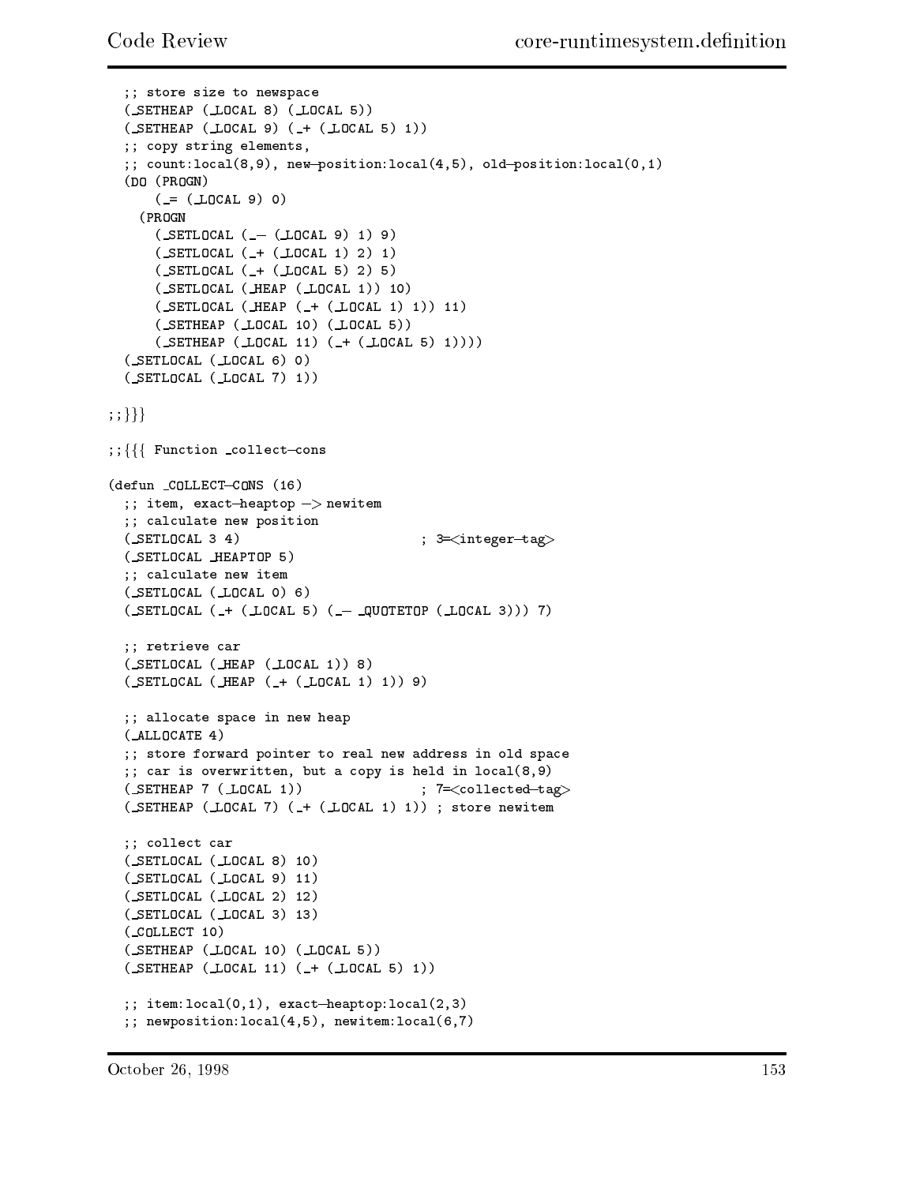```
  ;; store size to newspace
  (_SETHEAP (_LOCAL 8) (_LOCAL 5))
  (_SETHEAP (_LOCAL 9) (_+ (_LOCAL 5) 1))
  ;; copy string elements,
  ;; count:local(8,9), new-position:local(4,5), old-position:local(0,1)
  (DO (PROGN)
      (_= (_LOCAL 9) 0)
    (PROGN
      (_SETLOCAL (_- (_LOCAL 9) 1) 9)
      (_SETLOCAL (_+ (_LOCAL 1) 2) 1)
      (_SETLOCAL (_+ (_LOCAL 5) 2) 5)
      (_SETLOCAL (_HEAP (_LOCAL 1)) 10)
      (_SETLOCAL (_HEAP (_+ (_LOCAL 1) 1)) 11)
      (_SETHEAP (_LOCAL 10) (_LOCAL 5))
      (_SETHEAP (_LOCAL 11) (_+ (_LOCAL 5) 1))))
  (_SETLOCAL (_LOCAL 6) 0)
  (_SETLOCAL (_LOCAL 7) 1))

;;}}}

;;{{{ Function _collect-cons

(defun _COLLECT-CONS (16)
  ;; item, exact-heaptop -> newitem
  ;; calculate new position
  (_SETLOCAL 3 4)                       ; 3=<integer-tag>
  (_SETLOCAL _HEAPTOP 5)
  ;; calculate new item
  (_SETLOCAL (_LOCAL 0) 6)
  (_SETLOCAL (_+ (_LOCAL 5) (_- _QUOTETOP (_LOCAL 3))) 7)

  ;; retrieve car
  (_SETLOCAL (_HEAP (_LOCAL 1)) 8)
  (_SETLOCAL (_HEAP (_+ (_LOCAL 1) 1)) 9)

  ;; allocate space in new heap
  (_ALLOCATE 4)
  ;; store forward pointer to real new address in old space
  ;; car is overwritten, but a copy is held in local(8,9)
  (_SETHEAP 7 (_LOCAL 1))               ; 7=<collected-tag>
  (_SETHEAP (_LOCAL 7) (_+ (_LOCAL 1) 1)) ; store newitem

  ;; collect car
  (_SETLOCAL (_LOCAL 8) 10)
  (_SETLOCAL (_LOCAL 9) 11)
  (_SETLOCAL (_LOCAL 2) 12)
  (_SETLOCAL (_LOCAL 3) 13)
  (_COLLECT 10)
  (_SETHEAP (_LOCAL 10) (_LOCAL 5))
  (_SETHEAP (_LOCAL 11) (_+ (_LOCAL 5) 1))

  ;; item:local(0,1), exact-heaptop:local(2,3)
  ;; newposition:local(4,5), newitem:local(6,7)
```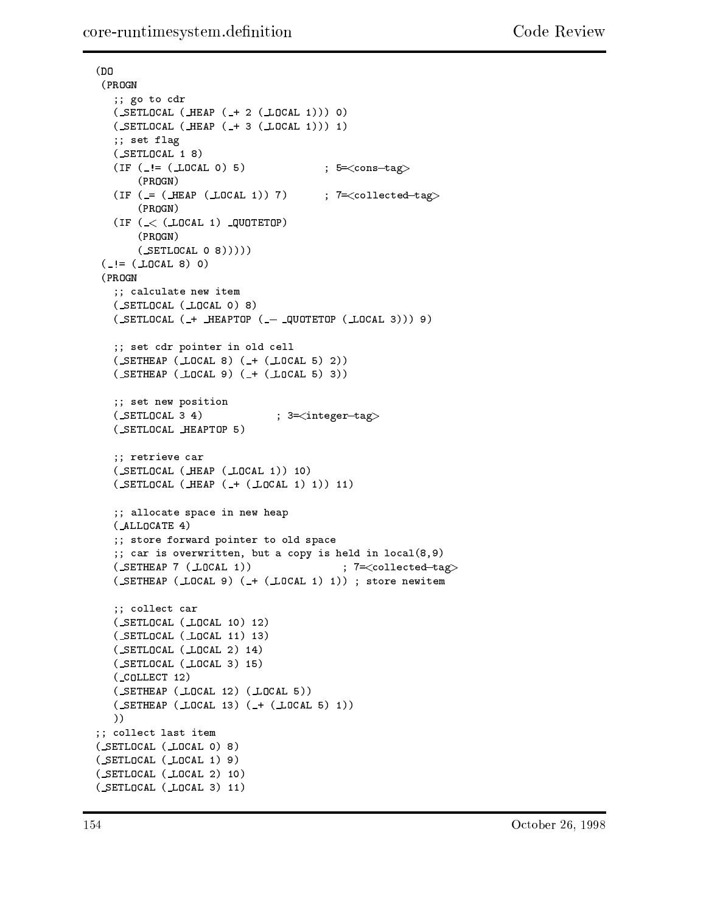```
(DO
 (PROGN
   ;; go to cdr
   (_SETLOCAL (_HEAP (_+ 2 (_LOCAL 1))) 0)
   (_SETLOCAL (_HEAP (_+ 3 (_LOCAL 1))) 1)
   ;; set flag
   (_SETLOCAL 1 8)
   (IF (_!= (_LOCAL 0) 5)              ; 5=<cons-tag>
       (PROGN)
   (IF (_= (_HEAP (_LOCAL 1)) 7)       ; 7=<collected-tag>
       (PROGN)
   (IF (_< (_LOCAL 1) _QUOTETOP)
       (PROGN)
       (_SETLOCAL 0 8)))))
 (_!= (_LOCAL 8) 0)
 (PROGN
   ;; calculate new item
   (_SETLOCAL (_LOCAL 0) 8)
   (_SETLOCAL (_+ _HEAPTOP (_- _QUOTETOP (_LOCAL 3))) 9)

   ;; set cdr pointer in old cell
   (_SETHEAP (_LOCAL 8) (_+ (_LOCAL 5) 2))
   (_SETHEAP (_LOCAL 9) (_+ (_LOCAL 5) 3))

   ;; set new position
   (_SETLOCAL 3 4)            ; 3=<integer-tag>
   (_SETLOCAL _HEAPTOP 5)

   ;; retrieve car
   (_SETLOCAL (_HEAP (_LOCAL 1)) 10)
   (_SETLOCAL (_HEAP (_+ (_LOCAL 1) 1)) 11)

   ;; allocate space in new heap
   (_ALLOCATE 4)
   ;; store forward pointer to old space
   ;; car is overwritten, but a copy is held in local(8,9)
   (_SETHEAP 7 (_LOCAL 1))               ; 7=<collected-tag>
   (_SETHEAP (_LOCAL 9) (_+ (_LOCAL 1) 1)) ; store newitem

   ;; collect car
   (_SETLOCAL (_LOCAL 10) 12)
   (_SETLOCAL (_LOCAL 11) 13)
   (_SETLOCAL (_LOCAL 2) 14)
   (_SETLOCAL (_LOCAL 3) 15)
   (_COLLECT 12)
   (_SETHEAP (_LOCAL 12) (_LOCAL 5))
   (_SETHEAP (_LOCAL 13) (_+ (_LOCAL 5) 1))
   ))
;; collect last item
(_SETLOCAL (_LOCAL 0) 8)
(_SETLOCAL (_LOCAL 1) 9)
(_SETLOCAL (_LOCAL 2) 10)
(_SETLOCAL (_LOCAL 3) 11)
```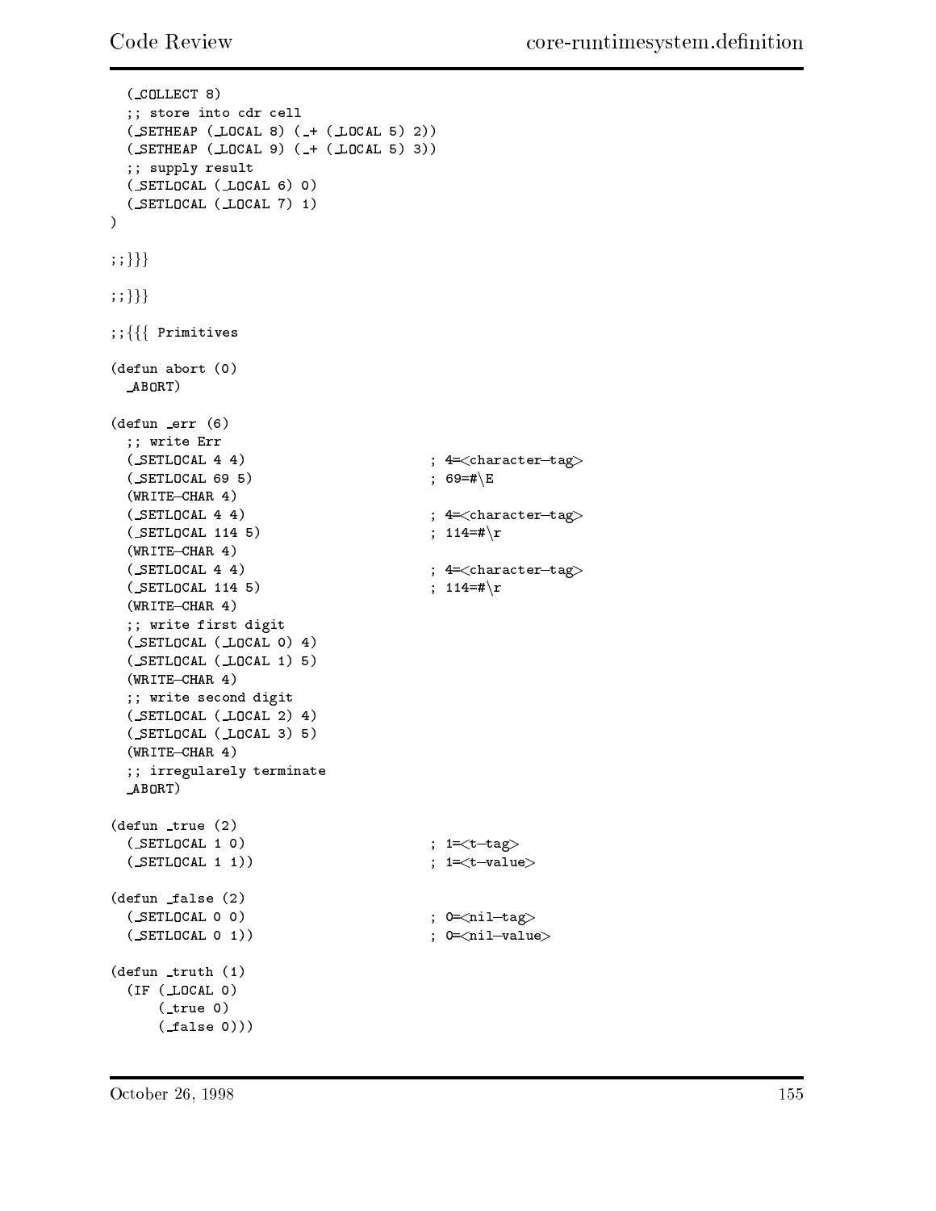```
  (_COLLECT 8)
  ;; store into cdr cell
  (_SETHEAP (_LOCAL 8) (_+ (_LOCAL 5) 2))
  (_SETHEAP (_LOCAL 9) (_+ (_LOCAL 5) 3))
  ;; supply result
  (_SETLOCAL (_LOCAL 6) 0)
  (_SETLOCAL (_LOCAL 7) 1)
)

;;}}}

;;}}}

;;{{{ Primitives

(defun abort (0)
  _ABORT)

(defun _err (6)
  ;; write Err
  (_SETLOCAL 4 4)                     ; 4=<character-tag>
  (_SETLOCAL 69 5)                    ; 69=#\E
  (WRITE-CHAR 4)
  (_SETLOCAL 4 4)                     ; 4=<character-tag>
  (_SETLOCAL 114 5)                   ; 114=#\r
  (WRITE-CHAR 4)
  (_SETLOCAL 4 4)                     ; 4=<character-tag>
  (_SETLOCAL 114 5)                   ; 114=#\r
  (WRITE-CHAR 4)
  ;; write first digit
  (_SETLOCAL (_LOCAL 0) 4)
  (_SETLOCAL (_LOCAL 1) 5)
  (WRITE-CHAR 4)
  ;; write second digit
  (_SETLOCAL (_LOCAL 2) 4)
  (_SETLOCAL (_LOCAL 3) 5)
  (WRITE-CHAR 4)
  ;; irregularely terminate
  _ABORT)

(defun _true (2)
  (_SETLOCAL 1 0)                     ; 1=<t-tag>
  (_SETLOCAL 1 1))                    ; 1=<t-value>

(defun _false (2)
  (_SETLOCAL 0 0)                     ; 0=<nil-tag>
  (_SETLOCAL 0 1))                    ; 0=<nil-value>

(defun _truth (1)
  (IF (_LOCAL 0)
      (_true 0)
      (_false 0)))
```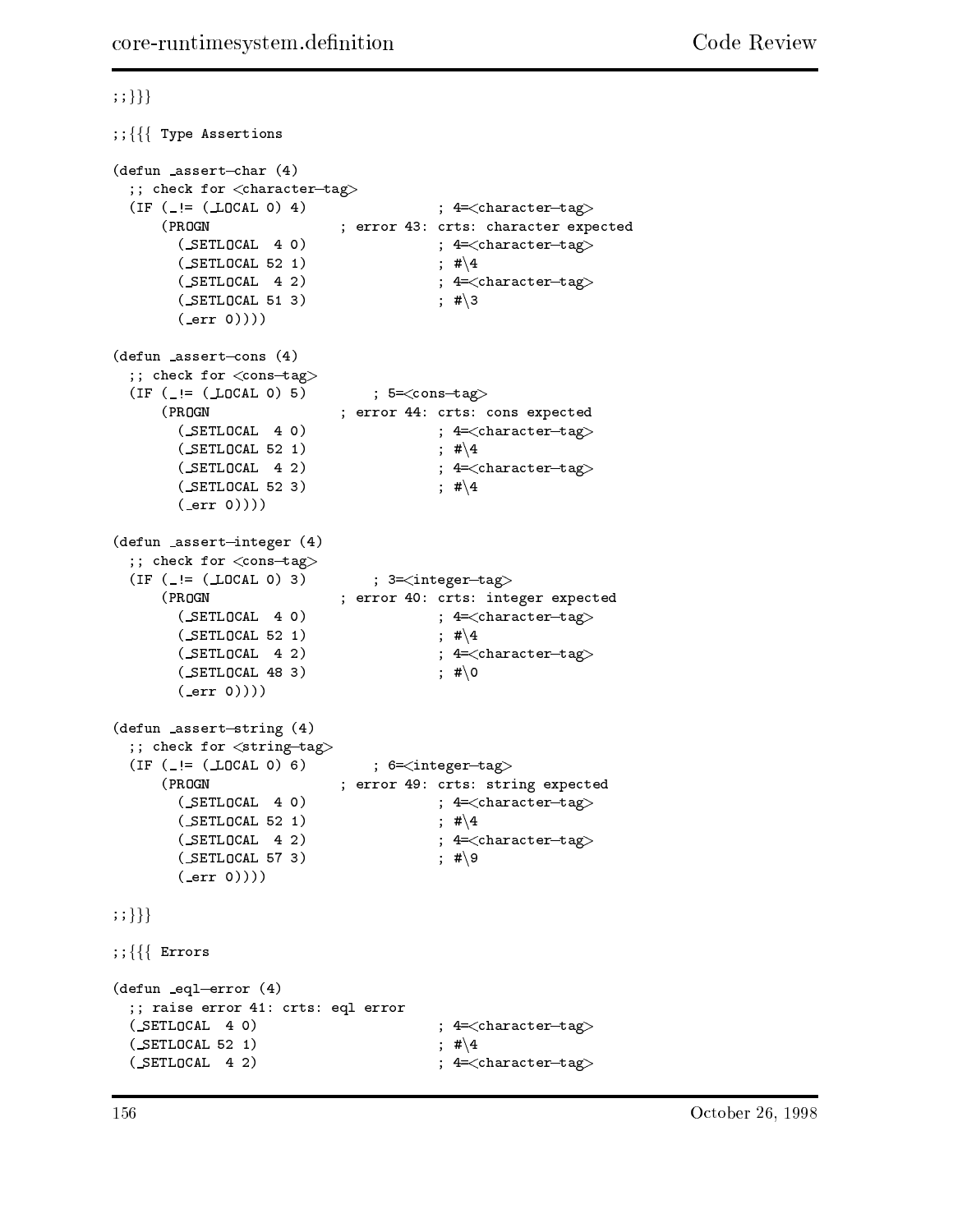```
;;}}}

;;{{{ Type Assertions

(defun _assert-char (4)
  ;; check for <character-tag>
  (IF (_!= (_LOCAL 0) 4)                ; 4=<character-tag>
      (PROGN                  ; error 43: crts: character expected
        (_SETLOCAL  4 0)                ; 4=<character-tag>
        (_SETLOCAL 52 1)                ; #\4
        (_SETLOCAL  4 2)                ; 4=<character-tag>
        (_SETLOCAL 51 3)                ; #\3
        (_err 0))))

(defun _assert-cons (4)
  ;; check for <cons-tag>
  (IF (_!= (_LOCAL 0) 5)        ; 5=<cons-tag>
      (PROGN                  ; error 44: crts: cons expected
        (_SETLOCAL  4 0)                ; 4=<character-tag>
        (_SETLOCAL 52 1)                ; #\4
        (_SETLOCAL  4 2)                ; 4=<character-tag>
        (_SETLOCAL 52 3)                ; #\4
        (_err 0))))

(defun _assert-integer (4)
  ;; check for <cons-tag>
  (IF (_!= (_LOCAL 0) 3)        ; 3=<integer-tag>
      (PROGN                  ; error 40: crts: integer expected
        (_SETLOCAL  4 0)                ; 4=<character-tag>
        (_SETLOCAL 52 1)                ; #\4
        (_SETLOCAL  4 2)                ; 4=<character-tag>
        (_SETLOCAL 48 3)                ; #\0
        (_err 0))))

(defun _assert-string (4)
  ;; check for <string-tag>
  (IF (_!= (_LOCAL 0) 6)        ; 6=<integer-tag>
      (PROGN                  ; error 49: crts: string expected
        (_SETLOCAL  4 0)                ; 4=<character-tag>
        (_SETLOCAL 52 1)                ; #\4
        (_SETLOCAL  4 2)                ; 4=<character-tag>
        (_SETLOCAL 57 3)                ; #\9
        (_err 0))))

;;}}}

;;{{{ Errors

(defun _eql-error (4)
  ;; raise error 41: crts: eql error
  (_SETLOCAL  4 0)                      ; 4=<character-tag>
  (_SETLOCAL 52 1)                      ; #\4
  (_SETLOCAL  4 2)                      ; 4=<character-tag>
```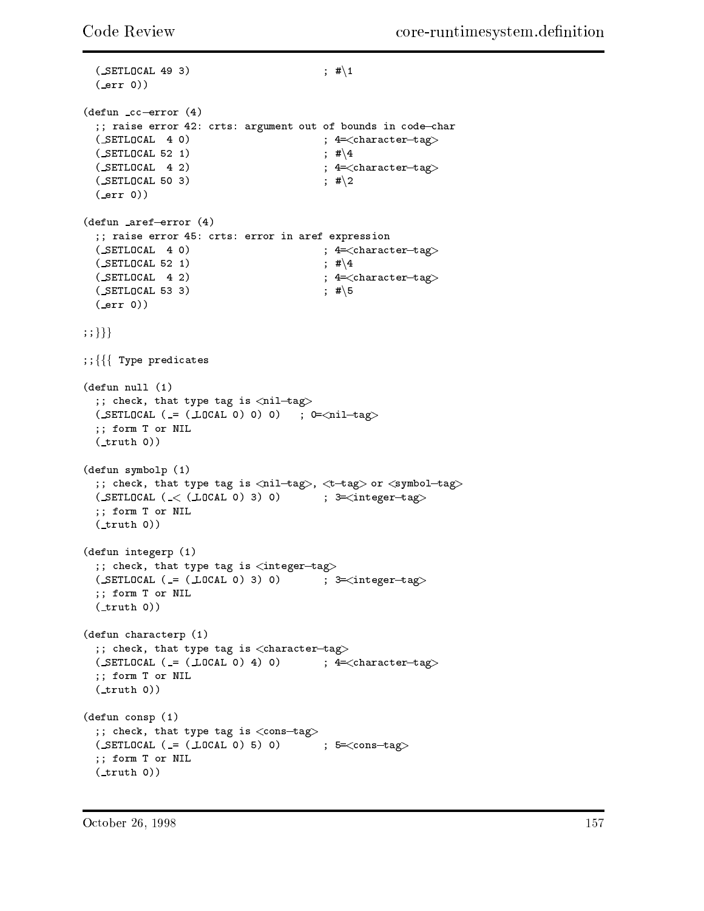```
  (_SETLOCAL 49 3)                    ; #\1
  (_err 0))

(defun _cc-error (4)
  ;; raise error 42: crts: argument out of bounds in code-char
  (_SETLOCAL  4 0)                    ; 4=<character-tag>
  (_SETLOCAL 52 1)                    ; #\4
  (_SETLOCAL  4 2)                    ; 4=<character-tag>
  (_SETLOCAL 50 3)                    ; #\2
  (_err 0))

(defun _aref-error (4)
  ;; raise error 45: crts: error in aref expression
  (_SETLOCAL  4 0)                    ; 4=<character-tag>
  (_SETLOCAL 52 1)                    ; #\4
  (_SETLOCAL  4 2)                    ; 4=<character-tag>
  (_SETLOCAL 53 3)                    ; #\5
  (_err 0))

;;}}}

;;{{{ Type predicates

(defun null (1)
  ;; check, that type tag is <nil-tag>
  (_SETLOCAL (_= (_LOCAL 0) 0) 0)   ; 0=<nil-tag>
  ;; form T or NIL
  (_truth 0))

(defun symbolp (1)
  ;; check, that type tag is <nil-tag>, <t-tag> or <symbol-tag>
  (_SETLOCAL (_< (_LOCAL 0) 3) 0)       ; 3=<integer-tag>
  ;; form T or NIL
  (_truth 0))

(defun integerp (1)
  ;; check, that type tag is <integer-tag>
  (_SETLOCAL (_= (_LOCAL 0) 3) 0)       ; 3=<integer-tag>
  ;; form T or NIL
  (_truth 0))

(defun characterp (1)
  ;; check, that type tag is <character-tag>
  (_SETLOCAL (_= (_LOCAL 0) 4) 0)       ; 4=<character-tag>
  ;; form T or NIL
  (_truth 0))

(defun consp (1)
  ;; check, that type tag is <cons-tag>
  (_SETLOCAL (_= (_LOCAL 0) 5) 0)       ; 5=<cons-tag>
  ;; form T or NIL
  (_truth 0))
```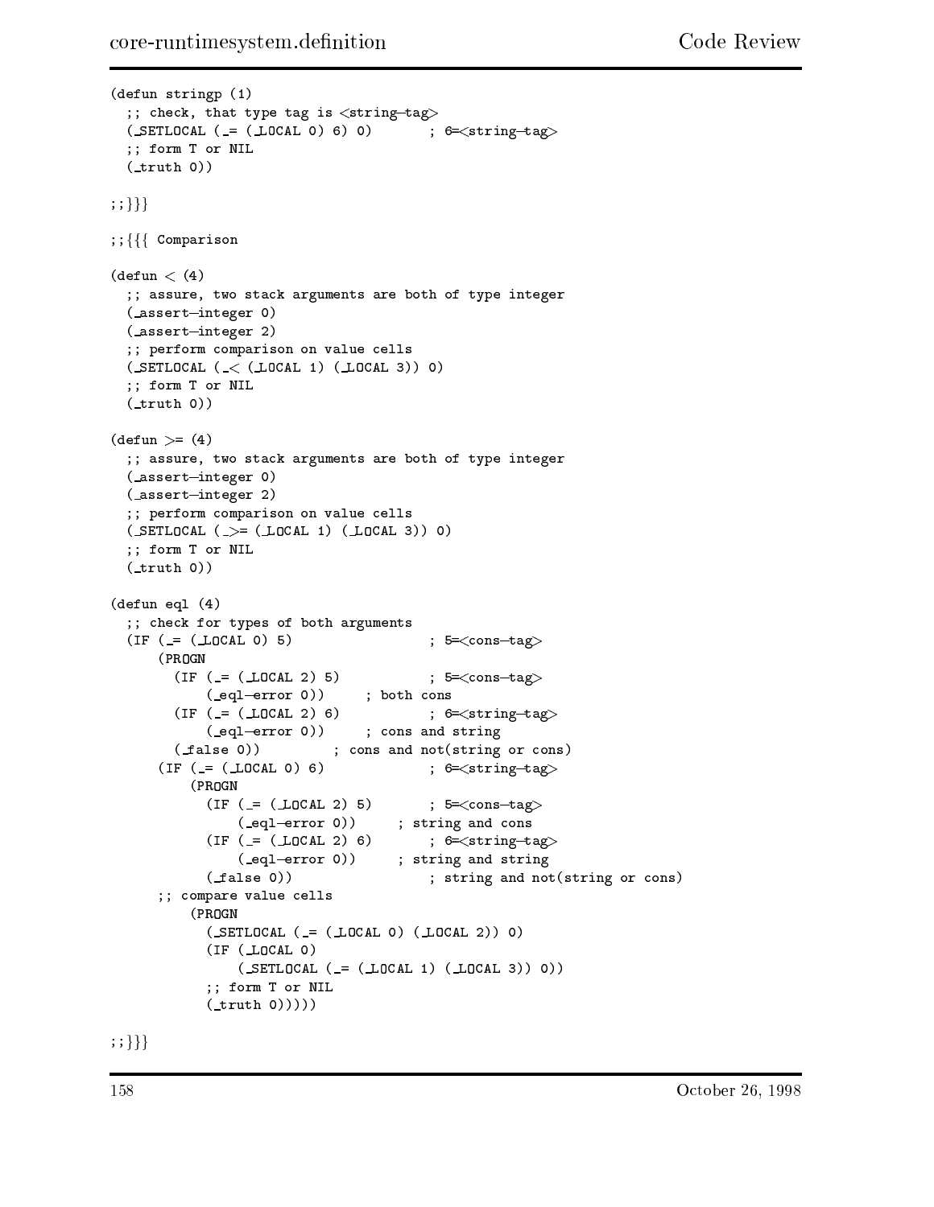```
(defun stringp (1)
  ;; check, that type tag is <string-tag>
  (_SETLOCAL (_= (_LOCAL 0) 6) 0)       ; 6=<string-tag>
  ;; form T or NIL
  (_truth 0))

;;}}}

;;{{{ Comparison

(defun < (4)
  ;; assure, two stack arguments are both of type integer
  (_assert-integer 0)
  (_assert-integer 2)
  ;; perform comparison on value cells
  (_SETLOCAL (_< (_LOCAL 1) (_LOCAL 3)) 0)
  ;; form T or NIL
  (_truth 0))

(defun >= (4)
  ;; assure, two stack arguments are both of type integer
  (_assert-integer 0)
  (_assert-integer 2)
  ;; perform comparison on value cells
  (_SETLOCAL (_>= (_LOCAL 1) (_LOCAL 3)) 0)
  ;; form T or NIL
  (_truth 0))

(defun eql (4)
  ;; check for types of both arguments
  (IF (_= (_LOCAL 0) 5)                 ; 5=<cons-tag>
      (PROGN
        (IF (_= (_LOCAL 2) 5)           ; 5=<cons-tag>
            (_eql-error 0))     ; both cons
        (IF (_= (_LOCAL 2) 6)           ; 6=<string-tag>
            (_eql-error 0))     ; cons and string
        (_false 0))         ; cons and not(string or cons)
      (IF (_= (_LOCAL 0) 6)             ; 6=<string-tag>
          (PROGN
            (IF (_= (_LOCAL 2) 5)       ; 5=<cons-tag>
                (_eql-error 0))     ; string and cons
            (IF (_= (_LOCAL 2) 6)       ; 6=<string-tag>
                (_eql-error 0))     ; string and string
            (_false 0))                 ; string and not(string or cons)
      ;; compare value cells
          (PROGN
            (_SETLOCAL (_= (_LOCAL 0) (_LOCAL 2)) 0)
            (IF (_LOCAL 0)
                (_SETLOCAL (_= (_LOCAL 1) (_LOCAL 3)) 0))
            ;; form T or NIL
            (_truth 0)))))

;;}}}
```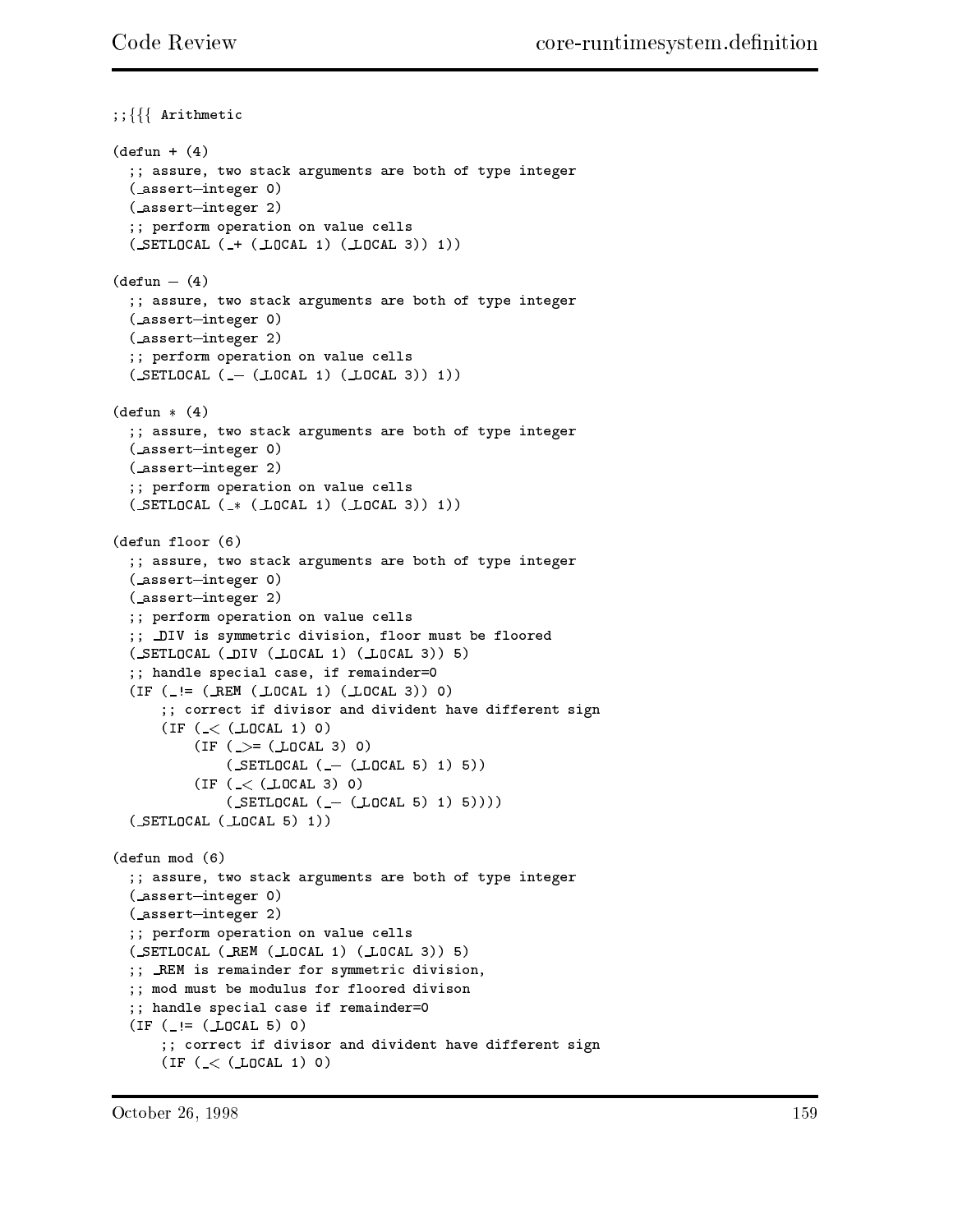```
;;{{{ Arithmetic

(defun + (4)
  ;; assure, two stack arguments are both of type integer
  (_assert-integer 0)
  (_assert-integer 2)
  ;; perform operation on value cells
  (_SETLOCAL (_+ (_LOCAL 1) (_LOCAL 3)) 1))

(defun - (4)
  ;; assure, two stack arguments are both of type integer
  (_assert-integer 0)
  (_assert-integer 2)
  ;; perform operation on value cells
  (_SETLOCAL (_- (_LOCAL 1) (_LOCAL 3)) 1))

(defun * (4)
  ;; assure, two stack arguments are both of type integer
  (_assert-integer 0)
  (_assert-integer 2)
  ;; perform operation on value cells
  (_SETLOCAL (_* (_LOCAL 1) (_LOCAL 3)) 1))

(defun floor (6)
  ;; assure, two stack arguments are both of type integer
  (_assert-integer 0)
  (_assert-integer 2)
  ;; perform operation on value cells
  ;; _DIV is symmetric division, floor must be floored
  (_SETLOCAL (_DIV (_LOCAL 1) (_LOCAL 3)) 5)
  ;; handle special case, if remainder=0
  (IF (_!= (_REM (_LOCAL 1) (_LOCAL 3)) 0)
      ;; correct if divisor and divident have different sign
      (IF (_< (_LOCAL 1) 0)
          (IF (_>= (_LOCAL 3) 0)
              (_SETLOCAL (_- (_LOCAL 5) 1) 5))
          (IF (_< (_LOCAL 3) 0)
              (_SETLOCAL (_- (_LOCAL 5) 1) 5))))
  (_SETLOCAL (_LOCAL 5) 1))

(defun mod (6)
  ;; assure, two stack arguments are both of type integer
  (_assert-integer 0)
  (_assert-integer 2)
  ;; perform operation on value cells
  (_SETLOCAL (_REM (_LOCAL 1) (_LOCAL 3)) 5)
  ;; _REM is remainder for symmetric division,
  ;; mod must be modulus for floored divison
  ;; handle special case if remainder=0
  (IF (_!= (_LOCAL 5) 0)
      ;; correct if divisor and divident have different sign
      (IF (_< (_LOCAL 1) 0)
```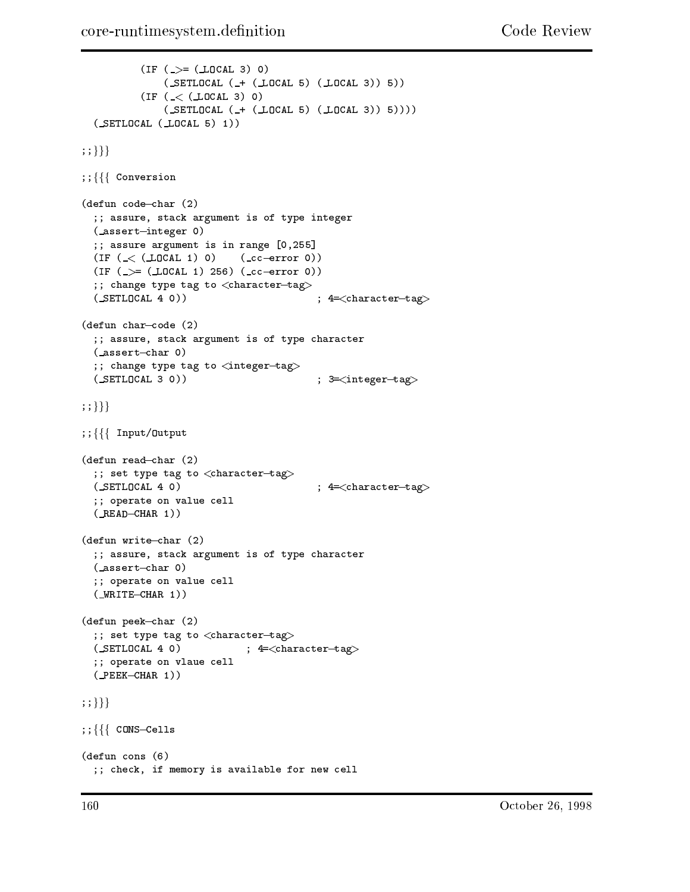```
        (IF (_>= (_LOCAL 3) 0)
            (_SETLOCAL (_+ (_LOCAL 5) (_LOCAL 3)) 5))
        (IF (_< (_LOCAL 3) 0)
            (_SETLOCAL (_+ (_LOCAL 5) (_LOCAL 3)) 5))))
  (_SETLOCAL (_LOCAL 5) 1))

;;}}}

;;{{{ Conversion

(defun code-char (2)
  ;; assure, stack argument is of type integer
  (_assert-integer 0)
  ;; assure argument is in range [0,255]
  (IF (_< (_LOCAL 1) 0)    (_cc-error 0))
  (IF (_>= (_LOCAL 1) 256) (_cc-error 0))
  ;; change type tag to <character-tag>
  (_SETLOCAL 4 0))                    ; 4=<character-tag>

(defun char-code (2)
  ;; assure, stack argument is of type character
  (_assert-char 0)
  ;; change type tag to <integer-tag>
  (_SETLOCAL 3 0))                    ; 3=<integer-tag>

;;}}}

;;{{{ Input/Output

(defun read-char (2)
  ;; set type tag to <character-tag>
  (_SETLOCAL 4 0)                     ; 4=<character-tag>
  ;; operate on value cell
  (_READ-CHAR 1))

(defun write-char (2)
  ;; assure, stack argument is of type character
  (_assert-char 0)
  ;; operate on value cell
  (_WRITE-CHAR 1))

(defun peek-char (2)
  ;; set type tag to <character-tag>
  (_SETLOCAL 4 0)           ; 4=<character-tag>
  ;; operate on vlaue cell
  (_PEEK-CHAR 1))

;;}}}

;;{{{ CONS-Cells

(defun cons (6)
  ;; check, if memory is available for new cell
```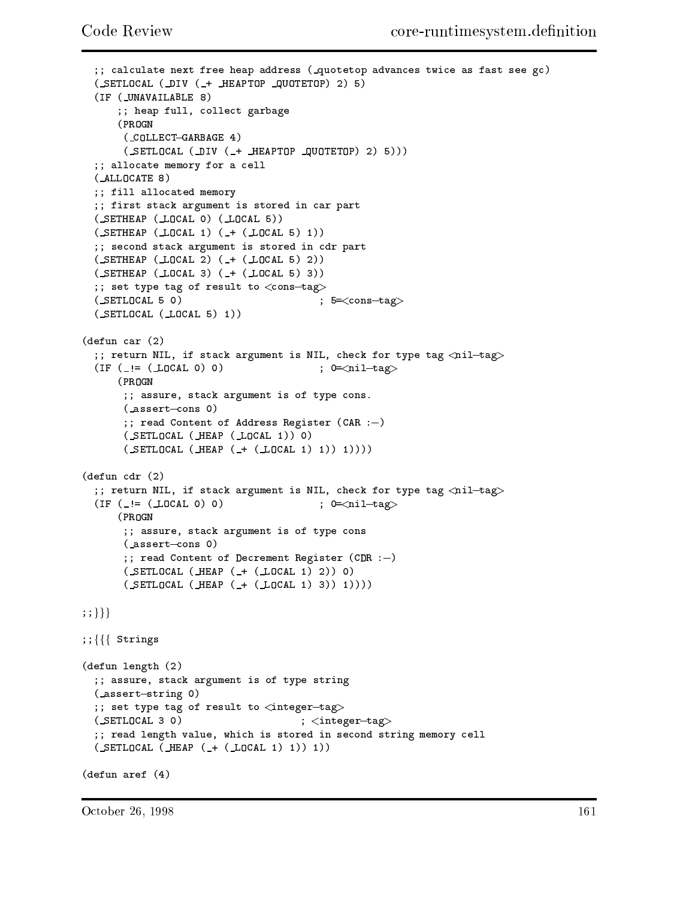```
  ;; calculate next free heap address (_quotetop advances twice as fast see gc)
  (_SETLOCAL (_DIV (_+ _HEAPTOP _QUOTETOP) 2) 5)
  (IF (_UNAVAILABLE 8)
      ;; heap full, collect garbage
      (PROGN
       (_COLLECT-GARBAGE 4)
       (_SETLOCAL (_DIV (_+ _HEAPTOP _QUOTETOP) 2) 5)))
  ;; allocate memory for a cell
  (_ALLOCATE 8)
  ;; fill allocated memory
  ;; first stack argument is stored in car part
  (_SETHEAP (_LOCAL 0) (_LOCAL 5))
  (_SETHEAP (_LOCAL 1) (_+ (_LOCAL 5) 1))
  ;; second stack argument is stored in cdr part
  (_SETHEAP (_LOCAL 2) (_+ (_LOCAL 5) 2))
  (_SETHEAP (_LOCAL 3) (_+ (_LOCAL 5) 3))
  ;; set type tag of result to <cons-tag>
  (_SETLOCAL 5 0)                       ; 5=<cons-tag>
  (_SETLOCAL (_LOCAL 5) 1))

(defun car (2)
  ;; return NIL, if stack argument is NIL, check for type tag <nil-tag>
  (IF (_!= (_LOCAL 0) 0)                ; 0=<nil-tag>
      (PROGN
       ;; assure, stack argument is of type cons.
       (_assert-cons 0)
       ;; read Content of Address Register (CAR :-)
       (_SETLOCAL (_HEAP (_LOCAL 1)) 0)
       (_SETLOCAL (_HEAP (_+ (_LOCAL 1) 1)) 1))))

(defun cdr (2)
  ;; return NIL, if stack argument is NIL, check for type tag <nil-tag>
  (IF (_!= (_LOCAL 0) 0)                ; 0=<nil-tag>
      (PROGN
       ;; assure, stack argument is of type cons
       (_assert-cons 0)
       ;; read Content of Decrement Register (CDR :-)
       (_SETLOCAL (_HEAP (_+ (_LOCAL 1) 2)) 0)
       (_SETLOCAL (_HEAP (_+ (_LOCAL 1) 3)) 1))))

;;}}}

;;{{{ Strings

(defun length (2)
  ;; assure, stack argument is of type string
  (_assert-string 0)
  ;; set type tag of result to <integer-tag>
  (_SETLOCAL 3 0)                      ; <integer-tag>
  ;; read length value, which is stored in second string memory cell
  (_SETLOCAL (_HEAP (_+ (_LOCAL 1) 1)) 1))

(defun aref (4)
```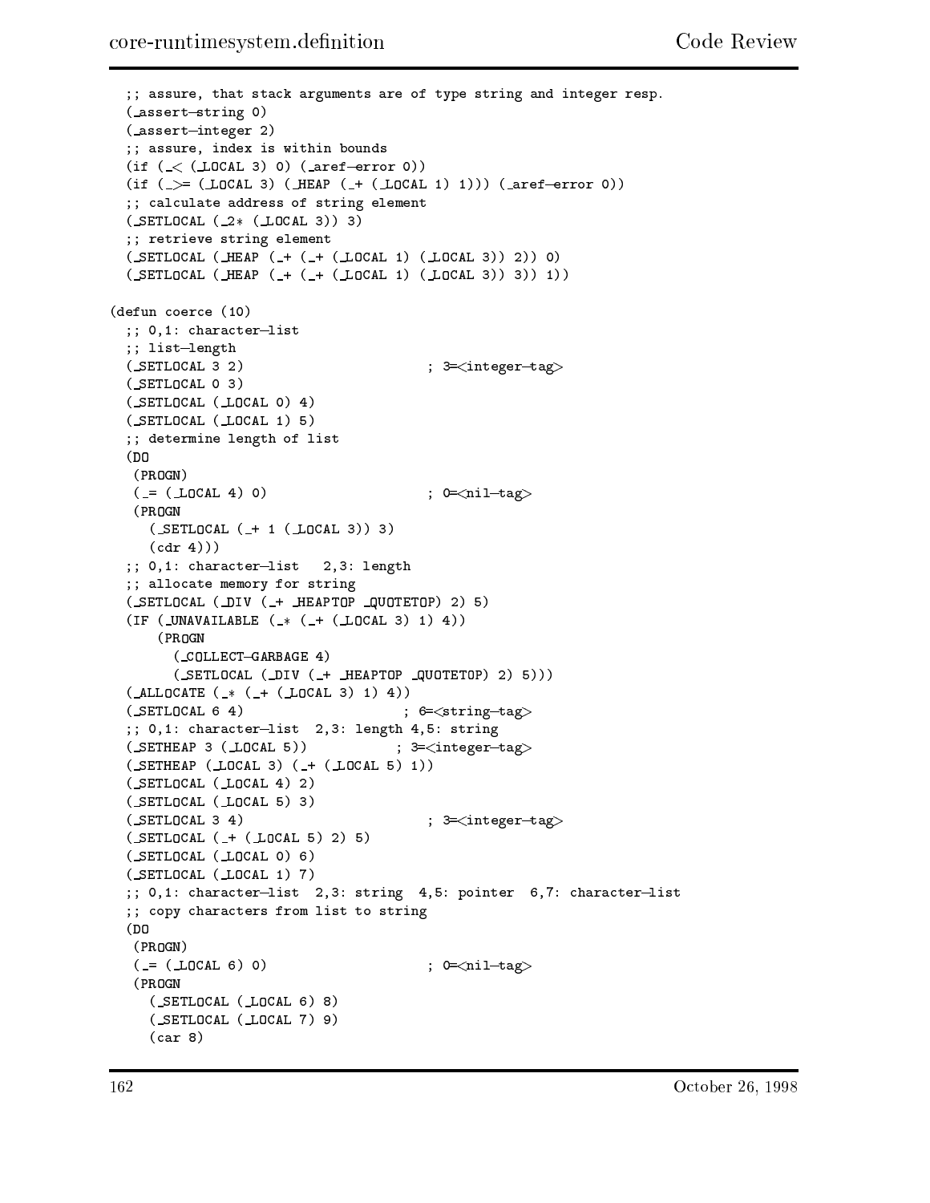```
  ;; assure, that stack arguments are of type string and integer resp.
  (_assert-string 0)
  (_assert-integer 2)
  ;; assure, index is within bounds
  (if (_< (_LOCAL 3) 0) (_aref-error 0))
  (if (_>= (_LOCAL 3) (_HEAP (_+ (_LOCAL 1) 1))) (_aref-error 0))
  ;; calculate address of string element
  (_SETLOCAL (_2* (_LOCAL 3)) 3)
  ;; retrieve string element
  (_SETLOCAL (_HEAP (_+ (_+ (_LOCAL 1) (_LOCAL 3)) 2)) 0)
  (_SETLOCAL (_HEAP (_+ (_+ (_LOCAL 1) (_LOCAL 3)) 3)) 1))

(defun coerce (10)
  ;; 0,1: character-list
  ;; list-length
  (_SETLOCAL 3 2)                         ; 3=<integer-tag>
  (_SETLOCAL 0 3)
  (_SETLOCAL (_LOCAL 0) 4)
  (_SETLOCAL (_LOCAL 1) 5)
  ;; determine length of list
  (DO
   (PROGN)
   (_= (_LOCAL 4) 0)                      ; 0=<nil-tag>
   (PROGN
     (_SETLOCAL (_+ 1 (_LOCAL 3)) 3)
     (cdr 4)))
  ;; 0,1: character-list   2,3: length
  ;; allocate memory for string
  (_SETLOCAL (_DIV (_+ _HEAPTOP _QUOTETOP) 2) 5)
  (IF (_UNAVAILABLE (_* (_+ (_LOCAL 3) 1) 4))
      (PROGN
        (_COLLECT-GARBAGE 4)
        (_SETLOCAL (_DIV (_+ _HEAPTOP _QUOTETOP) 2) 5)))
  (_ALLOCATE (_* (_+ (_LOCAL 3) 1) 4))
  (_SETLOCAL 6 4)                       ; 6=<string-tag>
  ;; 0,1: character-list  2,3: length 4,5: string
  (_SETHEAP 3 (_LOCAL 5))             ; 3=<integer-tag>
  (_SETHEAP (_LOCAL 3) (_+ (_LOCAL 5) 1))
  (_SETLOCAL (_LOCAL 4) 2)
  (_SETLOCAL (_LOCAL 5) 3)
  (_SETLOCAL 3 4)                         ; 3=<integer-tag>
  (_SETLOCAL (_+ (_LOCAL 5) 2) 5)
  (_SETLOCAL (_LOCAL 0) 6)
  (_SETLOCAL (_LOCAL 1) 7)
  ;; 0,1: character-list  2,3: string  4,5: pointer  6,7: character-list
  ;; copy characters from list to string
  (DO
   (PROGN)
   (_= (_LOCAL 6) 0)                      ; 0=<nil-tag>
   (PROGN
     (_SETLOCAL (_LOCAL 6) 8)
     (_SETLOCAL (_LOCAL 7) 9)
     (car 8)
```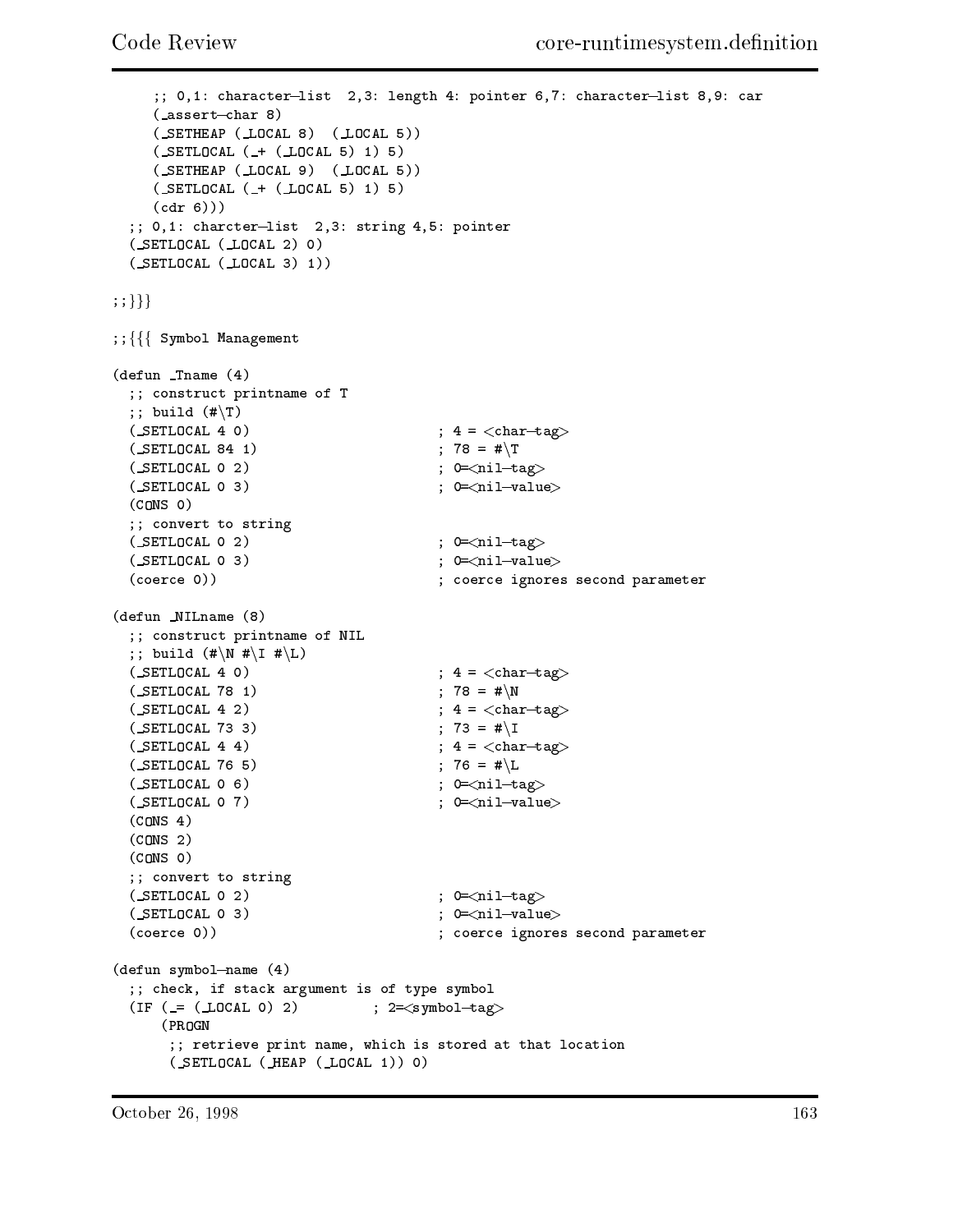```
    ;; 0,1: character-list  2,3: length 4: pointer 6,7: character-list 8,9: car
    (_assert-char 8)
    (_SETHEAP (_LOCAL 8)  (_LOCAL 5))
    (_SETLOCAL (_+ (_LOCAL 5) 1) 5)
    (_SETHEAP (_LOCAL 9)  (_LOCAL 5))
    (_SETLOCAL (_+ (_LOCAL 5) 1) 5)
    (cdr 6)))
  ;; 0,1: charcter-list  2,3: string 4,5: pointer
  (_SETLOCAL (_LOCAL 2) 0)
  (_SETLOCAL (_LOCAL 3) 1))

;;}}}

;;{{{ Symbol Management

(defun _Tname (4)
  ;; construct printname of T
  ;; build (#\T)
  (_SETLOCAL 4 0)                    ; 4 = <char-tag>
  (_SETLOCAL 84 1)                   ; 78 = #\T
  (_SETLOCAL 0 2)                    ; 0=<nil-tag>
  (_SETLOCAL 0 3)                    ; 0=<nil-value>
  (CONS 0)
  ;; convert to string
  (_SETLOCAL 0 2)                    ; 0=<nil-tag>
  (_SETLOCAL 0 3)                    ; 0=<nil-value>
  (coerce 0))                        ; coerce ignores second parameter

(defun _NILname (8)
  ;; construct printname of NIL
  ;; build (#\N #\I #\L)
  (_SETLOCAL 4 0)                    ; 4 = <char-tag>
  (_SETLOCAL 78 1)                   ; 78 = #\N
  (_SETLOCAL 4 2)                    ; 4 = <char-tag>
  (_SETLOCAL 73 3)                   ; 73 = #\I
  (_SETLOCAL 4 4)                    ; 4 = <char-tag>
  (_SETLOCAL 76 5)                   ; 76 = #\L
  (_SETLOCAL 0 6)                    ; 0=<nil-tag>
  (_SETLOCAL 0 7)                    ; 0=<nil-value>
  (CONS 4)
  (CONS 2)
  (CONS 0)
  ;; convert to string
  (_SETLOCAL 0 2)                    ; 0=<nil-tag>
  (_SETLOCAL 0 3)                    ; 0=<nil-value>
  (coerce 0))                        ; coerce ignores second parameter

(defun symbol-name (4)
  ;; check, if stack argument is of type symbol
  (IF (_= (_LOCAL 0) 2)         ; 2=<symbol-tag>
      (PROGN
       ;; retrieve print name, which is stored at that location
       (_SETLOCAL (_HEAP (_LOCAL 1)) 0)
```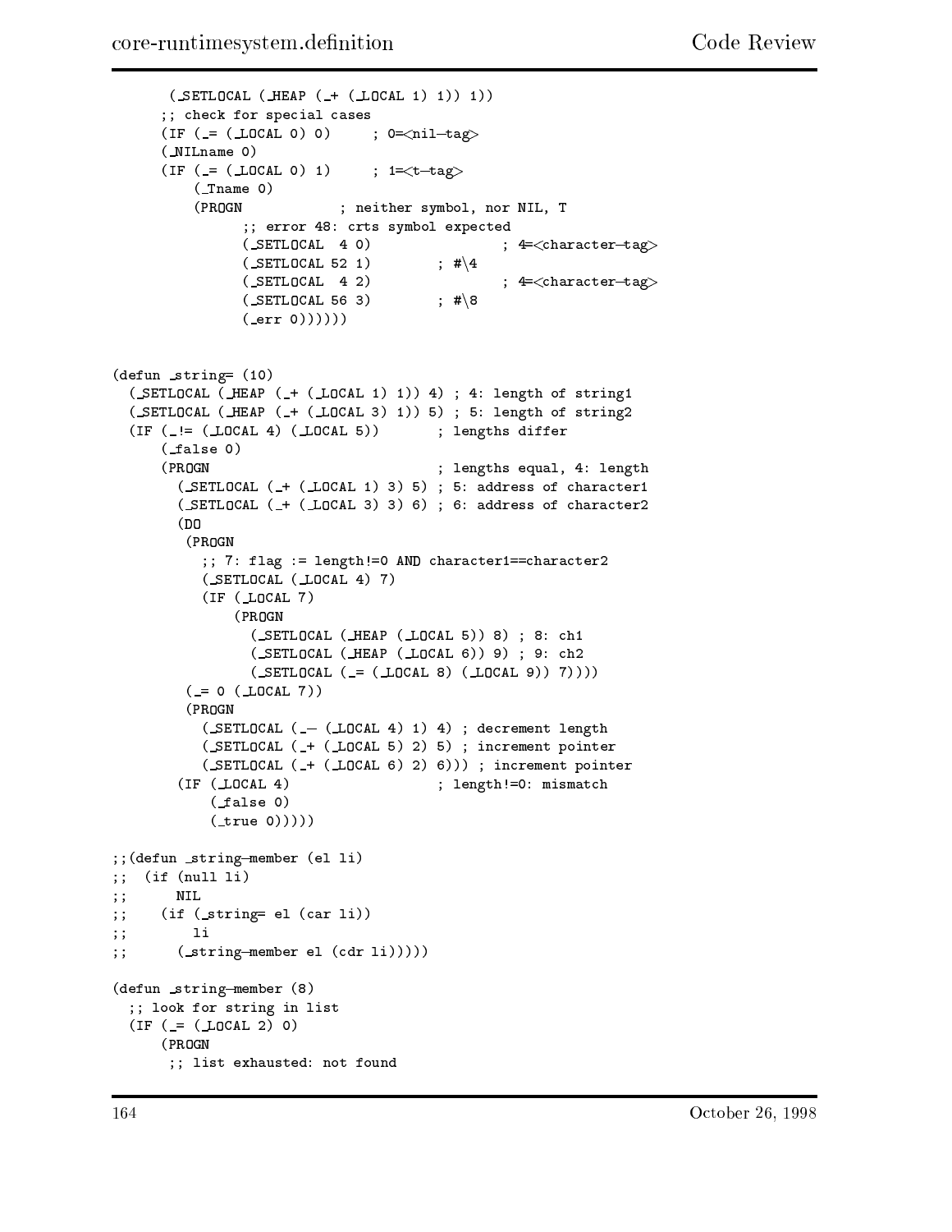```
       (_SETLOCAL (_HEAP (_+ (_LOCAL 1) 1)) 1))
      ;; check for special cases
      (IF (_= (_LOCAL 0) 0)     ; 0=<nil-tag>
      (_NILname 0)
      (IF (_= (_LOCAL 0) 1)     ; 1=<t-tag>
          (_Tname 0)
          (PROGN            ; neither symbol, nor NIL, T
                ;; error 48: crts symbol expected
                (_SETLOCAL  4 0)                ; 4=<character-tag>
                (_SETLOCAL 52 1)        ; #\4
                (_SETLOCAL  4 2)                ; 4=<character-tag>
                (_SETLOCAL 56 3)        ; #\8
                (_err 0))))))


(defun _string= (10)
  (_SETLOCAL (_HEAP (_+ (_LOCAL 1) 1)) 4) ; 4: length of string1
  (_SETLOCAL (_HEAP (_+ (_LOCAL 3) 1)) 5) ; 5: length of string2
  (IF (_!= (_LOCAL 4) (_LOCAL 5))       ; lengths differ
      (_false 0)
      (PROGN                            ; lengths equal, 4: length
        (_SETLOCAL (_+ (_LOCAL 1) 3) 5) ; 5: address of character1
        (_SETLOCAL (_+ (_LOCAL 3) 3) 6) ; 6: address of character2
        (DO
         (PROGN
           ;; 7: flag := length!=0 AND character1==character2
           (_SETLOCAL (_LOCAL 4) 7)
           (IF (_LOCAL 7)
               (PROGN
                 (_SETLOCAL (_HEAP (_LOCAL 5)) 8) ; 8: ch1
                 (_SETLOCAL (_HEAP (_LOCAL 6)) 9) ; 9: ch2
                 (_SETLOCAL (_= (_LOCAL 8) (_LOCAL 9)) 7))))
         (_= 0 (_LOCAL 7))
         (PROGN
           (_SETLOCAL (_- (_LOCAL 4) 1) 4) ; decrement length
           (_SETLOCAL (_+ (_LOCAL 5) 2) 5) ; increment pointer
           (_SETLOCAL (_+ (_LOCAL 6) 2) 6))) ; increment pointer
        (IF (_LOCAL 4)                  ; length!=0: mismatch
            (_false 0)
            (_true 0)))))

;;(defun _string-member (el li)
;;  (if (null li)
;;      NIL
;;    (if (_string= el (car li))
;;        li
;;      (_string-member el (cdr li)))))

(defun _string-member (8)
  ;; look for string in list
  (IF (_= (_LOCAL 2) 0)
      (PROGN
       ;; list exhausted: not found
```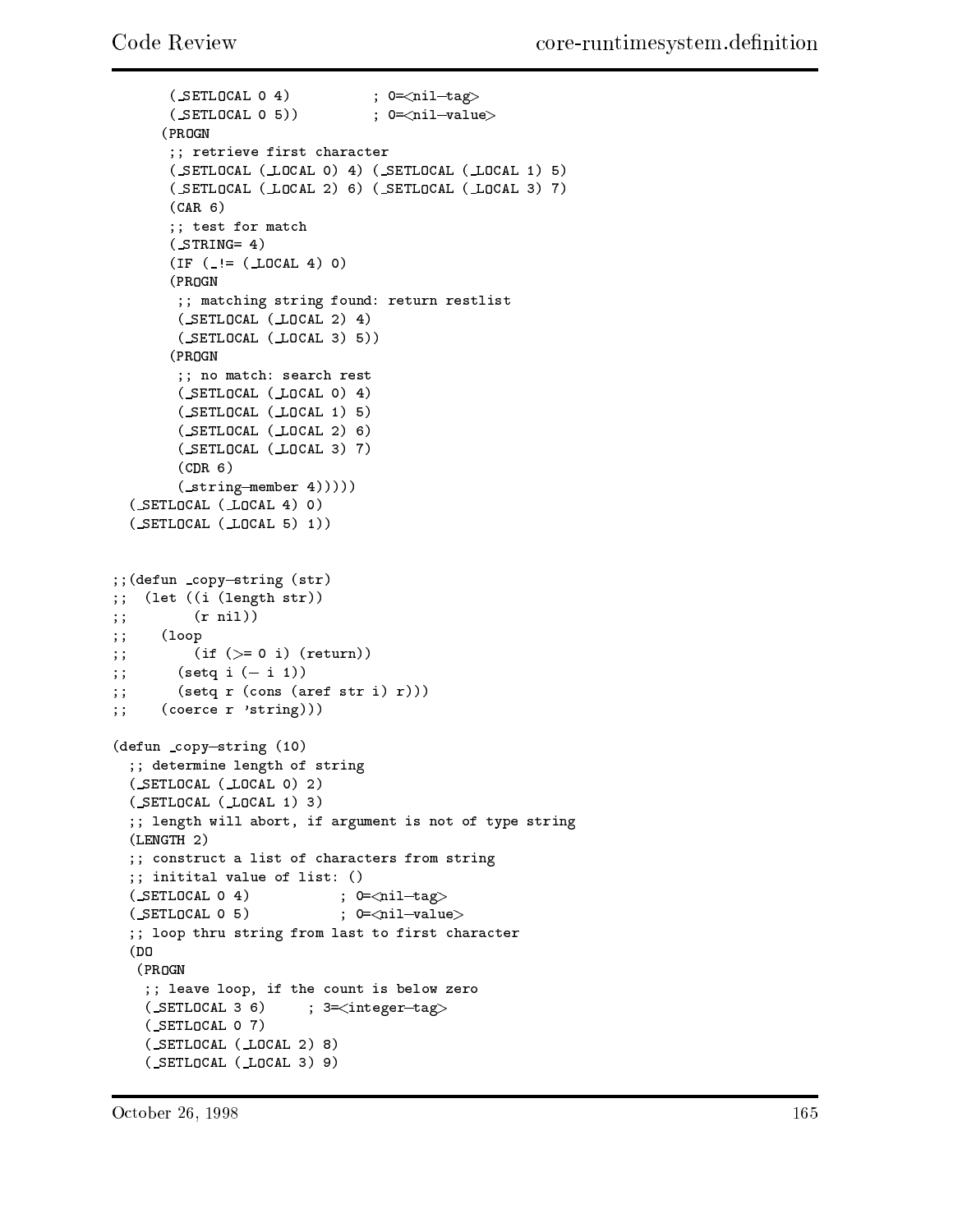```
      (_SETLOCAL 0 4)          ; 0=<nil-tag>
      (_SETLOCAL 0 5))         ; 0=<nil-value>
     (PROGN
      ;; retrieve first character
      (_SETLOCAL (_LOCAL 0) 4) (_SETLOCAL (_LOCAL 1) 5)
      (_SETLOCAL (_LOCAL 2) 6) (_SETLOCAL (_LOCAL 3) 7)
      (CAR 6)
      ;; test for match
      (_STRING= 4)
      (IF (_!= (_LOCAL 4) 0)
      (PROGN
       ;; matching string found: return restlist
       (_SETLOCAL (_LOCAL 2) 4)
       (_SETLOCAL (_LOCAL 3) 5))
      (PROGN
       ;; no match: search rest
       (_SETLOCAL (_LOCAL 0) 4)
       (_SETLOCAL (_LOCAL 1) 5)
       (_SETLOCAL (_LOCAL 2) 6)
       (_SETLOCAL (_LOCAL 3) 7)
       (CDR 6)
       (_string-member 4)))))
  (_SETLOCAL (_LOCAL 4) 0)
  (_SETLOCAL (_LOCAL 5) 1))


;;(defun _copy-string (str)
;;  (let ((i (length str))
;;        (r nil))
;;    (loop
;;        (if (>= 0 i) (return))
;;      (setq i (- i 1))
;;      (setq r (cons (aref str i) r)))
;;    (coerce r 'string)))

(defun _copy-string (10)
  ;; determine length of string
  (_SETLOCAL (_LOCAL 0) 2)
  (_SETLOCAL (_LOCAL 1) 3)
  ;; length will abort, if argument is not of type string
  (LENGTH 2)
  ;; construct a list of characters from string
  ;; initital value of list: ()
  (_SETLOCAL 0 4)          ; 0=<nil-tag>
  (_SETLOCAL 0 5)          ; 0=<nil-value>
  ;; loop thru string from last to first character
  (DO
   (PROGN
    ;; leave loop, if the count is below zero
    (_SETLOCAL 3 6)     ; 3=<integer-tag>
    (_SETLOCAL 0 7)
    (_SETLOCAL (_LOCAL 2) 8)
    (_SETLOCAL (_LOCAL 3) 9)
```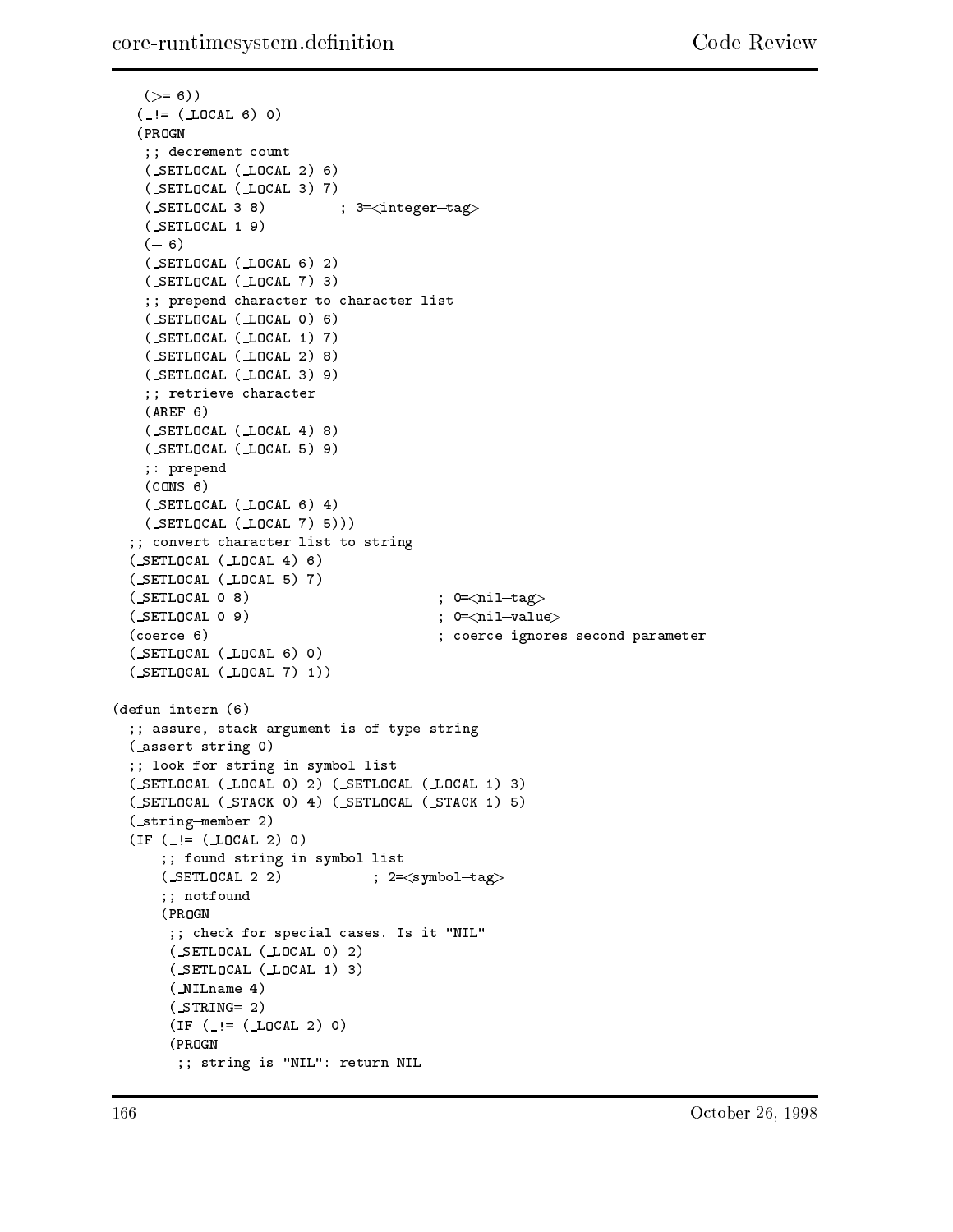```
    (>= 6))
   (_!= (_LOCAL 6) 0)
   (PROGN
    ;; decrement count
    (_SETLOCAL (_LOCAL 2) 6)
    (_SETLOCAL (_LOCAL 3) 7)
    (_SETLOCAL 3 8)         ; 3=<integer-tag>
    (_SETLOCAL 1 9)
    (- 6)
    (_SETLOCAL (_LOCAL 6) 2)
    (_SETLOCAL (_LOCAL 7) 3)
    ;; prepend character to character list
    (_SETLOCAL (_LOCAL 0) 6)
    (_SETLOCAL (_LOCAL 1) 7)
    (_SETLOCAL (_LOCAL 2) 8)
    (_SETLOCAL (_LOCAL 3) 9)
    ;; retrieve character
    (AREF 6)
    (_SETLOCAL (_LOCAL 4) 8)
    (_SETLOCAL (_LOCAL 5) 9)
    ;: prepend
    (CONS 6)
    (_SETLOCAL (_LOCAL 6) 4)
    (_SETLOCAL (_LOCAL 7) 5)))
  ;; convert character list to string
  (_SETLOCAL (_LOCAL 4) 6)
  (_SETLOCAL (_LOCAL 5) 7)
  (_SETLOCAL 0 8)                       ; 0=<nil-tag>
  (_SETLOCAL 0 9)                       ; 0=<nil-value>
  (coerce 6)                            ; coerce ignores second parameter
  (_SETLOCAL (_LOCAL 6) 0)
  (_SETLOCAL (_LOCAL 7) 1))

(defun intern (6)
  ;; assure, stack argument is of type string
  (_assert-string 0)
  ;; look for string in symbol list
  (_SETLOCAL (_LOCAL 0) 2) (_SETLOCAL (_LOCAL 1) 3)
  (_SETLOCAL (_STACK 0) 4) (_SETLOCAL (_STACK 1) 5)
  (_string-member 2)
  (IF (_!= (_LOCAL 2) 0)
      ;; found string in symbol list
      (_SETLOCAL 2 2)           ; 2=<symbol-tag>
      ;; notfound
      (PROGN
       ;; check for special cases. Is it "NIL"
       (_SETLOCAL (_LOCAL 0) 2)
       (_SETLOCAL (_LOCAL 1) 3)
       (_NILname 4)
       (_STRING= 2)
       (IF (_!= (_LOCAL 2) 0)
       (PROGN
        ;; string is "NIL": return NIL
```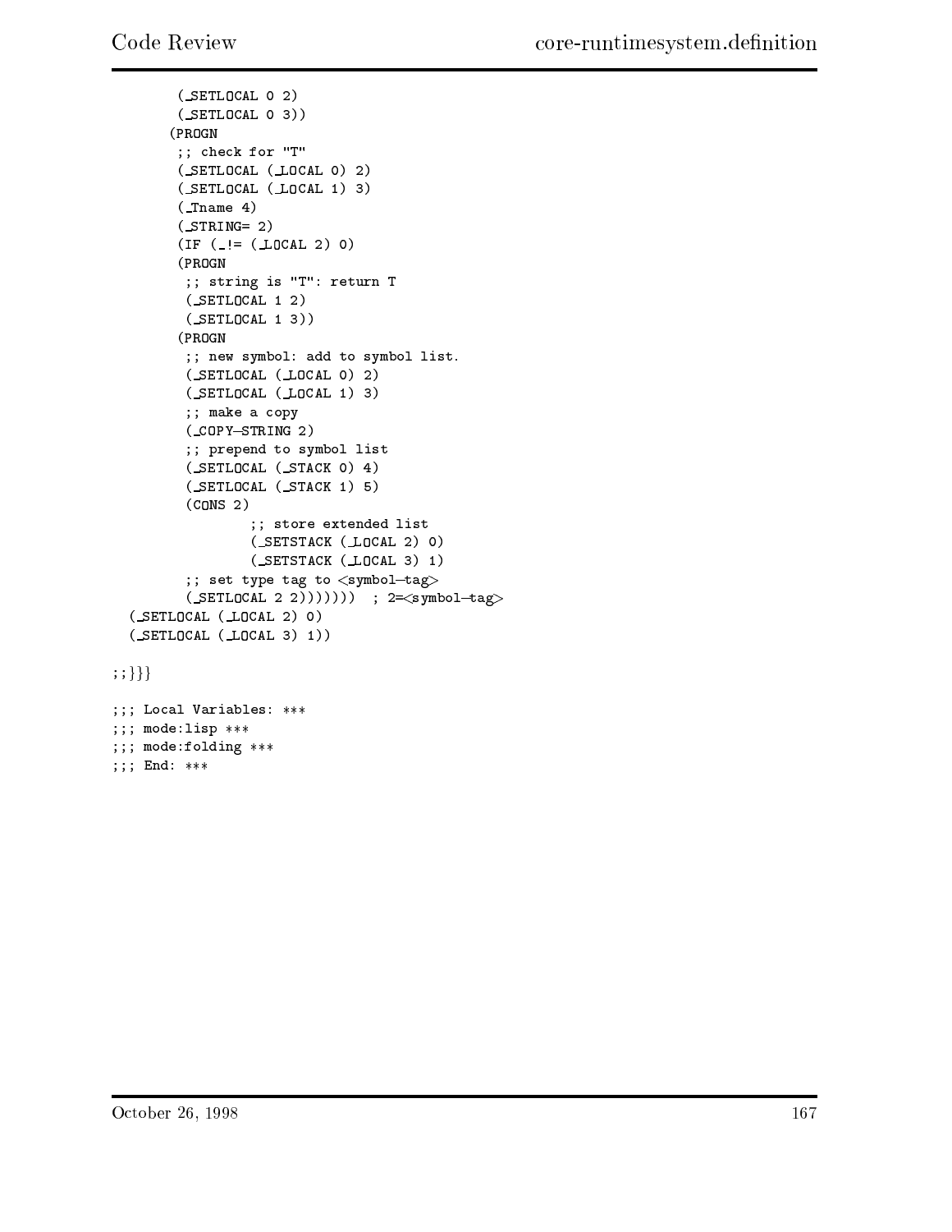```
        (_SETLOCAL 0 2)
        (_SETLOCAL 0 3))
       (PROGN
        ;; check for "T"
        (_SETLOCAL (_LOCAL 0) 2)
        (_SETLOCAL (_LOCAL 1) 3)
        (_Tname 4)
        (_STRING= 2)
        (IF (_!= (_LOCAL 2) 0)
        (PROGN
         ;; string is "T": return T
         (_SETLOCAL 1 2)
         (_SETLOCAL 1 3))
        (PROGN
         ;; new symbol: add to symbol list.
         (_SETLOCAL (_LOCAL 0) 2)
         (_SETLOCAL (_LOCAL 1) 3)
         ;; make a copy
         (_COPY-STRING 2)
         ;; prepend to symbol list
         (_SETLOCAL (_STACK 0) 4)
         (_SETLOCAL (_STACK 1) 5)
         (CONS 2)
                 ;; store extended list
                 (_SETSTACK (_LOCAL 2) 0)
                 (_SETSTACK (_LOCAL 3) 1)
         ;; set type tag to <symbol-tag>
         (_SETLOCAL 2 2)))))))  ; 2=<symbol-tag>
  (_SETLOCAL (_LOCAL 2) 0)
  (_SETLOCAL (_LOCAL 3) 1))

;;}}}

;;; Local Variables: ***
;;; mode:lisp ***
;;; mode:folding ***
;;; End: ***
```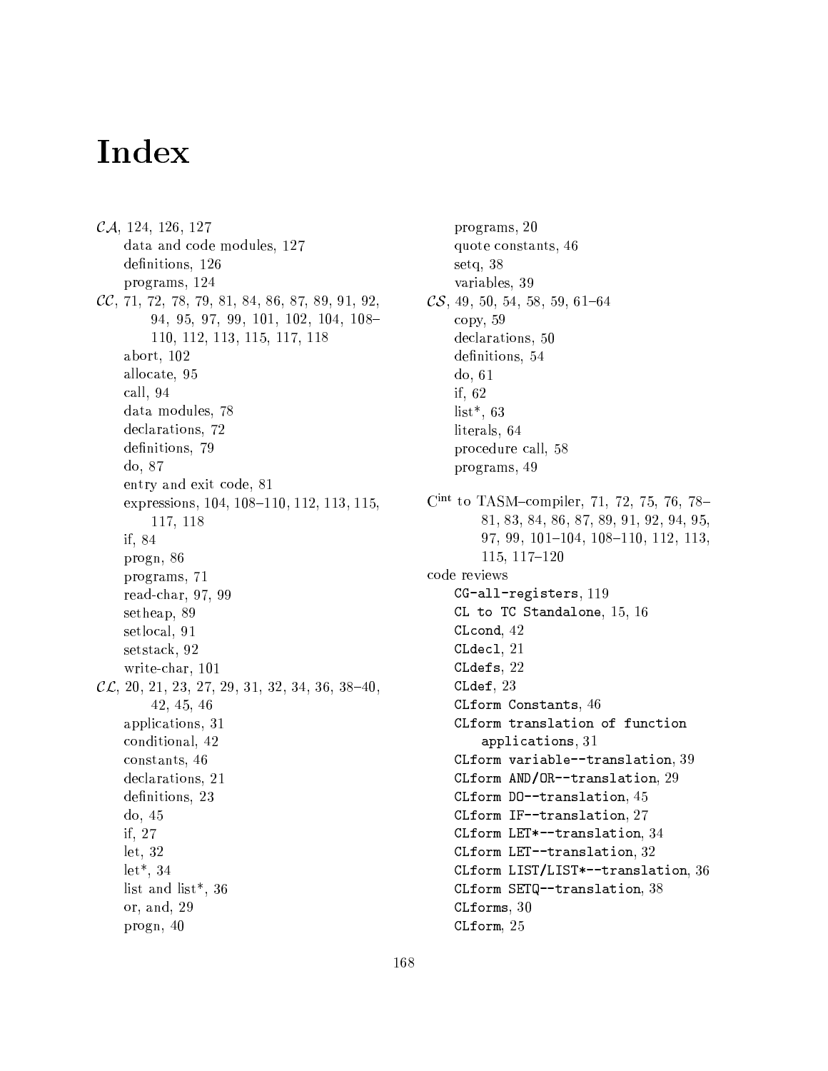# Index

$\mathcal{CA}$, 124, 126, 127
  data and code modules, 127
  definitions, 126
  programs, 124

$\mathcal{CC}$, 71, 72, 78, 79, 81, 84, 86, 87, 89, 91, 92, 94, 95, 97, 99, 101, 102, 104, 108–110, 112, 113, 115, 117, 118
  abort, 102
  allocate, 95
  call, 94
  data modules, 78
  declarations, 72
  definitions, 79
  do, 87
  entry and exit code, 81
  expressions, 104, 108–110, 112, 113, 115, 117, 118
  if, 84
  progn, 86
  programs, 71
  read-char, 97, 99
  setheap, 89
  setlocal, 91
  setstack, 92
  write-char, 101

$\mathcal{CL}$, 20, 21, 23, 27, 29, 31, 32, 34, 36, 38–40, 42, 45, 46
  applications, 31
  conditional, 42
  constants, 46
  declarations, 21
  definitions, 23
  do, 45
  if, 27
  let, 32
  let*, 34
  list and list*, 36
  or, and, 29
  progn, 40
  programs, 20
  quote constants, 46
  setq, 38
  variables, 39

$\mathcal{CS}$, 49, 50, 54, 58, 59, 61–64
  copy, 59
  declarations, 50
  definitions, 54
  do, 61
  if, 62
  list*, 63
  literals, 64
  procedure call, 58
  programs, 49

$\mathrm{C}^{\mathrm{int}}$ to TASM–compiler, 71, 72, 75, 76, 78–81, 83, 84, 86, 87, 89, 91, 92, 94, 95, 97, 99, 101–104, 108–110, 112, 113, 115, 117–120

code reviews
  `CG-all-registers`, 119
  `CL to TC Standalone`, 15, 16
  `CLcond`, 42
  `CLdecl`, 21
  `CLdefs`, 22
  `CLdef`, 23
  `CLform Constants`, 46
  `CLform translation of function applications`, 31
  `CLform variable--translation`, 39
  `CLform AND/OR--translation`, 29
  `CLform DO--translation`, 45
  `CLform IF--translation`, 27
  `CLform LET*--translation`, 34
  `CLform LET--translation`, 32
  `CLform LIST/LIST*--translation`, 36
  `CLform SETQ--translation`, 38
  `CLforms`, 30
  `CLform`, 25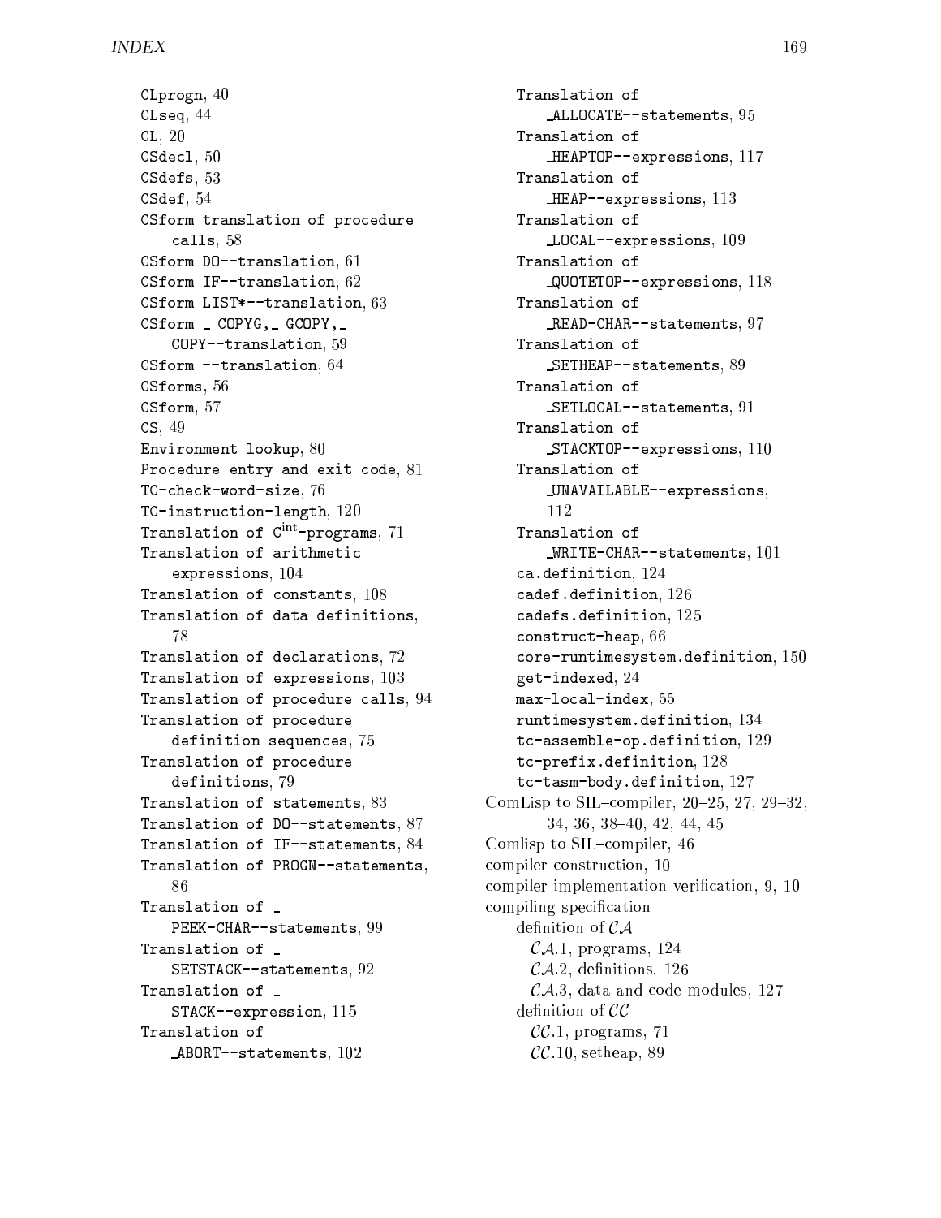CLprogn, 40
CLseq, 44
CL, 20
CSdecl, 50
CSdefs, 53
CSdef, 54
CSform translation of procedure calls, 58
CSform DO--translation, 61
CSform IF--translation, 62
CSform LIST*--translation, 63
CSform _ COPYG,_ GCOPY,_ COPY--translation, 59
CSform --translation, 64
CSforms, 56
CSform, 57
CS, 49
Environment lookup, 80
Procedure entry and exit code, 81
TC-check-word-size, 76
TC-instruction-length, 120
Translation of $C^{int}$-programs, 71
Translation of arithmetic expressions, 104
Translation of constants, 108
Translation of data definitions, 78
Translation of declarations, 72
Translation of expressions, 103
Translation of procedure calls, 94
Translation of procedure definition sequences, 75
Translation of procedure definitions, 79
Translation of statements, 83
Translation of DO--statements, 87
Translation of IF--statements, 84
Translation of PROGN--statements, 86
Translation of _ PEEK-CHAR--statements, 99
Translation of _ SETSTACK--statements, 92
Translation of _ STACK--expression, 115
Translation of _ABORT--statements, 102
Translation of _ALLOCATE--statements, 95
Translation of _HEAPTOP--expressions, 117
Translation of _HEAP--expressions, 113
Translation of _LOCAL--expressions, 109
Translation of _QUOTETOP--expressions, 118
Translation of _READ-CHAR--statements, 97
Translation of _SETHEAP--statements, 89
Translation of _SETLOCAL--statements, 91
Translation of _STACKTOP--expressions, 110
Translation of _UNAVAILABLE--expressions, 112
Translation of _WRITE-CHAR--statements, 101
ca.definition, 124
cadef.definition, 126
cadefs.definition, 125
construct-heap, 66
core-runtimesystem.definition, 150
get-indexed, 24
max-local-index, 55
runtimesystem.definition, 134
tc-assemble-op.definition, 129
tc-prefix.definition, 128
tc-tasm-body.definition, 127

ComLisp to SIL–compiler, 20–25, 27, 29–32, 34, 36, 38–40, 42, 44, 45
Comlisp to SIL–compiler, 46
compiler construction, 10
compiler implementation verification, 9, 10
compiling specification
- definition of $\mathcal{CA}$
  - $\mathcal{CA}$.1, programs, 124
  - $\mathcal{CA}$.2, definitions, 126
  - $\mathcal{CA}$.3, data and code modules, 127
- definition of $\mathcal{CC}$
  - $\mathcal{CC}$.1, programs, 71
  - $\mathcal{CC}$.10, setheap, 89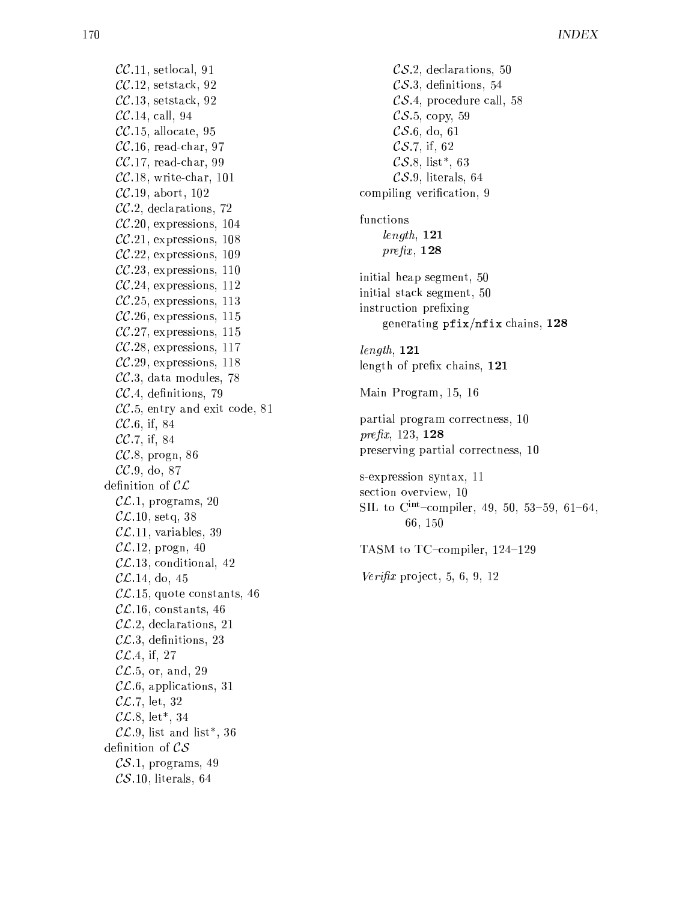$\mathcal{CC}$.11, setlocal, 91
$\mathcal{CC}$.12, setstack, 92
$\mathcal{CC}$.13, setstack, 92
$\mathcal{CC}$.14, call, 94
$\mathcal{CC}$.15, allocate, 95
$\mathcal{CC}$.16, read-char, 97
$\mathcal{CC}$.17, read-char, 99
$\mathcal{CC}$.18, write-char, 101
$\mathcal{CC}$.19, abort, 102
$\mathcal{CC}$.2, declarations, 72
$\mathcal{CC}$.20, expressions, 104
$\mathcal{CC}$.21, expressions, 108
$\mathcal{CC}$.22, expressions, 109
$\mathcal{CC}$.23, expressions, 110
$\mathcal{CC}$.24, expressions, 112
$\mathcal{CC}$.25, expressions, 113
$\mathcal{CC}$.26, expressions, 115
$\mathcal{CC}$.27, expressions, 115
$\mathcal{CC}$.28, expressions, 117
$\mathcal{CC}$.29, expressions, 118
$\mathcal{CC}$.3, data modules, 78
$\mathcal{CC}$.4, definitions, 79
$\mathcal{CC}$.5, entry and exit code, 81
$\mathcal{CC}$.6, if, 84
$\mathcal{CC}$.7, if, 84
$\mathcal{CC}$.8, progn, 86
$\mathcal{CC}$.9, do, 87

definition of $\mathcal{CL}$
$\mathcal{CL}$.1, programs, 20
$\mathcal{CL}$.10, setq, 38
$\mathcal{CL}$.11, variables, 39
$\mathcal{CL}$.12, progn, 40
$\mathcal{CL}$.13, conditional, 42
$\mathcal{CL}$.14, do, 45
$\mathcal{CL}$.15, quote constants, 46
$\mathcal{CL}$.16, constants, 46
$\mathcal{CL}$.2, declarations, 21
$\mathcal{CL}$.3, definitions, 23
$\mathcal{CL}$.4, if, 27
$\mathcal{CL}$.5, or, and, 29
$\mathcal{CL}$.6, applications, 31
$\mathcal{CL}$.7, let, 32
$\mathcal{CL}$.8, let*, 34
$\mathcal{CL}$.9, list and list*, 36

definition of $\mathcal{CS}$
$\mathcal{CS}$.1, programs, 49
$\mathcal{CS}$.10, literals, 64
$\mathcal{CS}$.2, declarations, 50
$\mathcal{CS}$.3, definitions, 54
$\mathcal{CS}$.4, procedure call, 58
$\mathcal{CS}$.5, copy, 59
$\mathcal{CS}$.6, do, 61
$\mathcal{CS}$.7, if, 62
$\mathcal{CS}$.8, list*, 63
$\mathcal{CS}$.9, literals, 64

compiling verification, 9

functions
*length*, **121**
*prefix*, **128**

initial heap segment, 50
initial stack segment, 50
instruction prefixing
generating `pfix`/`nfix` chains, **128**

*length*, **121**
length of prefix chains, **121**

Main Program, 15, 16

partial program correctness, 10
*prefix*, 123, **128**
preserving partial correctness, 10

s-expression syntax, 11
section overview, 10
SIL to $C^{int}$–compiler, 49, 50, 53–59, 61–64, 66, 150

TASM to TC–compiler, 124–129

*Verifix* project, 5, 6, 9, 12